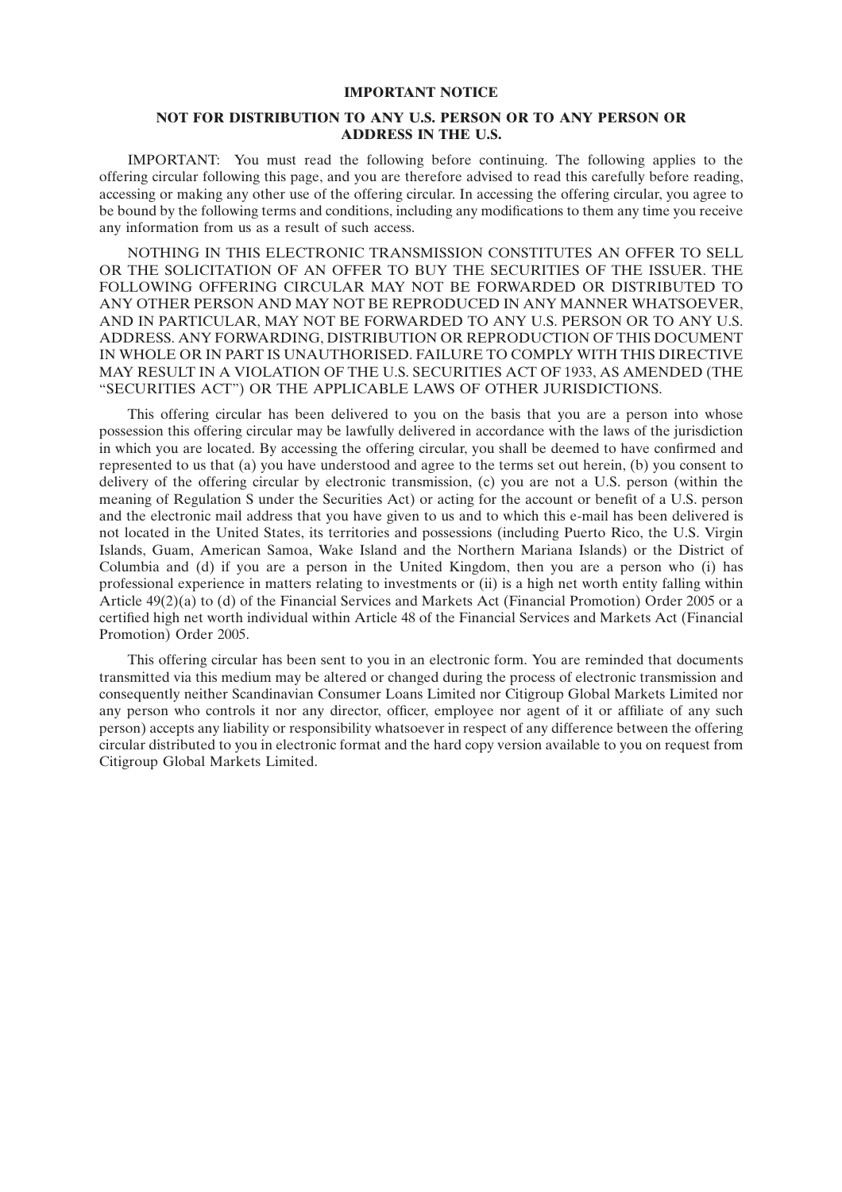**IMPORTANT NOTICE**

**NOT FOR DISTRIBUTION TO ANY U.S. PERSON OR TO ANY PERSON OR ADDRESS IN THE U.S.**

IMPORTANT: You must read the following before continuing. The following applies to the offering circular following this page, and you are therefore advised to read this carefully before reading, accessing or making any other use of the offering circular. In accessing the offering circular, you agree to be bound by the following terms and conditions, including any modifications to them any time you receive any information from us as a result of such access.

NOTHING IN THIS ELECTRONIC TRANSMISSION CONSTITUTES AN OFFER TO SELL OR THE SOLICITATION OF AN OFFER TO BUY THE SECURITIES OF THE ISSUER. THE FOLLOWING OFFERING CIRCULAR MAY NOT BE FORWARDED OR DISTRIBUTED TO ANY OTHER PERSON AND MAY NOT BE REPRODUCED IN ANY MANNER WHATSOEVER, AND IN PARTICULAR, MAY NOT BE FORWARDED TO ANY U.S. PERSON OR TO ANY U.S. ADDRESS. ANY FORWARDING, DISTRIBUTION OR REPRODUCTION OF THIS DOCUMENT IN WHOLE OR IN PART IS UNAUTHORISED. FAILURE TO COMPLY WITH THIS DIRECTIVE MAY RESULT IN A VIOLATION OF THE U.S. SECURITIES ACT OF 1933, AS AMENDED (THE "SECURITIES ACT") OR THE APPLICABLE LAWS OF OTHER JURISDICTIONS.

This offering circular has been delivered to you on the basis that you are a person into whose possession this offering circular may be lawfully delivered in accordance with the laws of the jurisdiction in which you are located. By accessing the offering circular, you shall be deemed to have confirmed and represented to us that (a) you have understood and agree to the terms set out herein, (b) you consent to delivery of the offering circular by electronic transmission, (c) you are not a U.S. person (within the meaning of Regulation S under the Securities Act) or acting for the account or benefit of a U.S. person and the electronic mail address that you have given to us and to which this e-mail has been delivered is not located in the United States, its territories and possessions (including Puerto Rico, the U.S. Virgin Islands, Guam, American Samoa, Wake Island and the Northern Mariana Islands) or the District of Columbia and (d) if you are a person in the United Kingdom, then you are a person who (i) has professional experience in matters relating to investments or (ii) is a high net worth entity falling within Article 49(2)(a) to (d) of the Financial Services and Markets Act (Financial Promotion) Order 2005 or a certified high net worth individual within Article 48 of the Financial Services and Markets Act (Financial Promotion) Order 2005.

This offering circular has been sent to you in an electronic form. You are reminded that documents transmitted via this medium may be altered or changed during the process of electronic transmission and consequently neither Scandinavian Consumer Loans Limited nor Citigroup Global Markets Limited nor any person who controls it nor any director, officer, employee nor agent of it or affiliate of any such person) accepts any liability or responsibility whatsoever in respect of any difference between the offering circular distributed to you in electronic format and the hard copy version available to you on request from Citigroup Global Markets Limited.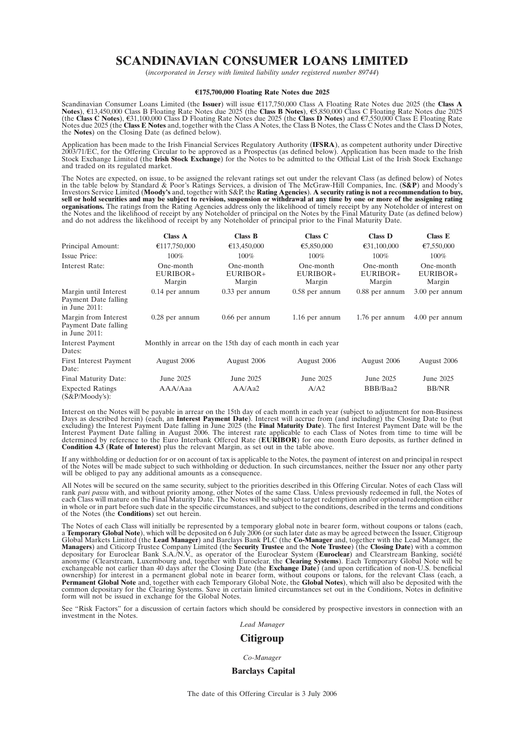# SCANDINAVIAN CONSUMER LOANS LIMITED

(*incorporated in Jersey with limited liability under registered number 89744*)

**€175,700,000 Floating Rate Notes due 2025**

Scandinavian Consumer Loans Limited (the **Issuer**) will issue €117,750,000 Class A Floating Rate Notes due 2025 (the **Class A Notes**), €13,450,000 Class B Floating Rate Notes due 2025 (the **Class B Notes**), €5,850,000 Class C Floating Rate Notes due 2025 (the **Class C Notes**), €31,100,000 Class D Floating Rate Notes due 2025 (the **Class D Notes**) and €7,550,000 Class E Floating Rate Notes due 2025 (the **Class E Notes** and, together with the Class A Notes, the Class B Notes, the Class C Notes and the Class D Notes, the **Notes**) on the Closing Date (as defined below).

Application has been made to the Irish Financial Services Regulatory Authority (**IFSRA**), as competent authority under Directive 2003/71/EC, for the Offering Circular to be approved as a Prospectus (as defined below). Application has been made to the Irish Stock Exchange Limited (the **Irish Stock Exchange**) for the Notes to be admitted to the Official List of the Irish Stock Exchange and traded on its regulated market.

The Notes are expected, on issue, to be assigned the relevant ratings set out under the relevant Class (as defined below) of Notes in the table below by Standard & Poor's Ratings Services, a division of The McGraw-Hill Companies, Inc. (**S&P**) and Moody's Investors Service Limited (**Moody's** and, together with S&P, the **Rating Agencies**). **A security rating is not a recommendation to buy, sell or hold securities and may be subject to revision, suspension or withdrawal at any time by one or more of the assigning rating organisations.** The ratings from the Rating Agencies address only the likelihood of timely receipt by any Noteholder of interest on the Notes and the likelihood of receipt by any Noteholder of principal on the Notes by the Final Maturity Date (as defined below) and do not address the likelihood of receipt by any Noteholder of principal prior to the Final Maturity Date.

| | **Class A** | **Class B** | **Class C** | **Class D** | **Class E** |
|---|---|---|---|---|---|
| Principal Amount: | €117,750,000 | €13,450,000 | €5,850,000 | €31,100,000 | €7,550,000 |
| Issue Price: | 100% | 100% | 100% | 100% | 100% |
| Interest Rate: | One-month EURIBOR+ Margin | One-month EURIBOR+ Margin | One-month EURIBOR+ Margin | One-month EURIBOR+ Margin | One-month EURIBOR+ Margin |
| Margin until Interest Payment Date falling in June 2011: | 0.14 per annum | 0.33 per annum | 0.58 per annum | 0.88 per annum | 3.00 per annum |
| Margin from Interest Payment Date falling in June 2011: | 0.28 per annum | 0.66 per annum | 1.16 per annum | 1.76 per annum | 4.00 per annum |
| Interest Payment Dates: | Monthly in arrear on the 15th day of each month in each year | | | | |
| First Interest Payment Date: | August 2006 | August 2006 | August 2006 | August 2006 | August 2006 |
| Final Maturity Date: | June 2025 | June 2025 | June 2025 | June 2025 | June 2025 |
| Expected Ratings (S&P/Moody's): | AAA/Aaa | AA/Aa2 | A/A2 | BBB/Baa2 | BB/NR |

Interest on the Notes will be payable in arrear on the 15th day of each month in each year (subject to adjustment for non-Business Days as described herein) (each, an **Interest Payment Date**). Interest will accrue from (and including) the Closing Date to (but excluding) the Interest Payment Date falling in June 2025 (the **Final Maturity Date**). The first Interest Payment Date will be the Interest Payment Date falling in August 2006. The interest rate applicable to each Class of Notes from time to time will be determined by reference to the Euro Interbank Offered Rate (**EURIBOR**) for one month Euro deposits, as further defined in **Condition 4.3** (**Rate of Interest**) plus the relevant Margin, as set out in the table above.

If any withholding or deduction for or on account of tax is applicable to the Notes, the payment of interest on and principal in respect of the Notes will be made subject to such withholding or deduction. In such circumstances, neither the Issuer nor any other party will be obliged to pay any additional amounts as a consequence.

All Notes will be secured on the same security, subject to the priorities described in this Offering Circular. Notes of each Class will rank *pari passu* with, and without priority among, other Notes of the same Class. Unless previously redeemed in full, the Notes of each Class will mature on the Final Maturity Date. The Notes will be subject to target redemption and/or optional redemption either in whole or in part before such date in the specific circumstances, and subject to the conditions, described in the terms and conditions of the Notes (the **Conditions**) set out herein.

The Notes of each Class will initially be represented by a temporary global note in bearer form, without coupons or talons (each, a **Temporary Global Note**), which will be deposited on 6 July 2006 (or such later date as may be agreed between the Issuer, Citigroup Global Markets Limited (the **Lead Manager**) and Barclays Bank PLC (the **Co-Manager** and, together with the Lead Manager, the **Managers**) and Citicorp Trustee Company Limited (the **Security Trustee** and the **Note Trustee**) (the **Closing Date**) with a common depositary for Euroclear Bank S.A./N.V., as operator of the Euroclear System (**Euroclear**) and Clearstream Banking, société anonyme (Clearstream, Luxembourg and, together with Euroclear, the **Clearing Systems**). Each Temporary Global Note will be exchangeable not earlier than 40 days after the Closing Date (the **Exchange Date**) (and upon certification of non-U.S. beneficial ownership) for interest in a permanent global note in bearer form, without coupons or talons, for the relevant Class (each, a **Permanent Global Note** and, together with each Temporary Global Note, the **Global Notes**), which will also be deposited with the common depositary for the Clearing Systems. Save in certain limited circumstances set out in the Conditions, Notes in definitive form will not be issued in exchange for the Global Notes.

See "Risk Factors" for a discussion of certain factors which should be considered by prospective investors in connection with an investment in the Notes.

*Lead Manager*

## Citigroup

*Co-Manager*

### Barclays Capital

The date of this Offering Circular is 3 July 2006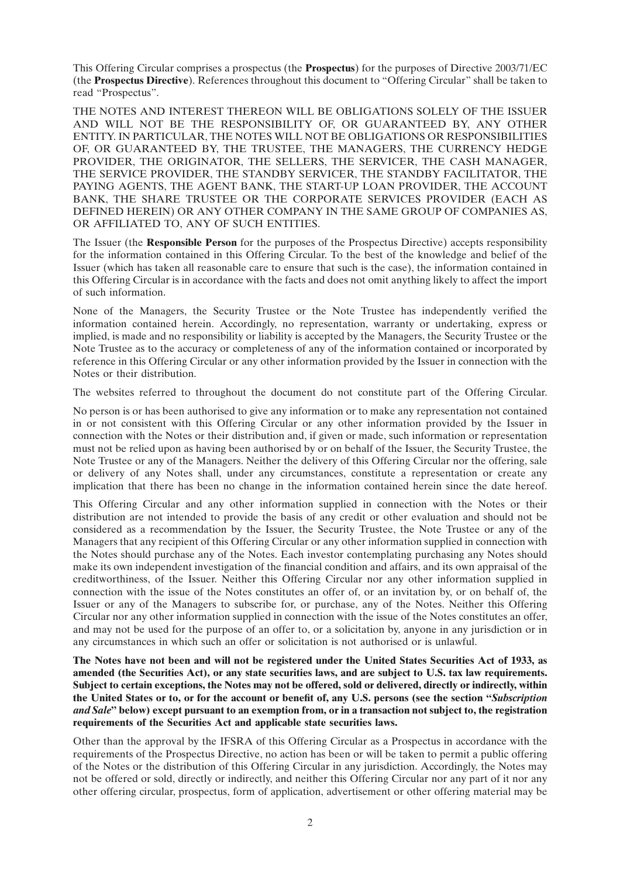This Offering Circular comprises a prospectus (the **Prospectus**) for the purposes of Directive 2003/71/EC (the **Prospectus Directive**). References throughout this document to "Offering Circular" shall be taken to read "Prospectus".

THE NOTES AND INTEREST THEREON WILL BE OBLIGATIONS SOLELY OF THE ISSUER AND WILL NOT BE THE RESPONSIBILITY OF, OR GUARANTEED BY, ANY OTHER ENTITY. IN PARTICULAR, THE NOTES WILL NOT BE OBLIGATIONS OR RESPONSIBILITIES OF, OR GUARANTEED BY, THE TRUSTEE, THE MANAGERS, THE CURRENCY HEDGE PROVIDER, THE ORIGINATOR, THE SELLERS, THE SERVICER, THE CASH MANAGER, THE SERVICE PROVIDER, THE STANDBY SERVICER, THE STANDBY FACILITATOR, THE PAYING AGENTS, THE AGENT BANK, THE START-UP LOAN PROVIDER, THE ACCOUNT BANK, THE SHARE TRUSTEE OR THE CORPORATE SERVICES PROVIDER (EACH AS DEFINED HEREIN) OR ANY OTHER COMPANY IN THE SAME GROUP OF COMPANIES AS, OR AFFILIATED TO, ANY OF SUCH ENTITIES.

The Issuer (the **Responsible Person** for the purposes of the Prospectus Directive) accepts responsibility for the information contained in this Offering Circular. To the best of the knowledge and belief of the Issuer (which has taken all reasonable care to ensure that such is the case), the information contained in this Offering Circular is in accordance with the facts and does not omit anything likely to affect the import of such information.

None of the Managers, the Security Trustee or the Note Trustee has independently verified the information contained herein. Accordingly, no representation, warranty or undertaking, express or implied, is made and no responsibility or liability is accepted by the Managers, the Security Trustee or the Note Trustee as to the accuracy or completeness of any of the information contained or incorporated by reference in this Offering Circular or any other information provided by the Issuer in connection with the Notes or their distribution.

The websites referred to throughout the document do not constitute part of the Offering Circular.

No person is or has been authorised to give any information or to make any representation not contained in or not consistent with this Offering Circular or any other information provided by the Issuer in connection with the Notes or their distribution and, if given or made, such information or representation must not be relied upon as having been authorised by or on behalf of the Issuer, the Security Trustee, the Note Trustee or any of the Managers. Neither the delivery of this Offering Circular nor the offering, sale or delivery of any Notes shall, under any circumstances, constitute a representation or create any implication that there has been no change in the information contained herein since the date hereof.

This Offering Circular and any other information supplied in connection with the Notes or their distribution are not intended to provide the basis of any credit or other evaluation and should not be considered as a recommendation by the Issuer, the Security Trustee, the Note Trustee or any of the Managers that any recipient of this Offering Circular or any other information supplied in connection with the Notes should purchase any of the Notes. Each investor contemplating purchasing any Notes should make its own independent investigation of the financial condition and affairs, and its own appraisal of the creditworthiness, of the Issuer. Neither this Offering Circular nor any other information supplied in connection with the issue of the Notes constitutes an offer of, or an invitation by, or on behalf of, the Issuer or any of the Managers to subscribe for, or purchase, any of the Notes. Neither this Offering Circular nor any other information supplied in connection with the issue of the Notes constitutes an offer, and may not be used for the purpose of an offer to, or a solicitation by, anyone in any jurisdiction or in any circumstances in which such an offer or solicitation is not authorised or is unlawful.

**The Notes have not been and will not be registered under the United States Securities Act of 1933, as amended (the Securities Act), or any state securities laws, and are subject to U.S. tax law requirements. Subject to certain exceptions, the Notes may not be offered, sold or delivered, directly or indirectly, within the United States or to, or for the account or benefit of, any U.S. persons (see the section "*Subscription and Sale*" below) except pursuant to an exemption from, or in a transaction not subject to, the registration requirements of the Securities Act and applicable state securities laws.**

Other than the approval by the IFSRA of this Offering Circular as a Prospectus in accordance with the requirements of the Prospectus Directive, no action has been or will be taken to permit a public offering of the Notes or the distribution of this Offering Circular in any jurisdiction. Accordingly, the Notes may not be offered or sold, directly or indirectly, and neither this Offering Circular nor any part of it nor any other offering circular, prospectus, form of application, advertisement or other offering material may be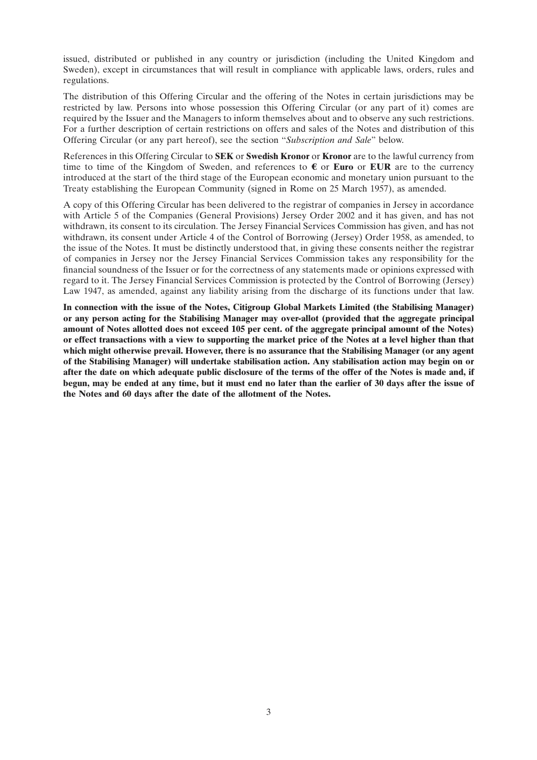issued, distributed or published in any country or jurisdiction (including the United Kingdom and Sweden), except in circumstances that will result in compliance with applicable laws, orders, rules and regulations.

The distribution of this Offering Circular and the offering of the Notes in certain jurisdictions may be restricted by law. Persons into whose possession this Offering Circular (or any part of it) comes are required by the Issuer and the Managers to inform themselves about and to observe any such restrictions. For a further description of certain restrictions on offers and sales of the Notes and distribution of this Offering Circular (or any part hereof), see the section "*Subscription and Sale*" below.

References in this Offering Circular to **SEK** or **Swedish Kronor** or **Kronor** are to the lawful currency from time to time of the Kingdom of Sweden, and references to **€** or **Euro** or **EUR** are to the currency introduced at the start of the third stage of the European economic and monetary union pursuant to the Treaty establishing the European Community (signed in Rome on 25 March 1957), as amended.

A copy of this Offering Circular has been delivered to the registrar of companies in Jersey in accordance with Article 5 of the Companies (General Provisions) Jersey Order 2002 and it has given, and has not withdrawn, its consent to its circulation. The Jersey Financial Services Commission has given, and has not withdrawn, its consent under Article 4 of the Control of Borrowing (Jersey) Order 1958, as amended, to the issue of the Notes. It must be distinctly understood that, in giving these consents neither the registrar of companies in Jersey nor the Jersey Financial Services Commission takes any responsibility for the financial soundness of the Issuer or for the correctness of any statements made or opinions expressed with regard to it. The Jersey Financial Services Commission is protected by the Control of Borrowing (Jersey) Law 1947, as amended, against any liability arising from the discharge of its functions under that law.

**In connection with the issue of the Notes, Citigroup Global Markets Limited (the Stabilising Manager) or any person acting for the Stabilising Manager may over-allot (provided that the aggregate principal amount of Notes allotted does not exceed 105 per cent. of the aggregate principal amount of the Notes) or effect transactions with a view to supporting the market price of the Notes at a level higher than that which might otherwise prevail. However, there is no assurance that the Stabilising Manager (or any agent of the Stabilising Manager) will undertake stabilisation action. Any stabilisation action may begin on or after the date on which adequate public disclosure of the terms of the offer of the Notes is made and, if begun, may be ended at any time, but it must end no later than the earlier of 30 days after the issue of the Notes and 60 days after the date of the allotment of the Notes.**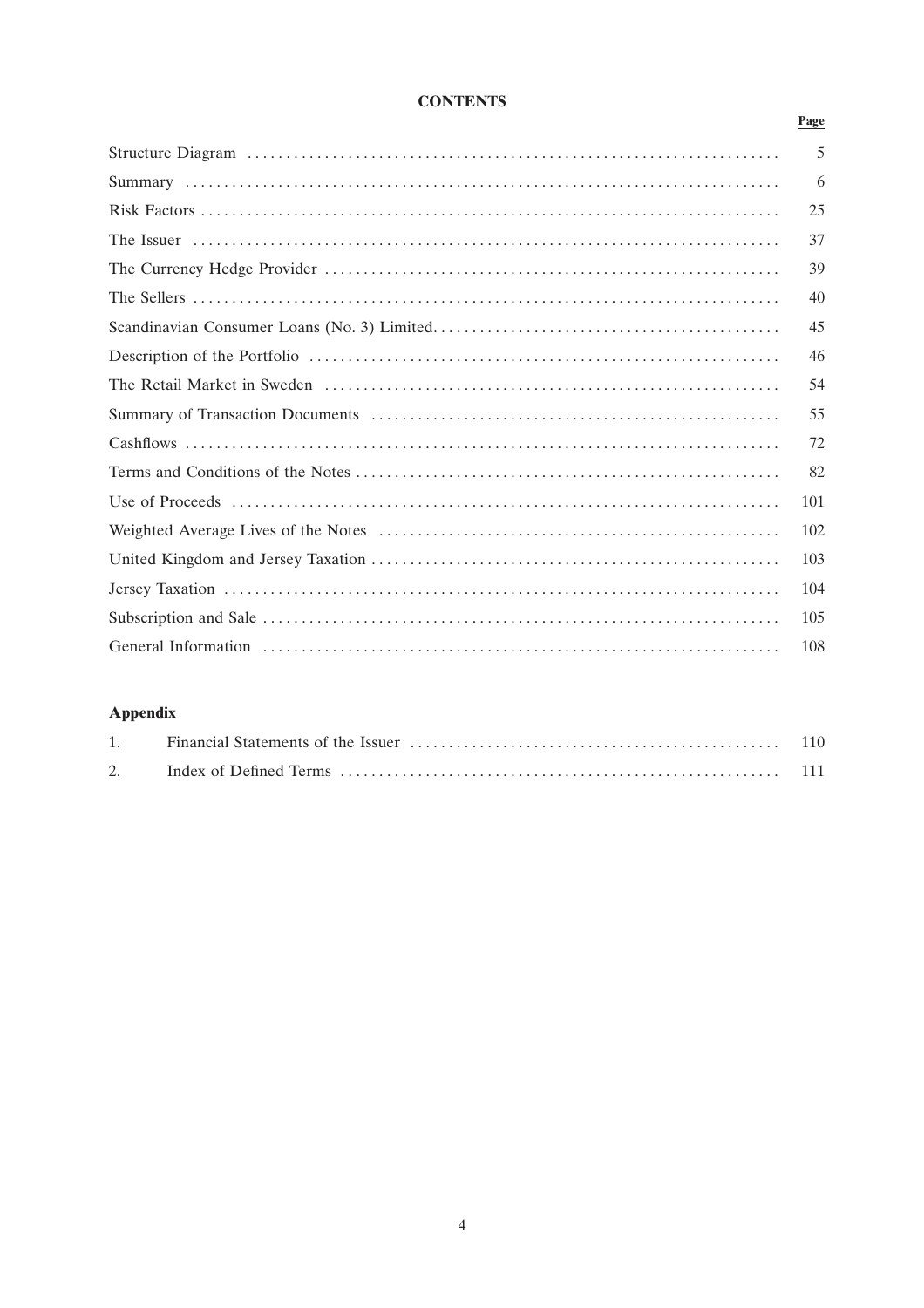# CONTENTS

| | Page |
|---|---|
| Structure Diagram | 5 |
| Summary | 6 |
| Risk Factors | 25 |
| The Issuer | 37 |
| The Currency Hedge Provider | 39 |
| The Sellers | 40 |
| Scandinavian Consumer Loans (No. 3) Limited | 45 |
| Description of the Portfolio | 46 |
| The Retail Market in Sweden | 54 |
| Summary of Transaction Documents | 55 |
| Cashflows | 72 |
| Terms and Conditions of the Notes | 82 |
| Use of Proceeds | 101 |
| Weighted Average Lives of the Notes | 102 |
| United Kingdom and Jersey Taxation | 103 |
| Jersey Taxation | 104 |
| Subscription and Sale | 105 |
| General Information | 108 |

## Appendix

| | | |
|---|---|---|
| 1. | Financial Statements of the Issuer | 110 |
| 2. | Index of Defined Terms | 111 |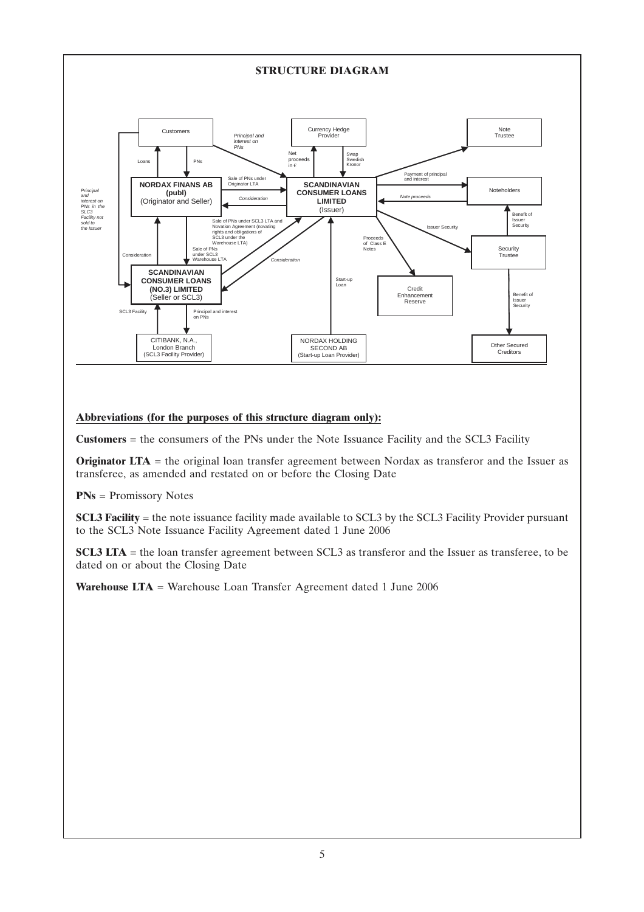## STRUCTURE DIAGRAM

Customers

Principal and interest on PNs

Currency Hedge Provider

Note Trustee

Loans

PNs

Net proceeds in €

Swap Swedish Kronor

Payment of principal and interest

Principal and interest on PNs in the SLC3 Facility not sold to the Issuer

**NORDAX FINANS AB (publ)** (Originator and Seller)

Sale of PNs under Originator LTA

Consideration

**SCANDINAVIAN CONSUMER LOANS LIMITED** (Issuer)

Noteholders

Note proceeds

Benefit of Issuer Security

Sale of PNs under SCL3 LTA and Novation Agreement (novating rights and obligations of SCL3 under the Warehouse LTA)

Issuer Security

Proceeds of Class E Notes

Security Trustee

Consideration

Sale of PNs under SCL3 Warehouse LTA

Consideration

**SCANDINAVIAN CONSUMER LOANS (NO.3) LIMITED** (Seller or SCL3)

Start-up Loan

Credit Enhancement Reserve

Benefit of Issuer Security

SCL3 Facility

Principal and interest on PNs

CITIBANK, N.A., London Branch (SCL3 Facility Provider)

NORDAX HOLDING SECOND AB (Start-up Loan Provider)

Other Secured Creditors

**Abbreviations (for the purposes of this structure diagram only):**

**Customers** = the consumers of the PNs under the Note Issuance Facility and the SCL3 Facility

**Originator LTA** = the original loan transfer agreement between Nordax as transferor and the Issuer as transferee, as amended and restated on or before the Closing Date

**PNs** = Promissory Notes

**SCL3 Facility** = the note issuance facility made available to SCL3 by the SCL3 Facility Provider pursuant to the SCL3 Note Issuance Facility Agreement dated 1 June 2006

**SCL3 LTA** = the loan transfer agreement between SCL3 as transferor and the Issuer as transferee, to be dated on or about the Closing Date

**Warehouse LTA** = Warehouse Loan Transfer Agreement dated 1 June 2006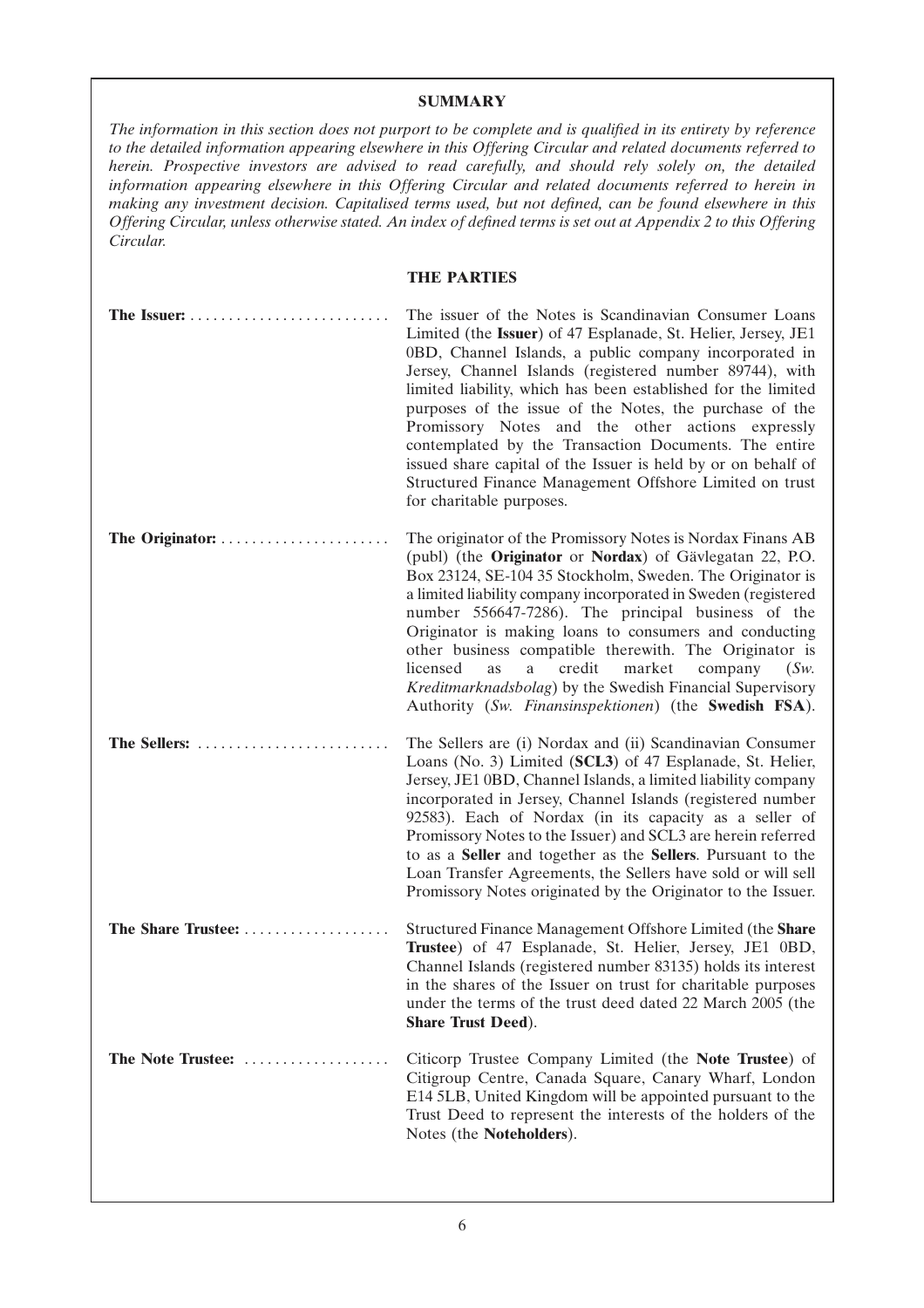## SUMMARY

*The information in this section does not purport to be complete and is qualified in its entirety by reference to the detailed information appearing elsewhere in this Offering Circular and related documents referred to herein. Prospective investors are advised to read carefully, and should rely solely on, the detailed information appearing elsewhere in this Offering Circular and related documents referred to herein in making any investment decision. Capitalised terms used, but not defined, can be found elsewhere in this Offering Circular, unless otherwise stated. An index of defined terms is set out at Appendix 2 to this Offering Circular.*

### THE PARTIES

**The Issuer:** The issuer of the Notes is Scandinavian Consumer Loans Limited (the **Issuer**) of 47 Esplanade, St. Helier, Jersey, JE1 0BD, Channel Islands, a public company incorporated in Jersey, Channel Islands (registered number 89744), with limited liability, which has been established for the limited purposes of the issue of the Notes, the purchase of the Promissory Notes and the other actions expressly contemplated by the Transaction Documents. The entire issued share capital of the Issuer is held by or on behalf of Structured Finance Management Offshore Limited on trust for charitable purposes.

**The Originator:** The originator of the Promissory Notes is Nordax Finans AB (publ) (the **Originator** or **Nordax**) of Gävlegatan 22, P.O. Box 23124, SE-104 35 Stockholm, Sweden. The Originator is a limited liability company incorporated in Sweden (registered number 556647-7286). The principal business of the Originator is making loans to consumers and conducting other business compatible therewith. The Originator is licensed as a credit market company (*Sw. Kreditmarknadsbolag*) by the Swedish Financial Supervisory Authority (*Sw. Finansinspektionen*) (the **Swedish FSA**).

**The Sellers:** The Sellers are (i) Nordax and (ii) Scandinavian Consumer Loans (No. 3) Limited (**SCL3**) of 47 Esplanade, St. Helier, Jersey, JE1 0BD, Channel Islands, a limited liability company incorporated in Jersey, Channel Islands (registered number 92583). Each of Nordax (in its capacity as a seller of Promissory Notes to the Issuer) and SCL3 are herein referred to as a **Seller** and together as the **Sellers**. Pursuant to the Loan Transfer Agreements, the Sellers have sold or will sell Promissory Notes originated by the Originator to the Issuer.

**The Share Trustee:** Structured Finance Management Offshore Limited (the **Share Trustee**) of 47 Esplanade, St. Helier, Jersey, JE1 0BD, Channel Islands (registered number 83135) holds its interest in the shares of the Issuer on trust for charitable purposes under the terms of the trust deed dated 22 March 2005 (the **Share Trust Deed**).

**The Note Trustee:** Citicorp Trustee Company Limited (the **Note Trustee**) of Citigroup Centre, Canada Square, Canary Wharf, London E14 5LB, United Kingdom will be appointed pursuant to the Trust Deed to represent the interests of the holders of the Notes (the **Noteholders**).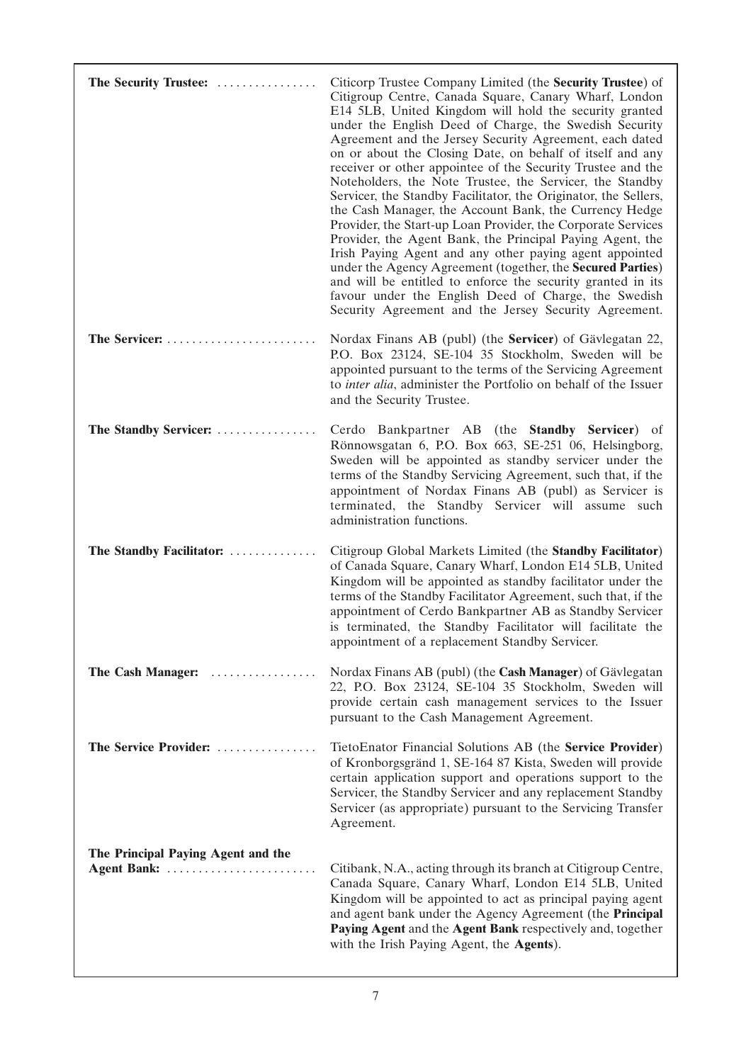| | |
|---|---|
| **The Security Trustee:** | Citicorp Trustee Company Limited (the **Security Trustee**) of Citigroup Centre, Canada Square, Canary Wharf, London E14 5LB, United Kingdom will hold the security granted under the English Deed of Charge, the Swedish Security Agreement and the Jersey Security Agreement, each dated on or about the Closing Date, on behalf of itself and any receiver or other appointee of the Security Trustee and the Noteholders, the Note Trustee, the Servicer, the Standby Servicer, the Standby Facilitator, the Originator, the Sellers, the Cash Manager, the Account Bank, the Currency Hedge Provider, the Start-up Loan Provider, the Corporate Services Provider, the Agent Bank, the Principal Paying Agent, the Irish Paying Agent and any other paying agent appointed under the Agency Agreement (together, the **Secured Parties**) and will be entitled to enforce the security granted in its favour under the English Deed of Charge, the Swedish Security Agreement and the Jersey Security Agreement. |
| **The Servicer:** | Nordax Finans AB (publ) (the **Servicer**) of Gävlegatan 22, P.O. Box 23124, SE-104 35 Stockholm, Sweden will be appointed pursuant to the terms of the Servicing Agreement to *inter alia*, administer the Portfolio on behalf of the Issuer and the Security Trustee. |
| **The Standby Servicer:** | Cerdo Bankpartner AB (the **Standby Servicer**) of Rönnowsgatan 6, P.O. Box 663, SE-251 06, Helsingborg, Sweden will be appointed as standby servicer under the terms of the Standby Servicing Agreement, such that, if the appointment of Nordax Finans AB (publ) as Servicer is terminated, the Standby Servicer will assume such administration functions. |
| **The Standby Facilitator:** | Citigroup Global Markets Limited (the **Standby Facilitator**) of Canada Square, Canary Wharf, London E14 5LB, United Kingdom will be appointed as standby facilitator under the terms of the Standby Facilitator Agreement, such that, if the appointment of Cerdo Bankpartner AB as Standby Servicer is terminated, the Standby Facilitator will facilitate the appointment of a replacement Standby Servicer. |
| **The Cash Manager:** | Nordax Finans AB (publ) (the **Cash Manager**) of Gävlegatan 22, P.O. Box 23124, SE-104 35 Stockholm, Sweden will provide certain cash management services to the Issuer pursuant to the Cash Management Agreement. |
| **The Service Provider:** | TietoEnator Financial Solutions AB (the **Service Provider**) of Kronborgsgränd 1, SE-164 87 Kista, Sweden will provide certain application support and operations support to the Servicer, the Standby Servicer and any replacement Standby Servicer (as appropriate) pursuant to the Servicing Transfer Agreement. |
| **The Principal Paying Agent and the Agent Bank:** | Citibank, N.A., acting through its branch at Citigroup Centre, Canada Square, Canary Wharf, London E14 5LB, United Kingdom will be appointed to act as principal paying agent and agent bank under the Agency Agreement (the **Principal Paying Agent** and the **Agent Bank** respectively and, together with the Irish Paying Agent, the **Agents**). |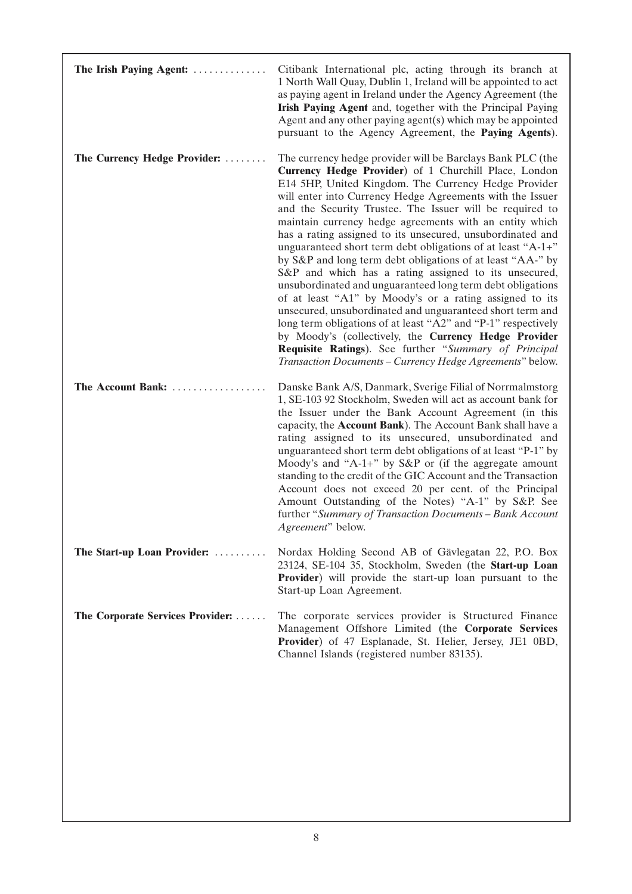| | |
|---|---|
| **The Irish Paying Agent:** | Citibank International plc, acting through its branch at 1 North Wall Quay, Dublin 1, Ireland will be appointed to act as paying agent in Ireland under the Agency Agreement (the **Irish Paying Agent** and, together with the Principal Paying Agent and any other paying agent(s) which may be appointed pursuant to the Agency Agreement, the **Paying Agents**). |
| **The Currency Hedge Provider:** | The currency hedge provider will be Barclays Bank PLC (the **Currency Hedge Provider**) of 1 Churchill Place, London E14 5HP, United Kingdom. The Currency Hedge Provider will enter into Currency Hedge Agreements with the Issuer and the Security Trustee. The Issuer will be required to maintain currency hedge agreements with an entity which has a rating assigned to its unsecured, unsubordinated and unguaranteed short term debt obligations of at least "A-1+" by S&P and long term debt obligations of at least "AA-" by S&P and which has a rating assigned to its unsecured, unsubordinated and unguaranteed long term debt obligations of at least "A1" by Moody's or a rating assigned to its unsecured, unsubordinated and unguaranteed short term and long term obligations of at least "A2" and "P-1" respectively by Moody's (collectively, the **Currency Hedge Provider Requisite Ratings**). See further "*Summary of Principal Transaction Documents – Currency Hedge Agreements*" below. |
| **The Account Bank:** | Danske Bank A/S, Danmark, Sverige Filial of Norrmalmstorg 1, SE-103 92 Stockholm, Sweden will act as account bank for the Issuer under the Bank Account Agreement (in this capacity, the **Account Bank**). The Account Bank shall have a rating assigned to its unsecured, unsubordinated and unguaranteed short term debt obligations of at least "P-1" by Moody's and "A-1+" by S&P or (if the aggregate amount standing to the credit of the GIC Account and the Transaction Account does not exceed 20 per cent. of the Principal Amount Outstanding of the Notes) "A-1" by S&P. See further "*Summary of Transaction Documents – Bank Account Agreement*" below. |
| **The Start-up Loan Provider:** | Nordax Holding Second AB of Gävlegatan 22, P.O. Box 23124, SE-104 35, Stockholm, Sweden (the **Start-up Loan Provider**) will provide the start-up loan pursuant to the Start-up Loan Agreement. |
| **The Corporate Services Provider:** | The corporate services provider is Structured Finance Management Offshore Limited (the **Corporate Services Provider**) of 47 Esplanade, St. Helier, Jersey, JE1 0BD, Channel Islands (registered number 83135). |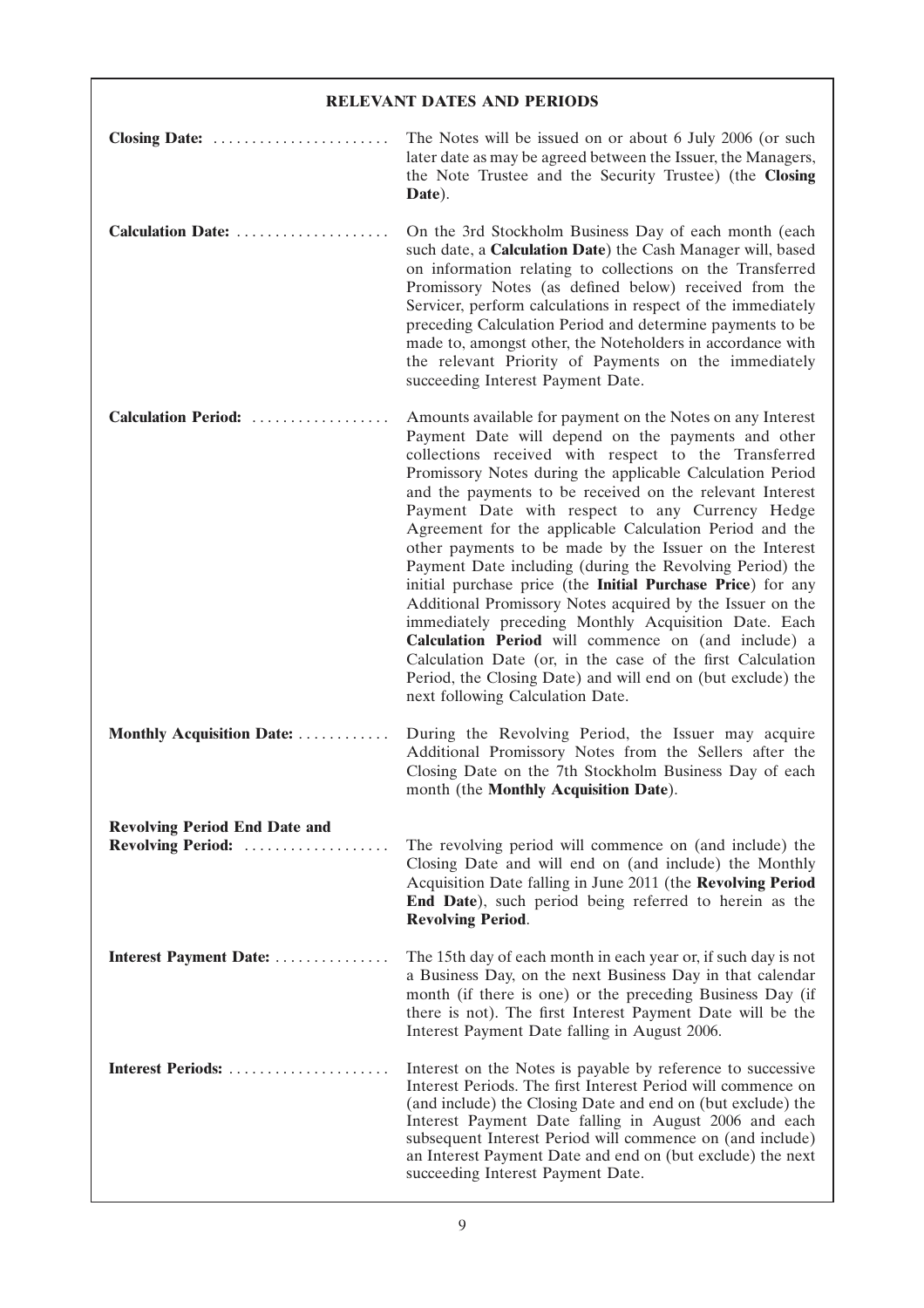## RELEVANT DATES AND PERIODS

**Closing Date:** The Notes will be issued on or about 6 July 2006 (or such later date as may be agreed between the Issuer, the Managers, the Note Trustee and the Security Trustee) (the **Closing Date**).

**Calculation Date:** On the 3rd Stockholm Business Day of each month (each such date, a **Calculation Date**) the Cash Manager will, based on information relating to collections on the Transferred Promissory Notes (as defined below) received from the Servicer, perform calculations in respect of the immediately preceding Calculation Period and determine payments to be made to, amongst other, the Noteholders in accordance with the relevant Priority of Payments on the immediately succeeding Interest Payment Date.

**Calculation Period:** Amounts available for payment on the Notes on any Interest Payment Date will depend on the payments and other collections received with respect to the Transferred Promissory Notes during the applicable Calculation Period and the payments to be received on the relevant Interest Payment Date with respect to any Currency Hedge Agreement for the applicable Calculation Period and the other payments to be made by the Issuer on the Interest Payment Date including (during the Revolving Period) the initial purchase price (the **Initial Purchase Price**) for any Additional Promissory Notes acquired by the Issuer on the immediately preceding Monthly Acquisition Date. Each **Calculation Period** will commence on (and include) a Calculation Date (or, in the case of the first Calculation Period, the Closing Date) and will end on (but exclude) the next following Calculation Date.

**Monthly Acquisition Date:** During the Revolving Period, the Issuer may acquire Additional Promissory Notes from the Sellers after the Closing Date on the 7th Stockholm Business Day of each month (the **Monthly Acquisition Date**).

**Revolving Period End Date and Revolving Period:** The revolving period will commence on (and include) the Closing Date and will end on (and include) the Monthly Acquisition Date falling in June 2011 (the **Revolving Period End Date**), such period being referred to herein as the **Revolving Period**.

**Interest Payment Date:** The 15th day of each month in each year or, if such day is not a Business Day, on the next Business Day in that calendar month (if there is one) or the preceding Business Day (if there is not). The first Interest Payment Date will be the Interest Payment Date falling in August 2006.

**Interest Periods:** Interest on the Notes is payable by reference to successive Interest Periods. The first Interest Period will commence on (and include) the Closing Date and end on (but exclude) the Interest Payment Date falling in August 2006 and each subsequent Interest Period will commence on (and include) an Interest Payment Date and end on (but exclude) the next succeeding Interest Payment Date.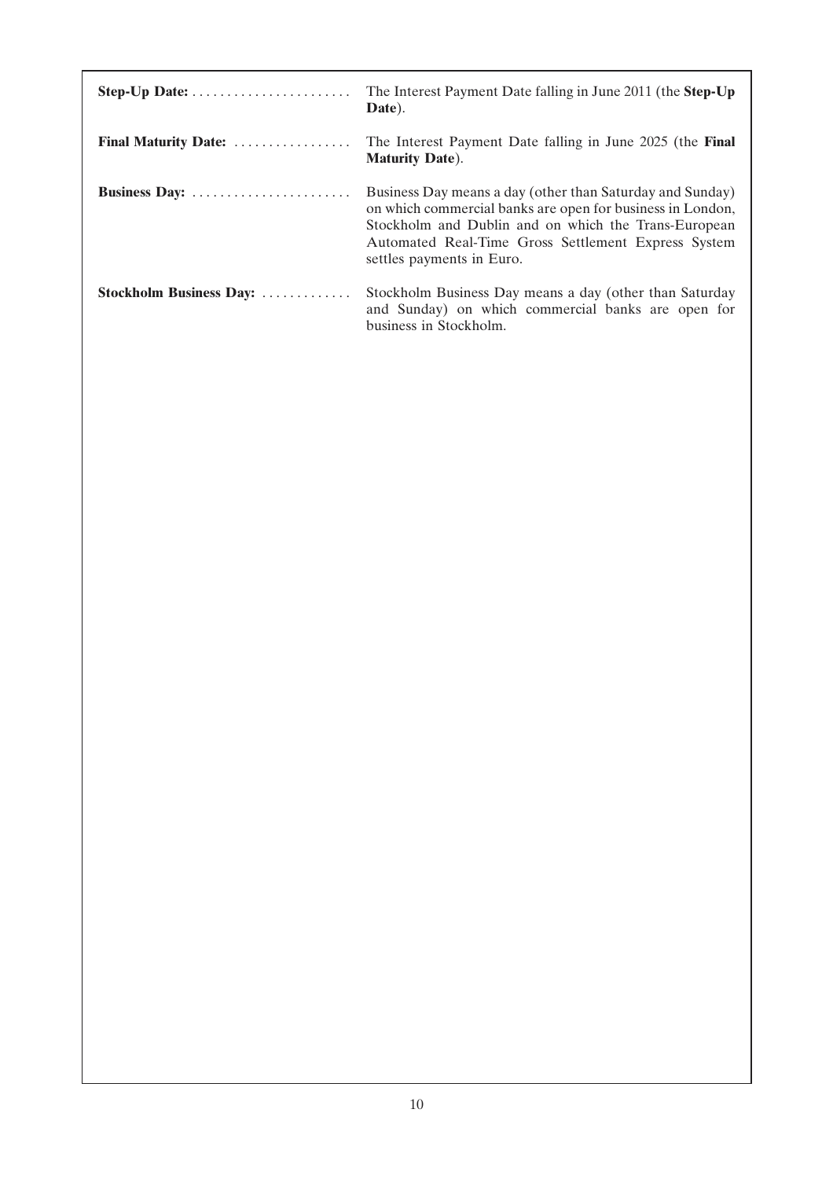| | |
|---|---|
| **Step-Up Date:** | The Interest Payment Date falling in June 2011 (the **Step-Up Date**). |
| **Final Maturity Date:** | The Interest Payment Date falling in June 2025 (the **Final Maturity Date**). |
| **Business Day:** | Business Day means a day (other than Saturday and Sunday) on which commercial banks are open for business in London, Stockholm and Dublin and on which the Trans-European Automated Real-Time Gross Settlement Express System settles payments in Euro. |
| **Stockholm Business Day:** | Stockholm Business Day means a day (other than Saturday and Sunday) on which commercial banks are open for business in Stockholm. |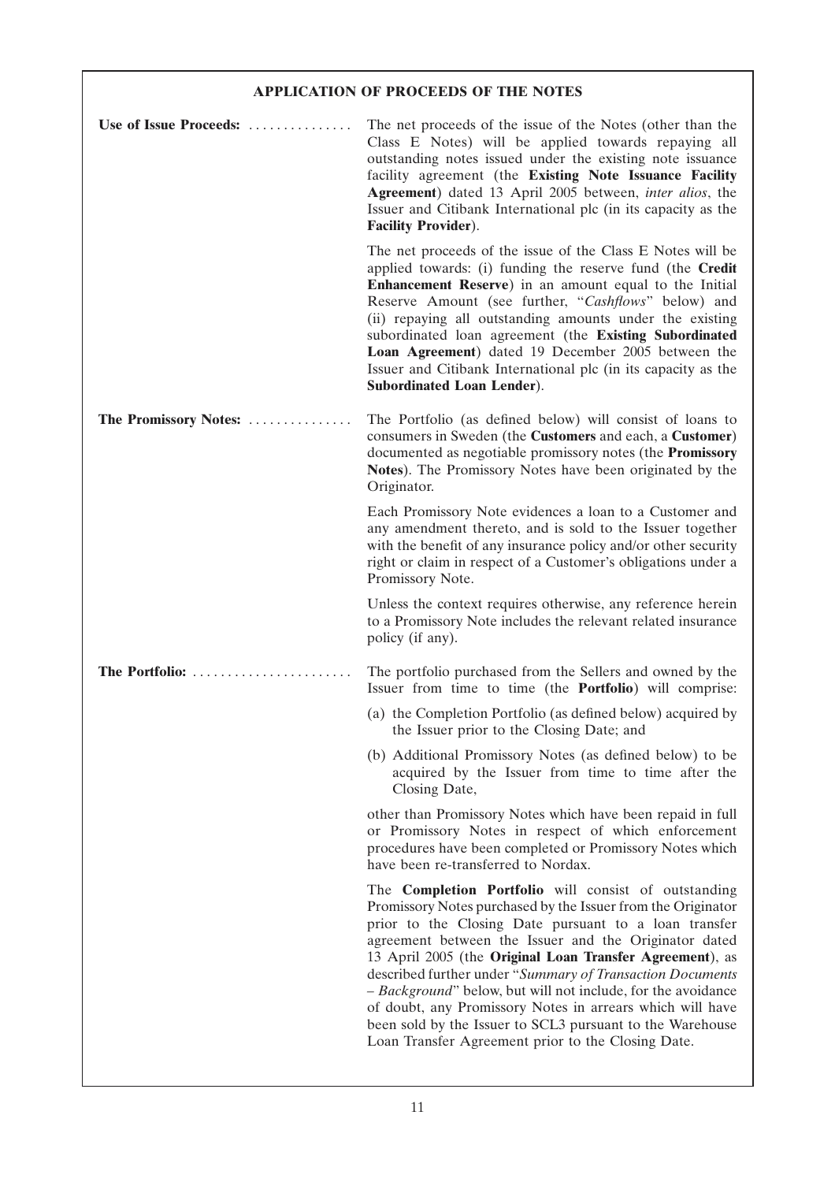## APPLICATION OF PROCEEDS OF THE NOTES

**Use of Issue Proceeds:** ............... The net proceeds of the issue of the Notes (other than the Class E Notes) will be applied towards repaying all outstanding notes issued under the existing note issuance facility agreement (the **Existing Note Issuance Facility Agreement**) dated 13 April 2005 between, *inter alios*, the Issuer and Citibank International plc (in its capacity as the **Facility Provider**).

The net proceeds of the issue of the Class E Notes will be applied towards: (i) funding the reserve fund (the **Credit Enhancement Reserve**) in an amount equal to the Initial Reserve Amount (see further, "*Cashflows*" below) and (ii) repaying all outstanding amounts under the existing subordinated loan agreement (the **Existing Subordinated Loan Agreement**) dated 19 December 2005 between the Issuer and Citibank International plc (in its capacity as the **Subordinated Loan Lender**).

**The Promissory Notes:** ............... The Portfolio (as defined below) will consist of loans to consumers in Sweden (the **Customers** and each, a **Customer**) documented as negotiable promissory notes (the **Promissory Notes**). The Promissory Notes have been originated by the Originator.

Each Promissory Note evidences a loan to a Customer and any amendment thereto, and is sold to the Issuer together with the benefit of any insurance policy and/or other security right or claim in respect of a Customer's obligations under a Promissory Note.

Unless the context requires otherwise, any reference herein to a Promissory Note includes the relevant related insurance policy (if any).

**The Portfolio:** ....................... The portfolio purchased from the Sellers and owned by the Issuer from time to time (the **Portfolio**) will comprise:

(a) the Completion Portfolio (as defined below) acquired by the Issuer prior to the Closing Date; and

(b) Additional Promissory Notes (as defined below) to be acquired by the Issuer from time to time after the Closing Date,

other than Promissory Notes which have been repaid in full or Promissory Notes in respect of which enforcement procedures have been completed or Promissory Notes which have been re-transferred to Nordax.

The **Completion Portfolio** will consist of outstanding Promissory Notes purchased by the Issuer from the Originator prior to the Closing Date pursuant to a loan transfer agreement between the Issuer and the Originator dated 13 April 2005 (the **Original Loan Transfer Agreement**), as described further under "*Summary of Transaction Documents – Background*" below, but will not include, for the avoidance of doubt, any Promissory Notes in arrears which will have been sold by the Issuer to SCL3 pursuant to the Warehouse Loan Transfer Agreement prior to the Closing Date.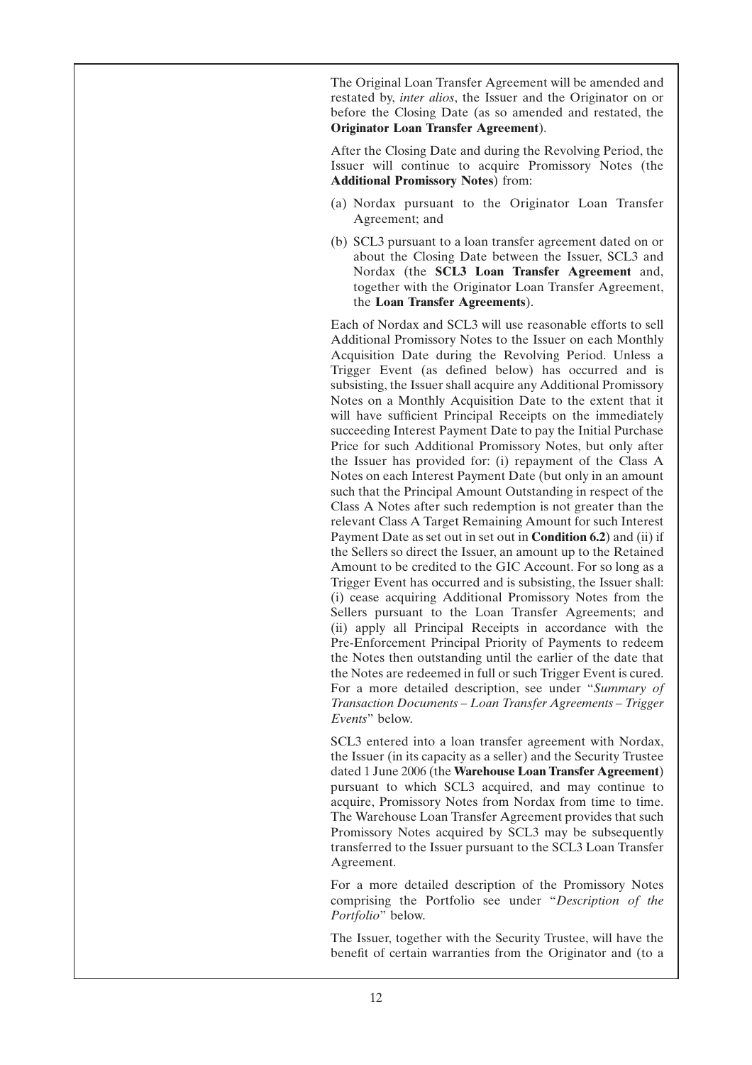The Original Loan Transfer Agreement will be amended and restated by, *inter alios*, the Issuer and the Originator on or before the Closing Date (as so amended and restated, the **Originator Loan Transfer Agreement**).

After the Closing Date and during the Revolving Period, the Issuer will continue to acquire Promissory Notes (the **Additional Promissory Notes**) from:

(a) Nordax pursuant to the Originator Loan Transfer Agreement; and

(b) SCL3 pursuant to a loan transfer agreement dated on or about the Closing Date between the Issuer, SCL3 and Nordax (the **SCL3 Loan Transfer Agreement** and, together with the Originator Loan Transfer Agreement, the **Loan Transfer Agreements**).

Each of Nordax and SCL3 will use reasonable efforts to sell Additional Promissory Notes to the Issuer on each Monthly Acquisition Date during the Revolving Period. Unless a Trigger Event (as defined below) has occurred and is subsisting, the Issuer shall acquire any Additional Promissory Notes on a Monthly Acquisition Date to the extent that it will have sufficient Principal Receipts on the immediately succeeding Interest Payment Date to pay the Initial Purchase Price for such Additional Promissory Notes, but only after the Issuer has provided for: (i) repayment of the Class A Notes on each Interest Payment Date (but only in an amount such that the Principal Amount Outstanding in respect of the Class A Notes after such redemption is not greater than the relevant Class A Target Remaining Amount for such Interest Payment Date as set out in set out in **Condition 6.2**) and (ii) if the Sellers so direct the Issuer, an amount up to the Retained Amount to be credited to the GIC Account. For so long as a Trigger Event has occurred and is subsisting, the Issuer shall: (i) cease acquiring Additional Promissory Notes from the Sellers pursuant to the Loan Transfer Agreements; and (ii) apply all Principal Receipts in accordance with the Pre-Enforcement Principal Priority of Payments to redeem the Notes then outstanding until the earlier of the date that the Notes are redeemed in full or such Trigger Event is cured. For a more detailed description, see under "*Summary of Transaction Documents – Loan Transfer Agreements – Trigger Events*" below.

SCL3 entered into a loan transfer agreement with Nordax, the Issuer (in its capacity as a seller) and the Security Trustee dated 1 June 2006 (the **Warehouse Loan Transfer Agreement**) pursuant to which SCL3 acquired, and may continue to acquire, Promissory Notes from Nordax from time to time. The Warehouse Loan Transfer Agreement provides that such Promissory Notes acquired by SCL3 may be subsequently transferred to the Issuer pursuant to the SCL3 Loan Transfer Agreement.

For a more detailed description of the Promissory Notes comprising the Portfolio see under "*Description of the Portfolio*" below.

The Issuer, together with the Security Trustee, will have the benefit of certain warranties from the Originator and (to a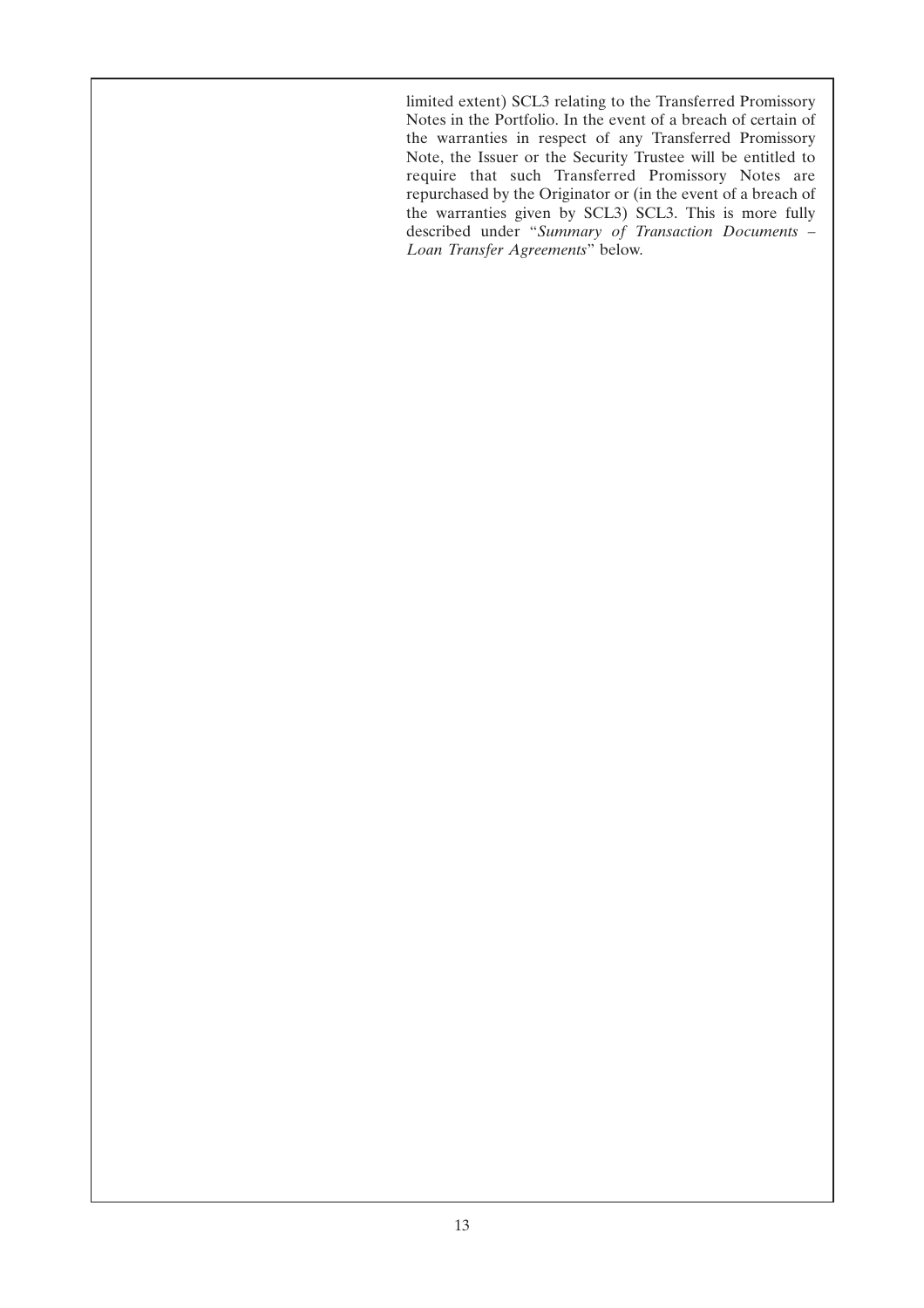limited extent) SCL3 relating to the Transferred Promissory Notes in the Portfolio. In the event of a breach of certain of the warranties in respect of any Transferred Promissory Note, the Issuer or the Security Trustee will be entitled to require that such Transferred Promissory Notes are repurchased by the Originator or (in the event of a breach of the warranties given by SCL3) SCL3. This is more fully described under "*Summary of Transaction Documents – Loan Transfer Agreements*" below.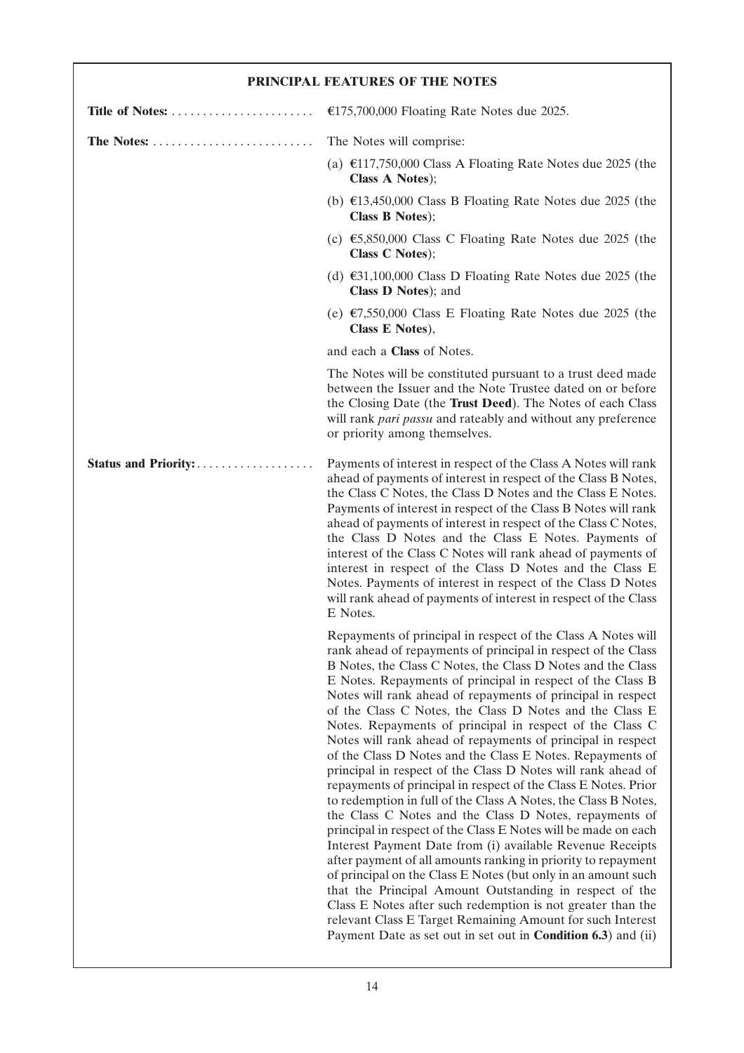## PRINCIPAL FEATURES OF THE NOTES

**Title of Notes:** €175,700,000 Floating Rate Notes due 2025.

**The Notes:** The Notes will comprise:

(a) €117,750,000 Class A Floating Rate Notes due 2025 (the **Class A Notes**);

(b) €13,450,000 Class B Floating Rate Notes due 2025 (the **Class B Notes**);

(c) €5,850,000 Class C Floating Rate Notes due 2025 (the **Class C Notes**);

(d) €31,100,000 Class D Floating Rate Notes due 2025 (the **Class D Notes**); and

(e) €7,550,000 Class E Floating Rate Notes due 2025 (the **Class E Notes**),

and each a **Class** of Notes.

The Notes will be constituted pursuant to a trust deed made between the Issuer and the Note Trustee dated on or before the Closing Date (the **Trust Deed**). The Notes of each Class will rank *pari passu* and rateably and without any preference or priority among themselves.

**Status and Priority:** Payments of interest in respect of the Class A Notes will rank ahead of payments of interest in respect of the Class B Notes, the Class C Notes, the Class D Notes and the Class E Notes. Payments of interest in respect of the Class B Notes will rank ahead of payments of interest in respect of the Class C Notes, the Class D Notes and the Class E Notes. Payments of interest of the Class C Notes will rank ahead of payments of interest in respect of the Class D Notes and the Class E Notes. Payments of interest in respect of the Class D Notes will rank ahead of payments of interest in respect of the Class E Notes.

Repayments of principal in respect of the Class A Notes will rank ahead of repayments of principal in respect of the Class B Notes, the Class C Notes, the Class D Notes and the Class E Notes. Repayments of principal in respect of the Class B Notes will rank ahead of repayments of principal in respect of the Class C Notes, the Class D Notes and the Class E Notes. Repayments of principal in respect of the Class C Notes will rank ahead of repayments of principal in respect of the Class D Notes and the Class E Notes. Repayments of principal in respect of the Class D Notes will rank ahead of repayments of principal in respect of the Class E Notes. Prior to redemption in full of the Class A Notes, the Class B Notes, the Class C Notes and the Class D Notes, repayments of principal in respect of the Class E Notes will be made on each Interest Payment Date from (i) available Revenue Receipts after payment of all amounts ranking in priority to repayment of principal on the Class E Notes (but only in an amount such that the Principal Amount Outstanding in respect of the Class E Notes after such redemption is not greater than the relevant Class E Target Remaining Amount for such Interest Payment Date as set out in set out in **Condition 6.3**) and (ii)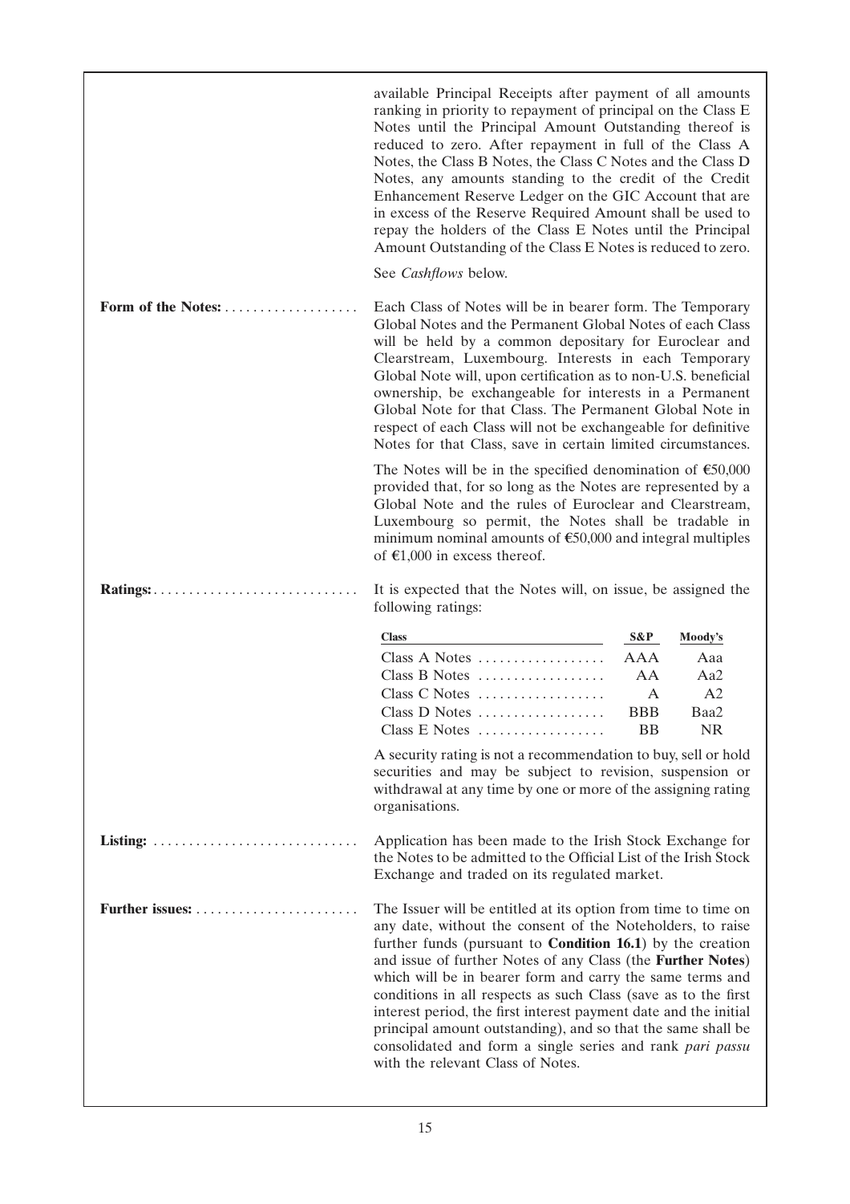available Principal Receipts after payment of all amounts ranking in priority to repayment of principal on the Class E Notes until the Principal Amount Outstanding thereof is reduced to zero. After repayment in full of the Class A Notes, the Class B Notes, the Class C Notes and the Class D Notes, any amounts standing to the credit of the Credit Enhancement Reserve Ledger on the GIC Account that are in excess of the Reserve Required Amount shall be used to repay the holders of the Class E Notes until the Principal Amount Outstanding of the Class E Notes is reduced to zero.

See *Cashflows* below.

**Form of the Notes:** Each Class of Notes will be in bearer form. The Temporary Global Notes and the Permanent Global Notes of each Class will be held by a common depositary for Euroclear and Clearstream, Luxembourg. Interests in each Temporary Global Note will, upon certification as to non-U.S. beneficial ownership, be exchangeable for interests in a Permanent Global Note for that Class. The Permanent Global Note in respect of each Class will not be exchangeable for definitive Notes for that Class, save in certain limited circumstances.

The Notes will be in the specified denomination of €50,000 provided that, for so long as the Notes are represented by a Global Note and the rules of Euroclear and Clearstream, Luxembourg so permit, the Notes shall be tradable in minimum nominal amounts of €50,000 and integral multiples of €1,000 in excess thereof.

**Ratings:** It is expected that the Notes will, on issue, be assigned the following ratings:

| Class | S&P | Moody's |
|---|---|---|
| Class A Notes | AAA | Aaa |
| Class B Notes | AA | Aa2 |
| Class C Notes | A | A2 |
| Class D Notes | BBB | Baa2 |
| Class E Notes | BB | NR |

A security rating is not a recommendation to buy, sell or hold securities and may be subject to revision, suspension or withdrawal at any time by one or more of the assigning rating organisations.

**Listing:** Application has been made to the Irish Stock Exchange for the Notes to be admitted to the Official List of the Irish Stock Exchange and traded on its regulated market.

**Further issues:** The Issuer will be entitled at its option from time to time on any date, without the consent of the Noteholders, to raise further funds (pursuant to **Condition 16.1**) by the creation and issue of further Notes of any Class (the **Further Notes**) which will be in bearer form and carry the same terms and conditions in all respects as such Class (save as to the first interest period, the first interest payment date and the initial principal amount outstanding), and so that the same shall be consolidated and form a single series and rank *pari passu* with the relevant Class of Notes.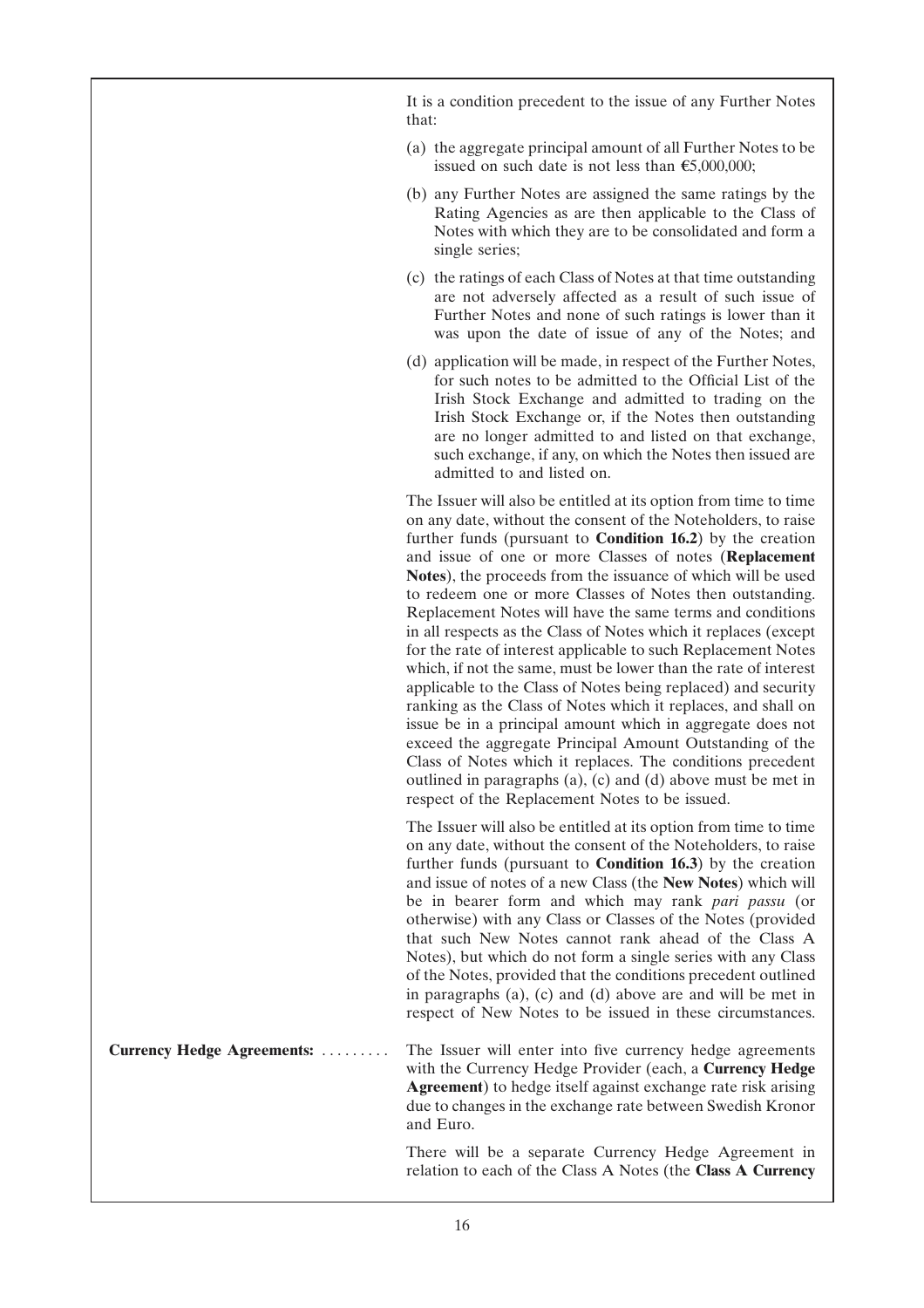It is a condition precedent to the issue of any Further Notes that:

(a) the aggregate principal amount of all Further Notes to be issued on such date is not less than €5,000,000;

(b) any Further Notes are assigned the same ratings by the Rating Agencies as are then applicable to the Class of Notes with which they are to be consolidated and form a single series;

(c) the ratings of each Class of Notes at that time outstanding are not adversely affected as a result of such issue of Further Notes and none of such ratings is lower than it was upon the date of issue of any of the Notes; and

(d) application will be made, in respect of the Further Notes, for such notes to be admitted to the Official List of the Irish Stock Exchange and admitted to trading on the Irish Stock Exchange or, if the Notes then outstanding are no longer admitted to and listed on that exchange, such exchange, if any, on which the Notes then issued are admitted to and listed on.

The Issuer will also be entitled at its option from time to time on any date, without the consent of the Noteholders, to raise further funds (pursuant to **Condition 16.2**) by the creation and issue of one or more Classes of notes (**Replacement Notes**), the proceeds from the issuance of which will be used to redeem one or more Classes of Notes then outstanding. Replacement Notes will have the same terms and conditions in all respects as the Class of Notes which it replaces (except for the rate of interest applicable to such Replacement Notes which, if not the same, must be lower than the rate of interest applicable to the Class of Notes being replaced) and security ranking as the Class of Notes which it replaces, and shall on issue be in a principal amount which in aggregate does not exceed the aggregate Principal Amount Outstanding of the Class of Notes which it replaces. The conditions precedent outlined in paragraphs (a), (c) and (d) above must be met in respect of the Replacement Notes to be issued.

The Issuer will also be entitled at its option from time to time on any date, without the consent of the Noteholders, to raise further funds (pursuant to **Condition 16.3**) by the creation and issue of notes of a new Class (the **New Notes**) which will be in bearer form and which may rank *pari passu* (or otherwise) with any Class or Classes of the Notes (provided that such New Notes cannot rank ahead of the Class A Notes), but which do not form a single series with any Class of the Notes, provided that the conditions precedent outlined in paragraphs (a), (c) and (d) above are and will be met in respect of New Notes to be issued in these circumstances.

**Currency Hedge Agreements:** The Issuer will enter into five currency hedge agreements with the Currency Hedge Provider (each, a **Currency Hedge Agreement**) to hedge itself against exchange rate risk arising due to changes in the exchange rate between Swedish Kronor and Euro.

There will be a separate Currency Hedge Agreement in relation to each of the Class A Notes (the **Class A Currency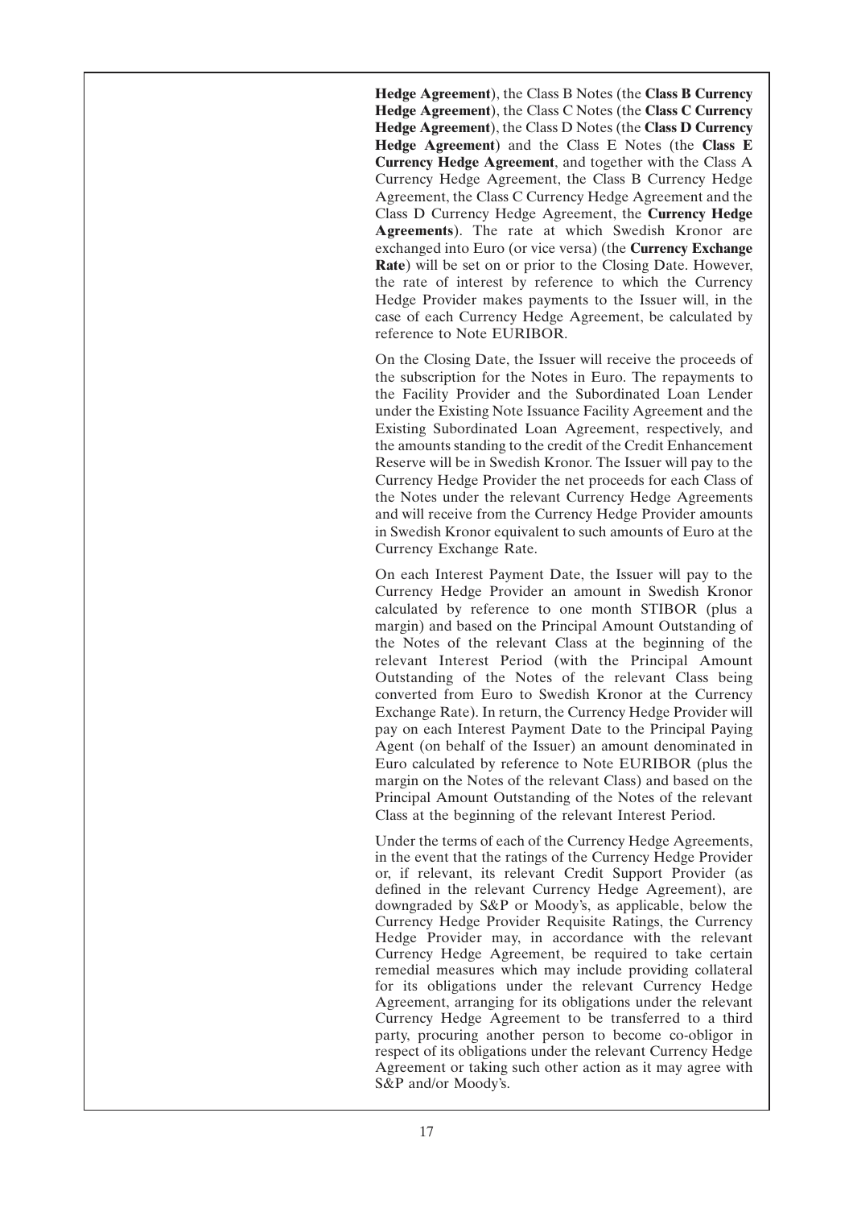**Hedge Agreement**), the Class B Notes (the **Class B Currency Hedge Agreement**), the Class C Notes (the **Class C Currency Hedge Agreement**), the Class D Notes (the **Class D Currency Hedge Agreement**) and the Class E Notes (the **Class E Currency Hedge Agreement**, and together with the Class A Currency Hedge Agreement, the Class B Currency Hedge Agreement, the Class C Currency Hedge Agreement and the Class D Currency Hedge Agreement, the **Currency Hedge Agreements**). The rate at which Swedish Kronor are exchanged into Euro (or vice versa) (the **Currency Exchange Rate**) will be set on or prior to the Closing Date. However, the rate of interest by reference to which the Currency Hedge Provider makes payments to the Issuer will, in the case of each Currency Hedge Agreement, be calculated by reference to Note EURIBOR.

On the Closing Date, the Issuer will receive the proceeds of the subscription for the Notes in Euro. The repayments to the Facility Provider and the Subordinated Loan Lender under the Existing Note Issuance Facility Agreement and the Existing Subordinated Loan Agreement, respectively, and the amounts standing to the credit of the Credit Enhancement Reserve will be in Swedish Kronor. The Issuer will pay to the Currency Hedge Provider the net proceeds for each Class of the Notes under the relevant Currency Hedge Agreements and will receive from the Currency Hedge Provider amounts in Swedish Kronor equivalent to such amounts of Euro at the Currency Exchange Rate.

On each Interest Payment Date, the Issuer will pay to the Currency Hedge Provider an amount in Swedish Kronor calculated by reference to one month STIBOR (plus a margin) and based on the Principal Amount Outstanding of the Notes of the relevant Class at the beginning of the relevant Interest Period (with the Principal Amount Outstanding of the Notes of the relevant Class being converted from Euro to Swedish Kronor at the Currency Exchange Rate). In return, the Currency Hedge Provider will pay on each Interest Payment Date to the Principal Paying Agent (on behalf of the Issuer) an amount denominated in Euro calculated by reference to Note EURIBOR (plus the margin on the Notes of the relevant Class) and based on the Principal Amount Outstanding of the Notes of the relevant Class at the beginning of the relevant Interest Period.

Under the terms of each of the Currency Hedge Agreements, in the event that the ratings of the Currency Hedge Provider or, if relevant, its relevant Credit Support Provider (as defined in the relevant Currency Hedge Agreement), are downgraded by S&P or Moody's, as applicable, below the Currency Hedge Provider Requisite Ratings, the Currency Hedge Provider may, in accordance with the relevant Currency Hedge Agreement, be required to take certain remedial measures which may include providing collateral for its obligations under the relevant Currency Hedge Agreement, arranging for its obligations under the relevant Currency Hedge Agreement to be transferred to a third party, procuring another person to become co-obligor in respect of its obligations under the relevant Currency Hedge Agreement or taking such other action as it may agree with S&P and/or Moody's.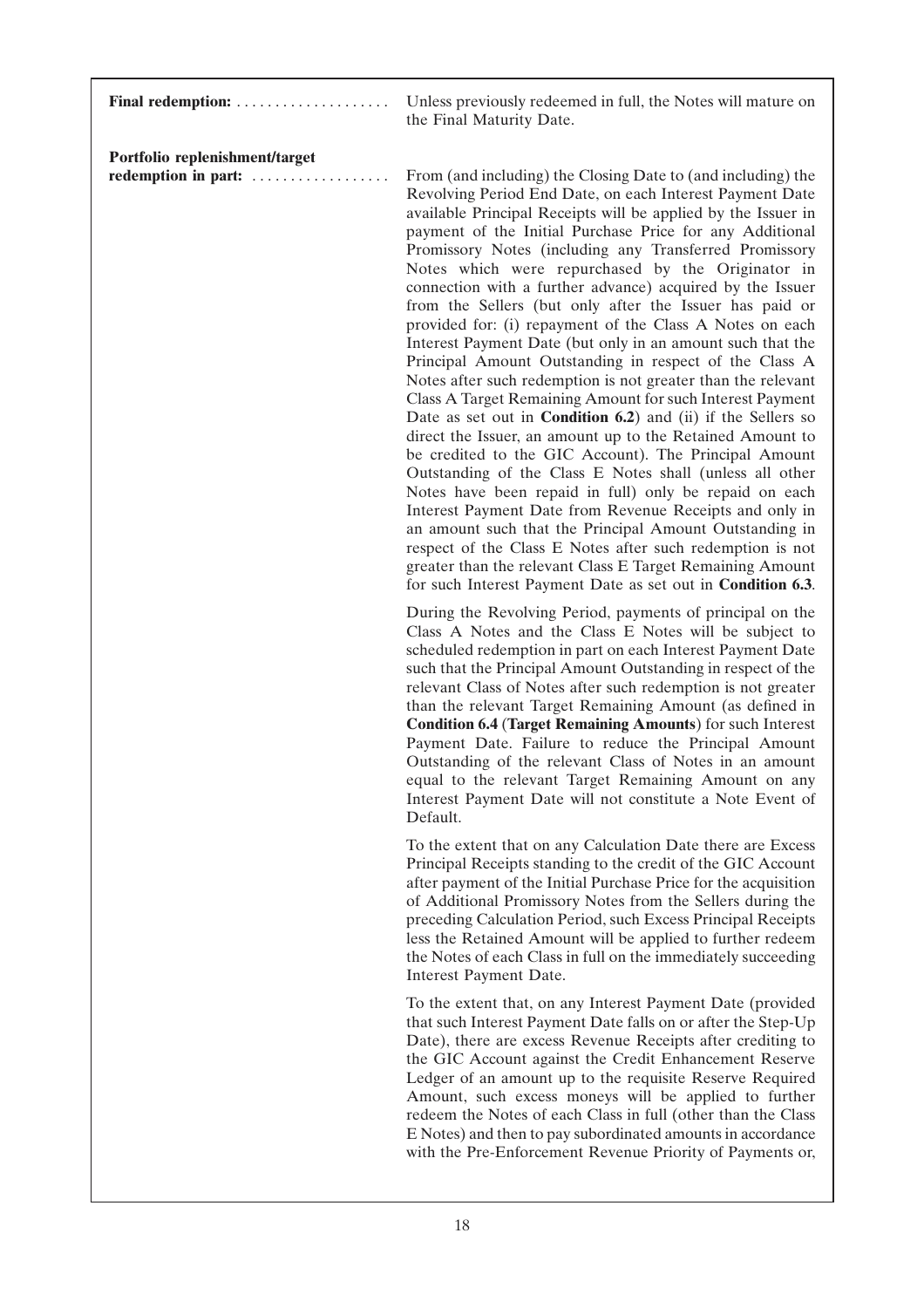**Final redemption:** Unless previously redeemed in full, the Notes will mature on the Final Maturity Date.

**Portfolio replenishment/target redemption in part:** From (and including) the Closing Date to (and including) the Revolving Period End Date, on each Interest Payment Date available Principal Receipts will be applied by the Issuer in payment of the Initial Purchase Price for any Additional Promissory Notes (including any Transferred Promissory Notes which were repurchased by the Originator in connection with a further advance) acquired by the Issuer from the Sellers (but only after the Issuer has paid or provided for: (i) repayment of the Class A Notes on each Interest Payment Date (but only in an amount such that the Principal Amount Outstanding in respect of the Class A Notes after such redemption is not greater than the relevant Class A Target Remaining Amount for such Interest Payment Date as set out in **Condition 6.2**) and (ii) if the Sellers so direct the Issuer, an amount up to the Retained Amount to be credited to the GIC Account). The Principal Amount Outstanding of the Class E Notes shall (unless all other Notes have been repaid in full) only be repaid on each Interest Payment Date from Revenue Receipts and only in an amount such that the Principal Amount Outstanding in respect of the Class E Notes after such redemption is not greater than the relevant Class E Target Remaining Amount for such Interest Payment Date as set out in **Condition 6.3**.

During the Revolving Period, payments of principal on the Class A Notes and the Class E Notes will be subject to scheduled redemption in part on each Interest Payment Date such that the Principal Amount Outstanding in respect of the relevant Class of Notes after such redemption is not greater than the relevant Target Remaining Amount (as defined in **Condition 6.4** (**Target Remaining Amounts**) for such Interest Payment Date. Failure to reduce the Principal Amount Outstanding of the relevant Class of Notes in an amount equal to the relevant Target Remaining Amount on any Interest Payment Date will not constitute a Note Event of Default.

To the extent that on any Calculation Date there are Excess Principal Receipts standing to the credit of the GIC Account after payment of the Initial Purchase Price for the acquisition of Additional Promissory Notes from the Sellers during the preceding Calculation Period, such Excess Principal Receipts less the Retained Amount will be applied to further redeem the Notes of each Class in full on the immediately succeeding Interest Payment Date.

To the extent that, on any Interest Payment Date (provided that such Interest Payment Date falls on or after the Step-Up Date), there are excess Revenue Receipts after crediting to the GIC Account against the Credit Enhancement Reserve Ledger of an amount up to the requisite Reserve Required Amount, such excess moneys will be applied to further redeem the Notes of each Class in full (other than the Class E Notes) and then to pay subordinated amounts in accordance with the Pre-Enforcement Revenue Priority of Payments or,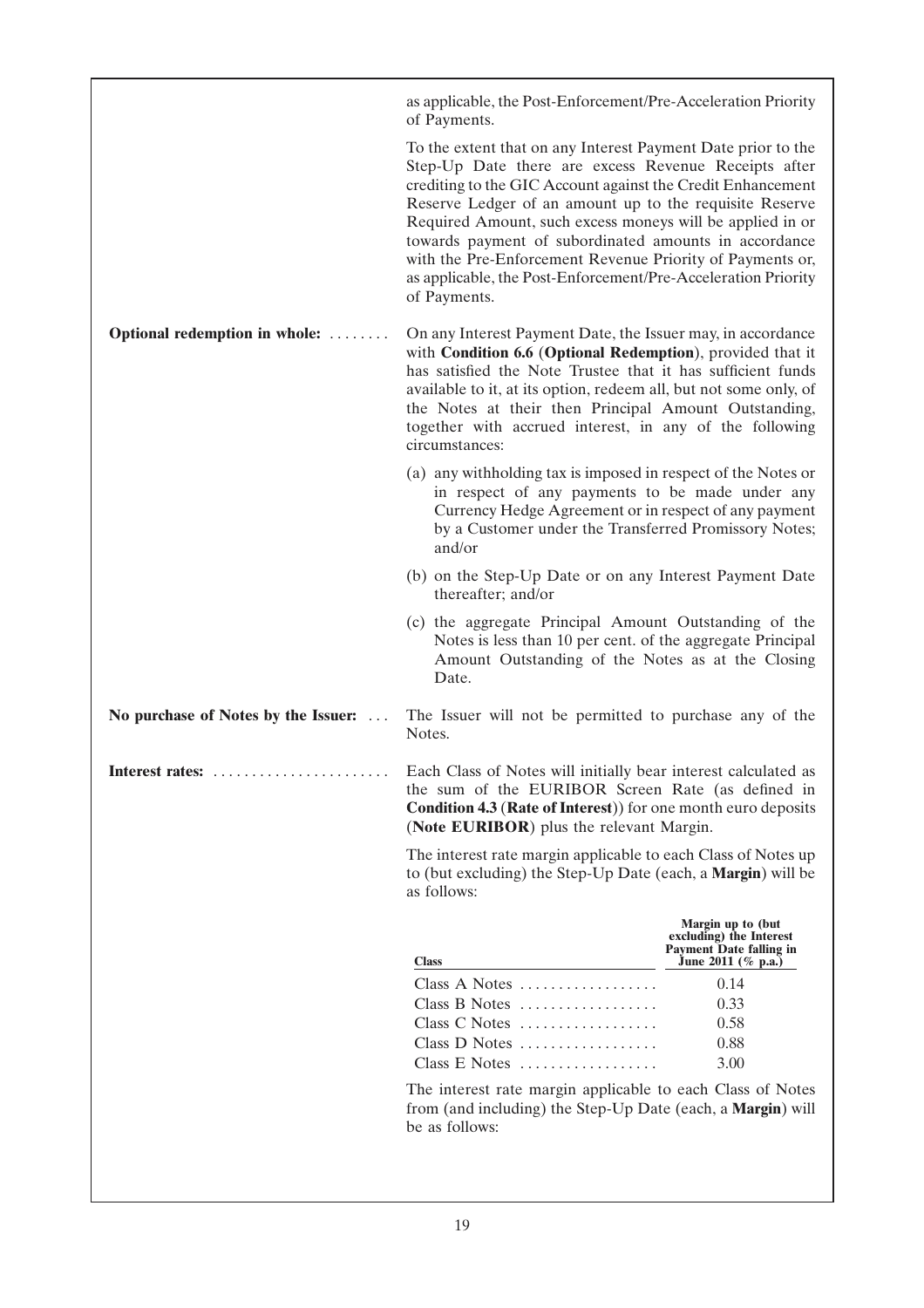as applicable, the Post-Enforcement/Pre-Acceleration Priority of Payments.

To the extent that on any Interest Payment Date prior to the Step-Up Date there are excess Revenue Receipts after crediting to the GIC Account against the Credit Enhancement Reserve Ledger of an amount up to the requisite Reserve Required Amount, such excess moneys will be applied in or towards payment of subordinated amounts in accordance with the Pre-Enforcement Revenue Priority of Payments or, as applicable, the Post-Enforcement/Pre-Acceleration Priority of Payments.

**Optional redemption in whole:**

On any Interest Payment Date, the Issuer may, in accordance with **Condition 6.6** (**Optional Redemption**), provided that it has satisfied the Note Trustee that it has sufficient funds available to it, at its option, redeem all, but not some only, of the Notes at their then Principal Amount Outstanding, together with accrued interest, in any of the following circumstances:

(a) any withholding tax is imposed in respect of the Notes or in respect of any payments to be made under any Currency Hedge Agreement or in respect of any payment by a Customer under the Transferred Promissory Notes; and/or

(b) on the Step-Up Date or on any Interest Payment Date thereafter; and/or

(c) the aggregate Principal Amount Outstanding of the Notes is less than 10 per cent. of the aggregate Principal Amount Outstanding of the Notes as at the Closing Date.

**No purchase of Notes by the Issuer:**

The Issuer will not be permitted to purchase any of the Notes.

**Interest rates:**

Each Class of Notes will initially bear interest calculated as the sum of the EURIBOR Screen Rate (as defined in **Condition 4.3** (**Rate of Interest**)) for one month euro deposits (**Note EURIBOR**) plus the relevant Margin.

The interest rate margin applicable to each Class of Notes up to (but excluding) the Step-Up Date (each, a **Margin**) will be as follows:

| Class | Margin up to (but excluding) the Interest Payment Date falling in June 2011 (% p.a.) |
|---|---|
| Class A Notes | 0.14 |
| Class B Notes | 0.33 |
| Class C Notes | 0.58 |
| Class D Notes | 0.88 |
| Class E Notes | 3.00 |

The interest rate margin applicable to each Class of Notes from (and including) the Step-Up Date (each, a **Margin**) will be as follows: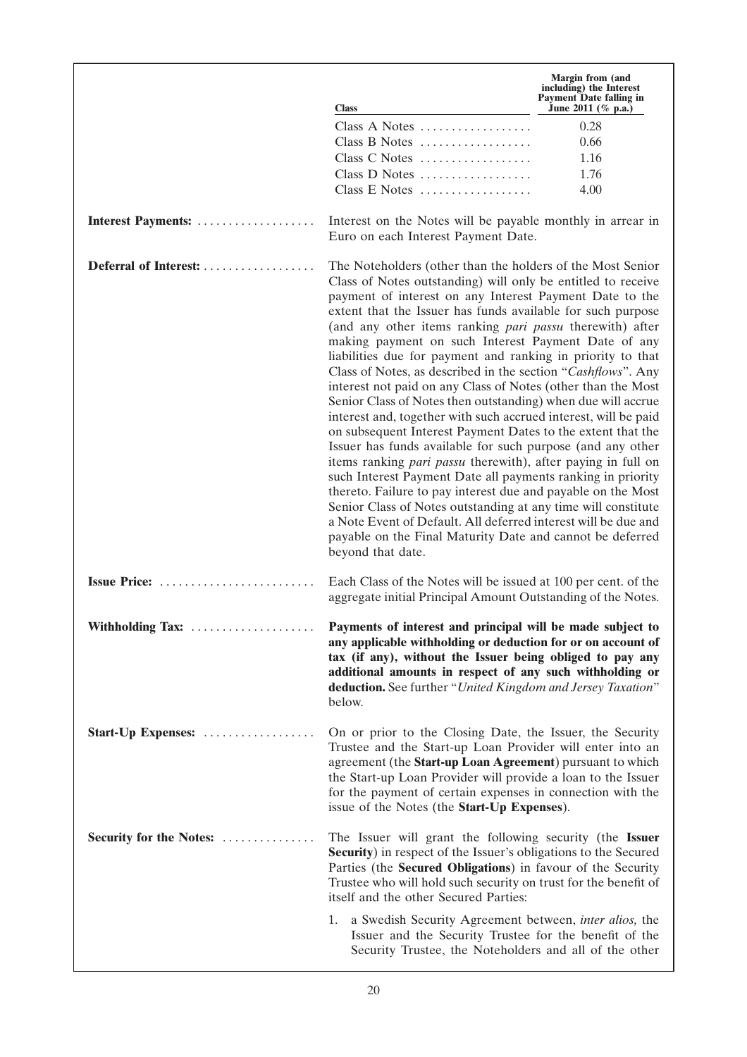| Class | Margin from (and including) the Interest Payment Date falling in June 2011 (% p.a.) |
|---|---|
| Class A Notes | 0.28 |
| Class B Notes | 0.66 |
| Class C Notes | 1.16 |
| Class D Notes | 1.76 |
| Class E Notes | 4.00 |

**Interest Payments:** Interest on the Notes will be payable monthly in arrear in Euro on each Interest Payment Date.

**Deferral of Interest:** The Noteholders (other than the holders of the Most Senior Class of Notes outstanding) will only be entitled to receive payment of interest on any Interest Payment Date to the extent that the Issuer has funds available for such purpose (and any other items ranking *pari passu* therewith) after making payment on such Interest Payment Date of any liabilities due for payment and ranking in priority to that Class of Notes, as described in the section "*Cashflows*". Any interest not paid on any Class of Notes (other than the Most Senior Class of Notes then outstanding) when due will accrue interest and, together with such accrued interest, will be paid on subsequent Interest Payment Dates to the extent that the Issuer has funds available for such purpose (and any other items ranking *pari passu* therewith), after paying in full on such Interest Payment Date all payments ranking in priority thereto. Failure to pay interest due and payable on the Most Senior Class of Notes outstanding at any time will constitute a Note Event of Default. All deferred interest will be due and payable on the Final Maturity Date and cannot be deferred beyond that date.

**Issue Price:** Each Class of the Notes will be issued at 100 per cent. of the aggregate initial Principal Amount Outstanding of the Notes.

**Withholding Tax:** **Payments of interest and principal will be made subject to any applicable withholding or deduction for or on account of tax (if any), without the Issuer being obliged to pay any additional amounts in respect of any such withholding or deduction.** See further "*United Kingdom and Jersey Taxation*" below.

**Start-Up Expenses:** On or prior to the Closing Date, the Issuer, the Security Trustee and the Start-up Loan Provider will enter into an agreement (the **Start-up Loan Agreement**) pursuant to which the Start-up Loan Provider will provide a loan to the Issuer for the payment of certain expenses in connection with the issue of the Notes (the **Start-Up Expenses**).

**Security for the Notes:** The Issuer will grant the following security (the **Issuer Security**) in respect of the Issuer's obligations to the Secured Parties (the **Secured Obligations**) in favour of the Security Trustee who will hold such security on trust for the benefit of itself and the other Secured Parties:

1. a Swedish Security Agreement between, *inter alios,* the Issuer and the Security Trustee for the benefit of the Security Trustee, the Noteholders and all of the other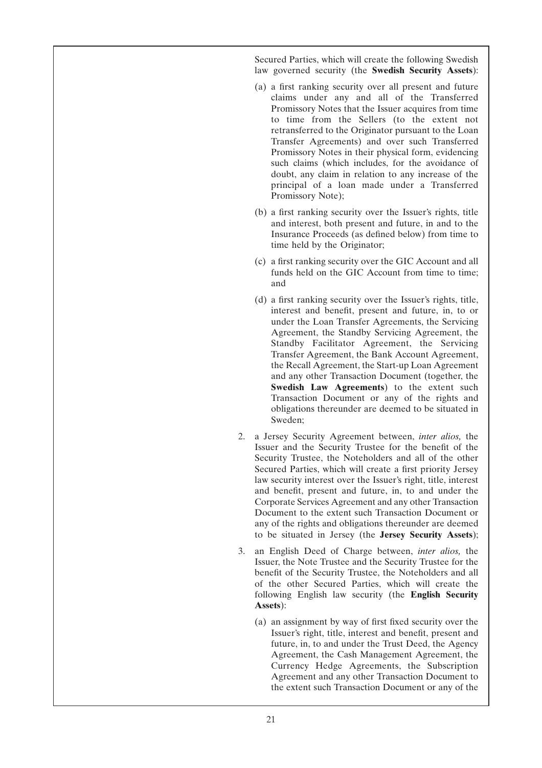Secured Parties, which will create the following Swedish law governed security (the **Swedish Security Assets**):

(a) a first ranking security over all present and future claims under any and all of the Transferred Promissory Notes that the Issuer acquires from time to time from the Sellers (to the extent not retransferred to the Originator pursuant to the Loan Transfer Agreements) and over such Transferred Promissory Notes in their physical form, evidencing such claims (which includes, for the avoidance of doubt, any claim in relation to any increase of the principal of a loan made under a Transferred Promissory Note);

(b) a first ranking security over the Issuer's rights, title and interest, both present and future, in and to the Insurance Proceeds (as defined below) from time to time held by the Originator;

(c) a first ranking security over the GIC Account and all funds held on the GIC Account from time to time; and

(d) a first ranking security over the Issuer's rights, title, interest and benefit, present and future, in, to or under the Loan Transfer Agreements, the Servicing Agreement, the Standby Servicing Agreement, the Standby Facilitator Agreement, the Servicing Transfer Agreement, the Bank Account Agreement, the Recall Agreement, the Start-up Loan Agreement and any other Transaction Document (together, the **Swedish Law Agreements**) to the extent such Transaction Document or any of the rights and obligations thereunder are deemed to be situated in Sweden;

2. a Jersey Security Agreement between, *inter alios,* the Issuer and the Security Trustee for the benefit of the Security Trustee, the Noteholders and all of the other Secured Parties, which will create a first priority Jersey law security interest over the Issuer's right, title, interest and benefit, present and future, in, to and under the Corporate Services Agreement and any other Transaction Document to the extent such Transaction Document or any of the rights and obligations thereunder are deemed to be situated in Jersey (the **Jersey Security Assets**);

3. an English Deed of Charge between, *inter alios,* the Issuer, the Note Trustee and the Security Trustee for the benefit of the Security Trustee, the Noteholders and all of the other Secured Parties, which will create the following English law security (the **English Security Assets**):

   (a) an assignment by way of first fixed security over the Issuer's right, title, interest and benefit, present and future, in, to and under the Trust Deed, the Agency Agreement, the Cash Management Agreement, the Currency Hedge Agreements, the Subscription Agreement and any other Transaction Document to the extent such Transaction Document or any of the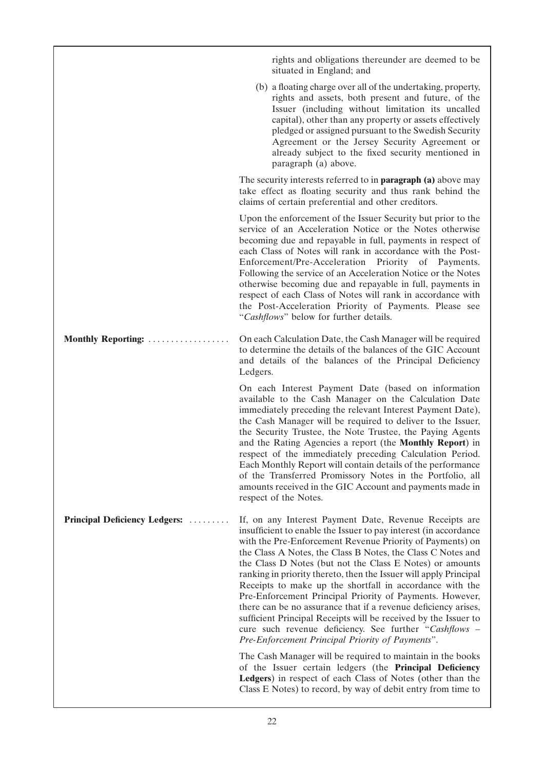rights and obligations thereunder are deemed to be situated in England; and

(b) a floating charge over all of the undertaking, property, rights and assets, both present and future, of the Issuer (including without limitation its uncalled capital), other than any property or assets effectively pledged or assigned pursuant to the Swedish Security Agreement or the Jersey Security Agreement or already subject to the fixed security mentioned in paragraph (a) above.

The security interests referred to in **paragraph (a)** above may take effect as floating security and thus rank behind the claims of certain preferential and other creditors.

Upon the enforcement of the Issuer Security but prior to the service of an Acceleration Notice or the Notes otherwise becoming due and repayable in full, payments in respect of each Class of Notes will rank in accordance with the Post-Enforcement/Pre-Acceleration Priority of Payments. Following the service of an Acceleration Notice or the Notes otherwise becoming due and repayable in full, payments in respect of each Class of Notes will rank in accordance with the Post-Acceleration Priority of Payments. Please see "*Cashflows*" below for further details.

**Monthly Reporting:** On each Calculation Date, the Cash Manager will be required to determine the details of the balances of the GIC Account and details of the balances of the Principal Deficiency Ledgers.

On each Interest Payment Date (based on information available to the Cash Manager on the Calculation Date immediately preceding the relevant Interest Payment Date), the Cash Manager will be required to deliver to the Issuer, the Security Trustee, the Note Trustee, the Paying Agents and the Rating Agencies a report (the **Monthly Report**) in respect of the immediately preceding Calculation Period. Each Monthly Report will contain details of the performance of the Transferred Promissory Notes in the Portfolio, all amounts received in the GIC Account and payments made in respect of the Notes.

**Principal Deficiency Ledgers:** If, on any Interest Payment Date, Revenue Receipts are insufficient to enable the Issuer to pay interest (in accordance with the Pre-Enforcement Revenue Priority of Payments) on the Class A Notes, the Class B Notes, the Class C Notes and the Class D Notes (but not the Class E Notes) or amounts ranking in priority thereto, then the Issuer will apply Principal Receipts to make up the shortfall in accordance with the Pre-Enforcement Principal Priority of Payments. However, there can be no assurance that if a revenue deficiency arises, sufficient Principal Receipts will be received by the Issuer to cure such revenue deficiency. See further "*Cashflows – Pre-Enforcement Principal Priority of Payments*".

The Cash Manager will be required to maintain in the books of the Issuer certain ledgers (the **Principal Deficiency Ledgers**) in respect of each Class of Notes (other than the Class E Notes) to record, by way of debit entry from time to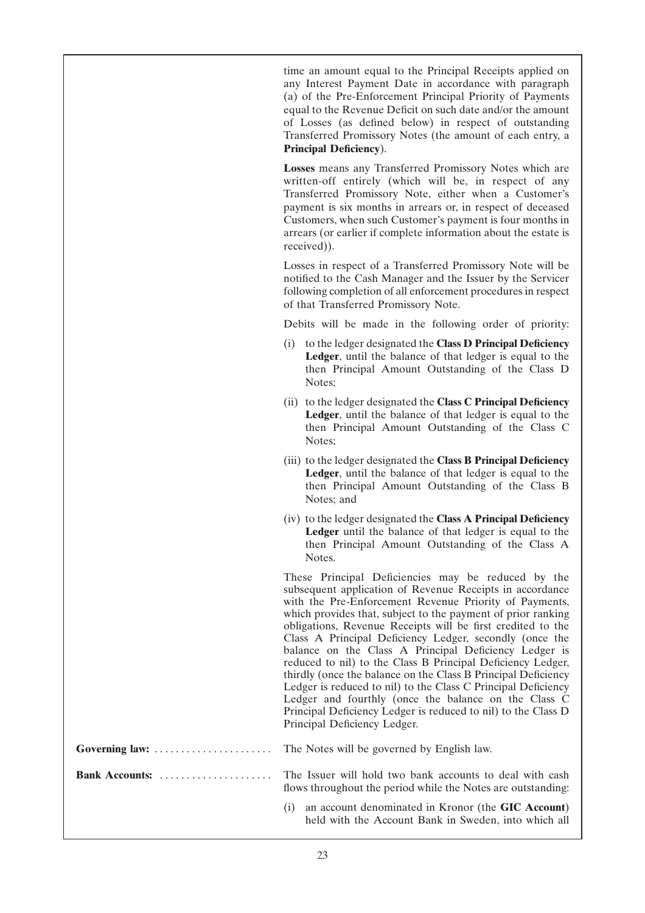time an amount equal to the Principal Receipts applied on any Interest Payment Date in accordance with paragraph (a) of the Pre-Enforcement Principal Priority of Payments equal to the Revenue Deficit on such date and/or the amount of Losses (as defined below) in respect of outstanding Transferred Promissory Notes (the amount of each entry, a **Principal Deficiency**).

**Losses** means any Transferred Promissory Notes which are written-off entirely (which will be, in respect of any Transferred Promissory Note, either when a Customer's payment is six months in arrears or, in respect of deceased Customers, when such Customer's payment is four months in arrears (or earlier if complete information about the estate is received)).

Losses in respect of a Transferred Promissory Note will be notified to the Cash Manager and the Issuer by the Servicer following completion of all enforcement procedures in respect of that Transferred Promissory Note.

Debits will be made in the following order of priority:

(i) to the ledger designated the **Class D Principal Deficiency Ledger**, until the balance of that ledger is equal to the then Principal Amount Outstanding of the Class D Notes;

(ii) to the ledger designated the **Class C Principal Deficiency Ledger**, until the balance of that ledger is equal to the then Principal Amount Outstanding of the Class C Notes;

(iii) to the ledger designated the **Class B Principal Deficiency Ledger**, until the balance of that ledger is equal to the then Principal Amount Outstanding of the Class B Notes; and

(iv) to the ledger designated the **Class A Principal Deficiency Ledger** until the balance of that ledger is equal to the then Principal Amount Outstanding of the Class A Notes.

These Principal Deficiencies may be reduced by the subsequent application of Revenue Receipts in accordance with the Pre-Enforcement Revenue Priority of Payments, which provides that, subject to the payment of prior ranking obligations, Revenue Receipts will be first credited to the Class A Principal Deficiency Ledger, secondly (once the balance on the Class A Principal Deficiency Ledger is reduced to nil) to the Class B Principal Deficiency Ledger, thirdly (once the balance on the Class B Principal Deficiency Ledger is reduced to nil) to the Class C Principal Deficiency Ledger and fourthly (once the balance on the Class C Principal Deficiency Ledger is reduced to nil) to the Class D Principal Deficiency Ledger.

**Governing law:** The Notes will be governed by English law.

**Bank Accounts:** The Issuer will hold two bank accounts to deal with cash flows throughout the period while the Notes are outstanding:

(i) an account denominated in Kronor (the **GIC Account**) held with the Account Bank in Sweden, into which all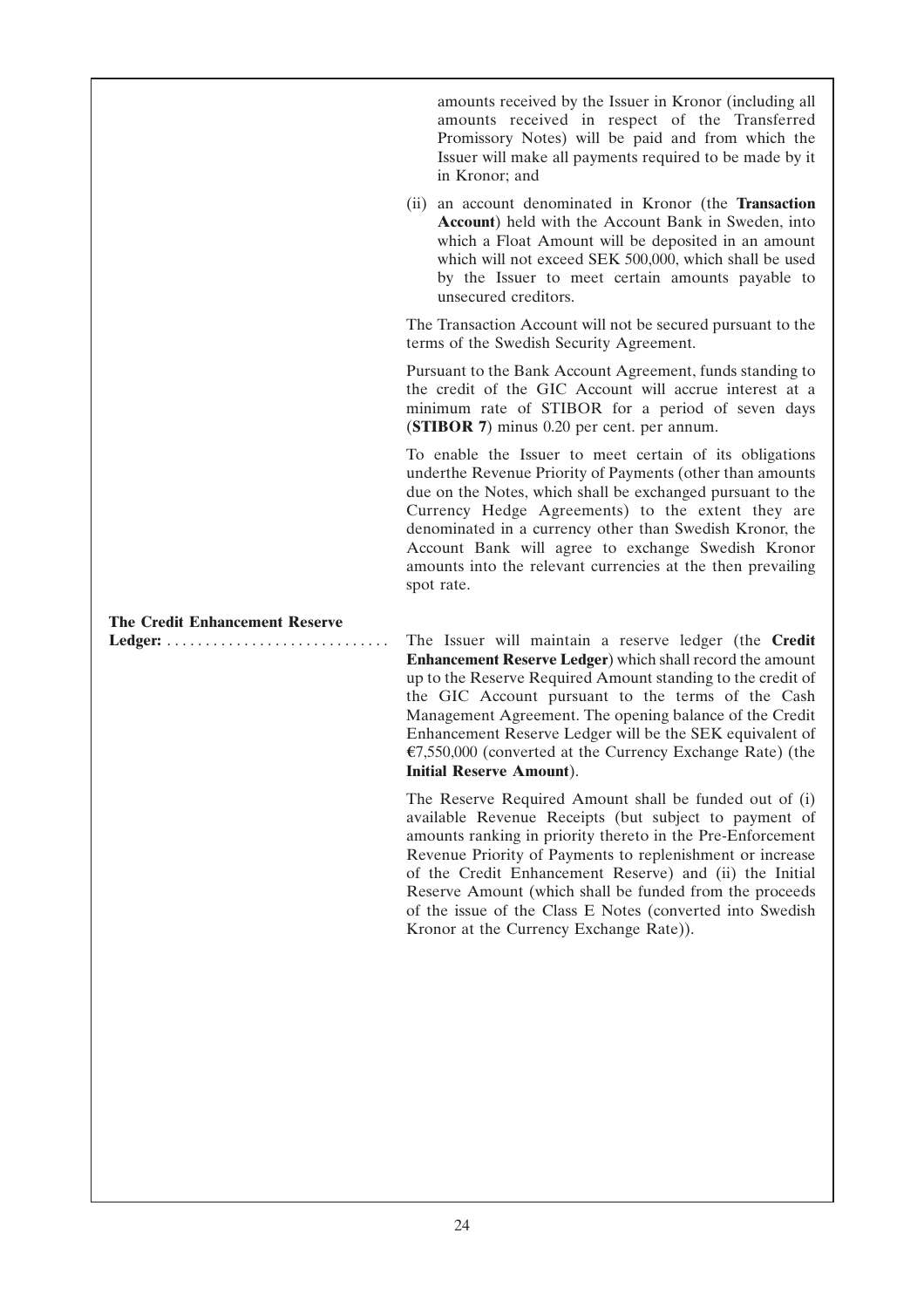amounts received by the Issuer in Kronor (including all amounts received in respect of the Transferred Promissory Notes) will be paid and from which the Issuer will make all payments required to be made by it in Kronor; and

(ii) an account denominated in Kronor (the **Transaction Account**) held with the Account Bank in Sweden, into which a Float Amount will be deposited in an amount which will not exceed SEK 500,000, which shall be used by the Issuer to meet certain amounts payable to unsecured creditors.

The Transaction Account will not be secured pursuant to the terms of the Swedish Security Agreement.

Pursuant to the Bank Account Agreement, funds standing to the credit of the GIC Account will accrue interest at a minimum rate of STIBOR for a period of seven days (**STIBOR 7**) minus 0.20 per cent. per annum.

To enable the Issuer to meet certain of its obligations underthe Revenue Priority of Payments (other than amounts due on the Notes, which shall be exchanged pursuant to the Currency Hedge Agreements) to the extent they are denominated in a currency other than Swedish Kronor, the Account Bank will agree to exchange Swedish Kronor amounts into the relevant currencies at the then prevailing spot rate.

**The Credit Enhancement Reserve Ledger:** The Issuer will maintain a reserve ledger (the **Credit Enhancement Reserve Ledger**) which shall record the amount up to the Reserve Required Amount standing to the credit of the GIC Account pursuant to the terms of the Cash Management Agreement. The opening balance of the Credit Enhancement Reserve Ledger will be the SEK equivalent of €7,550,000 (converted at the Currency Exchange Rate) (the **Initial Reserve Amount**).

The Reserve Required Amount shall be funded out of (i) available Revenue Receipts (but subject to payment of amounts ranking in priority thereto in the Pre-Enforcement Revenue Priority of Payments to replenishment or increase of the Credit Enhancement Reserve) and (ii) the Initial Reserve Amount (which shall be funded from the proceeds of the issue of the Class E Notes (converted into Swedish Kronor at the Currency Exchange Rate)).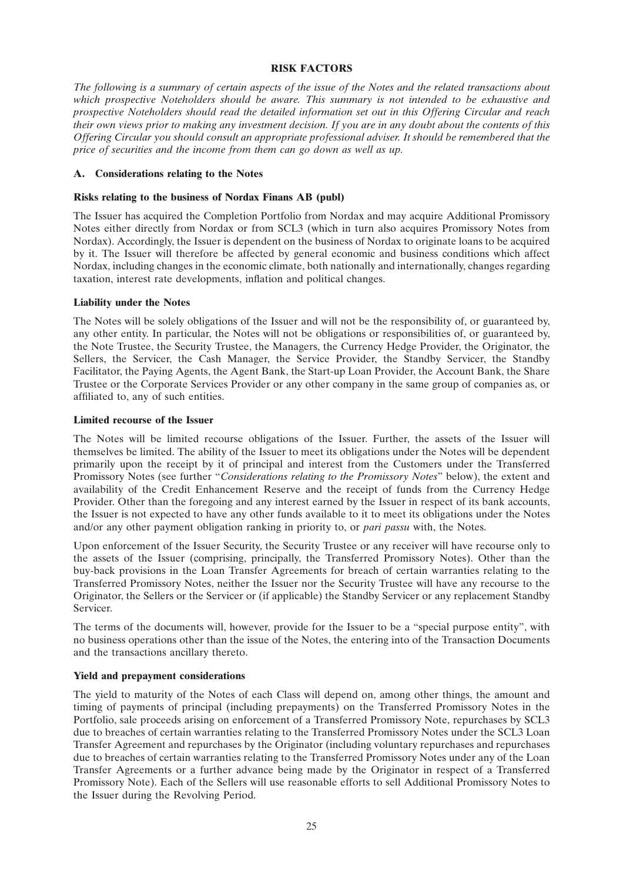# RISK FACTORS

*The following is a summary of certain aspects of the issue of the Notes and the related transactions about which prospective Noteholders should be aware. This summary is not intended to be exhaustive and prospective Noteholders should read the detailed information set out in this Offering Circular and reach their own views prior to making any investment decision. If you are in any doubt about the contents of this Offering Circular you should consult an appropriate professional adviser. It should be remembered that the price of securities and the income from them can go down as well as up.*

## A. Considerations relating to the Notes

### Risks relating to the business of Nordax Finans AB (publ)

The Issuer has acquired the Completion Portfolio from Nordax and may acquire Additional Promissory Notes either directly from Nordax or from SCL3 (which in turn also acquires Promissory Notes from Nordax). Accordingly, the Issuer is dependent on the business of Nordax to originate loans to be acquired by it. The Issuer will therefore be affected by general economic and business conditions which affect Nordax, including changes in the economic climate, both nationally and internationally, changes regarding taxation, interest rate developments, inflation and political changes.

### Liability under the Notes

The Notes will be solely obligations of the Issuer and will not be the responsibility of, or guaranteed by, any other entity. In particular, the Notes will not be obligations or responsibilities of, or guaranteed by, the Note Trustee, the Security Trustee, the Managers, the Currency Hedge Provider, the Originator, the Sellers, the Servicer, the Cash Manager, the Service Provider, the Standby Servicer, the Standby Facilitator, the Paying Agents, the Agent Bank, the Start-up Loan Provider, the Account Bank, the Share Trustee or the Corporate Services Provider or any other company in the same group of companies as, or affiliated to, any of such entities.

### Limited recourse of the Issuer

The Notes will be limited recourse obligations of the Issuer. Further, the assets of the Issuer will themselves be limited. The ability of the Issuer to meet its obligations under the Notes will be dependent primarily upon the receipt by it of principal and interest from the Customers under the Transferred Promissory Notes (see further "*Considerations relating to the Promissory Notes*" below), the extent and availability of the Credit Enhancement Reserve and the receipt of funds from the Currency Hedge Provider. Other than the foregoing and any interest earned by the Issuer in respect of its bank accounts, the Issuer is not expected to have any other funds available to it to meet its obligations under the Notes and/or any other payment obligation ranking in priority to, or *pari passu* with, the Notes.

Upon enforcement of the Issuer Security, the Security Trustee or any receiver will have recourse only to the assets of the Issuer (comprising, principally, the Transferred Promissory Notes). Other than the buy-back provisions in the Loan Transfer Agreements for breach of certain warranties relating to the Transferred Promissory Notes, neither the Issuer nor the Security Trustee will have any recourse to the Originator, the Sellers or the Servicer or (if applicable) the Standby Servicer or any replacement Standby Servicer.

The terms of the documents will, however, provide for the Issuer to be a "special purpose entity", with no business operations other than the issue of the Notes, the entering into of the Transaction Documents and the transactions ancillary thereto.

### Yield and prepayment considerations

The yield to maturity of the Notes of each Class will depend on, among other things, the amount and timing of payments of principal (including prepayments) on the Transferred Promissory Notes in the Portfolio, sale proceeds arising on enforcement of a Transferred Promissory Note, repurchases by SCL3 due to breaches of certain warranties relating to the Transferred Promissory Notes under the SCL3 Loan Transfer Agreement and repurchases by the Originator (including voluntary repurchases and repurchases due to breaches of certain warranties relating to the Transferred Promissory Notes under any of the Loan Transfer Agreements or a further advance being made by the Originator in respect of a Transferred Promissory Note). Each of the Sellers will use reasonable efforts to sell Additional Promissory Notes to the Issuer during the Revolving Period.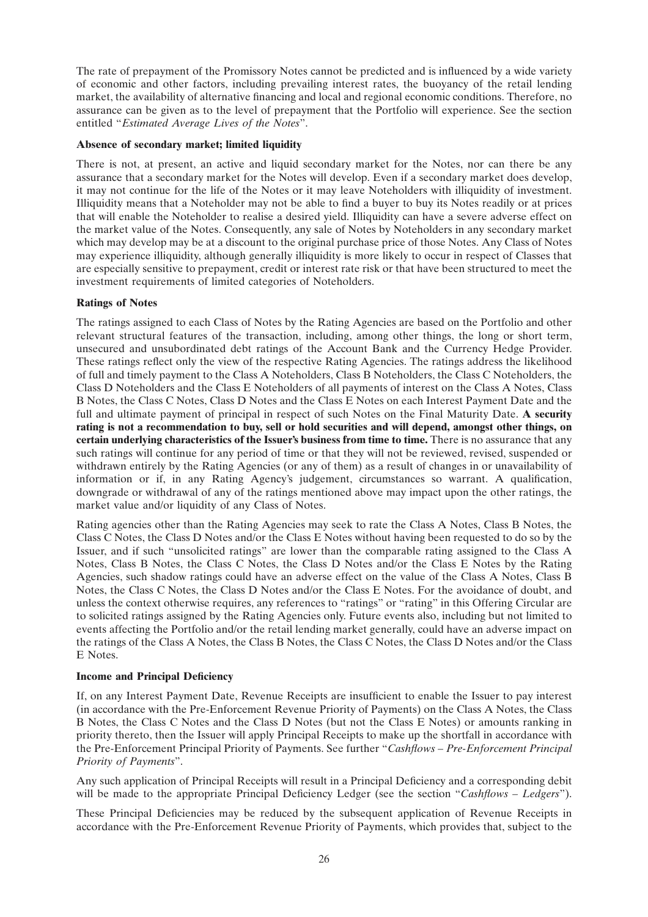The rate of prepayment of the Promissory Notes cannot be predicted and is influenced by a wide variety of economic and other factors, including prevailing interest rates, the buoyancy of the retail lending market, the availability of alternative financing and local and regional economic conditions. Therefore, no assurance can be given as to the level of prepayment that the Portfolio will experience. See the section entitled "*Estimated Average Lives of the Notes*".

**Absence of secondary market; limited liquidity**

There is not, at present, an active and liquid secondary market for the Notes, nor can there be any assurance that a secondary market for the Notes will develop. Even if a secondary market does develop, it may not continue for the life of the Notes or it may leave Noteholders with illiquidity of investment. Illiquidity means that a Noteholder may not be able to find a buyer to buy its Notes readily or at prices that will enable the Noteholder to realise a desired yield. Illiquidity can have a severe adverse effect on the market value of the Notes. Consequently, any sale of Notes by Noteholders in any secondary market which may develop may be at a discount to the original purchase price of those Notes. Any Class of Notes may experience illiquidity, although generally illiquidity is more likely to occur in respect of Classes that are especially sensitive to prepayment, credit or interest rate risk or that have been structured to meet the investment requirements of limited categories of Noteholders.

**Ratings of Notes**

The ratings assigned to each Class of Notes by the Rating Agencies are based on the Portfolio and other relevant structural features of the transaction, including, among other things, the long or short term, unsecured and unsubordinated debt ratings of the Account Bank and the Currency Hedge Provider. These ratings reflect only the view of the respective Rating Agencies. The ratings address the likelihood of full and timely payment to the Class A Noteholders, Class B Noteholders, the Class C Noteholders, the Class D Noteholders and the Class E Noteholders of all payments of interest on the Class A Notes, Class B Notes, the Class C Notes, Class D Notes and the Class E Notes on each Interest Payment Date and the full and ultimate payment of principal in respect of such Notes on the Final Maturity Date. **A security rating is not a recommendation to buy, sell or hold securities and will depend, amongst other things, on certain underlying characteristics of the Issuer's business from time to time.** There is no assurance that any such ratings will continue for any period of time or that they will not be reviewed, revised, suspended or withdrawn entirely by the Rating Agencies (or any of them) as a result of changes in or unavailability of information or if, in any Rating Agency's judgement, circumstances so warrant. A qualification, downgrade or withdrawal of any of the ratings mentioned above may impact upon the other ratings, the market value and/or liquidity of any Class of Notes.

Rating agencies other than the Rating Agencies may seek to rate the Class A Notes, Class B Notes, the Class C Notes, the Class D Notes and/or the Class E Notes without having been requested to do so by the Issuer, and if such "unsolicited ratings" are lower than the comparable rating assigned to the Class A Notes, Class B Notes, the Class C Notes, the Class D Notes and/or the Class E Notes by the Rating Agencies, such shadow ratings could have an adverse effect on the value of the Class A Notes, Class B Notes, the Class C Notes, the Class D Notes and/or the Class E Notes. For the avoidance of doubt, and unless the context otherwise requires, any references to "ratings" or "rating" in this Offering Circular are to solicited ratings assigned by the Rating Agencies only. Future events also, including but not limited to events affecting the Portfolio and/or the retail lending market generally, could have an adverse impact on the ratings of the Class A Notes, the Class B Notes, the Class C Notes, the Class D Notes and/or the Class E Notes.

**Income and Principal Deficiency**

If, on any Interest Payment Date, Revenue Receipts are insufficient to enable the Issuer to pay interest (in accordance with the Pre-Enforcement Revenue Priority of Payments) on the Class A Notes, the Class B Notes, the Class C Notes and the Class D Notes (but not the Class E Notes) or amounts ranking in priority thereto, then the Issuer will apply Principal Receipts to make up the shortfall in accordance with the Pre-Enforcement Principal Priority of Payments. See further "*Cashflows – Pre-Enforcement Principal Priority of Payments*".

Any such application of Principal Receipts will result in a Principal Deficiency and a corresponding debit will be made to the appropriate Principal Deficiency Ledger (see the section "*Cashflows – Ledgers*").

These Principal Deficiencies may be reduced by the subsequent application of Revenue Receipts in accordance with the Pre-Enforcement Revenue Priority of Payments, which provides that, subject to the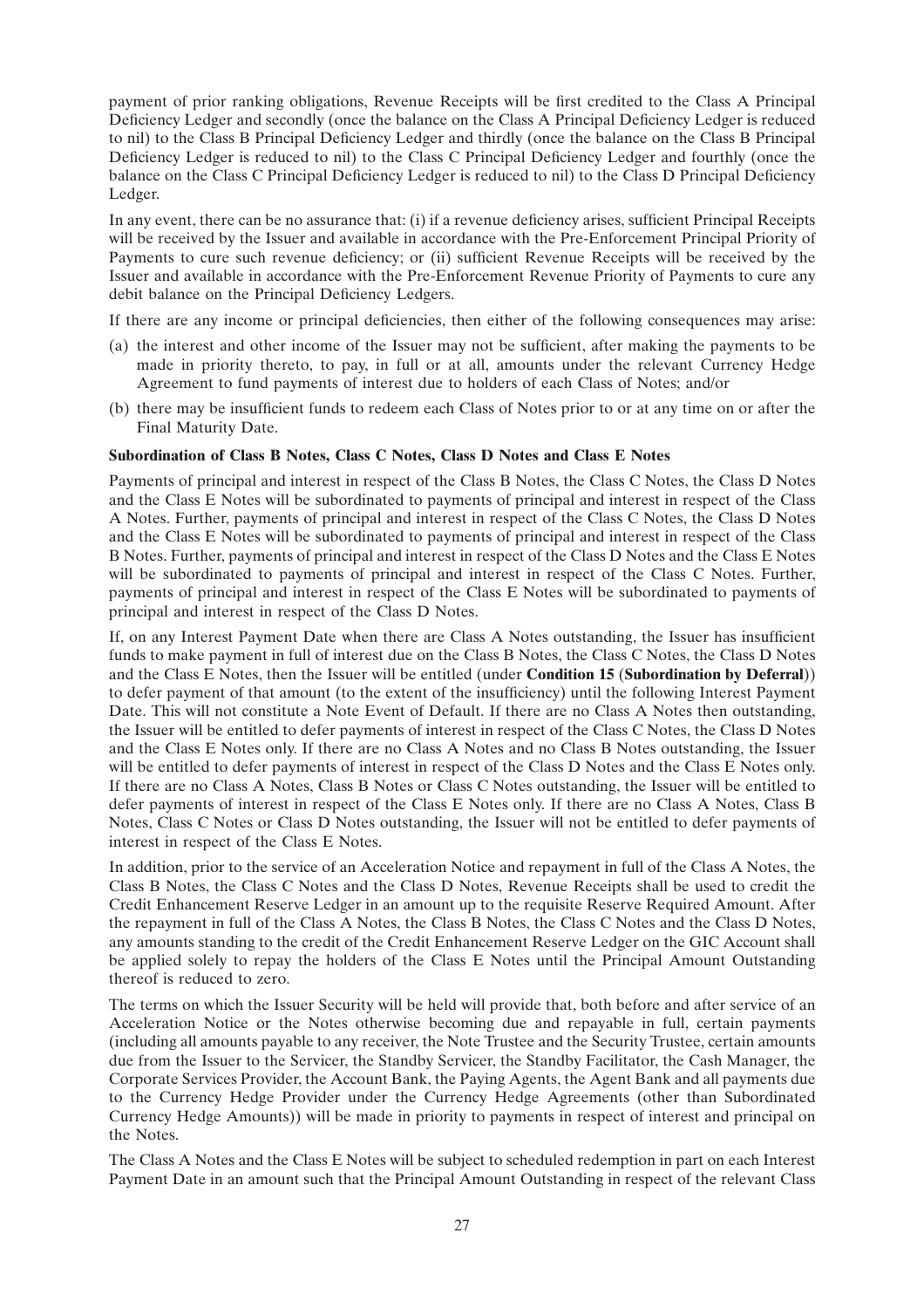payment of prior ranking obligations, Revenue Receipts will be first credited to the Class A Principal Deficiency Ledger and secondly (once the balance on the Class A Principal Deficiency Ledger is reduced to nil) to the Class B Principal Deficiency Ledger and thirdly (once the balance on the Class B Principal Deficiency Ledger is reduced to nil) to the Class C Principal Deficiency Ledger and fourthly (once the balance on the Class C Principal Deficiency Ledger is reduced to nil) to the Class D Principal Deficiency Ledger.

In any event, there can be no assurance that: (i) if a revenue deficiency arises, sufficient Principal Receipts will be received by the Issuer and available in accordance with the Pre-Enforcement Principal Priority of Payments to cure such revenue deficiency; or (ii) sufficient Revenue Receipts will be received by the Issuer and available in accordance with the Pre-Enforcement Revenue Priority of Payments to cure any debit balance on the Principal Deficiency Ledgers.

If there are any income or principal deficiencies, then either of the following consequences may arise:

(a) the interest and other income of the Issuer may not be sufficient, after making the payments to be made in priority thereto, to pay, in full or at all, amounts under the relevant Currency Hedge Agreement to fund payments of interest due to holders of each Class of Notes; and/or

(b) there may be insufficient funds to redeem each Class of Notes prior to or at any time on or after the Final Maturity Date.

**Subordination of Class B Notes, Class C Notes, Class D Notes and Class E Notes**

Payments of principal and interest in respect of the Class B Notes, the Class C Notes, the Class D Notes and the Class E Notes will be subordinated to payments of principal and interest in respect of the Class A Notes. Further, payments of principal and interest in respect of the Class C Notes, the Class D Notes and the Class E Notes will be subordinated to payments of principal and interest in respect of the Class B Notes. Further, payments of principal and interest in respect of the Class D Notes and the Class E Notes will be subordinated to payments of principal and interest in respect of the Class C Notes. Further, payments of principal and interest in respect of the Class E Notes will be subordinated to payments of principal and interest in respect of the Class D Notes.

If, on any Interest Payment Date when there are Class A Notes outstanding, the Issuer has insufficient funds to make payment in full of interest due on the Class B Notes, the Class C Notes, the Class D Notes and the Class E Notes, then the Issuer will be entitled (under **Condition 15** (**Subordination by Deferral**)) to defer payment of that amount (to the extent of the insufficiency) until the following Interest Payment Date. This will not constitute a Note Event of Default. If there are no Class A Notes then outstanding, the Issuer will be entitled to defer payments of interest in respect of the Class C Notes, the Class D Notes and the Class E Notes only. If there are no Class A Notes and no Class B Notes outstanding, the Issuer will be entitled to defer payments of interest in respect of the Class D Notes and the Class E Notes only. If there are no Class A Notes, Class B Notes or Class C Notes outstanding, the Issuer will be entitled to defer payments of interest in respect of the Class E Notes only. If there are no Class A Notes, Class B Notes, Class C Notes or Class D Notes outstanding, the Issuer will not be entitled to defer payments of interest in respect of the Class E Notes.

In addition, prior to the service of an Acceleration Notice and repayment in full of the Class A Notes, the Class B Notes, the Class C Notes and the Class D Notes, Revenue Receipts shall be used to credit the Credit Enhancement Reserve Ledger in an amount up to the requisite Reserve Required Amount. After the repayment in full of the Class A Notes, the Class B Notes, the Class C Notes and the Class D Notes, any amounts standing to the credit of the Credit Enhancement Reserve Ledger on the GIC Account shall be applied solely to repay the holders of the Class E Notes until the Principal Amount Outstanding thereof is reduced to zero.

The terms on which the Issuer Security will be held will provide that, both before and after service of an Acceleration Notice or the Notes otherwise becoming due and repayable in full, certain payments (including all amounts payable to any receiver, the Note Trustee and the Security Trustee, certain amounts due from the Issuer to the Servicer, the Standby Servicer, the Standby Facilitator, the Cash Manager, the Corporate Services Provider, the Account Bank, the Paying Agents, the Agent Bank and all payments due to the Currency Hedge Provider under the Currency Hedge Agreements (other than Subordinated Currency Hedge Amounts)) will be made in priority to payments in respect of interest and principal on the Notes.

The Class A Notes and the Class E Notes will be subject to scheduled redemption in part on each Interest Payment Date in an amount such that the Principal Amount Outstanding in respect of the relevant Class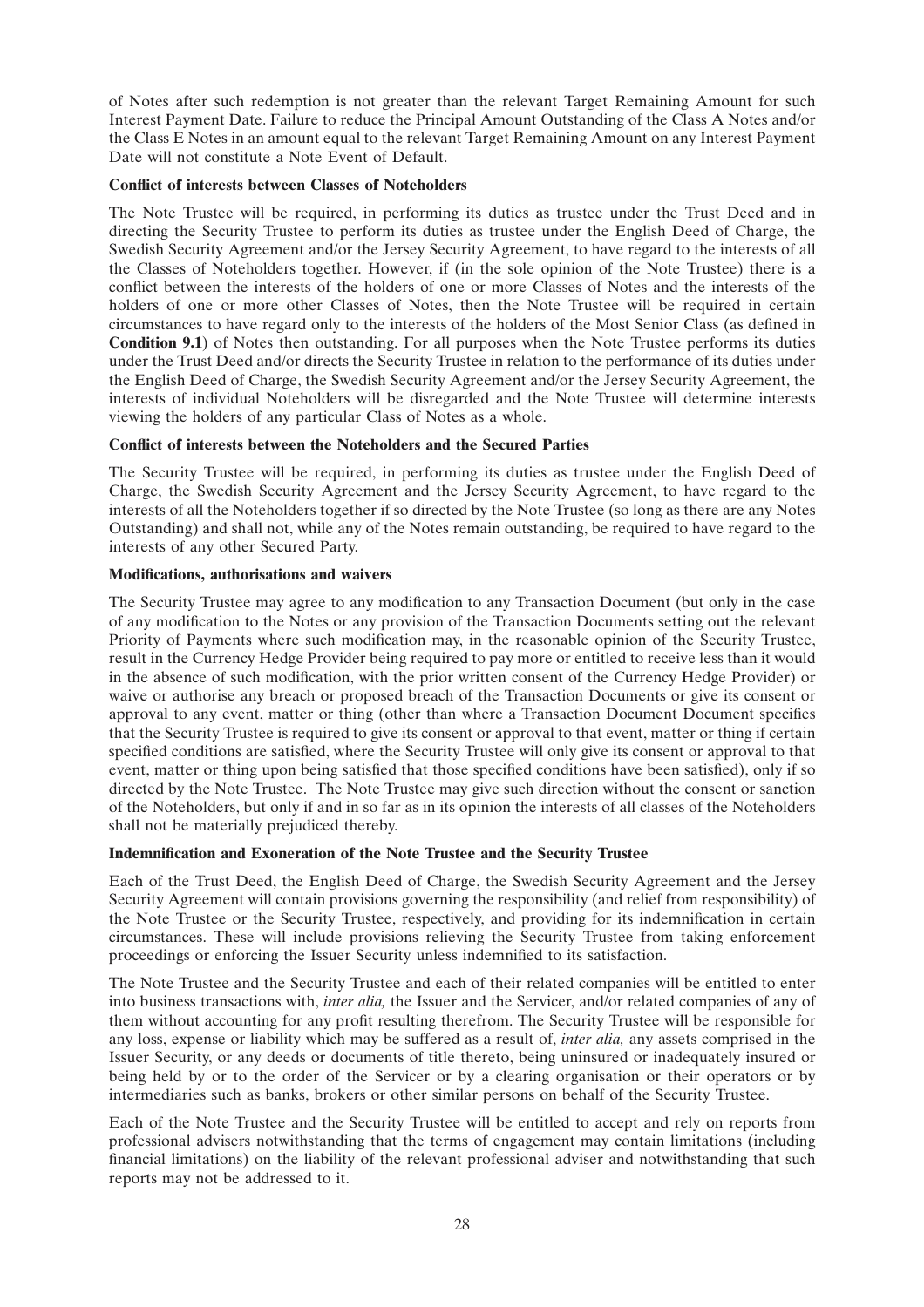of Notes after such redemption is not greater than the relevant Target Remaining Amount for such Interest Payment Date. Failure to reduce the Principal Amount Outstanding of the Class A Notes and/or the Class E Notes in an amount equal to the relevant Target Remaining Amount on any Interest Payment Date will not constitute a Note Event of Default.

**Conflict of interests between Classes of Noteholders**

The Note Trustee will be required, in performing its duties as trustee under the Trust Deed and in directing the Security Trustee to perform its duties as trustee under the English Deed of Charge, the Swedish Security Agreement and/or the Jersey Security Agreement, to have regard to the interests of all the Classes of Noteholders together. However, if (in the sole opinion of the Note Trustee) there is a conflict between the interests of the holders of one or more Classes of Notes and the interests of the holders of one or more other Classes of Notes, then the Note Trustee will be required in certain circumstances to have regard only to the interests of the holders of the Most Senior Class (as defined in **Condition 9.1**) of Notes then outstanding. For all purposes when the Note Trustee performs its duties under the Trust Deed and/or directs the Security Trustee in relation to the performance of its duties under the English Deed of Charge, the Swedish Security Agreement and/or the Jersey Security Agreement, the interests of individual Noteholders will be disregarded and the Note Trustee will determine interests viewing the holders of any particular Class of Notes as a whole.

**Conflict of interests between the Noteholders and the Secured Parties**

The Security Trustee will be required, in performing its duties as trustee under the English Deed of Charge, the Swedish Security Agreement and the Jersey Security Agreement, to have regard to the interests of all the Noteholders together if so directed by the Note Trustee (so long as there are any Notes Outstanding) and shall not, while any of the Notes remain outstanding, be required to have regard to the interests of any other Secured Party.

**Modifications, authorisations and waivers**

The Security Trustee may agree to any modification to any Transaction Document (but only in the case of any modification to the Notes or any provision of the Transaction Documents setting out the relevant Priority of Payments where such modification may, in the reasonable opinion of the Security Trustee, result in the Currency Hedge Provider being required to pay more or entitled to receive less than it would in the absence of such modification, with the prior written consent of the Currency Hedge Provider) or waive or authorise any breach or proposed breach of the Transaction Documents or give its consent or approval to any event, matter or thing (other than where a Transaction Document Document specifies that the Security Trustee is required to give its consent or approval to that event, matter or thing if certain specified conditions are satisfied, where the Security Trustee will only give its consent or approval to that event, matter or thing upon being satisfied that those specified conditions have been satisfied), only if so directed by the Note Trustee. The Note Trustee may give such direction without the consent or sanction of the Noteholders, but only if and in so far as in its opinion the interests of all classes of the Noteholders shall not be materially prejudiced thereby.

**Indemnification and Exoneration of the Note Trustee and the Security Trustee**

Each of the Trust Deed, the English Deed of Charge, the Swedish Security Agreement and the Jersey Security Agreement will contain provisions governing the responsibility (and relief from responsibility) of the Note Trustee or the Security Trustee, respectively, and providing for its indemnification in certain circumstances. These will include provisions relieving the Security Trustee from taking enforcement proceedings or enforcing the Issuer Security unless indemnified to its satisfaction.

The Note Trustee and the Security Trustee and each of their related companies will be entitled to enter into business transactions with, *inter alia,* the Issuer and the Servicer, and/or related companies of any of them without accounting for any profit resulting therefrom. The Security Trustee will be responsible for any loss, expense or liability which may be suffered as a result of, *inter alia,* any assets comprised in the Issuer Security, or any deeds or documents of title thereto, being uninsured or inadequately insured or being held by or to the order of the Servicer or by a clearing organisation or their operators or by intermediaries such as banks, brokers or other similar persons on behalf of the Security Trustee.

Each of the Note Trustee and the Security Trustee will be entitled to accept and rely on reports from professional advisers notwithstanding that the terms of engagement may contain limitations (including financial limitations) on the liability of the relevant professional adviser and notwithstanding that such reports may not be addressed to it.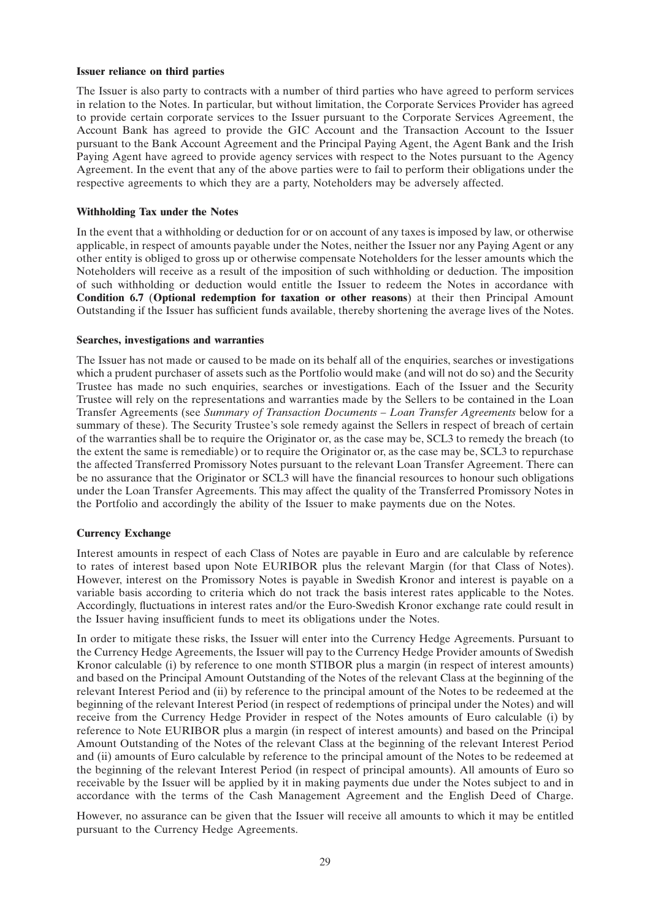**Issuer reliance on third parties**

The Issuer is also party to contracts with a number of third parties who have agreed to perform services in relation to the Notes. In particular, but without limitation, the Corporate Services Provider has agreed to provide certain corporate services to the Issuer pursuant to the Corporate Services Agreement, the Account Bank has agreed to provide the GIC Account and the Transaction Account to the Issuer pursuant to the Bank Account Agreement and the Principal Paying Agent, the Agent Bank and the Irish Paying Agent have agreed to provide agency services with respect to the Notes pursuant to the Agency Agreement. In the event that any of the above parties were to fail to perform their obligations under the respective agreements to which they are a party, Noteholders may be adversely affected.

**Withholding Tax under the Notes**

In the event that a withholding or deduction for or on account of any taxes is imposed by law, or otherwise applicable, in respect of amounts payable under the Notes, neither the Issuer nor any Paying Agent or any other entity is obliged to gross up or otherwise compensate Noteholders for the lesser amounts which the Noteholders will receive as a result of the imposition of such withholding or deduction. The imposition of such withholding or deduction would entitle the Issuer to redeem the Notes in accordance with **Condition 6.7** (**Optional redemption for taxation or other reasons**) at their then Principal Amount Outstanding if the Issuer has sufficient funds available, thereby shortening the average lives of the Notes.

**Searches, investigations and warranties**

The Issuer has not made or caused to be made on its behalf all of the enquiries, searches or investigations which a prudent purchaser of assets such as the Portfolio would make (and will not do so) and the Security Trustee has made no such enquiries, searches or investigations. Each of the Issuer and the Security Trustee will rely on the representations and warranties made by the Sellers to be contained in the Loan Transfer Agreements (see *Summary of Transaction Documents – Loan Transfer Agreements* below for a summary of these). The Security Trustee's sole remedy against the Sellers in respect of breach of certain of the warranties shall be to require the Originator or, as the case may be, SCL3 to remedy the breach (to the extent the same is remediable) or to require the Originator or, as the case may be, SCL3 to repurchase the affected Transferred Promissory Notes pursuant to the relevant Loan Transfer Agreement. There can be no assurance that the Originator or SCL3 will have the financial resources to honour such obligations under the Loan Transfer Agreements. This may affect the quality of the Transferred Promissory Notes in the Portfolio and accordingly the ability of the Issuer to make payments due on the Notes.

**Currency Exchange**

Interest amounts in respect of each Class of Notes are payable in Euro and are calculable by reference to rates of interest based upon Note EURIBOR plus the relevant Margin (for that Class of Notes). However, interest on the Promissory Notes is payable in Swedish Kronor and interest is payable on a variable basis according to criteria which do not track the basis interest rates applicable to the Notes. Accordingly, fluctuations in interest rates and/or the Euro-Swedish Kronor exchange rate could result in the Issuer having insufficient funds to meet its obligations under the Notes.

In order to mitigate these risks, the Issuer will enter into the Currency Hedge Agreements. Pursuant to the Currency Hedge Agreements, the Issuer will pay to the Currency Hedge Provider amounts of Swedish Kronor calculable (i) by reference to one month STIBOR plus a margin (in respect of interest amounts) and based on the Principal Amount Outstanding of the Notes of the relevant Class at the beginning of the relevant Interest Period and (ii) by reference to the principal amount of the Notes to be redeemed at the beginning of the relevant Interest Period (in respect of redemptions of principal under the Notes) and will receive from the Currency Hedge Provider in respect of the Notes amounts of Euro calculable (i) by reference to Note EURIBOR plus a margin (in respect of interest amounts) and based on the Principal Amount Outstanding of the Notes of the relevant Class at the beginning of the relevant Interest Period and (ii) amounts of Euro calculable by reference to the principal amount of the Notes to be redeemed at the beginning of the relevant Interest Period (in respect of principal amounts). All amounts of Euro so receivable by the Issuer will be applied by it in making payments due under the Notes subject to and in accordance with the terms of the Cash Management Agreement and the English Deed of Charge.

However, no assurance can be given that the Issuer will receive all amounts to which it may be entitled pursuant to the Currency Hedge Agreements.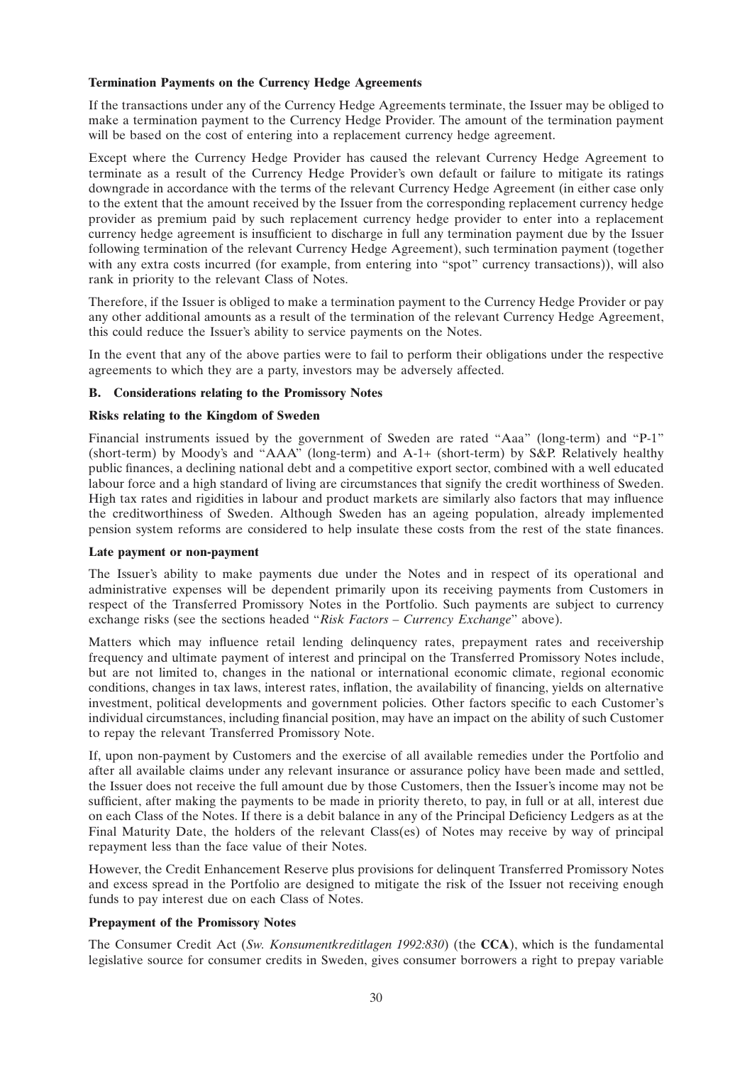**Termination Payments on the Currency Hedge Agreements**

If the transactions under any of the Currency Hedge Agreements terminate, the Issuer may be obliged to make a termination payment to the Currency Hedge Provider. The amount of the termination payment will be based on the cost of entering into a replacement currency hedge agreement.

Except where the Currency Hedge Provider has caused the relevant Currency Hedge Agreement to terminate as a result of the Currency Hedge Provider's own default or failure to mitigate its ratings downgrade in accordance with the terms of the relevant Currency Hedge Agreement (in either case only to the extent that the amount received by the Issuer from the corresponding replacement currency hedge provider as premium paid by such replacement currency hedge provider to enter into a replacement currency hedge agreement is insufficient to discharge in full any termination payment due by the Issuer following termination of the relevant Currency Hedge Agreement), such termination payment (together with any extra costs incurred (for example, from entering into "spot" currency transactions)), will also rank in priority to the relevant Class of Notes.

Therefore, if the Issuer is obliged to make a termination payment to the Currency Hedge Provider or pay any other additional amounts as a result of the termination of the relevant Currency Hedge Agreement, this could reduce the Issuer's ability to service payments on the Notes.

In the event that any of the above parties were to fail to perform their obligations under the respective agreements to which they are a party, investors may be adversely affected.

**B. Considerations relating to the Promissory Notes**

**Risks relating to the Kingdom of Sweden**

Financial instruments issued by the government of Sweden are rated "Aaa" (long-term) and "P-1" (short-term) by Moody's and "AAA" (long-term) and A-1+ (short-term) by S&P. Relatively healthy public finances, a declining national debt and a competitive export sector, combined with a well educated labour force and a high standard of living are circumstances that signify the credit worthiness of Sweden. High tax rates and rigidities in labour and product markets are similarly also factors that may influence the creditworthiness of Sweden. Although Sweden has an ageing population, already implemented pension system reforms are considered to help insulate these costs from the rest of the state finances.

**Late payment or non-payment**

The Issuer's ability to make payments due under the Notes and in respect of its operational and administrative expenses will be dependent primarily upon its receiving payments from Customers in respect of the Transferred Promissory Notes in the Portfolio. Such payments are subject to currency exchange risks (see the sections headed "*Risk Factors – Currency Exchange*" above).

Matters which may influence retail lending delinquency rates, prepayment rates and receivership frequency and ultimate payment of interest and principal on the Transferred Promissory Notes include, but are not limited to, changes in the national or international economic climate, regional economic conditions, changes in tax laws, interest rates, inflation, the availability of financing, yields on alternative investment, political developments and government policies. Other factors specific to each Customer's individual circumstances, including financial position, may have an impact on the ability of such Customer to repay the relevant Transferred Promissory Note.

If, upon non-payment by Customers and the exercise of all available remedies under the Portfolio and after all available claims under any relevant insurance or assurance policy have been made and settled, the Issuer does not receive the full amount due by those Customers, then the Issuer's income may not be sufficient, after making the payments to be made in priority thereto, to pay, in full or at all, interest due on each Class of the Notes. If there is a debit balance in any of the Principal Deficiency Ledgers as at the Final Maturity Date, the holders of the relevant Class(es) of Notes may receive by way of principal repayment less than the face value of their Notes.

However, the Credit Enhancement Reserve plus provisions for delinquent Transferred Promissory Notes and excess spread in the Portfolio are designed to mitigate the risk of the Issuer not receiving enough funds to pay interest due on each Class of Notes.

**Prepayment of the Promissory Notes**

The Consumer Credit Act (*Sw. Konsumentkreditlagen 1992:830*) (the **CCA**), which is the fundamental legislative source for consumer credits in Sweden, gives consumer borrowers a right to prepay variable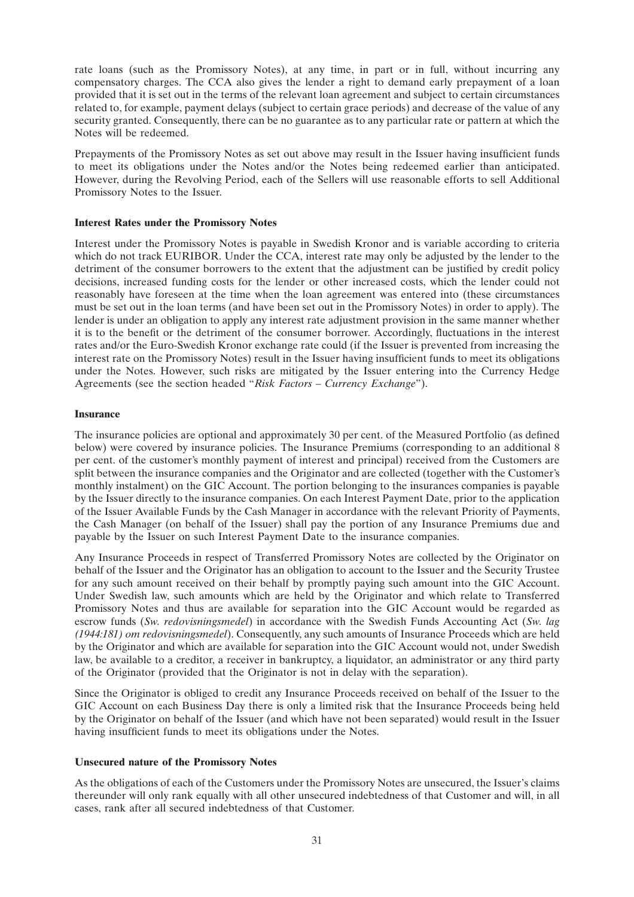rate loans (such as the Promissory Notes), at any time, in part or in full, without incurring any compensatory charges. The CCA also gives the lender a right to demand early prepayment of a loan provided that it is set out in the terms of the relevant loan agreement and subject to certain circumstances related to, for example, payment delays (subject to certain grace periods) and decrease of the value of any security granted. Consequently, there can be no guarantee as to any particular rate or pattern at which the Notes will be redeemed.

Prepayments of the Promissory Notes as set out above may result in the Issuer having insufficient funds to meet its obligations under the Notes and/or the Notes being redeemed earlier than anticipated. However, during the Revolving Period, each of the Sellers will use reasonable efforts to sell Additional Promissory Notes to the Issuer.

**Interest Rates under the Promissory Notes**

Interest under the Promissory Notes is payable in Swedish Kronor and is variable according to criteria which do not track EURIBOR. Under the CCA, interest rate may only be adjusted by the lender to the detriment of the consumer borrowers to the extent that the adjustment can be justified by credit policy decisions, increased funding costs for the lender or other increased costs, which the lender could not reasonably have foreseen at the time when the loan agreement was entered into (these circumstances must be set out in the loan terms (and have been set out in the Promissory Notes) in order to apply). The lender is under an obligation to apply any interest rate adjustment provision in the same manner whether it is to the benefit or the detriment of the consumer borrower. Accordingly, fluctuations in the interest rates and/or the Euro-Swedish Kronor exchange rate could (if the Issuer is prevented from increasing the interest rate on the Promissory Notes) result in the Issuer having insufficient funds to meet its obligations under the Notes. However, such risks are mitigated by the Issuer entering into the Currency Hedge Agreements (see the section headed "*Risk Factors – Currency Exchange*").

**Insurance**

The insurance policies are optional and approximately 30 per cent. of the Measured Portfolio (as defined below) were covered by insurance policies. The Insurance Premiums (corresponding to an additional 8 per cent. of the customer's monthly payment of interest and principal) received from the Customers are split between the insurance companies and the Originator and are collected (together with the Customer's monthly instalment) on the GIC Account. The portion belonging to the insurances companies is payable by the Issuer directly to the insurance companies. On each Interest Payment Date, prior to the application of the Issuer Available Funds by the Cash Manager in accordance with the relevant Priority of Payments, the Cash Manager (on behalf of the Issuer) shall pay the portion of any Insurance Premiums due and payable by the Issuer on such Interest Payment Date to the insurance companies.

Any Insurance Proceeds in respect of Transferred Promissory Notes are collected by the Originator on behalf of the Issuer and the Originator has an obligation to account to the Issuer and the Security Trustee for any such amount received on their behalf by promptly paying such amount into the GIC Account. Under Swedish law, such amounts which are held by the Originator and which relate to Transferred Promissory Notes and thus are available for separation into the GIC Account would be regarded as escrow funds (*Sw. redovisningsmedel*) in accordance with the Swedish Funds Accounting Act (*Sw. lag (1944:181) om redovisningsmedel*). Consequently, any such amounts of Insurance Proceeds which are held by the Originator and which are available for separation into the GIC Account would not, under Swedish law, be available to a creditor, a receiver in bankruptcy, a liquidator, an administrator or any third party of the Originator (provided that the Originator is not in delay with the separation).

Since the Originator is obliged to credit any Insurance Proceeds received on behalf of the Issuer to the GIC Account on each Business Day there is only a limited risk that the Insurance Proceeds being held by the Originator on behalf of the Issuer (and which have not been separated) would result in the Issuer having insufficient funds to meet its obligations under the Notes.

**Unsecured nature of the Promissory Notes**

As the obligations of each of the Customers under the Promissory Notes are unsecured, the Issuer's claims thereunder will only rank equally with all other unsecured indebtedness of that Customer and will, in all cases, rank after all secured indebtedness of that Customer.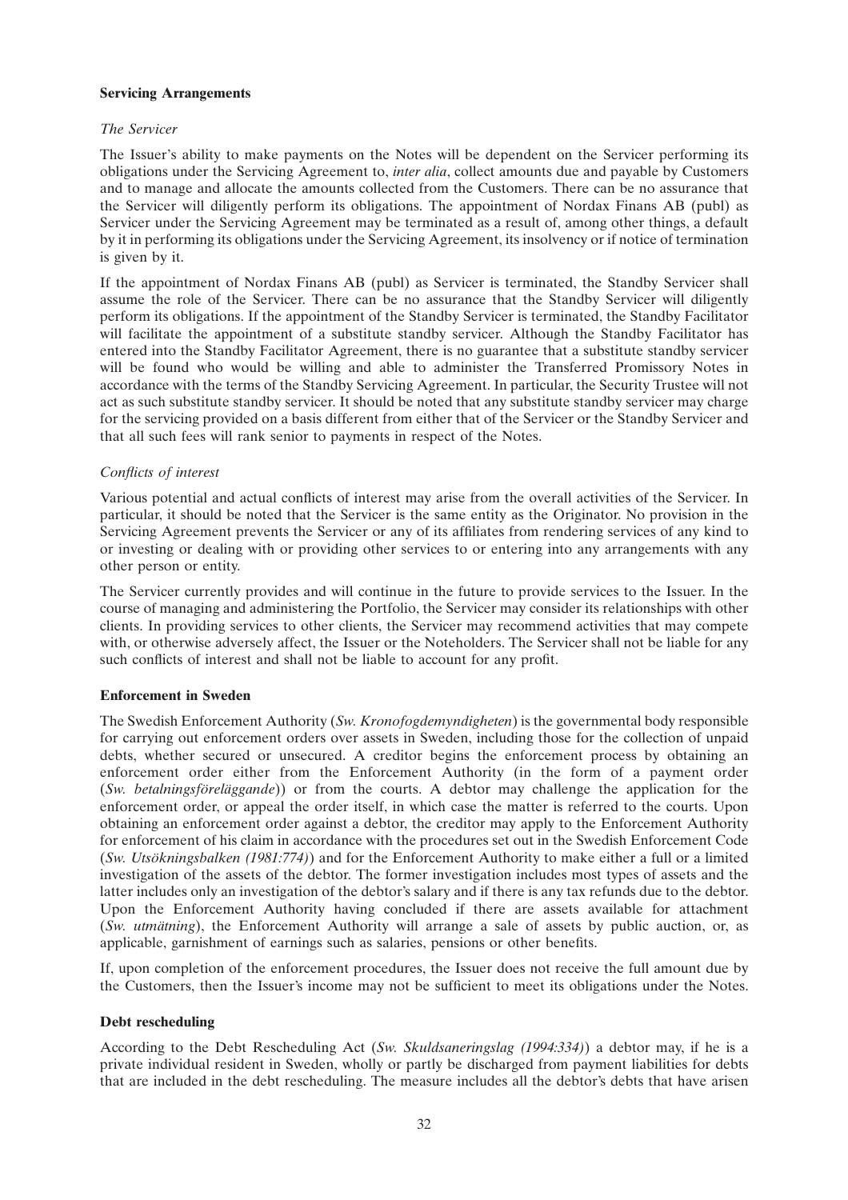**Servicing Arrangements**

*The Servicer*

The Issuer's ability to make payments on the Notes will be dependent on the Servicer performing its obligations under the Servicing Agreement to, *inter alia*, collect amounts due and payable by Customers and to manage and allocate the amounts collected from the Customers. There can be no assurance that the Servicer will diligently perform its obligations. The appointment of Nordax Finans AB (publ) as Servicer under the Servicing Agreement may be terminated as a result of, among other things, a default by it in performing its obligations under the Servicing Agreement, its insolvency or if notice of termination is given by it.

If the appointment of Nordax Finans AB (publ) as Servicer is terminated, the Standby Servicer shall assume the role of the Servicer. There can be no assurance that the Standby Servicer will diligently perform its obligations. If the appointment of the Standby Servicer is terminated, the Standby Facilitator will facilitate the appointment of a substitute standby servicer. Although the Standby Facilitator has entered into the Standby Facilitator Agreement, there is no guarantee that a substitute standby servicer will be found who would be willing and able to administer the Transferred Promissory Notes in accordance with the terms of the Standby Servicing Agreement. In particular, the Security Trustee will not act as such substitute standby servicer. It should be noted that any substitute standby servicer may charge for the servicing provided on a basis different from either that of the Servicer or the Standby Servicer and that all such fees will rank senior to payments in respect of the Notes.

*Conflicts of interest*

Various potential and actual conflicts of interest may arise from the overall activities of the Servicer. In particular, it should be noted that the Servicer is the same entity as the Originator. No provision in the Servicing Agreement prevents the Servicer or any of its affiliates from rendering services of any kind to or investing or dealing with or providing other services to or entering into any arrangements with any other person or entity.

The Servicer currently provides and will continue in the future to provide services to the Issuer. In the course of managing and administering the Portfolio, the Servicer may consider its relationships with other clients. In providing services to other clients, the Servicer may recommend activities that may compete with, or otherwise adversely affect, the Issuer or the Noteholders. The Servicer shall not be liable for any such conflicts of interest and shall not be liable to account for any profit.

**Enforcement in Sweden**

The Swedish Enforcement Authority (*Sw. Kronofogdemyndigheten*) is the governmental body responsible for carrying out enforcement orders over assets in Sweden, including those for the collection of unpaid debts, whether secured or unsecured. A creditor begins the enforcement process by obtaining an enforcement order either from the Enforcement Authority (in the form of a payment order (*Sw. betalningsföreläggande*)) or from the courts. A debtor may challenge the application for the enforcement order, or appeal the order itself, in which case the matter is referred to the courts. Upon obtaining an enforcement order against a debtor, the creditor may apply to the Enforcement Authority for enforcement of his claim in accordance with the procedures set out in the Swedish Enforcement Code (*Sw. Utsökningsbalken (1981:774)*) and for the Enforcement Authority to make either a full or a limited investigation of the assets of the debtor. The former investigation includes most types of assets and the latter includes only an investigation of the debtor's salary and if there is any tax refunds due to the debtor. Upon the Enforcement Authority having concluded if there are assets available for attachment (*Sw. utmätning*), the Enforcement Authority will arrange a sale of assets by public auction, or, as applicable, garnishment of earnings such as salaries, pensions or other benefits.

If, upon completion of the enforcement procedures, the Issuer does not receive the full amount due by the Customers, then the Issuer's income may not be sufficient to meet its obligations under the Notes.

**Debt rescheduling**

According to the Debt Rescheduling Act (*Sw. Skuldsaneringslag (1994:334)*) a debtor may, if he is a private individual resident in Sweden, wholly or partly be discharged from payment liabilities for debts that are included in the debt rescheduling. The measure includes all the debtor's debts that have arisen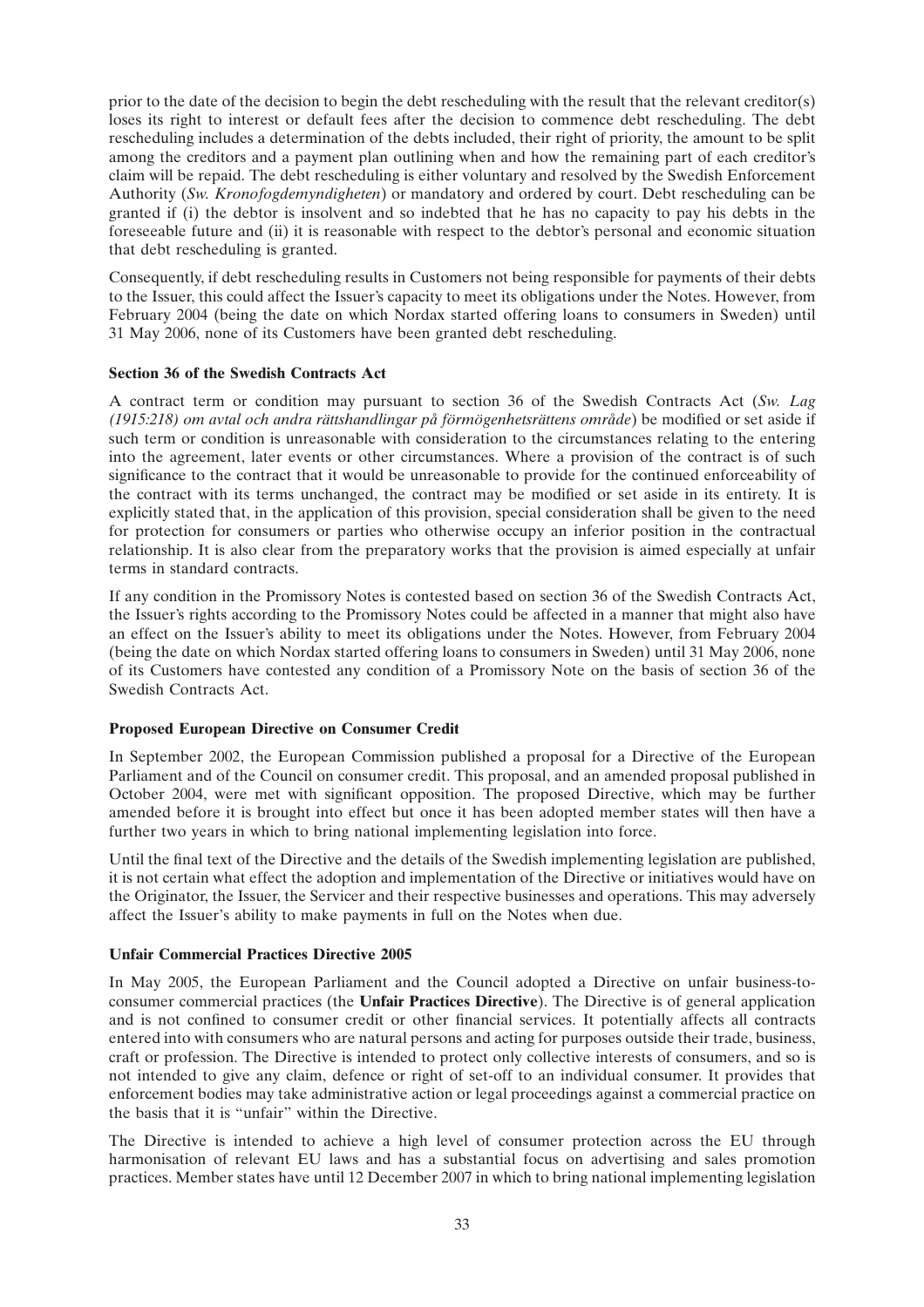prior to the date of the decision to begin the debt rescheduling with the result that the relevant creditor(s) loses its right to interest or default fees after the decision to commence debt rescheduling. The debt rescheduling includes a determination of the debts included, their right of priority, the amount to be split among the creditors and a payment plan outlining when and how the remaining part of each creditor's claim will be repaid. The debt rescheduling is either voluntary and resolved by the Swedish Enforcement Authority (*Sw. Kronofogdemyndigheten*) or mandatory and ordered by court. Debt rescheduling can be granted if (i) the debtor is insolvent and so indebted that he has no capacity to pay his debts in the foreseeable future and (ii) it is reasonable with respect to the debtor's personal and economic situation that debt rescheduling is granted.

Consequently, if debt rescheduling results in Customers not being responsible for payments of their debts to the Issuer, this could affect the Issuer's capacity to meet its obligations under the Notes. However, from February 2004 (being the date on which Nordax started offering loans to consumers in Sweden) until 31 May 2006, none of its Customers have been granted debt rescheduling.

**Section 36 of the Swedish Contracts Act**

A contract term or condition may pursuant to section 36 of the Swedish Contracts Act (*Sw. Lag (1915:218) om avtal och andra rättshandlingar på förmögenhetsrättens område*) be modified or set aside if such term or condition is unreasonable with consideration to the circumstances relating to the entering into the agreement, later events or other circumstances. Where a provision of the contract is of such significance to the contract that it would be unreasonable to provide for the continued enforceability of the contract with its terms unchanged, the contract may be modified or set aside in its entirety. It is explicitly stated that, in the application of this provision, special consideration shall be given to the need for protection for consumers or parties who otherwise occupy an inferior position in the contractual relationship. It is also clear from the preparatory works that the provision is aimed especially at unfair terms in standard contracts.

If any condition in the Promissory Notes is contested based on section 36 of the Swedish Contracts Act, the Issuer's rights according to the Promissory Notes could be affected in a manner that might also have an effect on the Issuer's ability to meet its obligations under the Notes. However, from February 2004 (being the date on which Nordax started offering loans to consumers in Sweden) until 31 May 2006, none of its Customers have contested any condition of a Promissory Note on the basis of section 36 of the Swedish Contracts Act.

**Proposed European Directive on Consumer Credit**

In September 2002, the European Commission published a proposal for a Directive of the European Parliament and of the Council on consumer credit. This proposal, and an amended proposal published in October 2004, were met with significant opposition. The proposed Directive, which may be further amended before it is brought into effect but once it has been adopted member states will then have a further two years in which to bring national implementing legislation into force.

Until the final text of the Directive and the details of the Swedish implementing legislation are published, it is not certain what effect the adoption and implementation of the Directive or initiatives would have on the Originator, the Issuer, the Servicer and their respective businesses and operations. This may adversely affect the Issuer's ability to make payments in full on the Notes when due.

**Unfair Commercial Practices Directive 2005**

In May 2005, the European Parliament and the Council adopted a Directive on unfair business-to-consumer commercial practices (the **Unfair Practices Directive**). The Directive is of general application and is not confined to consumer credit or other financial services. It potentially affects all contracts entered into with consumers who are natural persons and acting for purposes outside their trade, business, craft or profession. The Directive is intended to protect only collective interests of consumers, and so is not intended to give any claim, defence or right of set-off to an individual consumer. It provides that enforcement bodies may take administrative action or legal proceedings against a commercial practice on the basis that it is "unfair" within the Directive.

The Directive is intended to achieve a high level of consumer protection across the EU through harmonisation of relevant EU laws and has a substantial focus on advertising and sales promotion practices. Member states have until 12 December 2007 in which to bring national implementing legislation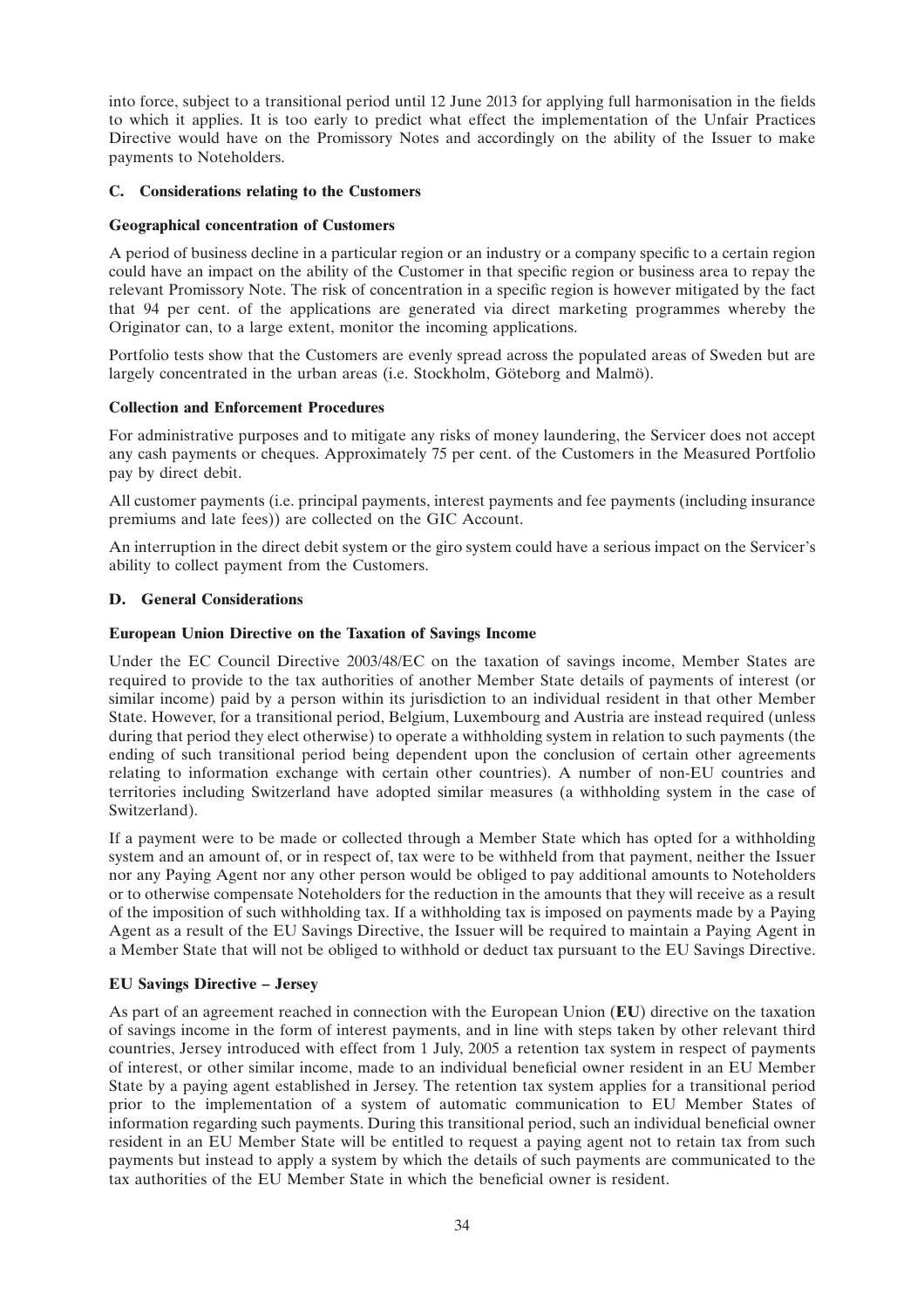into force, subject to a transitional period until 12 June 2013 for applying full harmonisation in the fields to which it applies. It is too early to predict what effect the implementation of the Unfair Practices Directive would have on the Promissory Notes and accordingly on the ability of the Issuer to make payments to Noteholders.

## C. Considerations relating to the Customers

### Geographical concentration of Customers

A period of business decline in a particular region or an industry or a company specific to a certain region could have an impact on the ability of the Customer in that specific region or business area to repay the relevant Promissory Note. The risk of concentration in a specific region is however mitigated by the fact that 94 per cent. of the applications are generated via direct marketing programmes whereby the Originator can, to a large extent, monitor the incoming applications.

Portfolio tests show that the Customers are evenly spread across the populated areas of Sweden but are largely concentrated in the urban areas (i.e. Stockholm, Göteborg and Malmö).

### Collection and Enforcement Procedures

For administrative purposes and to mitigate any risks of money laundering, the Servicer does not accept any cash payments or cheques. Approximately 75 per cent. of the Customers in the Measured Portfolio pay by direct debit.

All customer payments (i.e. principal payments, interest payments and fee payments (including insurance premiums and late fees)) are collected on the GIC Account.

An interruption in the direct debit system or the giro system could have a serious impact on the Servicer's ability to collect payment from the Customers.

## D. General Considerations

### European Union Directive on the Taxation of Savings Income

Under the EC Council Directive 2003/48/EC on the taxation of savings income, Member States are required to provide to the tax authorities of another Member State details of payments of interest (or similar income) paid by a person within its jurisdiction to an individual resident in that other Member State. However, for a transitional period, Belgium, Luxembourg and Austria are instead required (unless during that period they elect otherwise) to operate a withholding system in relation to such payments (the ending of such transitional period being dependent upon the conclusion of certain other agreements relating to information exchange with certain other countries). A number of non-EU countries and territories including Switzerland have adopted similar measures (a withholding system in the case of Switzerland).

If a payment were to be made or collected through a Member State which has opted for a withholding system and an amount of, or in respect of, tax were to be withheld from that payment, neither the Issuer nor any Paying Agent nor any other person would be obliged to pay additional amounts to Noteholders or to otherwise compensate Noteholders for the reduction in the amounts that they will receive as a result of the imposition of such withholding tax. If a withholding tax is imposed on payments made by a Paying Agent as a result of the EU Savings Directive, the Issuer will be required to maintain a Paying Agent in a Member State that will not be obliged to withhold or deduct tax pursuant to the EU Savings Directive.

### EU Savings Directive – Jersey

As part of an agreement reached in connection with the European Union (**EU**) directive on the taxation of savings income in the form of interest payments, and in line with steps taken by other relevant third countries, Jersey introduced with effect from 1 July, 2005 a retention tax system in respect of payments of interest, or other similar income, made to an individual beneficial owner resident in an EU Member State by a paying agent established in Jersey. The retention tax system applies for a transitional period prior to the implementation of a system of automatic communication to EU Member States of information regarding such payments. During this transitional period, such an individual beneficial owner resident in an EU Member State will be entitled to request a paying agent not to retain tax from such payments but instead to apply a system by which the details of such payments are communicated to the tax authorities of the EU Member State in which the beneficial owner is resident.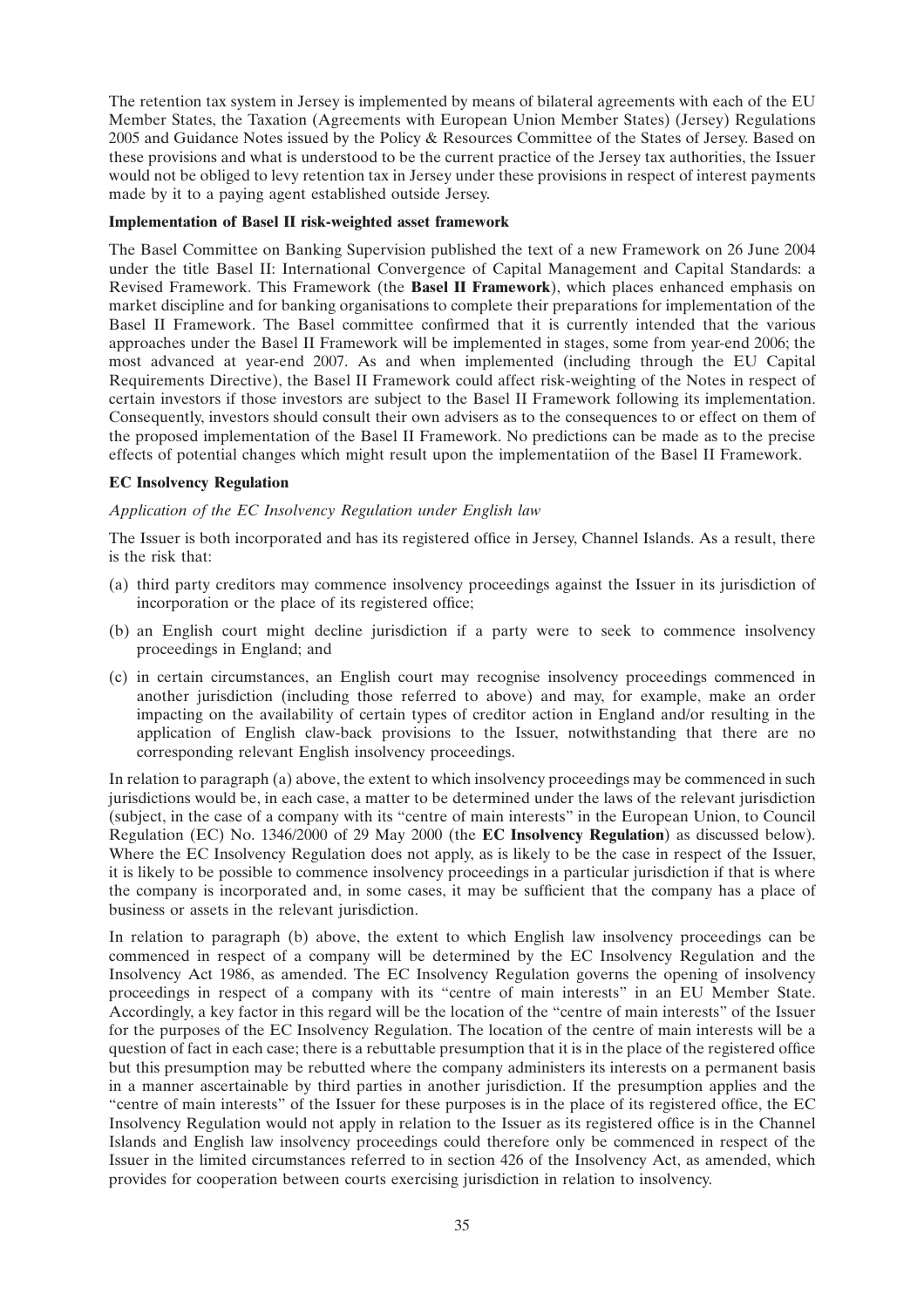The retention tax system in Jersey is implemented by means of bilateral agreements with each of the EU Member States, the Taxation (Agreements with European Union Member States) (Jersey) Regulations 2005 and Guidance Notes issued by the Policy & Resources Committee of the States of Jersey. Based on these provisions and what is understood to be the current practice of the Jersey tax authorities, the Issuer would not be obliged to levy retention tax in Jersey under these provisions in respect of interest payments made by it to a paying agent established outside Jersey.

**Implementation of Basel II risk-weighted asset framework**

The Basel Committee on Banking Supervision published the text of a new Framework on 26 June 2004 under the title Basel II: International Convergence of Capital Management and Capital Standards: a Revised Framework. This Framework (the **Basel II Framework**), which places enhanced emphasis on market discipline and for banking organisations to complete their preparations for implementation of the Basel II Framework. The Basel committee confirmed that it is currently intended that the various approaches under the Basel II Framework will be implemented in stages, some from year-end 2006; the most advanced at year-end 2007. As and when implemented (including through the EU Capital Requirements Directive), the Basel II Framework could affect risk-weighting of the Notes in respect of certain investors if those investors are subject to the Basel II Framework following its implementation. Consequently, investors should consult their own advisers as to the consequences to or effect on them of the proposed implementation of the Basel II Framework. No predictions can be made as to the precise effects of potential changes which might result upon the implementatiion of the Basel II Framework.

**EC Insolvency Regulation**

*Application of the EC Insolvency Regulation under English law*

The Issuer is both incorporated and has its registered office in Jersey, Channel Islands. As a result, there is the risk that:

(a) third party creditors may commence insolvency proceedings against the Issuer in its jurisdiction of incorporation or the place of its registered office;

(b) an English court might decline jurisdiction if a party were to seek to commence insolvency proceedings in England; and

(c) in certain circumstances, an English court may recognise insolvency proceedings commenced in another jurisdiction (including those referred to above) and may, for example, make an order impacting on the availability of certain types of creditor action in England and/or resulting in the application of English claw-back provisions to the Issuer, notwithstanding that there are no corresponding relevant English insolvency proceedings.

In relation to paragraph (a) above, the extent to which insolvency proceedings may be commenced in such jurisdictions would be, in each case, a matter to be determined under the laws of the relevant jurisdiction (subject, in the case of a company with its "centre of main interests" in the European Union, to Council Regulation (EC) No. 1346/2000 of 29 May 2000 (the **EC Insolvency Regulation**) as discussed below). Where the EC Insolvency Regulation does not apply, as is likely to be the case in respect of the Issuer, it is likely to be possible to commence insolvency proceedings in a particular jurisdiction if that is where the company is incorporated and, in some cases, it may be sufficient that the company has a place of business or assets in the relevant jurisdiction.

In relation to paragraph (b) above, the extent to which English law insolvency proceedings can be commenced in respect of a company will be determined by the EC Insolvency Regulation and the Insolvency Act 1986, as amended. The EC Insolvency Regulation governs the opening of insolvency proceedings in respect of a company with its "centre of main interests" in an EU Member State. Accordingly, a key factor in this regard will be the location of the "centre of main interests" of the Issuer for the purposes of the EC Insolvency Regulation. The location of the centre of main interests will be a question of fact in each case; there is a rebuttable presumption that it is in the place of the registered office but this presumption may be rebutted where the company administers its interests on a permanent basis in a manner ascertainable by third parties in another jurisdiction. If the presumption applies and the "centre of main interests" of the Issuer for these purposes is in the place of its registered office, the EC Insolvency Regulation would not apply in relation to the Issuer as its registered office is in the Channel Islands and English law insolvency proceedings could therefore only be commenced in respect of the Issuer in the limited circumstances referred to in section 426 of the Insolvency Act, as amended, which provides for cooperation between courts exercising jurisdiction in relation to insolvency.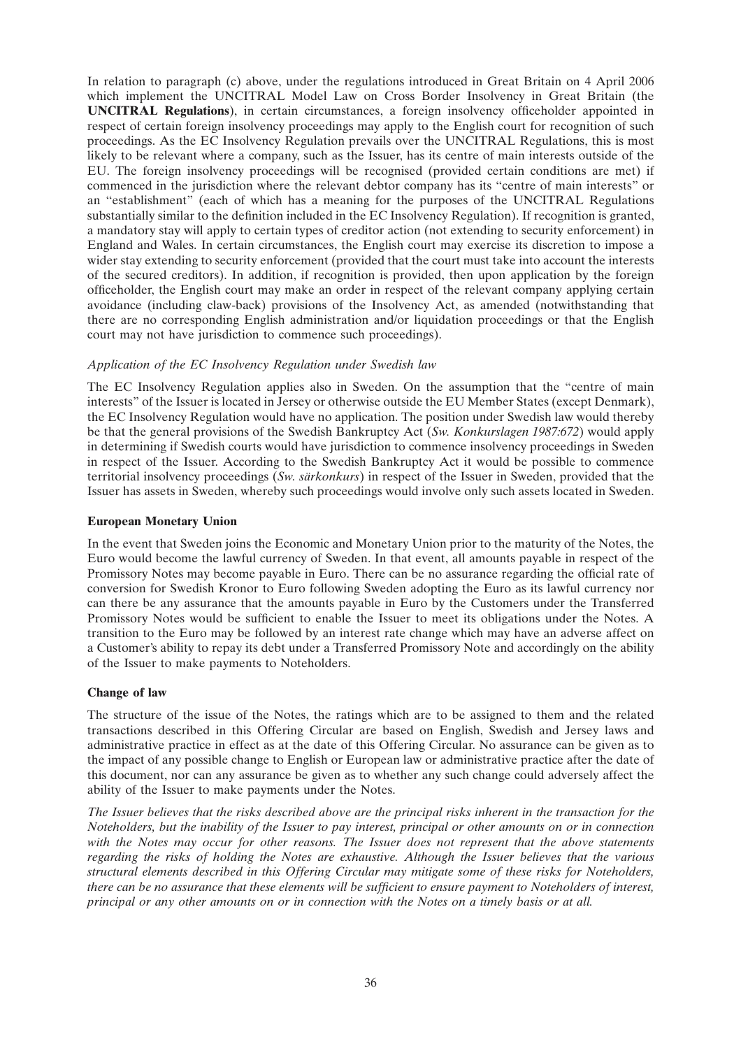In relation to paragraph (c) above, under the regulations introduced in Great Britain on 4 April 2006 which implement the UNCITRAL Model Law on Cross Border Insolvency in Great Britain (the **UNCITRAL Regulations**), in certain circumstances, a foreign insolvency officeholder appointed in respect of certain foreign insolvency proceedings may apply to the English court for recognition of such proceedings. As the EC Insolvency Regulation prevails over the UNCITRAL Regulations, this is most likely to be relevant where a company, such as the Issuer, has its centre of main interests outside of the EU. The foreign insolvency proceedings will be recognised (provided certain conditions are met) if commenced in the jurisdiction where the relevant debtor company has its "centre of main interests" or an "establishment" (each of which has a meaning for the purposes of the UNCITRAL Regulations substantially similar to the definition included in the EC Insolvency Regulation). If recognition is granted, a mandatory stay will apply to certain types of creditor action (not extending to security enforcement) in England and Wales. In certain circumstances, the English court may exercise its discretion to impose a wider stay extending to security enforcement (provided that the court must take into account the interests of the secured creditors). In addition, if recognition is provided, then upon application by the foreign officeholder, the English court may make an order in respect of the relevant company applying certain avoidance (including claw-back) provisions of the Insolvency Act, as amended (notwithstanding that there are no corresponding English administration and/or liquidation proceedings or that the English court may not have jurisdiction to commence such proceedings).

*Application of the EC Insolvency Regulation under Swedish law*

The EC Insolvency Regulation applies also in Sweden. On the assumption that the "centre of main interests" of the Issuer is located in Jersey or otherwise outside the EU Member States (except Denmark), the EC Insolvency Regulation would have no application. The position under Swedish law would thereby be that the general provisions of the Swedish Bankruptcy Act (*Sw. Konkurslagen 1987:672*) would apply in determining if Swedish courts would have jurisdiction to commence insolvency proceedings in Sweden in respect of the Issuer. According to the Swedish Bankruptcy Act it would be possible to commence territorial insolvency proceedings (*Sw. särkonkurs*) in respect of the Issuer in Sweden, provided that the Issuer has assets in Sweden, whereby such proceedings would involve only such assets located in Sweden.

**European Monetary Union**

In the event that Sweden joins the Economic and Monetary Union prior to the maturity of the Notes, the Euro would become the lawful currency of Sweden. In that event, all amounts payable in respect of the Promissory Notes may become payable in Euro. There can be no assurance regarding the official rate of conversion for Swedish Kronor to Euro following Sweden adopting the Euro as its lawful currency nor can there be any assurance that the amounts payable in Euro by the Customers under the Transferred Promissory Notes would be sufficient to enable the Issuer to meet its obligations under the Notes. A transition to the Euro may be followed by an interest rate change which may have an adverse affect on a Customer's ability to repay its debt under a Transferred Promissory Note and accordingly on the ability of the Issuer to make payments to Noteholders.

**Change of law**

The structure of the issue of the Notes, the ratings which are to be assigned to them and the related transactions described in this Offering Circular are based on English, Swedish and Jersey laws and administrative practice in effect as at the date of this Offering Circular. No assurance can be given as to the impact of any possible change to English or European law or administrative practice after the date of this document, nor can any assurance be given as to whether any such change could adversely affect the ability of the Issuer to make payments under the Notes.

*The Issuer believes that the risks described above are the principal risks inherent in the transaction for the Noteholders, but the inability of the Issuer to pay interest, principal or other amounts on or in connection with the Notes may occur for other reasons. The Issuer does not represent that the above statements regarding the risks of holding the Notes are exhaustive. Although the Issuer believes that the various structural elements described in this Offering Circular may mitigate some of these risks for Noteholders, there can be no assurance that these elements will be sufficient to ensure payment to Noteholders of interest, principal or any other amounts on or in connection with the Notes on a timely basis or at all.*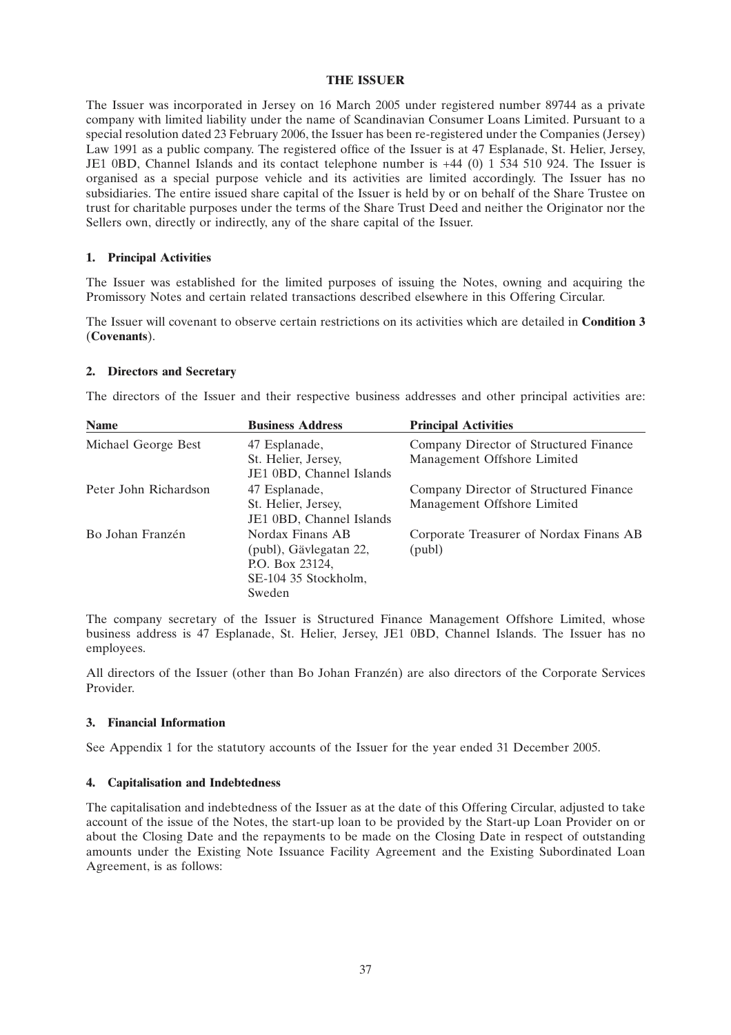# THE ISSUER

The Issuer was incorporated in Jersey on 16 March 2005 under registered number 89744 as a private company with limited liability under the name of Scandinavian Consumer Loans Limited. Pursuant to a special resolution dated 23 February 2006, the Issuer has been re-registered under the Companies (Jersey) Law 1991 as a public company. The registered office of the Issuer is at 47 Esplanade, St. Helier, Jersey, JE1 0BD, Channel Islands and its contact telephone number is +44 (0) 1 534 510 924. The Issuer is organised as a special purpose vehicle and its activities are limited accordingly. The Issuer has no subsidiaries. The entire issued share capital of the Issuer is held by or on behalf of the Share Trustee on trust for charitable purposes under the terms of the Share Trust Deed and neither the Originator nor the Sellers own, directly or indirectly, any of the share capital of the Issuer.

## 1. Principal Activities

The Issuer was established for the limited purposes of issuing the Notes, owning and acquiring the Promissory Notes and certain related transactions described elsewhere in this Offering Circular.

The Issuer will covenant to observe certain restrictions on its activities which are detailed in **Condition 3** (**Covenants**).

## 2. Directors and Secretary

The directors of the Issuer and their respective business addresses and other principal activities are:

| Name | Business Address | Principal Activities |
|---|---|---|
| Michael George Best | 47 Esplanade, St. Helier, Jersey, JE1 0BD, Channel Islands | Company Director of Structured Finance Management Offshore Limited |
| Peter John Richardson | 47 Esplanade, St. Helier, Jersey, JE1 0BD, Channel Islands | Company Director of Structured Finance Management Offshore Limited |
| Bo Johan Franzén | Nordax Finans AB (publ), Gävlegatan 22, P.O. Box 23124, SE-104 35 Stockholm, Sweden | Corporate Treasurer of Nordax Finans AB (publ) |

The company secretary of the Issuer is Structured Finance Management Offshore Limited, whose business address is 47 Esplanade, St. Helier, Jersey, JE1 0BD, Channel Islands. The Issuer has no employees.

All directors of the Issuer (other than Bo Johan Franzén) are also directors of the Corporate Services Provider.

## 3. Financial Information

See Appendix 1 for the statutory accounts of the Issuer for the year ended 31 December 2005.

## 4. Capitalisation and Indebtedness

The capitalisation and indebtedness of the Issuer as at the date of this Offering Circular, adjusted to take account of the issue of the Notes, the start-up loan to be provided by the Start-up Loan Provider on or about the Closing Date and the repayments to be made on the Closing Date in respect of outstanding amounts under the Existing Note Issuance Facility Agreement and the Existing Subordinated Loan Agreement, is as follows: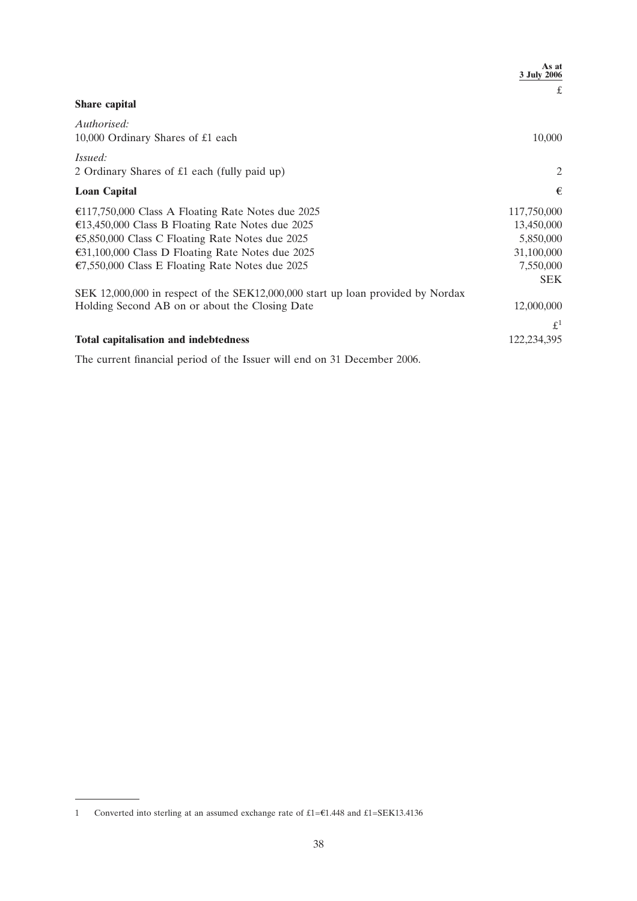| | As at 3 July 2006 |
|---|---|
| | £ |
| **Share capital** | |
| *Authorised:* | |
| 10,000 Ordinary Shares of £1 each | 10,000 |
| *Issued:* | |
| 2 Ordinary Shares of £1 each (fully paid up) | 2 |
| **Loan Capital** | **€** |
| €117,750,000 Class A Floating Rate Notes due 2025 | 117,750,000 |
| €13,450,000 Class B Floating Rate Notes due 2025 | 13,450,000 |
| €5,850,000 Class C Floating Rate Notes due 2025 | 5,850,000 |
| €31,100,000 Class D Floating Rate Notes due 2025 | 31,100,000 |
| €7,550,000 Class E Floating Rate Notes due 2025 | 7,550,000 |
| | SEK |
| SEK 12,000,000 in respect of the SEK12,000,000 start up loan provided by Nordax Holding Second AB on or about the Closing Date | 12,000,000 |
| | £[1] |
| **Total capitalisation and indebtedness** | 122,234,395 |

The current financial period of the Issuer will end on 31 December 2006.

---

1 Converted into sterling at an assumed exchange rate of £1=€1.448 and £1=SEK13.4136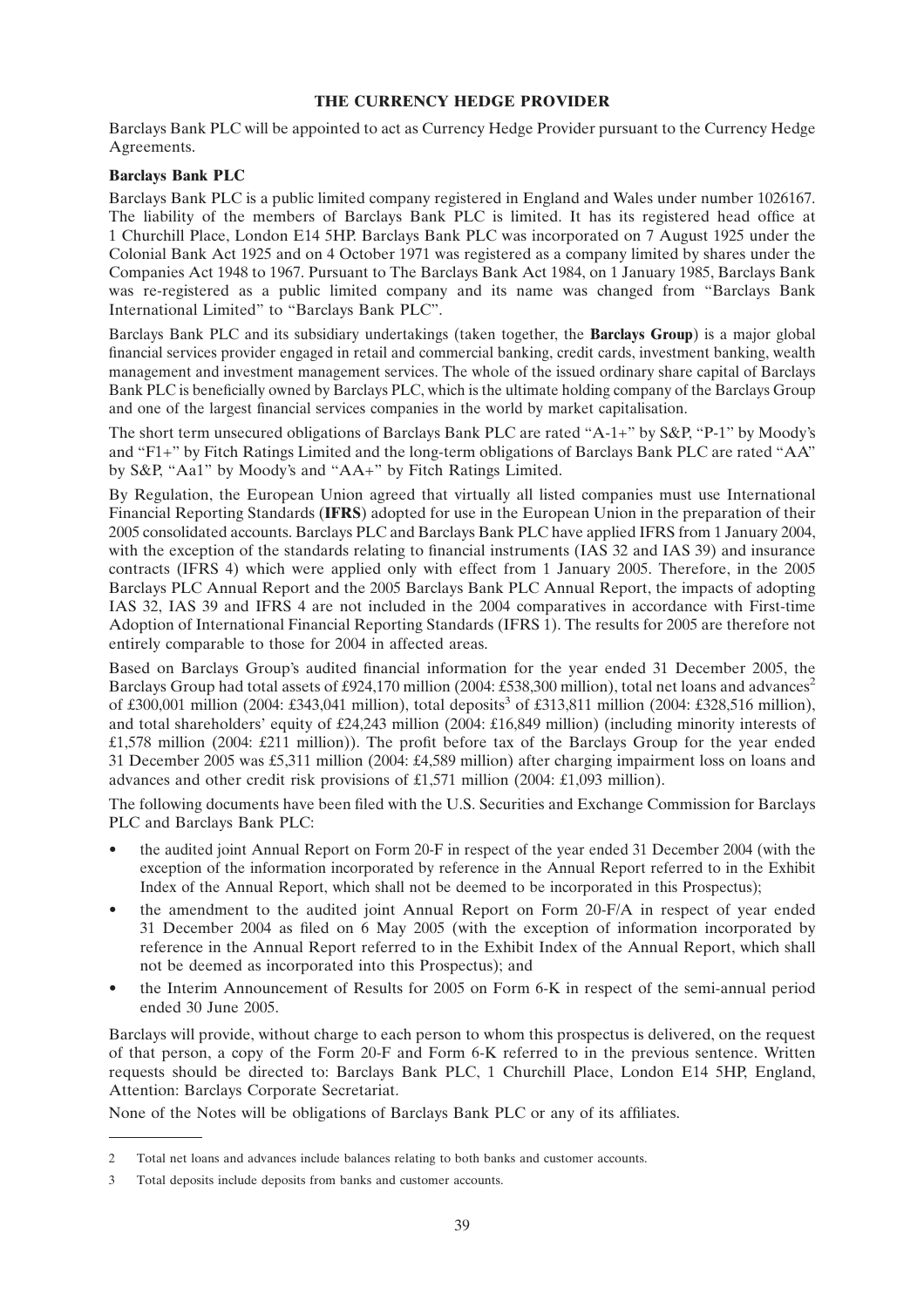# THE CURRENCY HEDGE PROVIDER

Barclays Bank PLC will be appointed to act as Currency Hedge Provider pursuant to the Currency Hedge Agreements.

## Barclays Bank PLC

Barclays Bank PLC is a public limited company registered in England and Wales under number 1026167. The liability of the members of Barclays Bank PLC is limited. It has its registered head office at 1 Churchill Place, London E14 5HP. Barclays Bank PLC was incorporated on 7 August 1925 under the Colonial Bank Act 1925 and on 4 October 1971 was registered as a company limited by shares under the Companies Act 1948 to 1967. Pursuant to The Barclays Bank Act 1984, on 1 January 1985, Barclays Bank was re-registered as a public limited company and its name was changed from "Barclays Bank International Limited" to "Barclays Bank PLC".

Barclays Bank PLC and its subsidiary undertakings (taken together, the **Barclays Group**) is a major global financial services provider engaged in retail and commercial banking, credit cards, investment banking, wealth management and investment management services. The whole of the issued ordinary share capital of Barclays Bank PLC is beneficially owned by Barclays PLC, which is the ultimate holding company of the Barclays Group and one of the largest financial services companies in the world by market capitalisation.

The short term unsecured obligations of Barclays Bank PLC are rated "A-1+" by S&P, "P-1" by Moody's and "F1+" by Fitch Ratings Limited and the long-term obligations of Barclays Bank PLC are rated "AA" by S&P, "Aa1" by Moody's and "AA+" by Fitch Ratings Limited.

By Regulation, the European Union agreed that virtually all listed companies must use International Financial Reporting Standards (**IFRS**) adopted for use in the European Union in the preparation of their 2005 consolidated accounts. Barclays PLC and Barclays Bank PLC have applied IFRS from 1 January 2004, with the exception of the standards relating to financial instruments (IAS 32 and IAS 39) and insurance contracts (IFRS 4) which were applied only with effect from 1 January 2005. Therefore, in the 2005 Barclays PLC Annual Report and the 2005 Barclays Bank PLC Annual Report, the impacts of adopting IAS 32, IAS 39 and IFRS 4 are not included in the 2004 comparatives in accordance with First-time Adoption of International Financial Reporting Standards (IFRS 1). The results for 2005 are therefore not entirely comparable to those for 2004 in affected areas.

Based on Barclays Group's audited financial information for the year ended 31 December 2005, the Barclays Group had total assets of £924,170 million (2004: £538,300 million), total net loans and advances[2] of £300,001 million (2004: £343,041 million), total deposits[3] of £313,811 million (2004: £328,516 million), and total shareholders' equity of £24,243 million (2004: £16,849 million) (including minority interests of £1,578 million (2004: £211 million)). The profit before tax of the Barclays Group for the year ended 31 December 2005 was £5,311 million (2004: £4,589 million) after charging impairment loss on loans and advances and other credit risk provisions of £1,571 million (2004: £1,093 million).

The following documents have been filed with the U.S. Securities and Exchange Commission for Barclays PLC and Barclays Bank PLC:

- the audited joint Annual Report on Form 20-F in respect of the year ended 31 December 2004 (with the exception of the information incorporated by reference in the Annual Report referred to in the Exhibit Index of the Annual Report, which shall not be deemed to be incorporated in this Prospectus);
- the amendment to the audited joint Annual Report on Form 20-F/A in respect of year ended 31 December 2004 as filed on 6 May 2005 (with the exception of information incorporated by reference in the Annual Report referred to in the Exhibit Index of the Annual Report, which shall not be deemed as incorporated into this Prospectus); and
- the Interim Announcement of Results for 2005 on Form 6-K in respect of the semi-annual period ended 30 June 2005.

Barclays will provide, without charge to each person to whom this prospectus is delivered, on the request of that person, a copy of the Form 20-F and Form 6-K referred to in the previous sentence. Written requests should be directed to: Barclays Bank PLC, 1 Churchill Place, London E14 5HP, England, Attention: Barclays Corporate Secretariat.

None of the Notes will be obligations of Barclays Bank PLC or any of its affiliates.

---

2 Total net loans and advances include balances relating to both banks and customer accounts.

3 Total deposits include deposits from banks and customer accounts.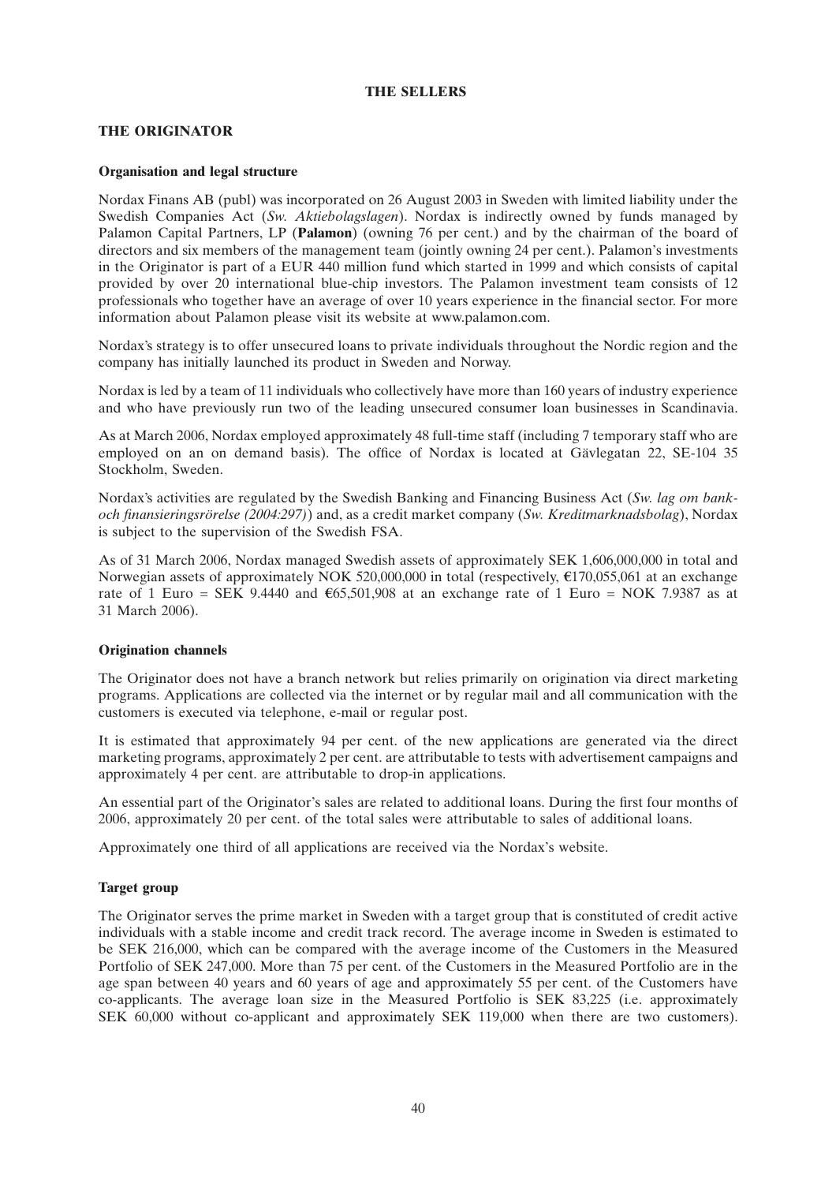# THE SELLERS

## THE ORIGINATOR

### Organisation and legal structure

Nordax Finans AB (publ) was incorporated on 26 August 2003 in Sweden with limited liability under the Swedish Companies Act (*Sw. Aktiebolagslagen*). Nordax is indirectly owned by funds managed by Palamon Capital Partners, LP (**Palamon**) (owning 76 per cent.) and by the chairman of the board of directors and six members of the management team (jointly owning 24 per cent.). Palamon's investments in the Originator is part of a EUR 440 million fund which started in 1999 and which consists of capital provided by over 20 international blue-chip investors. The Palamon investment team consists of 12 professionals who together have an average of over 10 years experience in the financial sector. For more information about Palamon please visit its website at www.palamon.com.

Nordax's strategy is to offer unsecured loans to private individuals throughout the Nordic region and the company has initially launched its product in Sweden and Norway.

Nordax is led by a team of 11 individuals who collectively have more than 160 years of industry experience and who have previously run two of the leading unsecured consumer loan businesses in Scandinavia.

As at March 2006, Nordax employed approximately 48 full-time staff (including 7 temporary staff who are employed on an on demand basis). The office of Nordax is located at Gävlegatan 22, SE-104 35 Stockholm, Sweden.

Nordax's activities are regulated by the Swedish Banking and Financing Business Act (*Sw. lag om bank- och finansieringsrörelse (2004:297)*) and, as a credit market company (*Sw. Kreditmarknadsbolag*), Nordax is subject to the supervision of the Swedish FSA.

As of 31 March 2006, Nordax managed Swedish assets of approximately SEK 1,606,000,000 in total and Norwegian assets of approximately NOK 520,000,000 in total (respectively, €170,055,061 at an exchange rate of 1 Euro = SEK 9.4440 and €65,501,908 at an exchange rate of 1 Euro = NOK 7.9387 as at 31 March 2006).

### Origination channels

The Originator does not have a branch network but relies primarily on origination via direct marketing programs. Applications are collected via the internet or by regular mail and all communication with the customers is executed via telephone, e-mail or regular post.

It is estimated that approximately 94 per cent. of the new applications are generated via the direct marketing programs, approximately 2 per cent. are attributable to tests with advertisement campaigns and approximately 4 per cent. are attributable to drop-in applications.

An essential part of the Originator's sales are related to additional loans. During the first four months of 2006, approximately 20 per cent. of the total sales were attributable to sales of additional loans.

Approximately one third of all applications are received via the Nordax's website.

### Target group

The Originator serves the prime market in Sweden with a target group that is constituted of credit active individuals with a stable income and credit track record. The average income in Sweden is estimated to be SEK 216,000, which can be compared with the average income of the Customers in the Measured Portfolio of SEK 247,000. More than 75 per cent. of the Customers in the Measured Portfolio are in the age span between 40 years and 60 years of age and approximately 55 per cent. of the Customers have co-applicants. The average loan size in the Measured Portfolio is SEK 83,225 (i.e. approximately SEK 60,000 without co-applicant and approximately SEK 119,000 when there are two customers).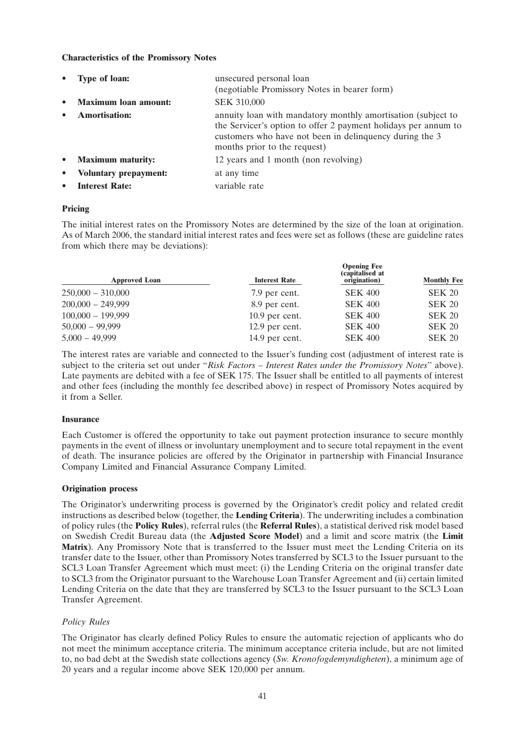**Characteristics of the Promissory Notes**

- **Type of loan:** unsecured personal loan (negotiable Promissory Notes in bearer form)
- **Maximum loan amount:** SEK 310,000
- **Amortisation:** annuity loan with mandatory monthly amortisation (subject to the Servicer's option to offer 2 payment holidays per annum to customers who have not been in delinquency during the 3 months prior to the request)
- **Maximum maturity:** 12 years and 1 month (non revolving)
- **Voluntary prepayment:** at any time
- **Interest Rate:** variable rate

**Pricing**

The initial interest rates on the Promissory Notes are determined by the size of the loan at origination. As of March 2006, the standard initial interest rates and fees were set as follows (these are guideline rates from which there may be deviations):

| Approved Loan | Interest Rate | Opening Fee (capitalised at origination) | Monthly Fee |
|---|---|---|---|
| 250,000 – 310,000 | 7.9 per cent. | SEK 400 | SEK 20 |
| 200,000 – 249,999 | 8.9 per cent. | SEK 400 | SEK 20 |
| 100,000 – 199,999 | 10.9 per cent. | SEK 400 | SEK 20 |
| 50,000 – 99,999 | 12.9 per cent. | SEK 400 | SEK 20 |
| 5,000 – 49,999 | 14.9 per cent. | SEK 400 | SEK 20 |

The interest rates are variable and connected to the Issuer's funding cost (adjustment of interest rate is subject to the criteria set out under "*Risk Factors – Interest Rates under the Promissory Notes*" above). Late payments are debited with a fee of SEK 175. The Issuer shall be entitled to all payments of interest and other fees (including the monthly fee described above) in respect of Promissory Notes acquired by it from a Seller.

**Insurance**

Each Customer is offered the opportunity to take out payment protection insurance to secure monthly payments in the event of illness or involuntary unemployment and to secure total repayment in the event of death. The insurance policies are offered by the Originator in partnership with Financial Insurance Company Limited and Financial Assurance Company Limited.

**Origination process**

The Originator's underwriting process is governed by the Originator's credit policy and related credit instructions as described below (together, the **Lending Criteria**). The underwriting includes a combination of policy rules (the **Policy Rules**), referral rules (the **Referral Rules**), a statistical derived risk model based on Swedish Credit Bureau data (the **Adjusted Score Model**) and a limit and score matrix (the **Limit Matrix**). Any Promissory Note that is transferred to the Issuer must meet the Lending Criteria on its transfer date to the Issuer, other than Promissory Notes transferred by SCL3 to the Issuer pursuant to the SCL3 Loan Transfer Agreement which must meet: (i) the Lending Criteria on the original transfer date to SCL3 from the Originator pursuant to the Warehouse Loan Transfer Agreement and (ii) certain limited Lending Criteria on the date that they are transferred by SCL3 to the Issuer pursuant to the SCL3 Loan Transfer Agreement.

*Policy Rules*

The Originator has clearly defined Policy Rules to ensure the automatic rejection of applicants who do not meet the minimum acceptance criteria. The minimum acceptance criteria include, but are not limited to, no bad debt at the Swedish state collections agency (*Sw. Kronofogdemyndigheten*), a minimum age of 20 years and a regular income above SEK 120,000 per annum.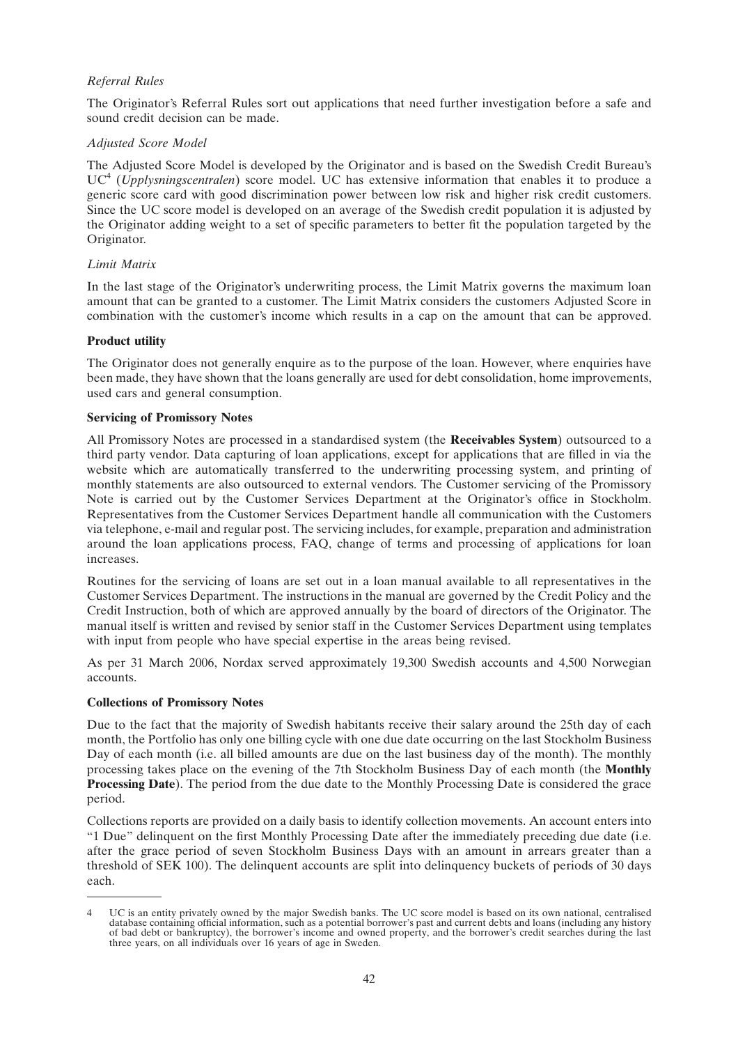*Referral Rules*

The Originator's Referral Rules sort out applications that need further investigation before a safe and sound credit decision can be made.

*Adjusted Score Model*

The Adjusted Score Model is developed by the Originator and is based on the Swedish Credit Bureau's UC[4] (*Upplysningscentralen*) score model. UC has extensive information that enables it to produce a generic score card with good discrimination power between low risk and higher risk credit customers. Since the UC score model is developed on an average of the Swedish credit population it is adjusted by the Originator adding weight to a set of specific parameters to better fit the population targeted by the Originator.

*Limit Matrix*

In the last stage of the Originator's underwriting process, the Limit Matrix governs the maximum loan amount that can be granted to a customer. The Limit Matrix considers the customers Adjusted Score in combination with the customer's income which results in a cap on the amount that can be approved.

**Product utility**

The Originator does not generally enquire as to the purpose of the loan. However, where enquiries have been made, they have shown that the loans generally are used for debt consolidation, home improvements, used cars and general consumption.

**Servicing of Promissory Notes**

All Promissory Notes are processed in a standardised system (the **Receivables System**) outsourced to a third party vendor. Data capturing of loan applications, except for applications that are filled in via the website which are automatically transferred to the underwriting processing system, and printing of monthly statements are also outsourced to external vendors. The Customer servicing of the Promissory Note is carried out by the Customer Services Department at the Originator's office in Stockholm. Representatives from the Customer Services Department handle all communication with the Customers via telephone, e-mail and regular post. The servicing includes, for example, preparation and administration around the loan applications process, FAQ, change of terms and processing of applications for loan increases.

Routines for the servicing of loans are set out in a loan manual available to all representatives in the Customer Services Department. The instructions in the manual are governed by the Credit Policy and the Credit Instruction, both of which are approved annually by the board of directors of the Originator. The manual itself is written and revised by senior staff in the Customer Services Department using templates with input from people who have special expertise in the areas being revised.

As per 31 March 2006, Nordax served approximately 19,300 Swedish accounts and 4,500 Norwegian accounts.

**Collections of Promissory Notes**

Due to the fact that the majority of Swedish habitants receive their salary around the 25th day of each month, the Portfolio has only one billing cycle with one due date occurring on the last Stockholm Business Day of each month (i.e. all billed amounts are due on the last business day of the month). The monthly processing takes place on the evening of the 7th Stockholm Business Day of each month (the **Monthly Processing Date**). The period from the due date to the Monthly Processing Date is considered the grace period.

Collections reports are provided on a daily basis to identify collection movements. An account enters into "1 Due" delinquent on the first Monthly Processing Date after the immediately preceding due date (i.e. after the grace period of seven Stockholm Business Days with an amount in arrears greater than a threshold of SEK 100). The delinquent accounts are split into delinquency buckets of periods of 30 days each.

---

4 UC is an entity privately owned by the major Swedish banks. The UC score model is based on its own national, centralised database containing official information, such as a potential borrower's past and current debts and loans (including any history of bad debt or bankruptcy), the borrower's income and owned property, and the borrower's credit searches during the last three years, on all individuals over 16 years of age in Sweden.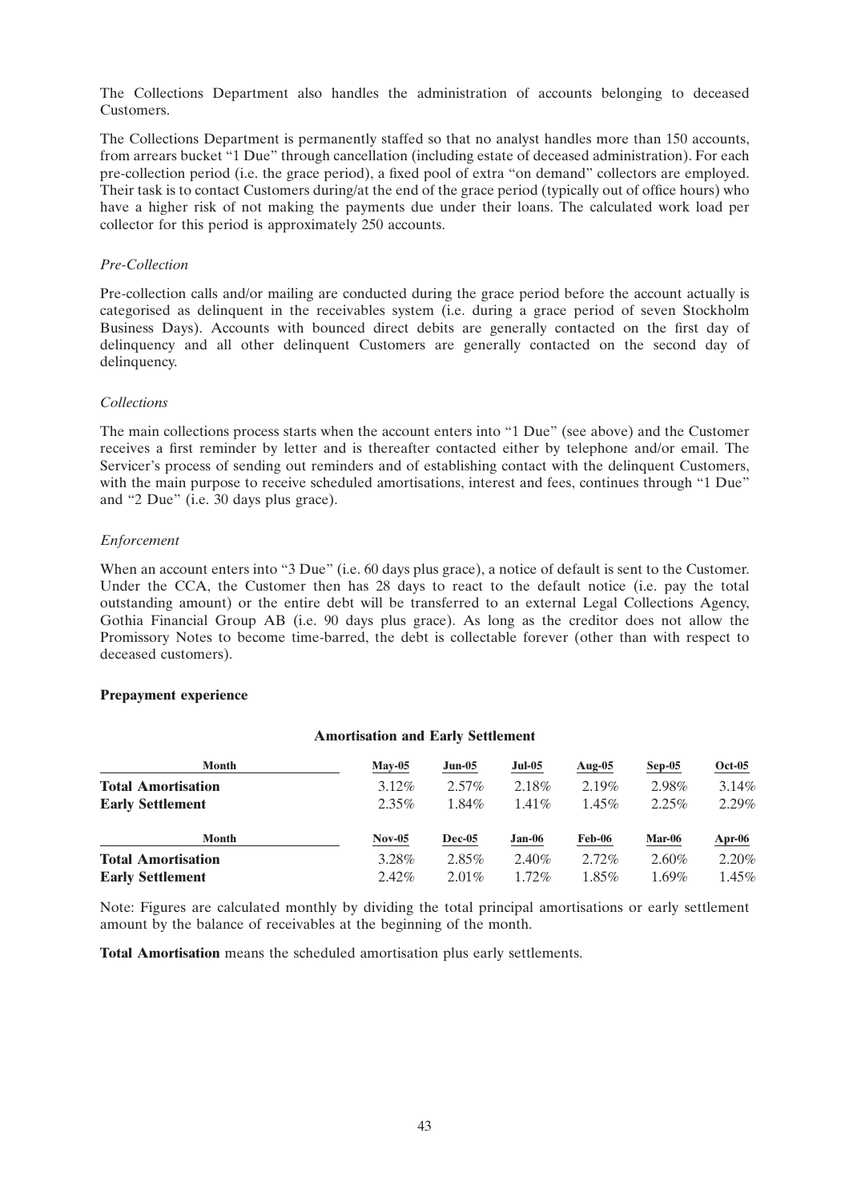The Collections Department also handles the administration of accounts belonging to deceased Customers.

The Collections Department is permanently staffed so that no analyst handles more than 150 accounts, from arrears bucket "1 Due" through cancellation (including estate of deceased administration). For each pre-collection period (i.e. the grace period), a fixed pool of extra "on demand" collectors are employed. Their task is to contact Customers during/at the end of the grace period (typically out of office hours) who have a higher risk of not making the payments due under their loans. The calculated work load per collector for this period is approximately 250 accounts.

*Pre-Collection*

Pre-collection calls and/or mailing are conducted during the grace period before the account actually is categorised as delinquent in the receivables system (i.e. during a grace period of seven Stockholm Business Days). Accounts with bounced direct debits are generally contacted on the first day of delinquency and all other delinquent Customers are generally contacted on the second day of delinquency.

*Collections*

The main collections process starts when the account enters into "1 Due" (see above) and the Customer receives a first reminder by letter and is thereafter contacted either by telephone and/or email. The Servicer's process of sending out reminders and of establishing contact with the delinquent Customers, with the main purpose to receive scheduled amortisations, interest and fees, continues through "1 Due" and "2 Due" (i.e. 30 days plus grace).

*Enforcement*

When an account enters into "3 Due" (i.e. 60 days plus grace), a notice of default is sent to the Customer. Under the CCA, the Customer then has 28 days to react to the default notice (i.e. pay the total outstanding amount) or the entire debt will be transferred to an external Legal Collections Agency, Gothia Financial Group AB (i.e. 90 days plus grace). As long as the creditor does not allow the Promissory Notes to become time-barred, the debt is collectable forever (other than with respect to deceased customers).

**Prepayment experience**

**Amortisation and Early Settlement**

| Month | May-05 | Jun-05 | Jul-05 | Aug-05 | Sep-05 | Oct-05 |
|---|---|---|---|---|---|---|
| **Total Amortisation** | 3.12% | 2.57% | 2.18% | 2.19% | 2.98% | 3.14% |
| **Early Settlement** | 2.35% | 1.84% | 1.41% | 1.45% | 2.25% | 2.29% |
| **Month** | **Nov-05** | **Dec-05** | **Jan-06** | **Feb-06** | **Mar-06** | **Apr-06** |
| **Total Amortisation** | 3.28% | 2.85% | 2.40% | 2.72% | 2.60% | 2.20% |
| **Early Settlement** | 2.42% | 2.01% | 1.72% | 1.85% | 1.69% | 1.45% |

Note: Figures are calculated monthly by dividing the total principal amortisations or early settlement amount by the balance of receivables at the beginning of the month.

**Total Amortisation** means the scheduled amortisation plus early settlements.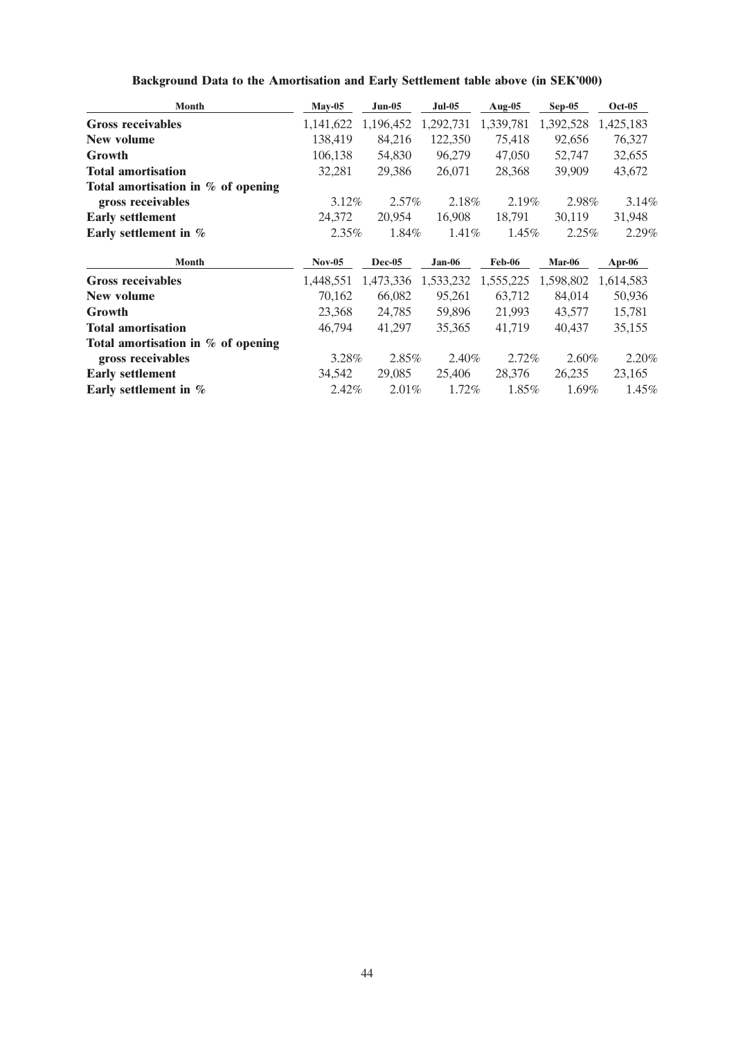**Background Data to the Amortisation and Early Settlement table above (in SEK'000)**

| Month | May-05 | Jun-05 | Jul-05 | Aug-05 | Sep-05 | Oct-05 |
|---|---|---|---|---|---|---|
| **Gross receivables** | 1,141,622 | 1,196,452 | 1,292,731 | 1,339,781 | 1,392,528 | 1,425,183 |
| **New volume** | 138,419 | 84,216 | 122,350 | 75,418 | 92,656 | 76,327 |
| **Growth** | 106,138 | 54,830 | 96,279 | 47,050 | 52,747 | 32,655 |
| **Total amortisation** | 32,281 | 29,386 | 26,071 | 28,368 | 39,909 | 43,672 |
| **Total amortisation in % of opening gross receivables** | 3.12% | 2.57% | 2.18% | 2.19% | 2.98% | 3.14% |
| **Early settlement** | 24,372 | 20,954 | 16,908 | 18,791 | 30,119 | 31,948 |
| **Early settlement in %** | 2.35% | 1.84% | 1.41% | 1.45% | 2.25% | 2.29% |

| Month | Nov-05 | Dec-05 | Jan-06 | Feb-06 | Mar-06 | Apr-06 |
|---|---|---|---|---|---|---|
| **Gross receivables** | 1,448,551 | 1,473,336 | 1,533,232 | 1,555,225 | 1,598,802 | 1,614,583 |
| **New volume** | 70,162 | 66,082 | 95,261 | 63,712 | 84,014 | 50,936 |
| **Growth** | 23,368 | 24,785 | 59,896 | 21,993 | 43,577 | 15,781 |
| **Total amortisation** | 46,794 | 41,297 | 35,365 | 41,719 | 40,437 | 35,155 |
| **Total amortisation in % of opening gross receivables** | 3.28% | 2.85% | 2.40% | 2.72% | 2.60% | 2.20% |
| **Early settlement** | 34,542 | 29,085 | 25,406 | 28,376 | 26,235 | 23,165 |
| **Early settlement in %** | 2.42% | 2.01% | 1.72% | 1.85% | 1.69% | 1.45% |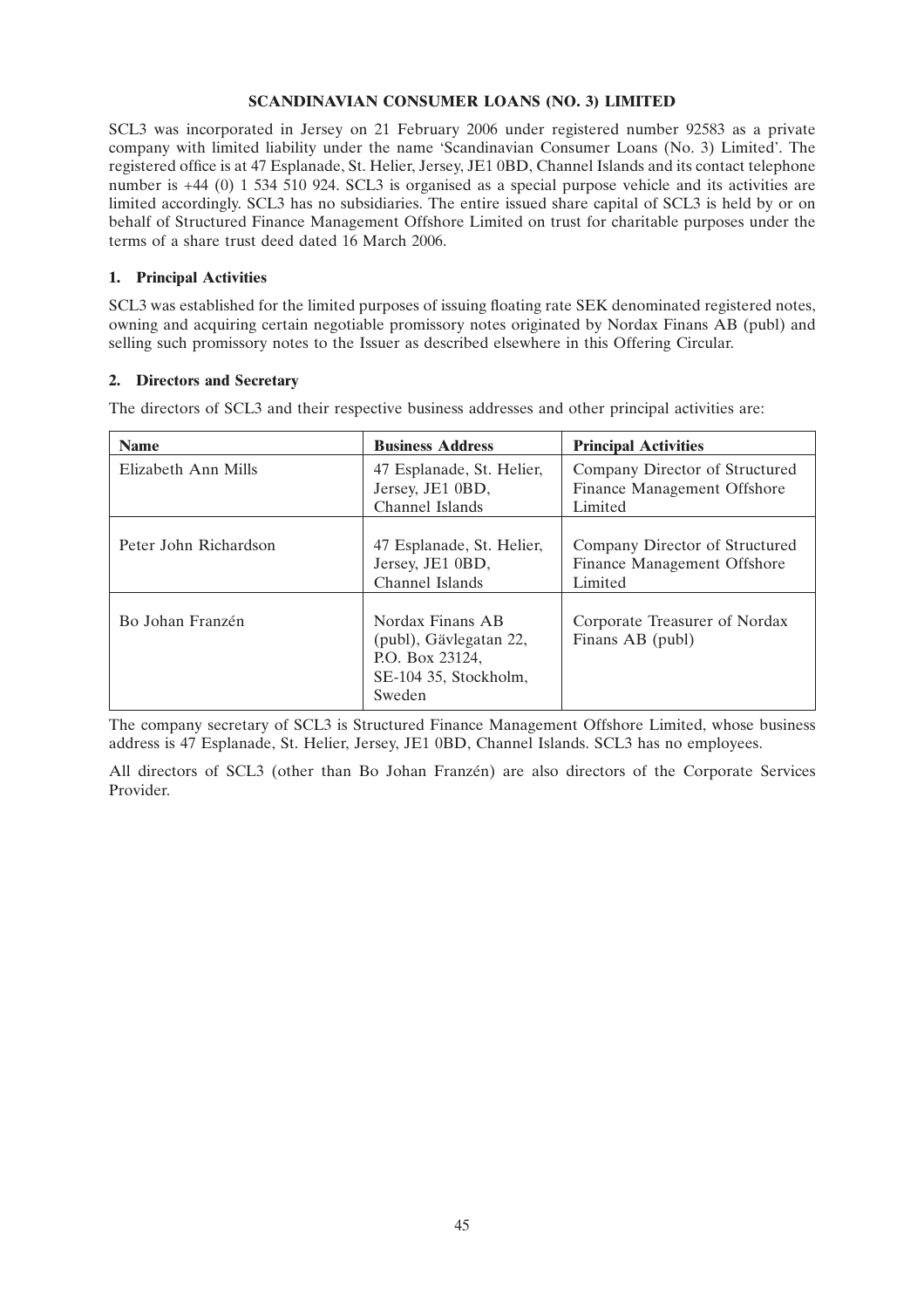# SCANDINAVIAN CONSUMER LOANS (NO. 3) LIMITED

SCL3 was incorporated in Jersey on 21 February 2006 under registered number 92583 as a private company with limited liability under the name 'Scandinavian Consumer Loans (No. 3) Limited'. The registered office is at 47 Esplanade, St. Helier, Jersey, JE1 0BD, Channel Islands and its contact telephone number is +44 (0) 1 534 510 924. SCL3 is organised as a special purpose vehicle and its activities are limited accordingly. SCL3 has no subsidiaries. The entire issued share capital of SCL3 is held by or on behalf of Structured Finance Management Offshore Limited on trust for charitable purposes under the terms of a share trust deed dated 16 March 2006.

## 1. Principal Activities

SCL3 was established for the limited purposes of issuing floating rate SEK denominated registered notes, owning and acquiring certain negotiable promissory notes originated by Nordax Finans AB (publ) and selling such promissory notes to the Issuer as described elsewhere in this Offering Circular.

## 2. Directors and Secretary

The directors of SCL3 and their respective business addresses and other principal activities are:

| Name | Business Address | Principal Activities |
|---|---|---|
| Elizabeth Ann Mills | 47 Esplanade, St. Helier, Jersey, JE1 0BD, Channel Islands | Company Director of Structured Finance Management Offshore Limited |
| Peter John Richardson | 47 Esplanade, St. Helier, Jersey, JE1 0BD, Channel Islands | Company Director of Structured Finance Management Offshore Limited |
| Bo Johan Franzén | Nordax Finans AB (publ), Gävlegatan 22, P.O. Box 23124, SE-104 35, Stockholm, Sweden | Corporate Treasurer of Nordax Finans AB (publ) |

The company secretary of SCL3 is Structured Finance Management Offshore Limited, whose business address is 47 Esplanade, St. Helier, Jersey, JE1 0BD, Channel Islands. SCL3 has no employees.

All directors of SCL3 (other than Bo Johan Franzén) are also directors of the Corporate Services Provider.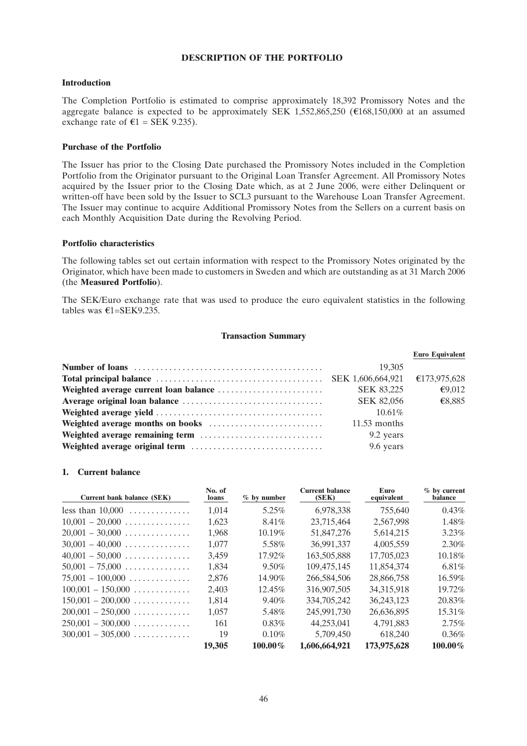# DESCRIPTION OF THE PORTFOLIO

## Introduction

The Completion Portfolio is estimated to comprise approximately 18,392 Promissory Notes and the aggregate balance is expected to be approximately SEK 1,552,865,250 (€168,150,000 at an assumed exchange rate of €1 = SEK 9.235).

## Purchase of the Portfolio

The Issuer has prior to the Closing Date purchased the Promissory Notes included in the Completion Portfolio from the Originator pursuant to the Original Loan Transfer Agreement. All Promissory Notes acquired by the Issuer prior to the Closing Date which, as at 2 June 2006, were either Delinquent or written-off have been sold by the Issuer to SCL3 pursuant to the Warehouse Loan Transfer Agreement. The Issuer may continue to acquire Additional Promissory Notes from the Sellers on a current basis on each Monthly Acquisition Date during the Revolving Period.

## Portfolio characteristics

The following tables set out certain information with respect to the Promissory Notes originated by the Originator, which have been made to customers in Sweden and which are outstanding as at 31 March 2006 (the **Measured Portfolio**).

The SEK/Euro exchange rate that was used to produce the euro equivalent statistics in the following tables was €1=SEK9.235.

### Transaction Summary

| | | **Euro Equivalent** |
|---|---|---|
| **Number of loans** | 19,305 | |
| **Total principal balance** | SEK 1,606,664,921 | €173,975,628 |
| **Weighted average current loan balance** | SEK 83,225 | €9,012 |
| **Average original loan balance** | SEK 82,056 | €8,885 |
| **Weighted average yield** | 10.61% | |
| **Weighted average months on books** | 11.53 months | |
| **Weighted average remaining term** | 9.2 years | |
| **Weighted average original term** | 9.6 years | |

### 1. Current balance

| Current bank balance (SEK) | No. of loans | % by number | Current balance (SEK) | Euro equivalent | % by current balance |
|---|---|---|---|---|---|
| less than 10,000 | 1,014 | 5.25% | 6,978,338 | 755,640 | 0.43% |
| 10,001 – 20,000 | 1,623 | 8.41% | 23,715,464 | 2,567,998 | 1.48% |
| 20,001 – 30,000 | 1,968 | 10.19% | 51,847,276 | 5,614,215 | 3.23% |
| 30,001 – 40,000 | 1,077 | 5.58% | 36,991,337 | 4,005,559 | 2.30% |
| 40,001 – 50,000 | 3,459 | 17.92% | 163,505,888 | 17,705,023 | 10.18% |
| 50,001 – 75,000 | 1,834 | 9.50% | 109,475,145 | 11,854,374 | 6.81% |
| 75,001 – 100,000 | 2,876 | 14.90% | 266,584,506 | 28,866,758 | 16.59% |
| 100,001 – 150,000 | 2,403 | 12.45% | 316,907,505 | 34,315,918 | 19.72% |
| 150,001 – 200,000 | 1,814 | 9.40% | 334,705,242 | 36,243,123 | 20.83% |
| 200,001 – 250,000 | 1,057 | 5.48% | 245,991,730 | 26,636,895 | 15.31% |
| 250,001 – 300,000 | 161 | 0.83% | 44,253,041 | 4,791,883 | 2.75% |
| 300,001 – 305,000 | 19 | 0.10% | 5,709,450 | 618,240 | 0.36% |
| | **19,305** | **100.00%** | **1,606,664,921** | **173,975,628** | **100.00%** |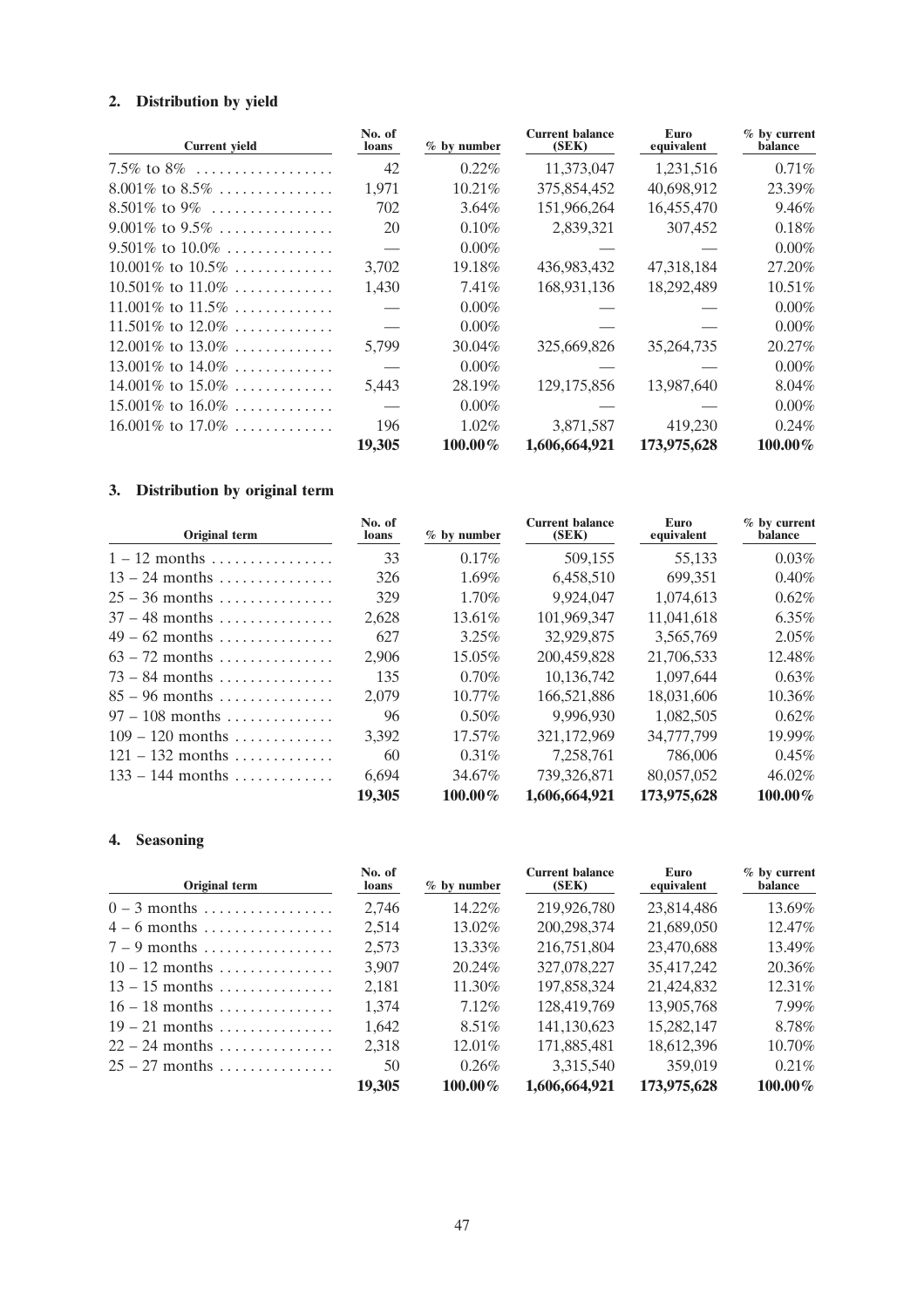## 2. Distribution by yield

| Current yield | No. of loans | % by number | Current balance (SEK) | Euro equivalent | % by current balance |
|---|---|---|---|---|---|
| 7.5% to 8% | 42 | 0.22% | 11,373,047 | 1,231,516 | 0.71% |
| 8.001% to 8.5% | 1,971 | 10.21% | 375,854,452 | 40,698,912 | 23.39% |
| 8.501% to 9% | 702 | 3.64% | 151,966,264 | 16,455,470 | 9.46% |
| 9.001% to 9.5% | 20 | 0.10% | 2,839,321 | 307,452 | 0.18% |
| 9.501% to 10.0% | — | 0.00% | — | — | 0.00% |
| 10.001% to 10.5% | 3,702 | 19.18% | 436,983,432 | 47,318,184 | 27.20% |
| 10.501% to 11.0% | 1,430 | 7.41% | 168,931,136 | 18,292,489 | 10.51% |
| 11.001% to 11.5% | — | 0.00% | — | — | 0.00% |
| 11.501% to 12.0% | — | 0.00% | — | — | 0.00% |
| 12.001% to 13.0% | 5,799 | 30.04% | 325,669,826 | 35,264,735 | 20.27% |
| 13.001% to 14.0% | — | 0.00% | — | — | 0.00% |
| 14.001% to 15.0% | 5,443 | 28.19% | 129,175,856 | 13,987,640 | 8.04% |
| 15.001% to 16.0% | — | 0.00% | — | — | 0.00% |
| 16.001% to 17.0% | 196 | 1.02% | 3,871,587 | 419,230 | 0.24% |
| | **19,305** | **100.00%** | **1,606,664,921** | **173,975,628** | **100.00%** |

## 3. Distribution by original term

| Original term | No. of loans | % by number | Current balance (SEK) | Euro equivalent | % by current balance |
|---|---|---|---|---|---|
| 1 – 12 months | 33 | 0.17% | 509,155 | 55,133 | 0.03% |
| 13 – 24 months | 326 | 1.69% | 6,458,510 | 699,351 | 0.40% |
| 25 – 36 months | 329 | 1.70% | 9,924,047 | 1,074,613 | 0.62% |
| 37 – 48 months | 2,628 | 13.61% | 101,969,347 | 11,041,618 | 6.35% |
| 49 – 62 months | 627 | 3.25% | 32,929,875 | 3,565,769 | 2.05% |
| 63 – 72 months | 2,906 | 15.05% | 200,459,828 | 21,706,533 | 12.48% |
| 73 – 84 months | 135 | 0.70% | 10,136,742 | 1,097,644 | 0.63% |
| 85 – 96 months | 2,079 | 10.77% | 166,521,886 | 18,031,606 | 10.36% |
| 97 – 108 months | 96 | 0.50% | 9,996,930 | 1,082,505 | 0.62% |
| 109 – 120 months | 3,392 | 17.57% | 321,172,969 | 34,777,799 | 19.99% |
| 121 – 132 months | 60 | 0.31% | 7,258,761 | 786,006 | 0.45% |
| 133 – 144 months | 6,694 | 34.67% | 739,326,871 | 80,057,052 | 46.02% |
| | **19,305** | **100.00%** | **1,606,664,921** | **173,975,628** | **100.00%** |

## 4. Seasoning

| Original term | No. of loans | % by number | Current balance (SEK) | Euro equivalent | % by current balance |
|---|---|---|---|---|---|
| 0 – 3 months | 2,746 | 14.22% | 219,926,780 | 23,814,486 | 13.69% |
| 4 – 6 months | 2,514 | 13.02% | 200,298,374 | 21,689,050 | 12.47% |
| 7 – 9 months | 2,573 | 13.33% | 216,751,804 | 23,470,688 | 13.49% |
| 10 – 12 months | 3,907 | 20.24% | 327,078,227 | 35,417,242 | 20.36% |
| 13 – 15 months | 2,181 | 11.30% | 197,858,324 | 21,424,832 | 12.31% |
| 16 – 18 months | 1,374 | 7.12% | 128,419,769 | 13,905,768 | 7.99% |
| 19 – 21 months | 1,642 | 8.51% | 141,130,623 | 15,282,147 | 8.78% |
| 22 – 24 months | 2,318 | 12.01% | 171,885,481 | 18,612,396 | 10.70% |
| 25 – 27 months | 50 | 0.26% | 3,315,540 | 359,019 | 0.21% |
| | **19,305** | **100.00%** | **1,606,664,921** | **173,975,628** | **100.00%** |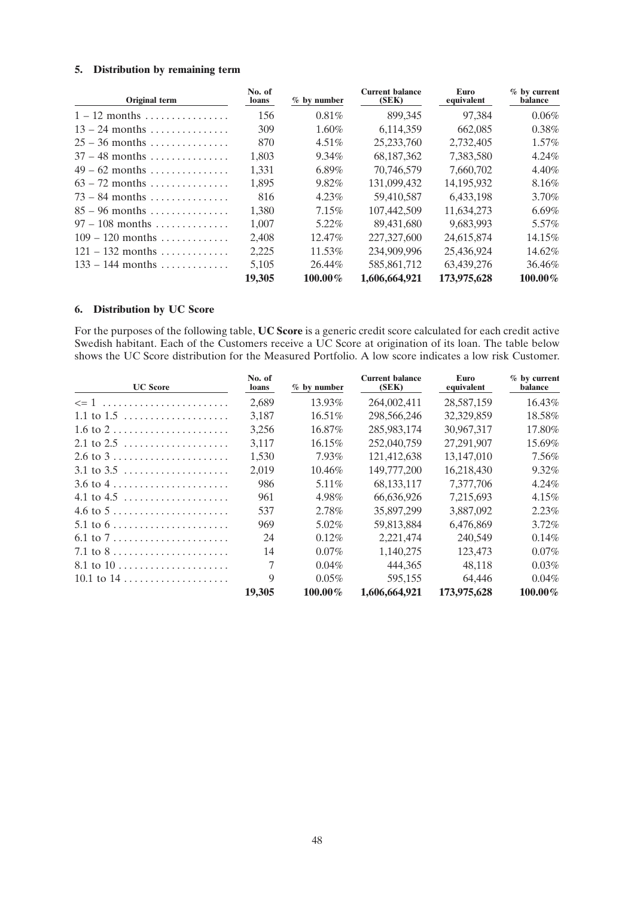## 5. Distribution by remaining term

| Original term | No. of loans | % by number | Current balance (SEK) | Euro equivalent | % by current balance |
|---|---|---|---|---|---|
| 1 – 12 months | 156 | 0.81% | 899,345 | 97,384 | 0.06% |
| 13 – 24 months | 309 | 1.60% | 6,114,359 | 662,085 | 0.38% |
| 25 – 36 months | 870 | 4.51% | 25,233,760 | 2,732,405 | 1.57% |
| 37 – 48 months | 1,803 | 9.34% | 68,187,362 | 7,383,580 | 4.24% |
| 49 – 62 months | 1,331 | 6.89% | 70,746,579 | 7,660,702 | 4.40% |
| 63 – 72 months | 1,895 | 9.82% | 131,099,432 | 14,195,932 | 8.16% |
| 73 – 84 months | 816 | 4.23% | 59,410,587 | 6,433,198 | 3.70% |
| 85 – 96 months | 1,380 | 7.15% | 107,442,509 | 11,634,273 | 6.69% |
| 97 – 108 months | 1,007 | 5.22% | 89,431,680 | 9,683,993 | 5.57% |
| 109 – 120 months | 2,408 | 12.47% | 227,327,600 | 24,615,874 | 14.15% |
| 121 – 132 months | 2,225 | 11.53% | 234,909,996 | 25,436,924 | 14.62% |
| 133 – 144 months | 5,105 | 26.44% | 585,861,712 | 63,439,276 | 36.46% |
| | **19,305** | **100.00%** | **1,606,664,921** | **173,975,628** | **100.00%** |

## 6. Distribution by UC Score

For the purposes of the following table, **UC Score** is a generic credit score calculated for each credit active Swedish habitant. Each of the Customers receive a UC Score at origination of its loan. The table below shows the UC Score distribution for the Measured Portfolio. A low score indicates a low risk Customer.

| UC Score | No. of loans | % by number | Current balance (SEK) | Euro equivalent | % by current balance |
|---|---|---|---|---|---|
| <= 1 | 2,689 | 13.93% | 264,002,411 | 28,587,159 | 16.43% |
| 1.1 to 1.5 | 3,187 | 16.51% | 298,566,246 | 32,329,859 | 18.58% |
| 1.6 to 2 | 3,256 | 16.87% | 285,983,174 | 30,967,317 | 17.80% |
| 2.1 to 2.5 | 3,117 | 16.15% | 252,040,759 | 27,291,907 | 15.69% |
| 2.6 to 3 | 1,530 | 7.93% | 121,412,638 | 13,147,010 | 7.56% |
| 3.1 to 3.5 | 2,019 | 10.46% | 149,777,200 | 16,218,430 | 9.32% |
| 3.6 to 4 | 986 | 5.11% | 68,133,117 | 7,377,706 | 4.24% |
| 4.1 to 4.5 | 961 | 4.98% | 66,636,926 | 7,215,693 | 4.15% |
| 4.6 to 5 | 537 | 2.78% | 35,897,299 | 3,887,092 | 2.23% |
| 5.1 to 6 | 969 | 5.02% | 59,813,884 | 6,476,869 | 3.72% |
| 6.1 to 7 | 24 | 0.12% | 2,221,474 | 240,549 | 0.14% |
| 7.1 to 8 | 14 | 0.07% | 1,140,275 | 123,473 | 0.07% |
| 8.1 to 10 | 7 | 0.04% | 444,365 | 48,118 | 0.03% |
| 10.1 to 14 | 9 | 0.05% | 595,155 | 64,446 | 0.04% |
| | **19,305** | **100.00%** | **1,606,664,921** | **173,975,628** | **100.00%** |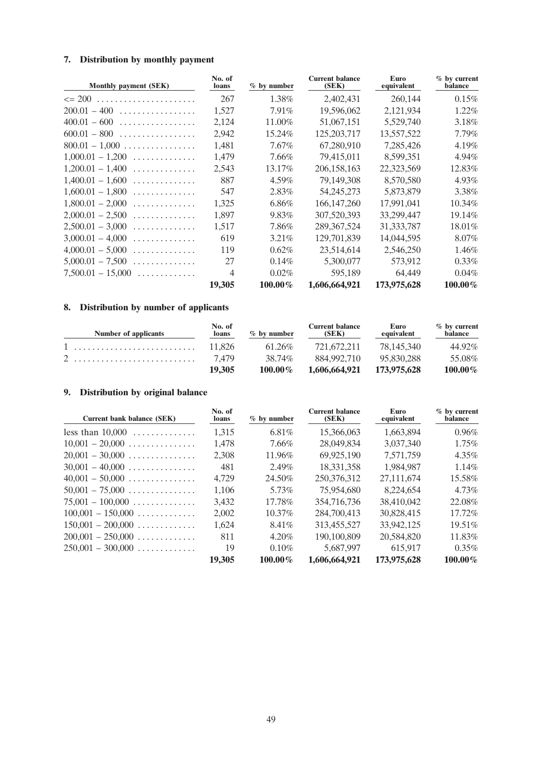## 7. Distribution by monthly payment

| Monthly payment (SEK) | No. of loans | % by number | Current balance (SEK) | Euro equivalent | % by current balance |
|---|---|---|---|---|---|
| <= 200 | 267 | 1.38% | 2,402,431 | 260,144 | 0.15% |
| 200.01 – 400 | 1,527 | 7.91% | 19,596,062 | 2,121,934 | 1.22% |
| 400.01 – 600 | 2,124 | 11.00% | 51,067,151 | 5,529,740 | 3.18% |
| 600.01 – 800 | 2,942 | 15.24% | 125,203,717 | 13,557,522 | 7.79% |
| 800.01 – 1,000 | 1,481 | 7.67% | 67,280,910 | 7,285,426 | 4.19% |
| 1,000.01 – 1,200 | 1,479 | 7.66% | 79,415,011 | 8,599,351 | 4.94% |
| 1,200.01 – 1,400 | 2,543 | 13.17% | 206,158,163 | 22,323,569 | 12.83% |
| 1,400.01 – 1,600 | 887 | 4.59% | 79,149,308 | 8,570,580 | 4.93% |
| 1,600.01 – 1,800 | 547 | 2.83% | 54,245,273 | 5,873,879 | 3.38% |
| 1,800.01 – 2,000 | 1,325 | 6.86% | 166,147,260 | 17,991,041 | 10.34% |
| 2,000.01 – 2,500 | 1,897 | 9.83% | 307,520,393 | 33,299,447 | 19.14% |
| 2,500.01 – 3,000 | 1,517 | 7.86% | 289,367,524 | 31,333,787 | 18.01% |
| 3,000.01 – 4,000 | 619 | 3.21% | 129,701,839 | 14,044,595 | 8.07% |
| 4,000.01 – 5,000 | 119 | 0.62% | 23,514,614 | 2,546,250 | 1.46% |
| 5,000.01 – 7,500 | 27 | 0.14% | 5,300,077 | 573,912 | 0.33% |
| 7,500.01 – 15,000 | 4 | 0.02% | 595,189 | 64,449 | 0.04% |
| | **19,305** | **100.00%** | **1,606,664,921** | **173,975,628** | **100.00%** |

## 8. Distribution by number of applicants

| Number of applicants | No. of loans | % by number | Current balance (SEK) | Euro equivalent | % by current balance |
|---|---|---|---|---|---|
| 1 | 11,826 | 61.26% | 721,672,211 | 78,145,340 | 44.92% |
| 2 | 7,479 | 38.74% | 884,992,710 | 95,830,288 | 55.08% |
| | **19,305** | **100.00%** | **1,606,664,921** | **173,975,628** | **100.00%** |

## 9. Distribution by original balance

| Current bank balance (SEK) | No. of loans | % by number | Current balance (SEK) | Euro equivalent | % by current balance |
|---|---|---|---|---|---|
| less than 10,000 | 1,315 | 6.81% | 15,366,063 | 1,663,894 | 0.96% |
| 10,001 – 20,000 | 1,478 | 7.66% | 28,049,834 | 3,037,340 | 1.75% |
| 20,001 – 30,000 | 2,308 | 11.96% | 69,925,190 | 7,571,759 | 4.35% |
| 30,001 – 40,000 | 481 | 2.49% | 18,331,358 | 1,984,987 | 1.14% |
| 40,001 – 50,000 | 4,729 | 24.50% | 250,376,312 | 27,111,674 | 15.58% |
| 50,001 – 75,000 | 1,106 | 5.73% | 75,954,680 | 8,224,654 | 4.73% |
| 75,001 – 100,000 | 3,432 | 17.78% | 354,716,736 | 38,410,042 | 22.08% |
| 100,001 – 150,000 | 2,002 | 10.37% | 284,700,413 | 30,828,415 | 17.72% |
| 150,001 – 200,000 | 1,624 | 8.41% | 313,455,527 | 33,942,125 | 19.51% |
| 200,001 – 250,000 | 811 | 4.20% | 190,100,809 | 20,584,820 | 11.83% |
| 250,001 – 300,000 | 19 | 0.10% | 5,687,997 | 615,917 | 0.35% |
| | **19,305** | **100.00%** | **1,606,664,921** | **173,975,628** | **100.00%** |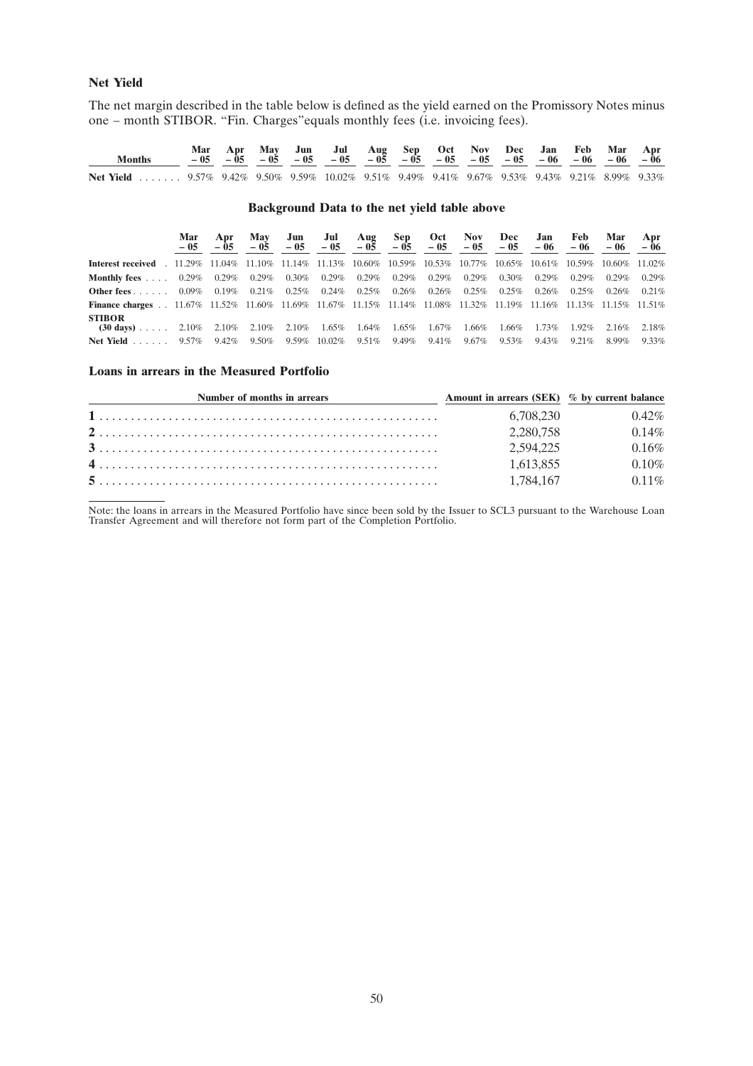### Net Yield

The net margin described in the table below is defined as the yield earned on the Promissory Notes minus one – month STIBOR. "Fin. Charges"equals monthly fees (i.e. invoicing fees).

| Months | Mar – 05 | Apr – 05 | May – 05 | Jun – 05 | Jul – 05 | Aug – 05 | Sep – 05 | Oct – 05 | Nov – 05 | Dec – 05 | Jan – 06 | Feb – 06 | Mar – 06 | Apr – 06 |
|---|---|---|---|---|---|---|---|---|---|---|---|---|---|---|
| **Net Yield** | 9.57% | 9.42% | 9.50% | 9.59% | 10.02% | 9.51% | 9.49% | 9.41% | 9.67% | 9.53% | 9.43% | 9.21% | 8.99% | 9.33% |

#### Background Data to the net yield table above

| | Mar – 05 | Apr – 05 | May – 05 | Jun – 05 | Jul – 05 | Aug – 05 | Sep – 05 | Oct – 05 | Nov – 05 | Dec – 05 | Jan – 06 | Feb – 06 | Mar – 06 | Apr – 06 |
|---|---|---|---|---|---|---|---|---|---|---|---|---|---|---|
| **Interest received** | 11.29% | 11.04% | 11.10% | 11.14% | 11.13% | 10.60% | 10.59% | 10.53% | 10.77% | 10.65% | 10.61% | 10.59% | 10.60% | 11.02% |
| **Monthly fees** | 0.29% | 0.29% | 0.29% | 0.30% | 0.29% | 0.29% | 0.29% | 0.29% | 0.29% | 0.30% | 0.29% | 0.29% | 0.29% | 0.29% |
| **Other fees** | 0.09% | 0.19% | 0.21% | 0.25% | 0.24% | 0.25% | 0.26% | 0.26% | 0.25% | 0.25% | 0.26% | 0.25% | 0.26% | 0.21% |
| **Finance charges** | 11.67% | 11.52% | 11.60% | 11.69% | 11.67% | 11.15% | 11.14% | 11.08% | 11.32% | 11.19% | 11.16% | 11.13% | 11.15% | 11.51% |
| **STIBOR (30 days)** | 2.10% | 2.10% | 2.10% | 2.10% | 1.65% | 1.64% | 1.65% | 1.67% | 1.66% | 1.66% | 1.73% | 1.92% | 2.16% | 2.18% |
| **Net Yield** | 9.57% | 9.42% | 9.50% | 9.59% | 10.02% | 9.51% | 9.49% | 9.41% | 9.67% | 9.53% | 9.43% | 9.21% | 8.99% | 9.33% |

### Loans in arrears in the Measured Portfolio

| Number of months in arrears | Amount in arrears (SEK) | % by current balance |
|---|---|---|
| **1** | 6,708,230 | 0.42% |
| **2** | 2,280,758 | 0.14% |
| **3** | 2,594,225 | 0.16% |
| **4** | 1,613,855 | 0.10% |
| **5** | 1,784,167 | 0.11% |

Note: the loans in arrears in the Measured Portfolio have since been sold by the Issuer to SCL3 pursuant to the Warehouse Loan Transfer Agreement and will therefore not form part of the Completion Portfolio.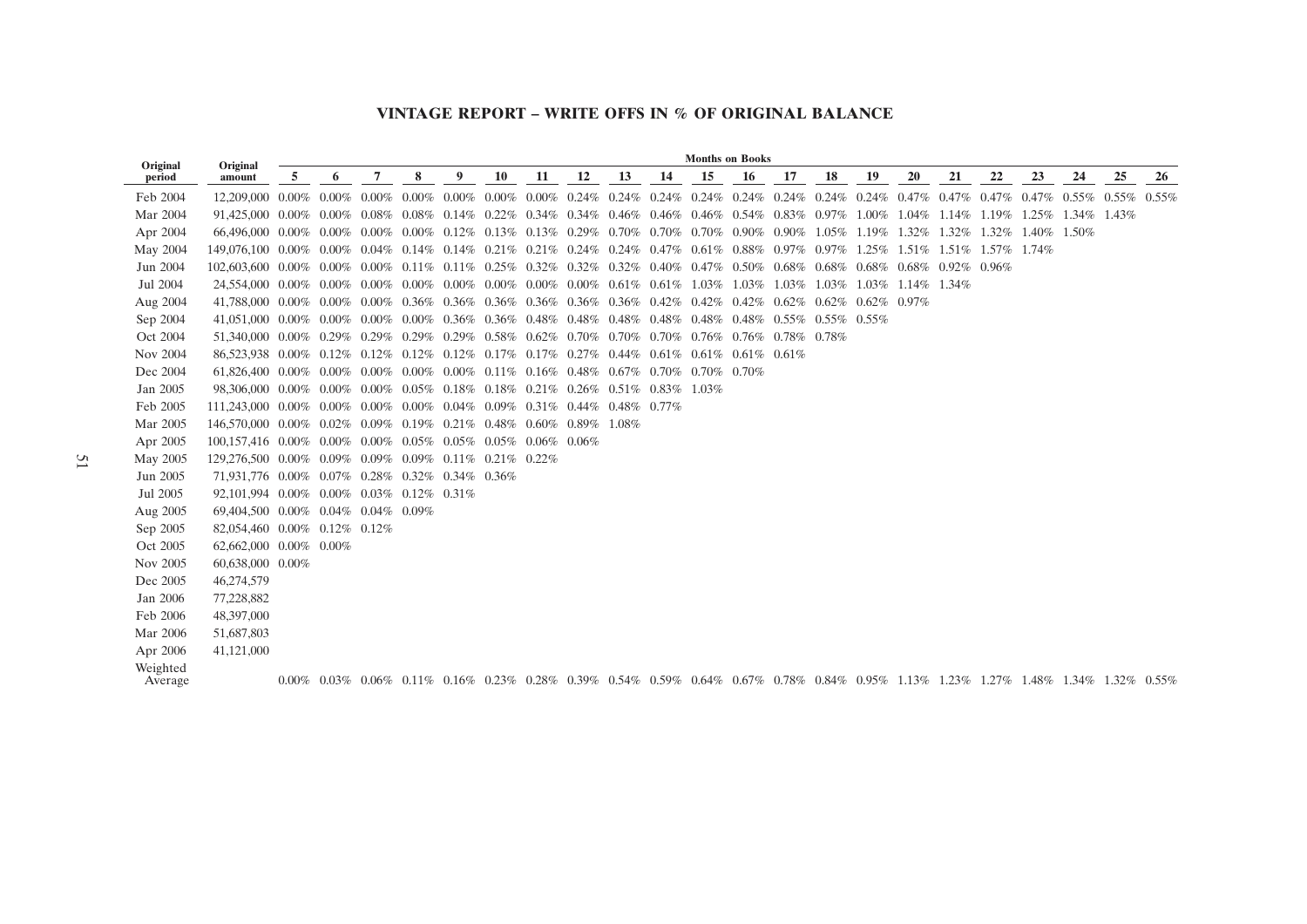## VINTAGE REPORT – WRITE OFFS IN % OF ORIGINAL BALANCE

| Original period | Original amount | Months on Books | | | | | | | | | | | | | | | | | | | | | |
|---|---|---|---|---|---|---|---|---|---|---|---|---|---|---|---|---|---|---|---|---|---|---|---|
| | | 5 | 6 | 7 | 8 | 9 | 10 | 11 | 12 | 13 | 14 | 15 | 16 | 17 | 18 | 19 | 20 | 21 | 22 | 23 | 24 | 25 | 26 |
| Feb 2004 | 12,209,000 | 0.00% | 0.00% | 0.00% | 0.00% | 0.00% | 0.00% | 0.00% | 0.24% | 0.24% | 0.24% | 0.24% | 0.24% | 0.24% | 0.24% | 0.24% | 0.47% | 0.47% | 0.47% | 0.47% | 0.55% | 0.55% | 0.55% |
| Mar 2004 | 91,425,000 | 0.00% | 0.00% | 0.08% | 0.08% | 0.14% | 0.22% | 0.34% | 0.34% | 0.46% | 0.46% | 0.46% | 0.54% | 0.83% | 0.97% | 1.00% | 1.04% | 1.14% | 1.19% | 1.25% | 1.34% | 1.43% | |
| Apr 2004 | 66,496,000 | 0.00% | 0.00% | 0.00% | 0.00% | 0.12% | 0.13% | 0.13% | 0.29% | 0.70% | 0.70% | 0.70% | 0.90% | 0.90% | 1.05% | 1.19% | 1.32% | 1.32% | 1.32% | 1.40% | 1.50% | | |
| May 2004 | 149,076,100 | 0.00% | 0.00% | 0.04% | 0.14% | 0.14% | 0.21% | 0.21% | 0.24% | 0.24% | 0.47% | 0.61% | 0.88% | 0.97% | 0.97% | 1.25% | 1.51% | 1.51% | 1.57% | 1.74% | | | |
| Jun 2004 | 102,603,600 | 0.00% | 0.00% | 0.00% | 0.11% | 0.11% | 0.25% | 0.32% | 0.32% | 0.32% | 0.40% | 0.47% | 0.50% | 0.68% | 0.68% | 0.68% | 0.68% | 0.92% | 0.96% | | | | |
| Jul 2004 | 24,554,000 | 0.00% | 0.00% | 0.00% | 0.00% | 0.00% | 0.00% | 0.00% | 0.00% | 0.61% | 0.61% | 1.03% | 1.03% | 1.03% | 1.03% | 1.03% | 1.14% | 1.34% | | | | | |
| Aug 2004 | 41,788,000 | 0.00% | 0.00% | 0.00% | 0.36% | 0.36% | 0.36% | 0.36% | 0.36% | 0.36% | 0.42% | 0.42% | 0.42% | 0.62% | 0.62% | 0.62% | 0.97% | | | | | | |
| Sep 2004 | 41,051,000 | 0.00% | 0.00% | 0.00% | 0.00% | 0.36% | 0.36% | 0.48% | 0.48% | 0.48% | 0.48% | 0.48% | 0.48% | 0.55% | 0.55% | 0.55% | | | | | | | |
| Oct 2004 | 51,340,000 | 0.00% | 0.29% | 0.29% | 0.29% | 0.29% | 0.58% | 0.62% | 0.70% | 0.70% | 0.70% | 0.76% | 0.76% | 0.78% | 0.78% | | | | | | | | |
| Nov 2004 | 86,523,938 | 0.00% | 0.12% | 0.12% | 0.12% | 0.12% | 0.17% | 0.17% | 0.27% | 0.44% | 0.61% | 0.61% | 0.61% | 0.61% | | | | | | | | | |
| Dec 2004 | 61,826,400 | 0.00% | 0.00% | 0.00% | 0.00% | 0.00% | 0.11% | 0.16% | 0.48% | 0.67% | 0.70% | 0.70% | 0.70% | | | | | | | | | | |
| Jan 2005 | 98,306,000 | 0.00% | 0.00% | 0.00% | 0.05% | 0.18% | 0.18% | 0.21% | 0.26% | 0.51% | 0.83% | 1.03% | | | | | | | | | | | |
| Feb 2005 | 111,243,000 | 0.00% | 0.00% | 0.00% | 0.00% | 0.04% | 0.09% | 0.31% | 0.44% | 0.48% | 0.77% | | | | | | | | | | | | |
| Mar 2005 | 146,570,000 | 0.00% | 0.02% | 0.09% | 0.19% | 0.21% | 0.48% | 0.60% | 0.89% | 1.08% | | | | | | | | | | | | | |
| Apr 2005 | 100,157,416 | 0.00% | 0.00% | 0.00% | 0.05% | 0.05% | 0.05% | 0.06% | 0.06% | | | | | | | | | | | | | | |
| May 2005 | 129,276,500 | 0.00% | 0.09% | 0.09% | 0.09% | 0.11% | 0.21% | 0.22% | | | | | | | | | | | | | | | |
| Jun 2005 | 71,931,776 | 0.00% | 0.07% | 0.28% | 0.32% | 0.34% | 0.36% | | | | | | | | | | | | | | | | |
| Jul 2005 | 92,101,994 | 0.00% | 0.00% | 0.03% | 0.12% | 0.31% | | | | | | | | | | | | | | | | | |
| Aug 2005 | 69,404,500 | 0.00% | 0.04% | 0.04% | 0.09% | | | | | | | | | | | | | | | | | | |
| Sep 2005 | 82,054,460 | 0.00% | 0.12% | 0.12% | | | | | | | | | | | | | | | | | | | |
| Oct 2005 | 62,662,000 | 0.00% | 0.00% | | | | | | | | | | | | | | | | | | | | |
| Nov 2005 | 60,638,000 | 0.00% | | | | | | | | | | | | | | | | | | | | | |
| Dec 2005 | 46,274,579 | | | | | | | | | | | | | | | | | | | | | | |
| Jan 2006 | 77,228,882 | | | | | | | | | | | | | | | | | | | | | | |
| Feb 2006 | 48,397,000 | | | | | | | | | | | | | | | | | | | | | | |
| Mar 2006 | 51,687,803 | | | | | | | | | | | | | | | | | | | | | | |
| Apr 2006 | 41,121,000 | | | | | | | | | | | | | | | | | | | | | | |
| Weighted Average | | 0.00% | 0.03% | 0.06% | 0.11% | 0.16% | 0.23% | 0.28% | 0.39% | 0.54% | 0.59% | 0.64% | 0.67% | 0.78% | 0.84% | 0.95% | 1.13% | 1.23% | 1.27% | 1.48% | 1.34% | 1.32% | 0.55% |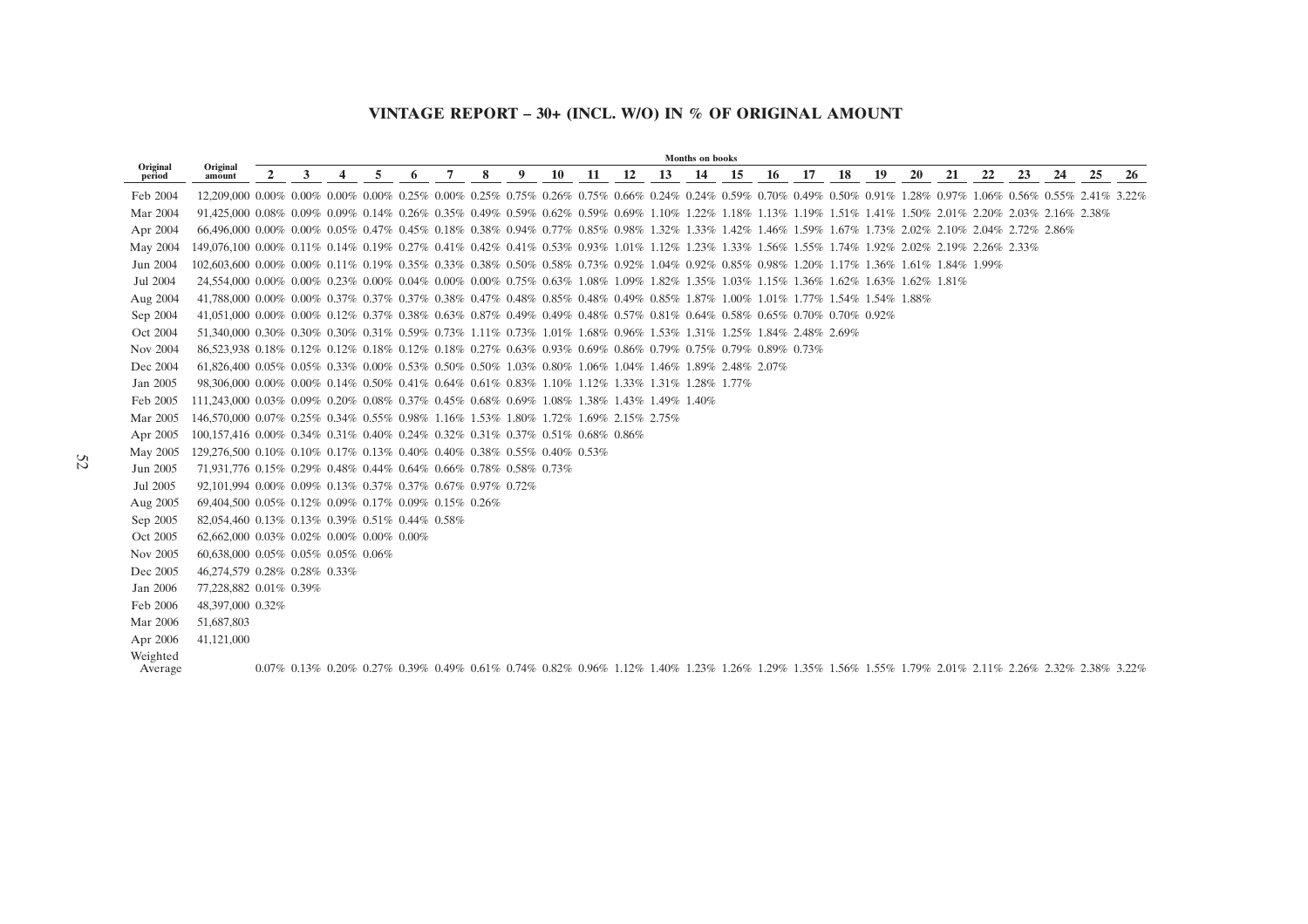# VINTAGE REPORT – 30+ (INCL. W/O) IN % OF ORIGINAL AMOUNT

| Original period | Original amount | Months on books | | | | | | | | | | | | | | | | | | | | | | | | |
|---|---|---|---|---|---|---|---|---|---|---|---|---|---|---|---|---|---|---|---|---|---|---|---|---|---|---|
| | | 2 | 3 | 4 | 5 | 6 | 7 | 8 | 9 | 10 | 11 | 12 | 13 | 14 | 15 | 16 | 17 | 18 | 19 | 20 | 21 | 22 | 23 | 24 | 25 | 26 |
| Feb 2004 | 12,209,000 | 0.00% | 0.00% | 0.00% | 0.00% | 0.25% | 0.00% | 0.25% | 0.75% | 0.26% | 0.75% | 0.66% | 0.24% | 0.24% | 0.59% | 0.70% | 0.49% | 0.50% | 0.91% | 1.28% | 0.97% | 1.06% | 0.56% | 0.55% | 2.41% | 3.22% |
| Mar 2004 | 91,425,000 | 0.08% | 0.09% | 0.09% | 0.14% | 0.26% | 0.35% | 0.49% | 0.59% | 0.62% | 0.59% | 0.69% | 1.10% | 1.22% | 1.18% | 1.13% | 1.19% | 1.51% | 1.41% | 1.50% | 2.01% | 2.20% | 2.03% | 2.16% | 2.38% | |
| Apr 2004 | 66,496,000 | 0.00% | 0.00% | 0.05% | 0.47% | 0.45% | 0.18% | 0.38% | 0.94% | 0.77% | 0.85% | 0.98% | 1.32% | 1.33% | 1.42% | 1.46% | 1.59% | 1.67% | 1.73% | 2.02% | 2.10% | 2.04% | 2.72% | 2.86% | | |
| May 2004 | 149,076,100 | 0.00% | 0.11% | 0.14% | 0.19% | 0.27% | 0.41% | 0.42% | 0.41% | 0.53% | 0.93% | 1.01% | 1.12% | 1.23% | 1.33% | 1.56% | 1.55% | 1.74% | 1.92% | 2.02% | 2.19% | 2.26% | 2.33% | | | |
| Jun 2004 | 102,603,600 | 0.00% | 0.00% | 0.11% | 0.19% | 0.35% | 0.33% | 0.38% | 0.50% | 0.58% | 0.73% | 0.92% | 1.04% | 0.92% | 0.85% | 0.98% | 1.20% | 1.17% | 1.36% | 1.61% | 1.84% | 1.99% | | | | |
| Jul 2004 | 24,554,000 | 0.00% | 0.00% | 0.23% | 0.00% | 0.04% | 0.00% | 0.00% | 0.75% | 0.63% | 1.08% | 1.09% | 1.82% | 1.35% | 1.03% | 1.15% | 1.36% | 1.62% | 1.63% | 1.62% | 1.81% | | | | | |
| Aug 2004 | 41,788,000 | 0.00% | 0.00% | 0.37% | 0.37% | 0.37% | 0.38% | 0.47% | 0.48% | 0.85% | 0.48% | 0.49% | 0.85% | 1.87% | 1.00% | 1.01% | 1.77% | 1.54% | 1.54% | 1.88% | | | | | | |
| Sep 2004 | 41,051,000 | 0.00% | 0.00% | 0.12% | 0.37% | 0.38% | 0.63% | 0.87% | 0.49% | 0.49% | 0.48% | 0.57% | 0.81% | 0.64% | 0.58% | 0.65% | 0.70% | 0.70% | 0.92% | | | | | | | |
| Oct 2004 | 51,340,000 | 0.30% | 0.30% | 0.30% | 0.31% | 0.59% | 0.73% | 1.11% | 0.73% | 1.01% | 1.68% | 0.96% | 1.53% | 1.31% | 1.25% | 1.84% | 2.48% | 2.69% | | | | | | | | |
| Nov 2004 | 86,523,938 | 0.18% | 0.12% | 0.12% | 0.18% | 0.12% | 0.18% | 0.27% | 0.63% | 0.93% | 0.69% | 0.86% | 0.79% | 0.75% | 0.79% | 0.89% | 0.73% | | | | | | | | | |
| Dec 2004 | 61,826,400 | 0.05% | 0.05% | 0.33% | 0.00% | 0.53% | 0.50% | 0.50% | 1.03% | 0.80% | 1.06% | 1.04% | 1.46% | 1.89% | 2.48% | 2.07% | | | | | | | | | | |
| Jan 2005 | 98,306,000 | 0.00% | 0.00% | 0.14% | 0.50% | 0.41% | 0.64% | 0.61% | 0.83% | 1.10% | 1.12% | 1.33% | 1.31% | 1.28% | 1.77% | | | | | | | | | | | |
| Feb 2005 | 111,243,000 | 0.03% | 0.09% | 0.20% | 0.08% | 0.37% | 0.45% | 0.68% | 0.69% | 1.08% | 1.38% | 1.43% | 1.49% | 1.40% | | | | | | | | | | | | |
| Mar 2005 | 146,570,000 | 0.07% | 0.25% | 0.34% | 0.55% | 0.98% | 1.16% | 1.53% | 1.80% | 1.72% | 1.69% | 2.15% | 2.75% | | | | | | | | | | | | | |
| Apr 2005 | 100,157,416 | 0.00% | 0.34% | 0.31% | 0.40% | 0.24% | 0.32% | 0.31% | 0.37% | 0.51% | 0.68% | 0.86% | | | | | | | | | | | | | | |
| May 2005 | 129,276,500 | 0.10% | 0.10% | 0.17% | 0.13% | 0.40% | 0.40% | 0.38% | 0.55% | 0.40% | 0.53% | | | | | | | | | | | | | | | |
| Jun 2005 | 71,931,776 | 0.15% | 0.29% | 0.48% | 0.44% | 0.64% | 0.66% | 0.78% | 0.58% | 0.73% | | | | | | | | | | | | | | | | |
| Jul 2005 | 92,101,994 | 0.00% | 0.09% | 0.13% | 0.37% | 0.37% | 0.67% | 0.97% | 0.72% | | | | | | | | | | | | | | | | | |
| Aug 2005 | 69,404,500 | 0.05% | 0.12% | 0.09% | 0.17% | 0.09% | 0.15% | 0.26% | | | | | | | | | | | | | | | | | | |
| Sep 2005 | 82,054,460 | 0.13% | 0.13% | 0.39% | 0.51% | 0.44% | 0.58% | | | | | | | | | | | | | | | | | | | |
| Oct 2005 | 62,662,000 | 0.03% | 0.02% | 0.00% | 0.00% | 0.00% | | | | | | | | | | | | | | | | | | | | |
| Nov 2005 | 60,638,000 | 0.05% | 0.05% | 0.05% | 0.06% | | | | | | | | | | | | | | | | | | | | | |
| Dec 2005 | 46,274,579 | 0.28% | 0.28% | 0.33% | | | | | | | | | | | | | | | | | | | | | | |
| Jan 2006 | 77,228,882 | 0.01% | 0.39% | | | | | | | | | | | | | | | | | | | | | | | |
| Feb 2006 | 48,397,000 | 0.32% | | | | | | | | | | | | | | | | | | | | | | | | |
| Mar 2006 | 51,687,803 | | | | | | | | | | | | | | | | | | | | | | | | | |
| Apr 2006 | 41,121,000 | | | | | | | | | | | | | | | | | | | | | | | | | |
| Weighted Average | | 0.07% | 0.13% | 0.20% | 0.27% | 0.39% | 0.49% | 0.61% | 0.74% | 0.82% | 0.96% | 1.12% | 1.40% | 1.23% | 1.26% | 1.29% | 1.35% | 1.56% | 1.55% | 1.79% | 2.01% | 2.11% | 2.26% | 2.32% | 2.38% | 3.22% |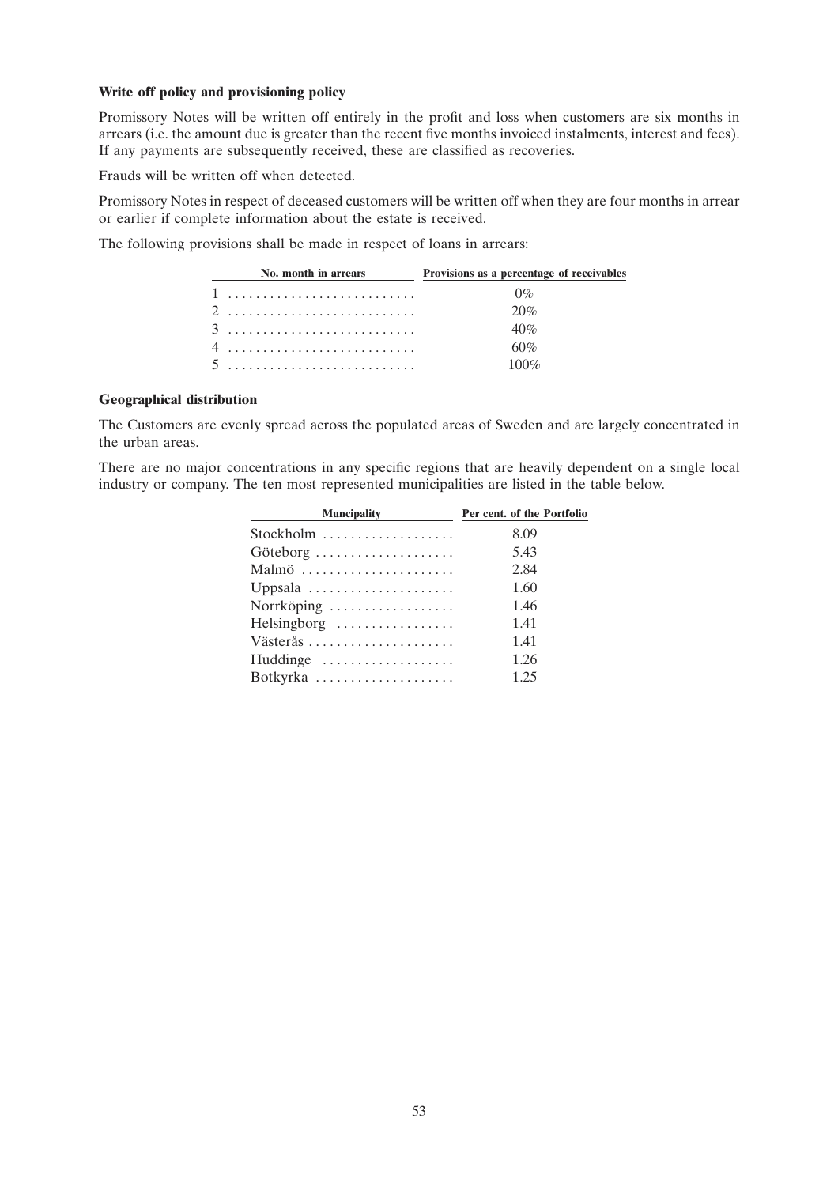**Write off policy and provisioning policy**

Promissory Notes will be written off entirely in the profit and loss when customers are six months in arrears (i.e. the amount due is greater than the recent five months invoiced instalments, interest and fees). If any payments are subsequently received, these are classified as recoveries.

Frauds will be written off when detected.

Promissory Notes in respect of deceased customers will be written off when they are four months in arrear or earlier if complete information about the estate is received.

The following provisions shall be made in respect of loans in arrears:

| No. month in arrears | Provisions as a percentage of receivables |
|---|---|
| 1 | 0% |
| 2 | 20% |
| 3 | 40% |
| 4 | 60% |
| 5 | 100% |

**Geographical distribution**

The Customers are evenly spread across the populated areas of Sweden and are largely concentrated in the urban areas.

There are no major concentrations in any specific regions that are heavily dependent on a single local industry or company. The ten most represented municipalities are listed in the table below.

| Muncipality | Per cent. of the Portfolio |
|---|---|
| Stockholm | 8.09 |
| Göteborg | 5.43 |
| Malmö | 2.84 |
| Uppsala | 1.60 |
| Norrköping | 1.46 |
| Helsingborg | 1.41 |
| Västerås | 1.41 |
| Huddinge | 1.26 |
| Botkyrka | 1.25 |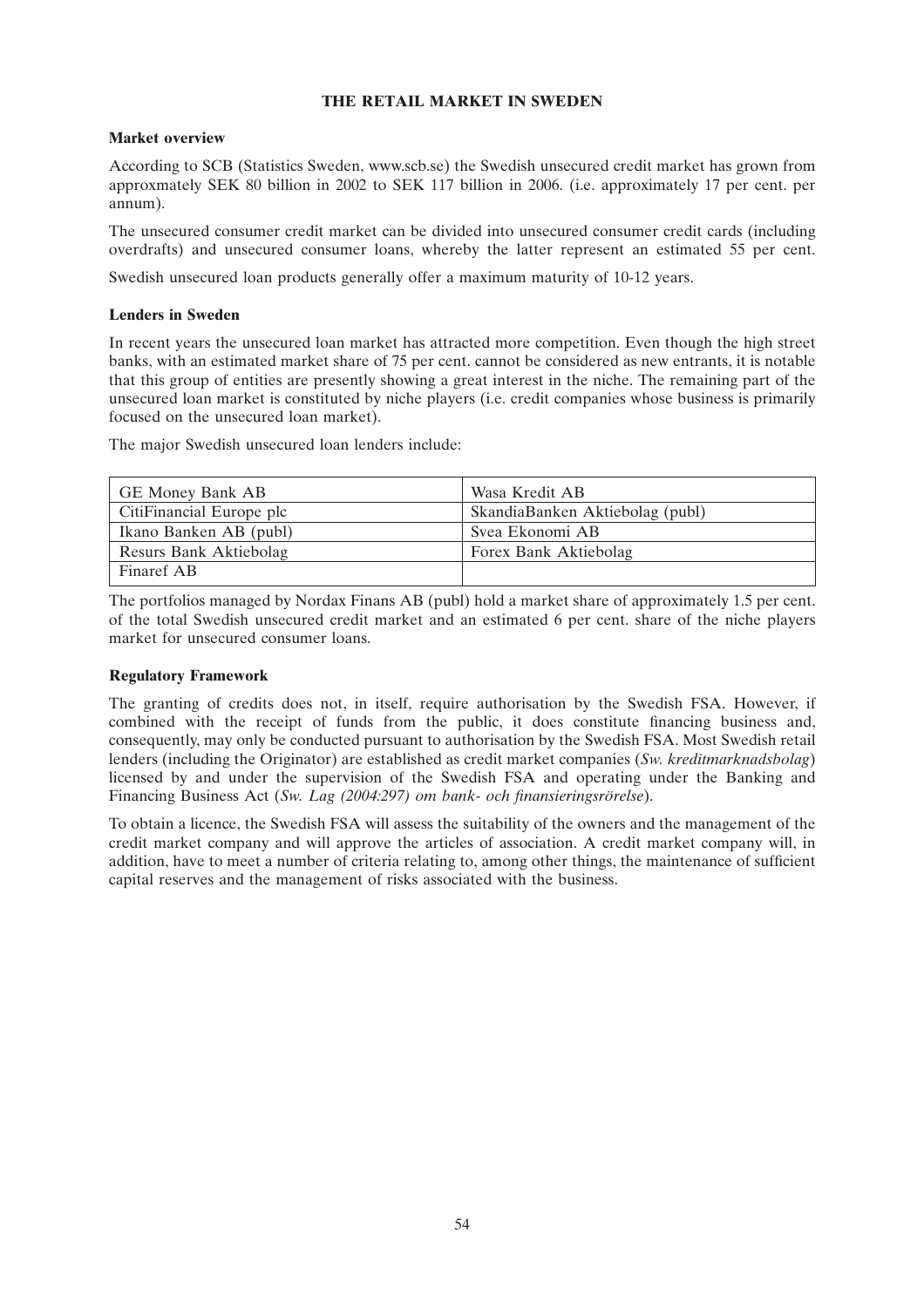# THE RETAIL MARKET IN SWEDEN

## Market overview

According to SCB (Statistics Sweden, www.scb.se) the Swedish unsecured credit market has grown from approxmately SEK 80 billion in 2002 to SEK 117 billion in 2006. (i.e. approximately 17 per cent. per annum).

The unsecured consumer credit market can be divided into unsecured consumer credit cards (including overdrafts) and unsecured consumer loans, whereby the latter represent an estimated 55 per cent.

Swedish unsecured loan products generally offer a maximum maturity of 10-12 years.

## Lenders in Sweden

In recent years the unsecured loan market has attracted more competition. Even though the high street banks, with an estimated market share of 75 per cent. cannot be considered as new entrants, it is notable that this group of entities are presently showing a great interest in the niche. The remaining part of the unsecured loan market is constituted by niche players (i.e. credit companies whose business is primarily focused on the unsecured loan market).

The major Swedish unsecured loan lenders include:

| | |
|---|---|
| GE Money Bank AB | Wasa Kredit AB |
| CitiFinancial Europe plc | SkandiaBanken Aktiebolag (publ) |
| Ikano Banken AB (publ) | Svea Ekonomi AB |
| Resurs Bank Aktiebolag | Forex Bank Aktiebolag |
| Finaref AB | |

The portfolios managed by Nordax Finans AB (publ) hold a market share of approximately 1.5 per cent. of the total Swedish unsecured credit market and an estimated 6 per cent. share of the niche players market for unsecured consumer loans.

## Regulatory Framework

The granting of credits does not, in itself, require authorisation by the Swedish FSA. However, if combined with the receipt of funds from the public, it does constitute financing business and, consequently, may only be conducted pursuant to authorisation by the Swedish FSA. Most Swedish retail lenders (including the Originator) are established as credit market companies (*Sw. kreditmarknadsbolag*) licensed by and under the supervision of the Swedish FSA and operating under the Banking and Financing Business Act (*Sw. Lag (2004:297) om bank- och finansieringsrörelse*).

To obtain a licence, the Swedish FSA will assess the suitability of the owners and the management of the credit market company and will approve the articles of association. A credit market company will, in addition, have to meet a number of criteria relating to, among other things, the maintenance of sufficient capital reserves and the management of risks associated with the business.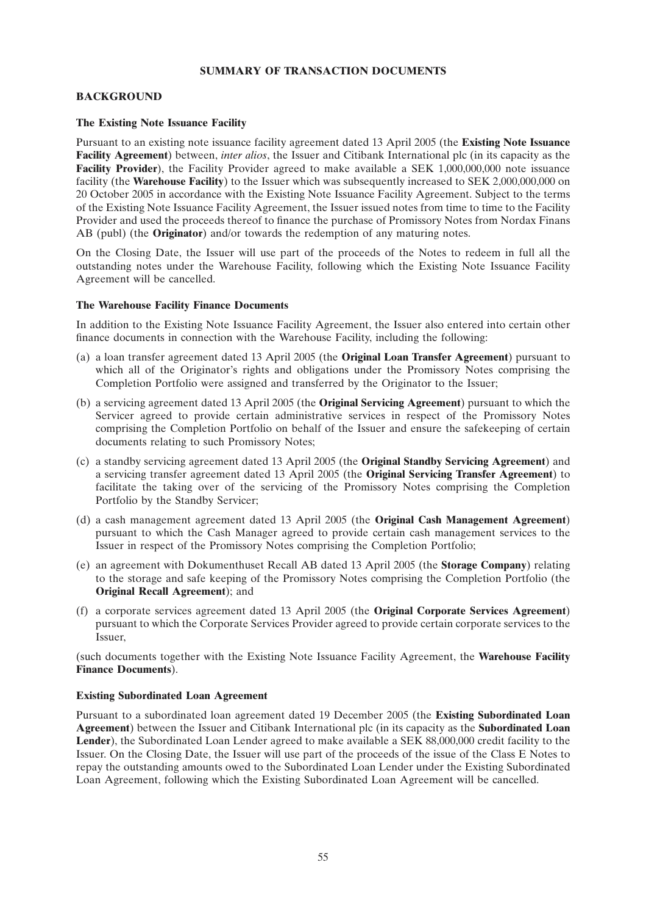## SUMMARY OF TRANSACTION DOCUMENTS

### BACKGROUND

#### The Existing Note Issuance Facility

Pursuant to an existing note issuance facility agreement dated 13 April 2005 (the **Existing Note Issuance Facility Agreement**) between, *inter alios*, the Issuer and Citibank International plc (in its capacity as the **Facility Provider**), the Facility Provider agreed to make available a SEK 1,000,000,000 note issuance facility (the **Warehouse Facility**) to the Issuer which was subsequently increased to SEK 2,000,000,000 on 20 October 2005 in accordance with the Existing Note Issuance Facility Agreement. Subject to the terms of the Existing Note Issuance Facility Agreement, the Issuer issued notes from time to time to the Facility Provider and used the proceeds thereof to finance the purchase of Promissory Notes from Nordax Finans AB (publ) (the **Originator**) and/or towards the redemption of any maturing notes.

On the Closing Date, the Issuer will use part of the proceeds of the Notes to redeem in full all the outstanding notes under the Warehouse Facility, following which the Existing Note Issuance Facility Agreement will be cancelled.

#### The Warehouse Facility Finance Documents

In addition to the Existing Note Issuance Facility Agreement, the Issuer also entered into certain other finance documents in connection with the Warehouse Facility, including the following:

(a) a loan transfer agreement dated 13 April 2005 (the **Original Loan Transfer Agreement**) pursuant to which all of the Originator's rights and obligations under the Promissory Notes comprising the Completion Portfolio were assigned and transferred by the Originator to the Issuer;

(b) a servicing agreement dated 13 April 2005 (the **Original Servicing Agreement**) pursuant to which the Servicer agreed to provide certain administrative services in respect of the Promissory Notes comprising the Completion Portfolio on behalf of the Issuer and ensure the safekeeping of certain documents relating to such Promissory Notes;

(c) a standby servicing agreement dated 13 April 2005 (the **Original Standby Servicing Agreement**) and a servicing transfer agreement dated 13 April 2005 (the **Original Servicing Transfer Agreement**) to facilitate the taking over of the servicing of the Promissory Notes comprising the Completion Portfolio by the Standby Servicer;

(d) a cash management agreement dated 13 April 2005 (the **Original Cash Management Agreement**) pursuant to which the Cash Manager agreed to provide certain cash management services to the Issuer in respect of the Promissory Notes comprising the Completion Portfolio;

(e) an agreement with Dokumenthuset Recall AB dated 13 April 2005 (the **Storage Company**) relating to the storage and safe keeping of the Promissory Notes comprising the Completion Portfolio (the **Original Recall Agreement**); and

(f) a corporate services agreement dated 13 April 2005 (the **Original Corporate Services Agreement**) pursuant to which the Corporate Services Provider agreed to provide certain corporate services to the Issuer,

(such documents together with the Existing Note Issuance Facility Agreement, the **Warehouse Facility Finance Documents**).

#### Existing Subordinated Loan Agreement

Pursuant to a subordinated loan agreement dated 19 December 2005 (the **Existing Subordinated Loan Agreement**) between the Issuer and Citibank International plc (in its capacity as the **Subordinated Loan Lender**), the Subordinated Loan Lender agreed to make available a SEK 88,000,000 credit facility to the Issuer. On the Closing Date, the Issuer will use part of the proceeds of the issue of the Class E Notes to repay the outstanding amounts owed to the Subordinated Loan Lender under the Existing Subordinated Loan Agreement, following which the Existing Subordinated Loan Agreement will be cancelled.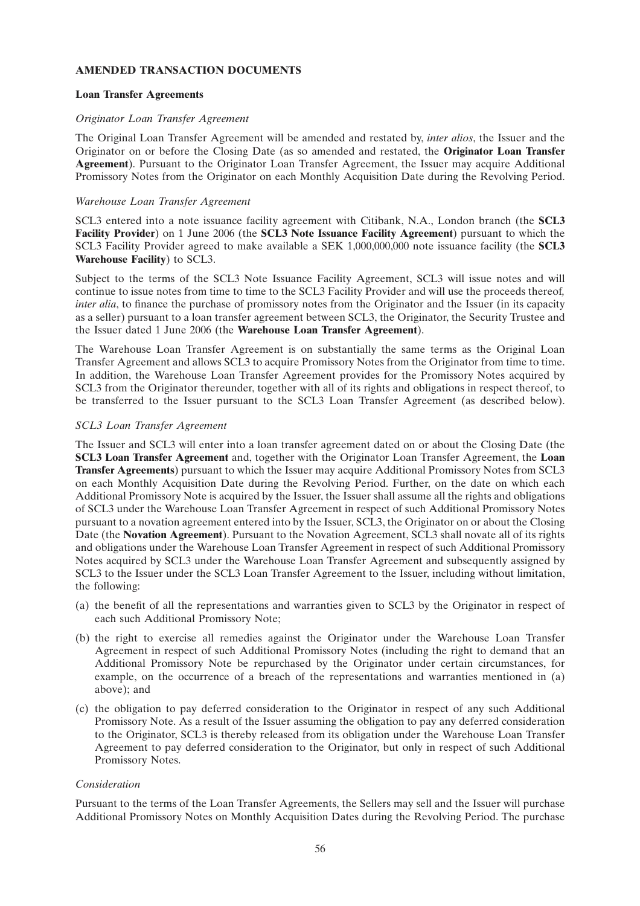## AMENDED TRANSACTION DOCUMENTS

### Loan Transfer Agreements

*Originator Loan Transfer Agreement*

The Original Loan Transfer Agreement will be amended and restated by, *inter alios*, the Issuer and the Originator on or before the Closing Date (as so amended and restated, the **Originator Loan Transfer Agreement**). Pursuant to the Originator Loan Transfer Agreement, the Issuer may acquire Additional Promissory Notes from the Originator on each Monthly Acquisition Date during the Revolving Period.

*Warehouse Loan Transfer Agreement*

SCL3 entered into a note issuance facility agreement with Citibank, N.A., London branch (the **SCL3 Facility Provider**) on 1 June 2006 (the **SCL3 Note Issuance Facility Agreement**) pursuant to which the SCL3 Facility Provider agreed to make available a SEK 1,000,000,000 note issuance facility (the **SCL3 Warehouse Facility**) to SCL3.

Subject to the terms of the SCL3 Note Issuance Facility Agreement, SCL3 will issue notes and will continue to issue notes from time to time to the SCL3 Facility Provider and will use the proceeds thereof, *inter alia*, to finance the purchase of promissory notes from the Originator and the Issuer (in its capacity as a seller) pursuant to a loan transfer agreement between SCL3, the Originator, the Security Trustee and the Issuer dated 1 June 2006 (the **Warehouse Loan Transfer Agreement**).

The Warehouse Loan Transfer Agreement is on substantially the same terms as the Original Loan Transfer Agreement and allows SCL3 to acquire Promissory Notes from the Originator from time to time. In addition, the Warehouse Loan Transfer Agreement provides for the Promissory Notes acquired by SCL3 from the Originator thereunder, together with all of its rights and obligations in respect thereof, to be transferred to the Issuer pursuant to the SCL3 Loan Transfer Agreement (as described below).

*SCL3 Loan Transfer Agreement*

The Issuer and SCL3 will enter into a loan transfer agreement dated on or about the Closing Date (the **SCL3 Loan Transfer Agreement** and, together with the Originator Loan Transfer Agreement, the **Loan Transfer Agreements**) pursuant to which the Issuer may acquire Additional Promissory Notes from SCL3 on each Monthly Acquisition Date during the Revolving Period. Further, on the date on which each Additional Promissory Note is acquired by the Issuer, the Issuer shall assume all the rights and obligations of SCL3 under the Warehouse Loan Transfer Agreement in respect of such Additional Promissory Notes pursuant to a novation agreement entered into by the Issuer, SCL3, the Originator on or about the Closing Date (the **Novation Agreement**). Pursuant to the Novation Agreement, SCL3 shall novate all of its rights and obligations under the Warehouse Loan Transfer Agreement in respect of such Additional Promissory Notes acquired by SCL3 under the Warehouse Loan Transfer Agreement and subsequently assigned by SCL3 to the Issuer under the SCL3 Loan Transfer Agreement to the Issuer, including without limitation, the following:

(a) the benefit of all the representations and warranties given to SCL3 by the Originator in respect of each such Additional Promissory Note;

(b) the right to exercise all remedies against the Originator under the Warehouse Loan Transfer Agreement in respect of such Additional Promissory Notes (including the right to demand that an Additional Promissory Note be repurchased by the Originator under certain circumstances, for example, on the occurrence of a breach of the representations and warranties mentioned in (a) above); and

(c) the obligation to pay deferred consideration to the Originator in respect of any such Additional Promissory Note. As a result of the Issuer assuming the obligation to pay any deferred consideration to the Originator, SCL3 is thereby released from its obligation under the Warehouse Loan Transfer Agreement to pay deferred consideration to the Originator, but only in respect of such Additional Promissory Notes.

*Consideration*

Pursuant to the terms of the Loan Transfer Agreements, the Sellers may sell and the Issuer will purchase Additional Promissory Notes on Monthly Acquisition Dates during the Revolving Period. The purchase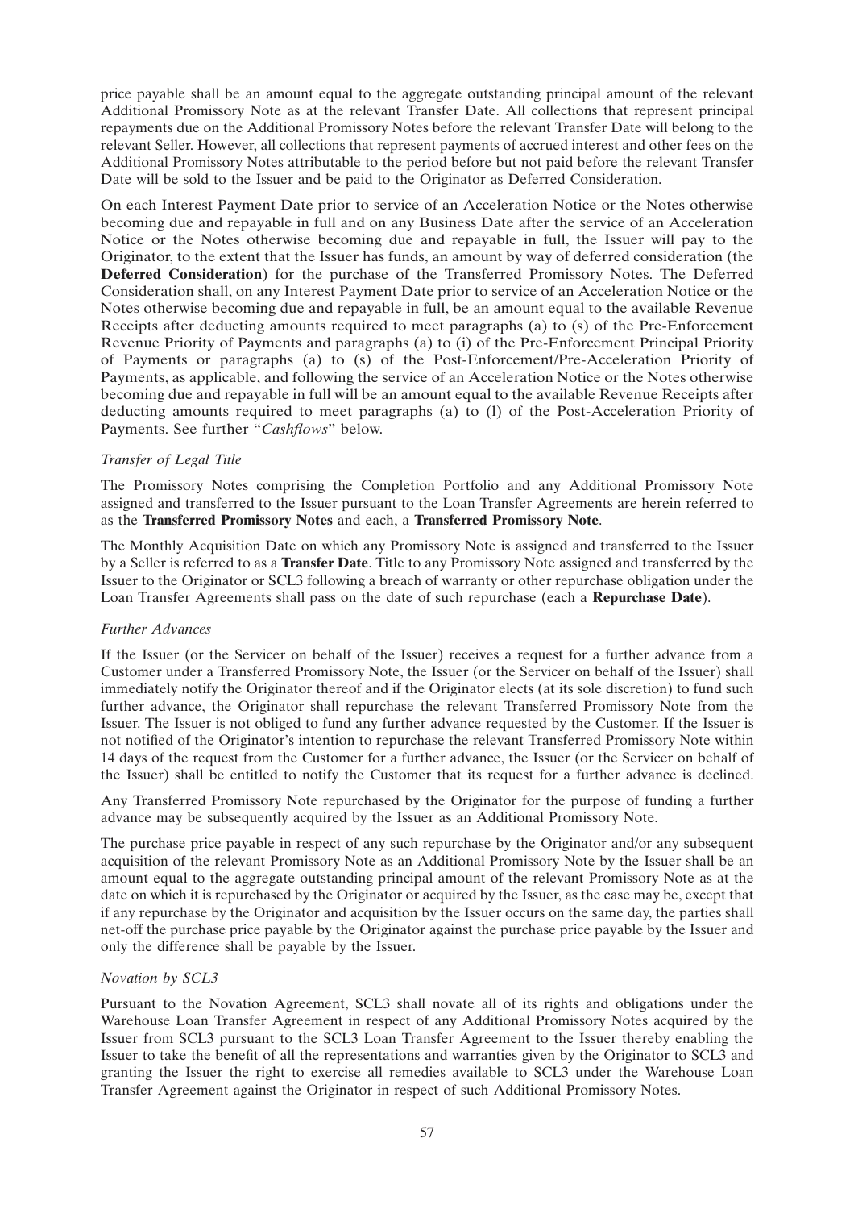price payable shall be an amount equal to the aggregate outstanding principal amount of the relevant Additional Promissory Note as at the relevant Transfer Date. All collections that represent principal repayments due on the Additional Promissory Notes before the relevant Transfer Date will belong to the relevant Seller. However, all collections that represent payments of accrued interest and other fees on the Additional Promissory Notes attributable to the period before but not paid before the relevant Transfer Date will be sold to the Issuer and be paid to the Originator as Deferred Consideration.

On each Interest Payment Date prior to service of an Acceleration Notice or the Notes otherwise becoming due and repayable in full and on any Business Date after the service of an Acceleration Notice or the Notes otherwise becoming due and repayable in full, the Issuer will pay to the Originator, to the extent that the Issuer has funds, an amount by way of deferred consideration (the **Deferred Consideration**) for the purchase of the Transferred Promissory Notes. The Deferred Consideration shall, on any Interest Payment Date prior to service of an Acceleration Notice or the Notes otherwise becoming due and repayable in full, be an amount equal to the available Revenue Receipts after deducting amounts required to meet paragraphs (a) to (s) of the Pre-Enforcement Revenue Priority of Payments and paragraphs (a) to (i) of the Pre-Enforcement Principal Priority of Payments or paragraphs (a) to (s) of the Post-Enforcement/Pre-Acceleration Priority of Payments, as applicable, and following the service of an Acceleration Notice or the Notes otherwise becoming due and repayable in full will be an amount equal to the available Revenue Receipts after deducting amounts required to meet paragraphs (a) to (l) of the Post-Acceleration Priority of Payments. See further "*Cashflows*" below.

*Transfer of Legal Title*

The Promissory Notes comprising the Completion Portfolio and any Additional Promissory Note assigned and transferred to the Issuer pursuant to the Loan Transfer Agreements are herein referred to as the **Transferred Promissory Notes** and each, a **Transferred Promissory Note**.

The Monthly Acquisition Date on which any Promissory Note is assigned and transferred to the Issuer by a Seller is referred to as a **Transfer Date**. Title to any Promissory Note assigned and transferred by the Issuer to the Originator or SCL3 following a breach of warranty or other repurchase obligation under the Loan Transfer Agreements shall pass on the date of such repurchase (each a **Repurchase Date**).

*Further Advances*

If the Issuer (or the Servicer on behalf of the Issuer) receives a request for a further advance from a Customer under a Transferred Promissory Note, the Issuer (or the Servicer on behalf of the Issuer) shall immediately notify the Originator thereof and if the Originator elects (at its sole discretion) to fund such further advance, the Originator shall repurchase the relevant Transferred Promissory Note from the Issuer. The Issuer is not obliged to fund any further advance requested by the Customer. If the Issuer is not notified of the Originator's intention to repurchase the relevant Transferred Promissory Note within 14 days of the request from the Customer for a further advance, the Issuer (or the Servicer on behalf of the Issuer) shall be entitled to notify the Customer that its request for a further advance is declined.

Any Transferred Promissory Note repurchased by the Originator for the purpose of funding a further advance may be subsequently acquired by the Issuer as an Additional Promissory Note.

The purchase price payable in respect of any such repurchase by the Originator and/or any subsequent acquisition of the relevant Promissory Note as an Additional Promissory Note by the Issuer shall be an amount equal to the aggregate outstanding principal amount of the relevant Promissory Note as at the date on which it is repurchased by the Originator or acquired by the Issuer, as the case may be, except that if any repurchase by the Originator and acquisition by the Issuer occurs on the same day, the parties shall net-off the purchase price payable by the Originator against the purchase price payable by the Issuer and only the difference shall be payable by the Issuer.

*Novation by SCL3*

Pursuant to the Novation Agreement, SCL3 shall novate all of its rights and obligations under the Warehouse Loan Transfer Agreement in respect of any Additional Promissory Notes acquired by the Issuer from SCL3 pursuant to the SCL3 Loan Transfer Agreement to the Issuer thereby enabling the Issuer to take the benefit of all the representations and warranties given by the Originator to SCL3 and granting the Issuer the right to exercise all remedies available to SCL3 under the Warehouse Loan Transfer Agreement against the Originator in respect of such Additional Promissory Notes.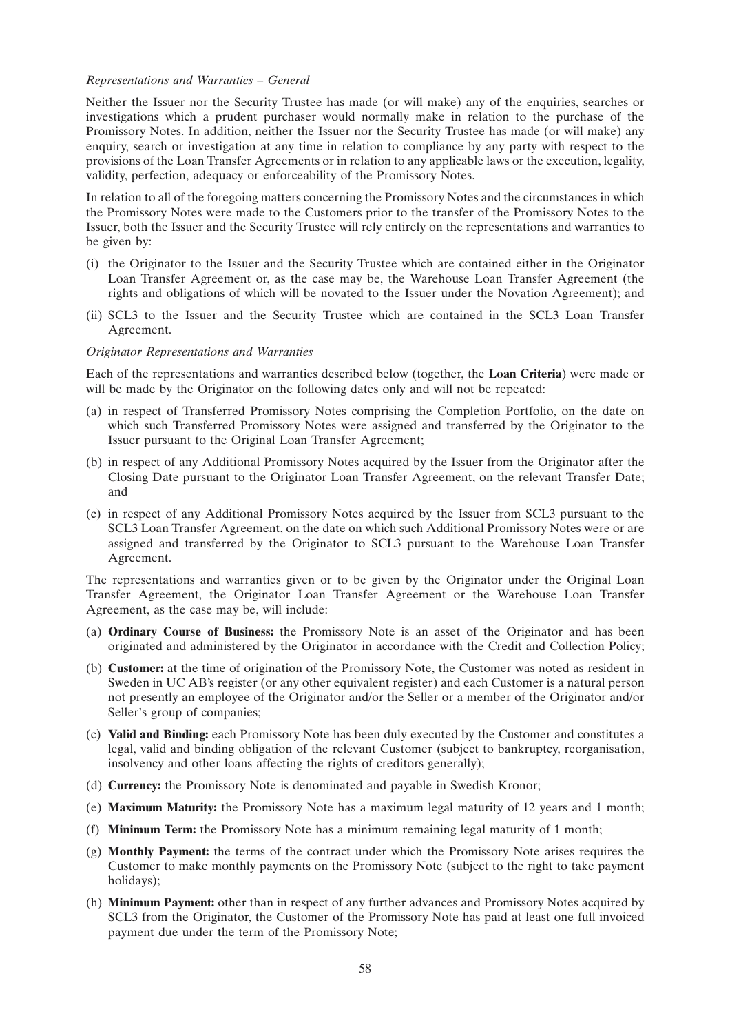*Representations and Warranties – General*

Neither the Issuer nor the Security Trustee has made (or will make) any of the enquiries, searches or investigations which a prudent purchaser would normally make in relation to the purchase of the Promissory Notes. In addition, neither the Issuer nor the Security Trustee has made (or will make) any enquiry, search or investigation at any time in relation to compliance by any party with respect to the provisions of the Loan Transfer Agreements or in relation to any applicable laws or the execution, legality, validity, perfection, adequacy or enforceability of the Promissory Notes.

In relation to all of the foregoing matters concerning the Promissory Notes and the circumstances in which the Promissory Notes were made to the Customers prior to the transfer of the Promissory Notes to the Issuer, both the Issuer and the Security Trustee will rely entirely on the representations and warranties to be given by:

(i) the Originator to the Issuer and the Security Trustee which are contained either in the Originator Loan Transfer Agreement or, as the case may be, the Warehouse Loan Transfer Agreement (the rights and obligations of which will be novated to the Issuer under the Novation Agreement); and

(ii) SCL3 to the Issuer and the Security Trustee which are contained in the SCL3 Loan Transfer Agreement.

*Originator Representations and Warranties*

Each of the representations and warranties described below (together, the **Loan Criteria**) were made or will be made by the Originator on the following dates only and will not be repeated:

(a) in respect of Transferred Promissory Notes comprising the Completion Portfolio, on the date on which such Transferred Promissory Notes were assigned and transferred by the Originator to the Issuer pursuant to the Original Loan Transfer Agreement;

(b) in respect of any Additional Promissory Notes acquired by the Issuer from the Originator after the Closing Date pursuant to the Originator Loan Transfer Agreement, on the relevant Transfer Date; and

(c) in respect of any Additional Promissory Notes acquired by the Issuer from SCL3 pursuant to the SCL3 Loan Transfer Agreement, on the date on which such Additional Promissory Notes were or are assigned and transferred by the Originator to SCL3 pursuant to the Warehouse Loan Transfer Agreement.

The representations and warranties given or to be given by the Originator under the Original Loan Transfer Agreement, the Originator Loan Transfer Agreement or the Warehouse Loan Transfer Agreement, as the case may be, will include:

(a) **Ordinary Course of Business:** the Promissory Note is an asset of the Originator and has been originated and administered by the Originator in accordance with the Credit and Collection Policy;

(b) **Customer:** at the time of origination of the Promissory Note, the Customer was noted as resident in Sweden in UC AB's register (or any other equivalent register) and each Customer is a natural person not presently an employee of the Originator and/or the Seller or a member of the Originator and/or Seller's group of companies;

(c) **Valid and Binding:** each Promissory Note has been duly executed by the Customer and constitutes a legal, valid and binding obligation of the relevant Customer (subject to bankruptcy, reorganisation, insolvency and other loans affecting the rights of creditors generally);

(d) **Currency:** the Promissory Note is denominated and payable in Swedish Kronor;

(e) **Maximum Maturity:** the Promissory Note has a maximum legal maturity of 12 years and 1 month;

(f) **Minimum Term:** the Promissory Note has a minimum remaining legal maturity of 1 month;

(g) **Monthly Payment:** the terms of the contract under which the Promissory Note arises requires the Customer to make monthly payments on the Promissory Note (subject to the right to take payment holidays);

(h) **Minimum Payment:** other than in respect of any further advances and Promissory Notes acquired by SCL3 from the Originator, the Customer of the Promissory Note has paid at least one full invoiced payment due under the term of the Promissory Note;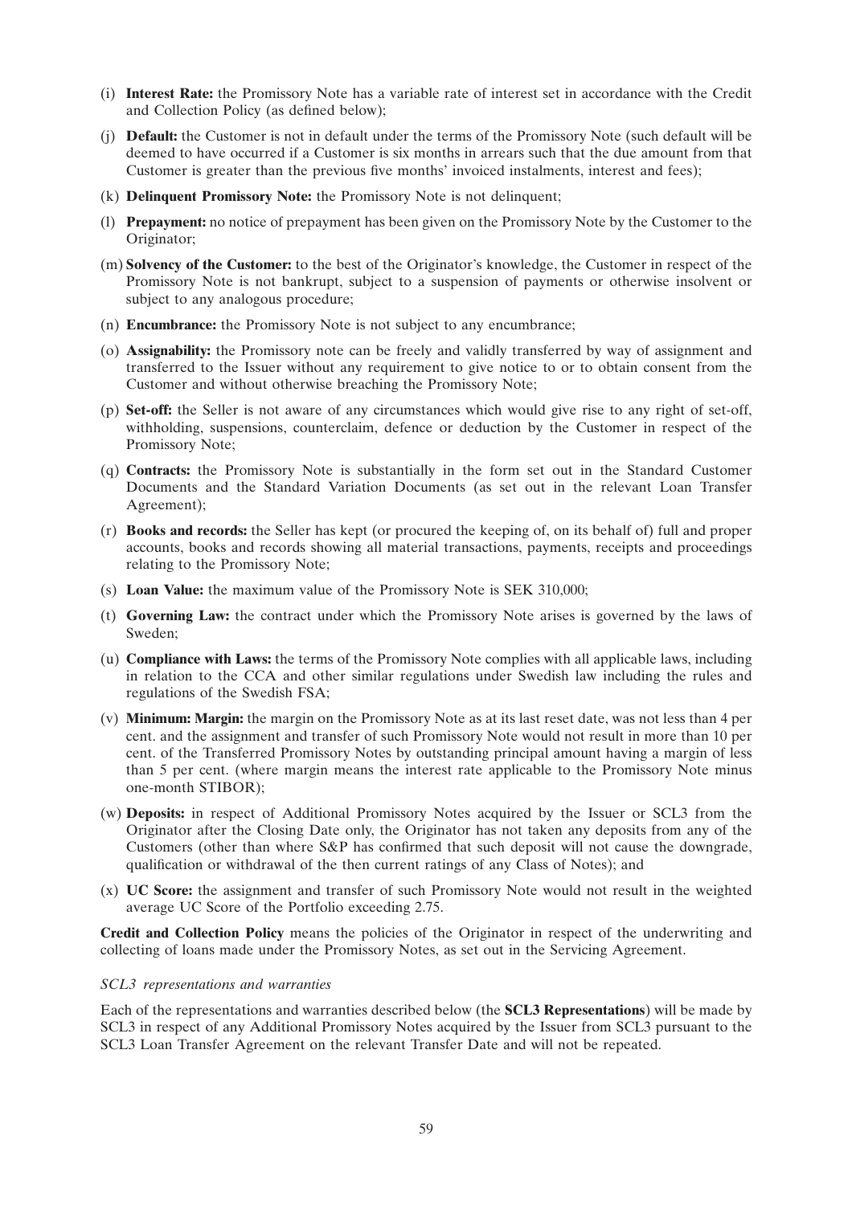(i) **Interest Rate:** the Promissory Note has a variable rate of interest set in accordance with the Credit and Collection Policy (as defined below);

(j) **Default:** the Customer is not in default under the terms of the Promissory Note (such default will be deemed to have occurred if a Customer is six months in arrears such that the due amount from that Customer is greater than the previous five months' invoiced instalments, interest and fees);

(k) **Delinquent Promissory Note:** the Promissory Note is not delinquent;

(l) **Prepayment:** no notice of prepayment has been given on the Promissory Note by the Customer to the Originator;

(m) **Solvency of the Customer:** to the best of the Originator's knowledge, the Customer in respect of the Promissory Note is not bankrupt, subject to a suspension of payments or otherwise insolvent or subject to any analogous procedure;

(n) **Encumbrance:** the Promissory Note is not subject to any encumbrance;

(o) **Assignability:** the Promissory note can be freely and validly transferred by way of assignment and transferred to the Issuer without any requirement to give notice to or to obtain consent from the Customer and without otherwise breaching the Promissory Note;

(p) **Set-off:** the Seller is not aware of any circumstances which would give rise to any right of set-off, withholding, suspensions, counterclaim, defence or deduction by the Customer in respect of the Promissory Note;

(q) **Contracts:** the Promissory Note is substantially in the form set out in the Standard Customer Documents and the Standard Variation Documents (as set out in the relevant Loan Transfer Agreement);

(r) **Books and records:** the Seller has kept (or procured the keeping of, on its behalf of) full and proper accounts, books and records showing all material transactions, payments, receipts and proceedings relating to the Promissory Note;

(s) **Loan Value:** the maximum value of the Promissory Note is SEK 310,000;

(t) **Governing Law:** the contract under which the Promissory Note arises is governed by the laws of Sweden;

(u) **Compliance with Laws:** the terms of the Promissory Note complies with all applicable laws, including in relation to the CCA and other similar regulations under Swedish law including the rules and regulations of the Swedish FSA;

(v) **Minimum: Margin:** the margin on the Promissory Note as at its last reset date, was not less than 4 per cent. and the assignment and transfer of such Promissory Note would not result in more than 10 per cent. of the Transferred Promissory Notes by outstanding principal amount having a margin of less than 5 per cent. (where margin means the interest rate applicable to the Promissory Note minus one-month STIBOR);

(w) **Deposits:** in respect of Additional Promissory Notes acquired by the Issuer or SCL3 from the Originator after the Closing Date only, the Originator has not taken any deposits from any of the Customers (other than where S&P has confirmed that such deposit will not cause the downgrade, qualification or withdrawal of the then current ratings of any Class of Notes); and

(x) **UC Score:** the assignment and transfer of such Promissory Note would not result in the weighted average UC Score of the Portfolio exceeding 2.75.

**Credit and Collection Policy** means the policies of the Originator in respect of the underwriting and collecting of loans made under the Promissory Notes, as set out in the Servicing Agreement.

*SCL3 representations and warranties*

Each of the representations and warranties described below (the **SCL3 Representations**) will be made by SCL3 in respect of any Additional Promissory Notes acquired by the Issuer from SCL3 pursuant to the SCL3 Loan Transfer Agreement on the relevant Transfer Date and will not be repeated.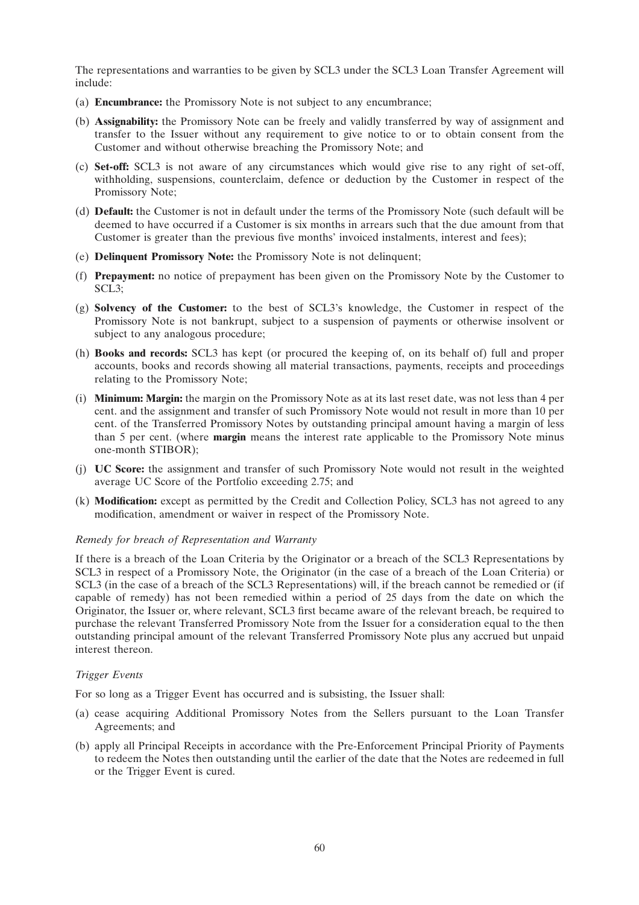The representations and warranties to be given by SCL3 under the SCL3 Loan Transfer Agreement will include:

(a) **Encumbrance:** the Promissory Note is not subject to any encumbrance;

(b) **Assignability:** the Promissory Note can be freely and validly transferred by way of assignment and transfer to the Issuer without any requirement to give notice to or to obtain consent from the Customer and without otherwise breaching the Promissory Note; and

(c) **Set-off:** SCL3 is not aware of any circumstances which would give rise to any right of set-off, withholding, suspensions, counterclaim, defence or deduction by the Customer in respect of the Promissory Note;

(d) **Default:** the Customer is not in default under the terms of the Promissory Note (such default will be deemed to have occurred if a Customer is six months in arrears such that the due amount from that Customer is greater than the previous five months' invoiced instalments, interest and fees);

(e) **Delinquent Promissory Note:** the Promissory Note is not delinquent;

(f) **Prepayment:** no notice of prepayment has been given on the Promissory Note by the Customer to SCL3;

(g) **Solvency of the Customer:** to the best of SCL3's knowledge, the Customer in respect of the Promissory Note is not bankrupt, subject to a suspension of payments or otherwise insolvent or subject to any analogous procedure;

(h) **Books and records:** SCL3 has kept (or procured the keeping of, on its behalf of) full and proper accounts, books and records showing all material transactions, payments, receipts and proceedings relating to the Promissory Note;

(i) **Minimum: Margin:** the margin on the Promissory Note as at its last reset date, was not less than 4 per cent. and the assignment and transfer of such Promissory Note would not result in more than 10 per cent. of the Transferred Promissory Notes by outstanding principal amount having a margin of less than 5 per cent. (where **margin** means the interest rate applicable to the Promissory Note minus one-month STIBOR);

(j) **UC Score:** the assignment and transfer of such Promissory Note would not result in the weighted average UC Score of the Portfolio exceeding 2.75; and

(k) **Modification:** except as permitted by the Credit and Collection Policy, SCL3 has not agreed to any modification, amendment or waiver in respect of the Promissory Note.

*Remedy for breach of Representation and Warranty*

If there is a breach of the Loan Criteria by the Originator or a breach of the SCL3 Representations by SCL3 in respect of a Promissory Note, the Originator (in the case of a breach of the Loan Criteria) or SCL3 (in the case of a breach of the SCL3 Representations) will, if the breach cannot be remedied or (if capable of remedy) has not been remedied within a period of 25 days from the date on which the Originator, the Issuer or, where relevant, SCL3 first became aware of the relevant breach, be required to purchase the relevant Transferred Promissory Note from the Issuer for a consideration equal to the then outstanding principal amount of the relevant Transferred Promissory Note plus any accrued but unpaid interest thereon.

*Trigger Events*

For so long as a Trigger Event has occurred and is subsisting, the Issuer shall:

(a) cease acquiring Additional Promissory Notes from the Sellers pursuant to the Loan Transfer Agreements; and

(b) apply all Principal Receipts in accordance with the Pre-Enforcement Principal Priority of Payments to redeem the Notes then outstanding until the earlier of the date that the Notes are redeemed in full or the Trigger Event is cured.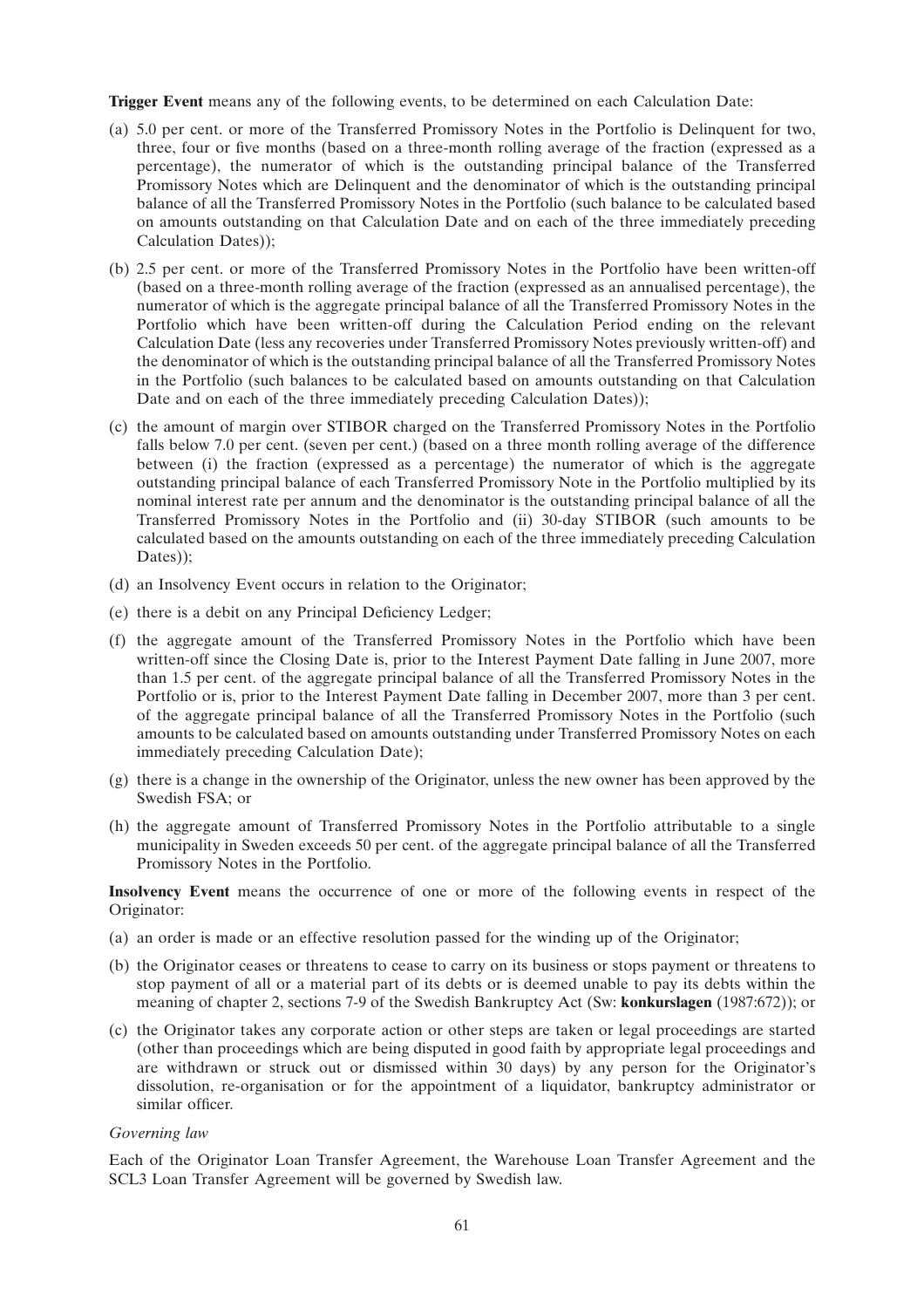**Trigger Event** means any of the following events, to be determined on each Calculation Date:

(a) 5.0 per cent. or more of the Transferred Promissory Notes in the Portfolio is Delinquent for two, three, four or five months (based on a three-month rolling average of the fraction (expressed as a percentage), the numerator of which is the outstanding principal balance of the Transferred Promissory Notes which are Delinquent and the denominator of which is the outstanding principal balance of all the Transferred Promissory Notes in the Portfolio (such balance to be calculated based on amounts outstanding on that Calculation Date and on each of the three immediately preceding Calculation Dates));

(b) 2.5 per cent. or more of the Transferred Promissory Notes in the Portfolio have been written-off (based on a three-month rolling average of the fraction (expressed as an annualised percentage), the numerator of which is the aggregate principal balance of all the Transferred Promissory Notes in the Portfolio which have been written-off during the Calculation Period ending on the relevant Calculation Date (less any recoveries under Transferred Promissory Notes previously written-off) and the denominator of which is the outstanding principal balance of all the Transferred Promissory Notes in the Portfolio (such balances to be calculated based on amounts outstanding on that Calculation Date and on each of the three immediately preceding Calculation Dates));

(c) the amount of margin over STIBOR charged on the Transferred Promissory Notes in the Portfolio falls below 7.0 per cent. (seven per cent.) (based on a three month rolling average of the difference between (i) the fraction (expressed as a percentage) the numerator of which is the aggregate outstanding principal balance of each Transferred Promissory Note in the Portfolio multiplied by its nominal interest rate per annum and the denominator is the outstanding principal balance of all the Transferred Promissory Notes in the Portfolio and (ii) 30-day STIBOR (such amounts to be calculated based on the amounts outstanding on each of the three immediately preceding Calculation Dates));

(d) an Insolvency Event occurs in relation to the Originator;

(e) there is a debit on any Principal Deficiency Ledger;

(f) the aggregate amount of the Transferred Promissory Notes in the Portfolio which have been written-off since the Closing Date is, prior to the Interest Payment Date falling in June 2007, more than 1.5 per cent. of the aggregate principal balance of all the Transferred Promissory Notes in the Portfolio or is, prior to the Interest Payment Date falling in December 2007, more than 3 per cent. of the aggregate principal balance of all the Transferred Promissory Notes in the Portfolio (such amounts to be calculated based on amounts outstanding under Transferred Promissory Notes on each immediately preceding Calculation Date);

(g) there is a change in the ownership of the Originator, unless the new owner has been approved by the Swedish FSA; or

(h) the aggregate amount of Transferred Promissory Notes in the Portfolio attributable to a single municipality in Sweden exceeds 50 per cent. of the aggregate principal balance of all the Transferred Promissory Notes in the Portfolio.

**Insolvency Event** means the occurrence of one or more of the following events in respect of the Originator:

(a) an order is made or an effective resolution passed for the winding up of the Originator;

(b) the Originator ceases or threatens to cease to carry on its business or stops payment or threatens to stop payment of all or a material part of its debts or is deemed unable to pay its debts within the meaning of chapter 2, sections 7-9 of the Swedish Bankruptcy Act (Sw: **konkurslagen** (1987:672)); or

(c) the Originator takes any corporate action or other steps are taken or legal proceedings are started (other than proceedings which are being disputed in good faith by appropriate legal proceedings and are withdrawn or struck out or dismissed within 30 days) by any person for the Originator's dissolution, re-organisation or for the appointment of a liquidator, bankruptcy administrator or similar officer.

*Governing law*

Each of the Originator Loan Transfer Agreement, the Warehouse Loan Transfer Agreement and the SCL3 Loan Transfer Agreement will be governed by Swedish law.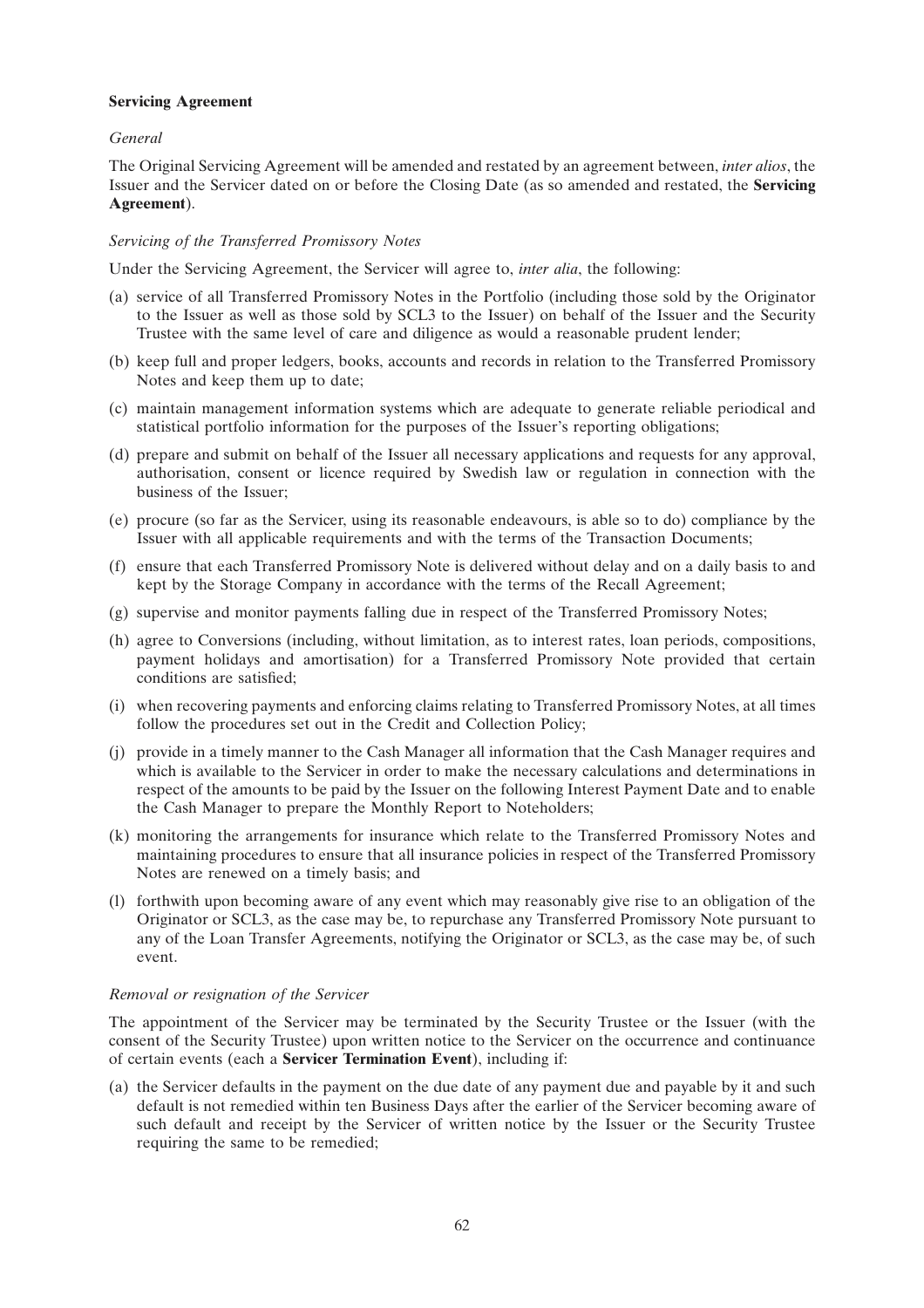**Servicing Agreement**

*General*

The Original Servicing Agreement will be amended and restated by an agreement between, *inter alios*, the Issuer and the Servicer dated on or before the Closing Date (as so amended and restated, the **Servicing Agreement**).

*Servicing of the Transferred Promissory Notes*

Under the Servicing Agreement, the Servicer will agree to, *inter alia*, the following:

(a) service of all Transferred Promissory Notes in the Portfolio (including those sold by the Originator to the Issuer as well as those sold by SCL3 to the Issuer) on behalf of the Issuer and the Security Trustee with the same level of care and diligence as would a reasonable prudent lender;

(b) keep full and proper ledgers, books, accounts and records in relation to the Transferred Promissory Notes and keep them up to date;

(c) maintain management information systems which are adequate to generate reliable periodical and statistical portfolio information for the purposes of the Issuer's reporting obligations;

(d) prepare and submit on behalf of the Issuer all necessary applications and requests for any approval, authorisation, consent or licence required by Swedish law or regulation in connection with the business of the Issuer;

(e) procure (so far as the Servicer, using its reasonable endeavours, is able so to do) compliance by the Issuer with all applicable requirements and with the terms of the Transaction Documents;

(f) ensure that each Transferred Promissory Note is delivered without delay and on a daily basis to and kept by the Storage Company in accordance with the terms of the Recall Agreement;

(g) supervise and monitor payments falling due in respect of the Transferred Promissory Notes;

(h) agree to Conversions (including, without limitation, as to interest rates, loan periods, compositions, payment holidays and amortisation) for a Transferred Promissory Note provided that certain conditions are satisfied;

(i) when recovering payments and enforcing claims relating to Transferred Promissory Notes, at all times follow the procedures set out in the Credit and Collection Policy;

(j) provide in a timely manner to the Cash Manager all information that the Cash Manager requires and which is available to the Servicer in order to make the necessary calculations and determinations in respect of the amounts to be paid by the Issuer on the following Interest Payment Date and to enable the Cash Manager to prepare the Monthly Report to Noteholders;

(k) monitoring the arrangements for insurance which relate to the Transferred Promissory Notes and maintaining procedures to ensure that all insurance policies in respect of the Transferred Promissory Notes are renewed on a timely basis; and

(l) forthwith upon becoming aware of any event which may reasonably give rise to an obligation of the Originator or SCL3, as the case may be, to repurchase any Transferred Promissory Note pursuant to any of the Loan Transfer Agreements, notifying the Originator or SCL3, as the case may be, of such event.

*Removal or resignation of the Servicer*

The appointment of the Servicer may be terminated by the Security Trustee or the Issuer (with the consent of the Security Trustee) upon written notice to the Servicer on the occurrence and continuance of certain events (each a **Servicer Termination Event**), including if:

(a) the Servicer defaults in the payment on the due date of any payment due and payable by it and such default is not remedied within ten Business Days after the earlier of the Servicer becoming aware of such default and receipt by the Servicer of written notice by the Issuer or the Security Trustee requiring the same to be remedied;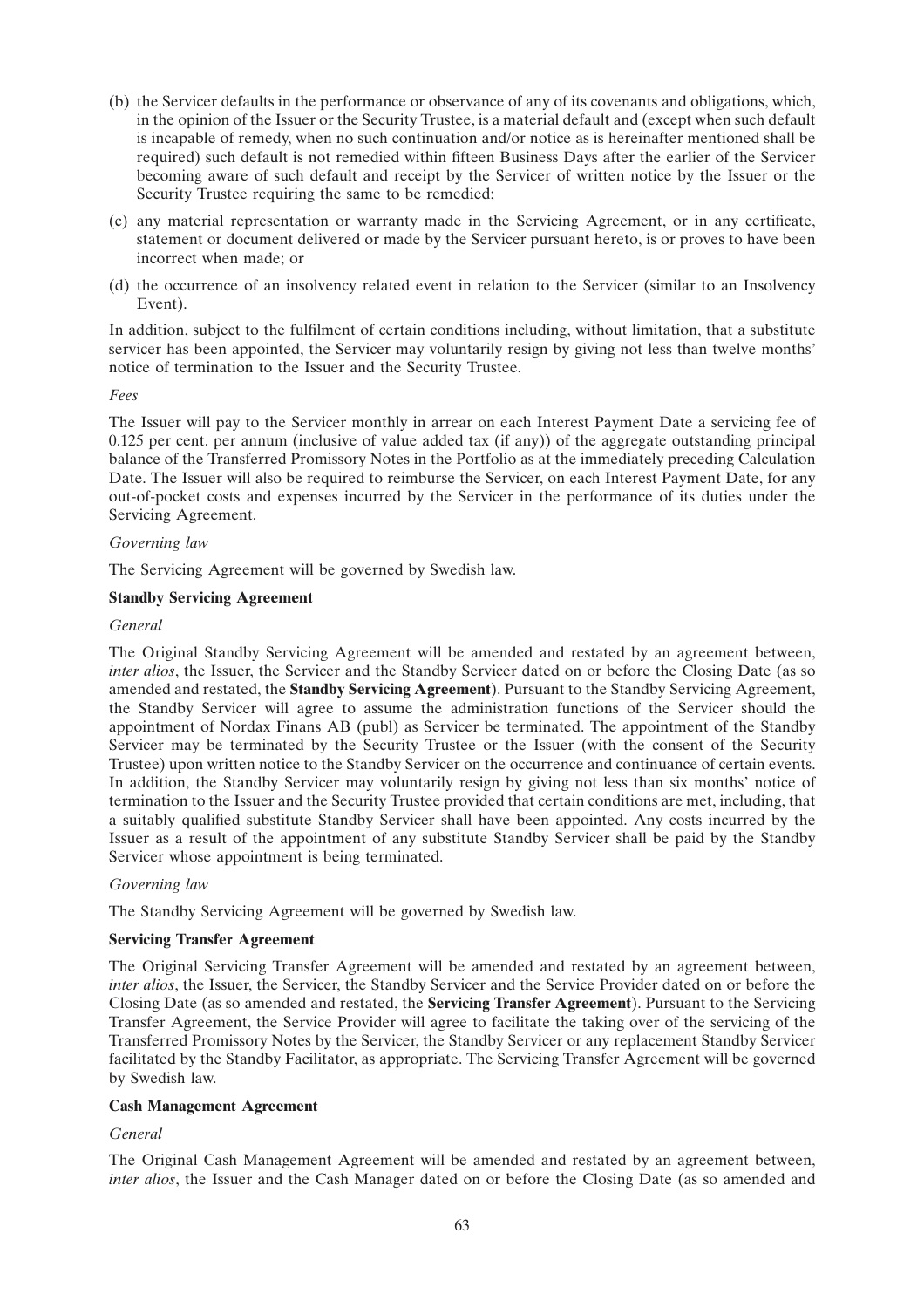(b) the Servicer defaults in the performance or observance of any of its covenants and obligations, which, in the opinion of the Issuer or the Security Trustee, is a material default and (except when such default is incapable of remedy, when no such continuation and/or notice as is hereinafter mentioned shall be required) such default is not remedied within fifteen Business Days after the earlier of the Servicer becoming aware of such default and receipt by the Servicer of written notice by the Issuer or the Security Trustee requiring the same to be remedied;

(c) any material representation or warranty made in the Servicing Agreement, or in any certificate, statement or document delivered or made by the Servicer pursuant hereto, is or proves to have been incorrect when made; or

(d) the occurrence of an insolvency related event in relation to the Servicer (similar to an Insolvency Event).

In addition, subject to the fulfilment of certain conditions including, without limitation, that a substitute servicer has been appointed, the Servicer may voluntarily resign by giving not less than twelve months' notice of termination to the Issuer and the Security Trustee.

*Fees*

The Issuer will pay to the Servicer monthly in arrear on each Interest Payment Date a servicing fee of 0.125 per cent. per annum (inclusive of value added tax (if any)) of the aggregate outstanding principal balance of the Transferred Promissory Notes in the Portfolio as at the immediately preceding Calculation Date. The Issuer will also be required to reimburse the Servicer, on each Interest Payment Date, for any out-of-pocket costs and expenses incurred by the Servicer in the performance of its duties under the Servicing Agreement.

*Governing law*

The Servicing Agreement will be governed by Swedish law.

**Standby Servicing Agreement**

*General*

The Original Standby Servicing Agreement will be amended and restated by an agreement between, *inter alios*, the Issuer, the Servicer and the Standby Servicer dated on or before the Closing Date (as so amended and restated, the **Standby Servicing Agreement**). Pursuant to the Standby Servicing Agreement, the Standby Servicer will agree to assume the administration functions of the Servicer should the appointment of Nordax Finans AB (publ) as Servicer be terminated. The appointment of the Standby Servicer may be terminated by the Security Trustee or the Issuer (with the consent of the Security Trustee) upon written notice to the Standby Servicer on the occurrence and continuance of certain events. In addition, the Standby Servicer may voluntarily resign by giving not less than six months' notice of termination to the Issuer and the Security Trustee provided that certain conditions are met, including, that a suitably qualified substitute Standby Servicer shall have been appointed. Any costs incurred by the Issuer as a result of the appointment of any substitute Standby Servicer shall be paid by the Standby Servicer whose appointment is being terminated.

*Governing law*

The Standby Servicing Agreement will be governed by Swedish law.

**Servicing Transfer Agreement**

The Original Servicing Transfer Agreement will be amended and restated by an agreement between, *inter alios*, the Issuer, the Servicer, the Standby Servicer and the Service Provider dated on or before the Closing Date (as so amended and restated, the **Servicing Transfer Agreement**). Pursuant to the Servicing Transfer Agreement, the Service Provider will agree to facilitate the taking over of the servicing of the Transferred Promissory Notes by the Servicer, the Standby Servicer or any replacement Standby Servicer facilitated by the Standby Facilitator, as appropriate. The Servicing Transfer Agreement will be governed by Swedish law.

**Cash Management Agreement**

*General*

The Original Cash Management Agreement will be amended and restated by an agreement between, *inter alios*, the Issuer and the Cash Manager dated on or before the Closing Date (as so amended and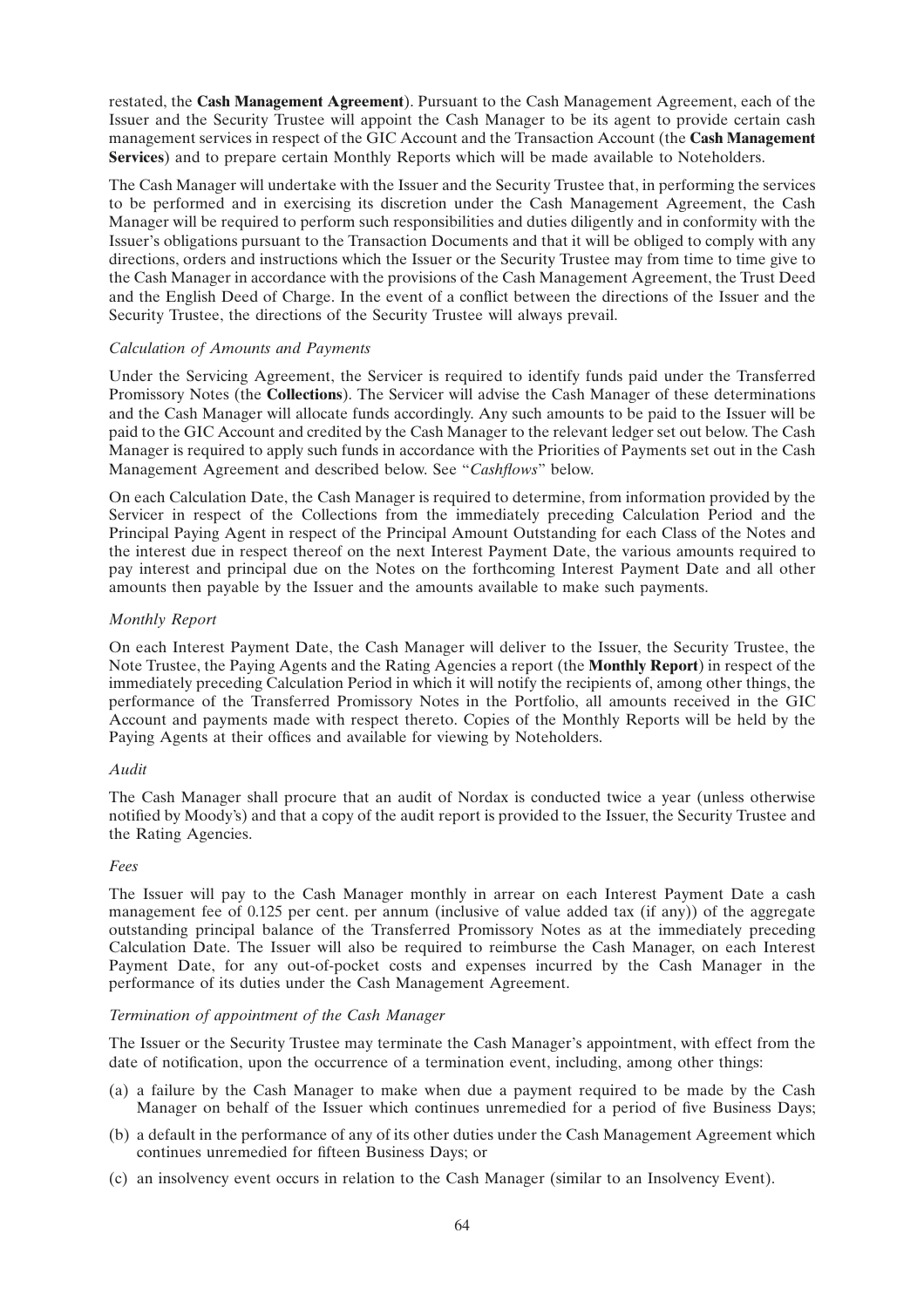restated, the **Cash Management Agreement**). Pursuant to the Cash Management Agreement, each of the Issuer and the Security Trustee will appoint the Cash Manager to be its agent to provide certain cash management services in respect of the GIC Account and the Transaction Account (the **Cash Management Services**) and to prepare certain Monthly Reports which will be made available to Noteholders.

The Cash Manager will undertake with the Issuer and the Security Trustee that, in performing the services to be performed and in exercising its discretion under the Cash Management Agreement, the Cash Manager will be required to perform such responsibilities and duties diligently and in conformity with the Issuer's obligations pursuant to the Transaction Documents and that it will be obliged to comply with any directions, orders and instructions which the Issuer or the Security Trustee may from time to time give to the Cash Manager in accordance with the provisions of the Cash Management Agreement, the Trust Deed and the English Deed of Charge. In the event of a conflict between the directions of the Issuer and the Security Trustee, the directions of the Security Trustee will always prevail.

*Calculation of Amounts and Payments*

Under the Servicing Agreement, the Servicer is required to identify funds paid under the Transferred Promissory Notes (the **Collections**). The Servicer will advise the Cash Manager of these determinations and the Cash Manager will allocate funds accordingly. Any such amounts to be paid to the Issuer will be paid to the GIC Account and credited by the Cash Manager to the relevant ledger set out below. The Cash Manager is required to apply such funds in accordance with the Priorities of Payments set out in the Cash Management Agreement and described below. See "*Cashflows*" below.

On each Calculation Date, the Cash Manager is required to determine, from information provided by the Servicer in respect of the Collections from the immediately preceding Calculation Period and the Principal Paying Agent in respect of the Principal Amount Outstanding for each Class of the Notes and the interest due in respect thereof on the next Interest Payment Date, the various amounts required to pay interest and principal due on the Notes on the forthcoming Interest Payment Date and all other amounts then payable by the Issuer and the amounts available to make such payments.

*Monthly Report*

On each Interest Payment Date, the Cash Manager will deliver to the Issuer, the Security Trustee, the Note Trustee, the Paying Agents and the Rating Agencies a report (the **Monthly Report**) in respect of the immediately preceding Calculation Period in which it will notify the recipients of, among other things, the performance of the Transferred Promissory Notes in the Portfolio, all amounts received in the GIC Account and payments made with respect thereto. Copies of the Monthly Reports will be held by the Paying Agents at their offices and available for viewing by Noteholders.

*Audit*

The Cash Manager shall procure that an audit of Nordax is conducted twice a year (unless otherwise notified by Moody's) and that a copy of the audit report is provided to the Issuer, the Security Trustee and the Rating Agencies.

*Fees*

The Issuer will pay to the Cash Manager monthly in arrear on each Interest Payment Date a cash management fee of 0.125 per cent. per annum (inclusive of value added tax (if any)) of the aggregate outstanding principal balance of the Transferred Promissory Notes as at the immediately preceding Calculation Date. The Issuer will also be required to reimburse the Cash Manager, on each Interest Payment Date, for any out-of-pocket costs and expenses incurred by the Cash Manager in the performance of its duties under the Cash Management Agreement.

*Termination of appointment of the Cash Manager*

The Issuer or the Security Trustee may terminate the Cash Manager's appointment, with effect from the date of notification, upon the occurrence of a termination event, including, among other things:

(a) a failure by the Cash Manager to make when due a payment required to be made by the Cash Manager on behalf of the Issuer which continues unremedied for a period of five Business Days;

(b) a default in the performance of any of its other duties under the Cash Management Agreement which continues unremedied for fifteen Business Days; or

(c) an insolvency event occurs in relation to the Cash Manager (similar to an Insolvency Event).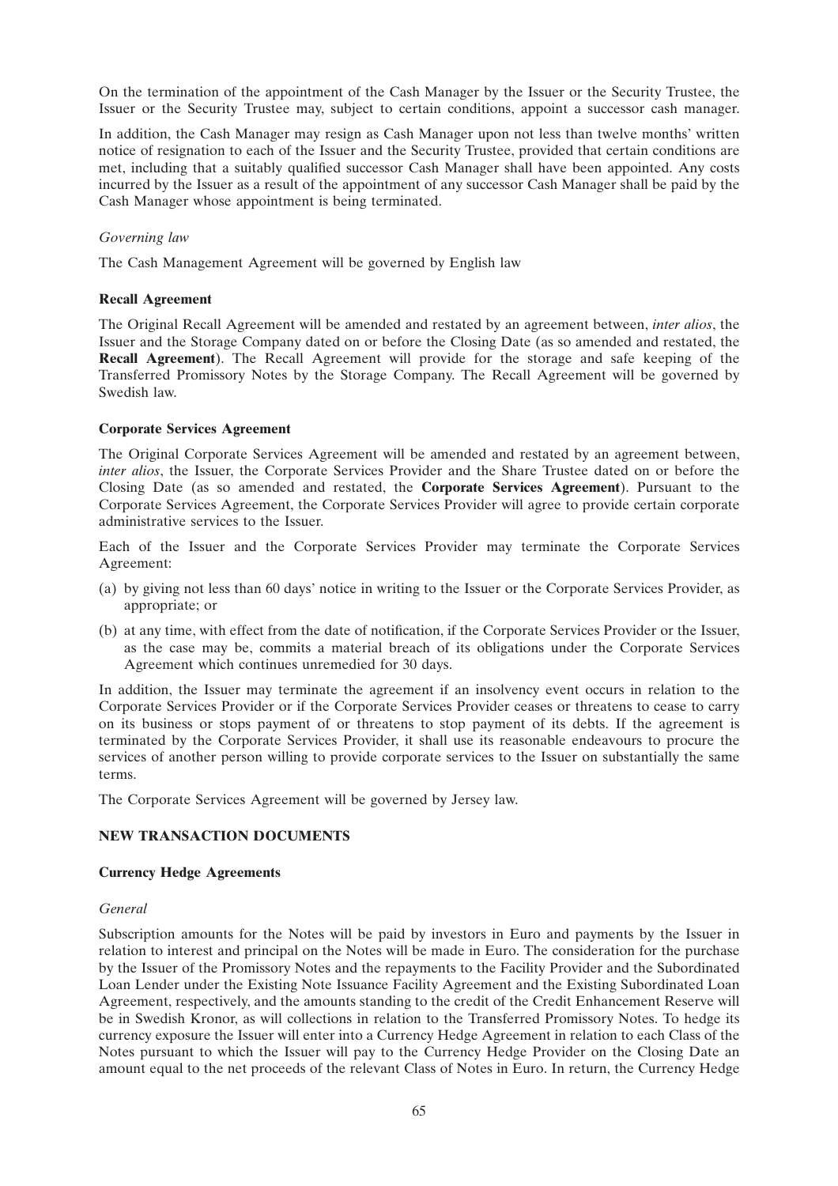On the termination of the appointment of the Cash Manager by the Issuer or the Security Trustee, the Issuer or the Security Trustee may, subject to certain conditions, appoint a successor cash manager.

In addition, the Cash Manager may resign as Cash Manager upon not less than twelve months' written notice of resignation to each of the Issuer and the Security Trustee, provided that certain conditions are met, including that a suitably qualified successor Cash Manager shall have been appointed. Any costs incurred by the Issuer as a result of the appointment of any successor Cash Manager shall be paid by the Cash Manager whose appointment is being terminated.

*Governing law*

The Cash Management Agreement will be governed by English law

**Recall Agreement**

The Original Recall Agreement will be amended and restated by an agreement between, *inter alios*, the Issuer and the Storage Company dated on or before the Closing Date (as so amended and restated, the **Recall Agreement**). The Recall Agreement will provide for the storage and safe keeping of the Transferred Promissory Notes by the Storage Company. The Recall Agreement will be governed by Swedish law.

**Corporate Services Agreement**

The Original Corporate Services Agreement will be amended and restated by an agreement between, *inter alios*, the Issuer, the Corporate Services Provider and the Share Trustee dated on or before the Closing Date (as so amended and restated, the **Corporate Services Agreement**). Pursuant to the Corporate Services Agreement, the Corporate Services Provider will agree to provide certain corporate administrative services to the Issuer.

Each of the Issuer and the Corporate Services Provider may terminate the Corporate Services Agreement:

(a) by giving not less than 60 days' notice in writing to the Issuer or the Corporate Services Provider, as appropriate; or

(b) at any time, with effect from the date of notification, if the Corporate Services Provider or the Issuer, as the case may be, commits a material breach of its obligations under the Corporate Services Agreement which continues unremedied for 30 days.

In addition, the Issuer may terminate the agreement if an insolvency event occurs in relation to the Corporate Services Provider or if the Corporate Services Provider ceases or threatens to cease to carry on its business or stops payment of or threatens to stop payment of its debts. If the agreement is terminated by the Corporate Services Provider, it shall use its reasonable endeavours to procure the services of another person willing to provide corporate services to the Issuer on substantially the same terms.

The Corporate Services Agreement will be governed by Jersey law.

## NEW TRANSACTION DOCUMENTS

**Currency Hedge Agreements**

*General*

Subscription amounts for the Notes will be paid by investors in Euro and payments by the Issuer in relation to interest and principal on the Notes will be made in Euro. The consideration for the purchase by the Issuer of the Promissory Notes and the repayments to the Facility Provider and the Subordinated Loan Lender under the Existing Note Issuance Facility Agreement and the Existing Subordinated Loan Agreement, respectively, and the amounts standing to the credit of the Credit Enhancement Reserve will be in Swedish Kronor, as will collections in relation to the Transferred Promissory Notes. To hedge its currency exposure the Issuer will enter into a Currency Hedge Agreement in relation to each Class of the Notes pursuant to which the Issuer will pay to the Currency Hedge Provider on the Closing Date an amount equal to the net proceeds of the relevant Class of Notes in Euro. In return, the Currency Hedge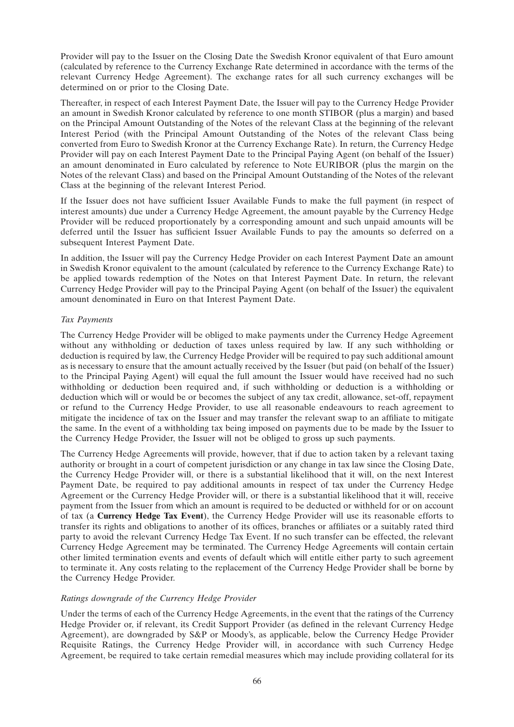Provider will pay to the Issuer on the Closing Date the Swedish Kronor equivalent of that Euro amount (calculated by reference to the Currency Exchange Rate determined in accordance with the terms of the relevant Currency Hedge Agreement). The exchange rates for all such currency exchanges will be determined on or prior to the Closing Date.

Thereafter, in respect of each Interest Payment Date, the Issuer will pay to the Currency Hedge Provider an amount in Swedish Kronor calculated by reference to one month STIBOR (plus a margin) and based on the Principal Amount Outstanding of the Notes of the relevant Class at the beginning of the relevant Interest Period (with the Principal Amount Outstanding of the Notes of the relevant Class being converted from Euro to Swedish Kronor at the Currency Exchange Rate). In return, the Currency Hedge Provider will pay on each Interest Payment Date to the Principal Paying Agent (on behalf of the Issuer) an amount denominated in Euro calculated by reference to Note EURIBOR (plus the margin on the Notes of the relevant Class) and based on the Principal Amount Outstanding of the Notes of the relevant Class at the beginning of the relevant Interest Period.

If the Issuer does not have sufficient Issuer Available Funds to make the full payment (in respect of interest amounts) due under a Currency Hedge Agreement, the amount payable by the Currency Hedge Provider will be reduced proportionately by a corresponding amount and such unpaid amounts will be deferred until the Issuer has sufficient Issuer Available Funds to pay the amounts so deferred on a subsequent Interest Payment Date.

In addition, the Issuer will pay the Currency Hedge Provider on each Interest Payment Date an amount in Swedish Kronor equivalent to the amount (calculated by reference to the Currency Exchange Rate) to be applied towards redemption of the Notes on that Interest Payment Date. In return, the relevant Currency Hedge Provider will pay to the Principal Paying Agent (on behalf of the Issuer) the equivalent amount denominated in Euro on that Interest Payment Date.

*Tax Payments*

The Currency Hedge Provider will be obliged to make payments under the Currency Hedge Agreement without any withholding or deduction of taxes unless required by law. If any such withholding or deduction is required by law, the Currency Hedge Provider will be required to pay such additional amount as is necessary to ensure that the amount actually received by the Issuer (but paid (on behalf of the Issuer) to the Principal Paying Agent) will equal the full amount the Issuer would have received had no such withholding or deduction been required and, if such withholding or deduction is a withholding or deduction which will or would be or becomes the subject of any tax credit, allowance, set-off, repayment or refund to the Currency Hedge Provider, to use all reasonable endeavours to reach agreement to mitigate the incidence of tax on the Issuer and may transfer the relevant swap to an affiliate to mitigate the same. In the event of a withholding tax being imposed on payments due to be made by the Issuer to the Currency Hedge Provider, the Issuer will not be obliged to gross up such payments.

The Currency Hedge Agreements will provide, however, that if due to action taken by a relevant taxing authority or brought in a court of competent jurisdiction or any change in tax law since the Closing Date, the Currency Hedge Provider will, or there is a substantial likelihood that it will, on the next Interest Payment Date, be required to pay additional amounts in respect of tax under the Currency Hedge Agreement or the Currency Hedge Provider will, or there is a substantial likelihood that it will, receive payment from the Issuer from which an amount is required to be deducted or withheld for or on account of tax (a **Currency Hedge Tax Event**), the Currency Hedge Provider will use its reasonable efforts to transfer its rights and obligations to another of its offices, branches or affiliates or a suitably rated third party to avoid the relevant Currency Hedge Tax Event. If no such transfer can be effected, the relevant Currency Hedge Agreement may be terminated. The Currency Hedge Agreements will contain certain other limited termination events and events of default which will entitle either party to such agreement to terminate it. Any costs relating to the replacement of the Currency Hedge Provider shall be borne by the Currency Hedge Provider.

*Ratings downgrade of the Currency Hedge Provider*

Under the terms of each of the Currency Hedge Agreements, in the event that the ratings of the Currency Hedge Provider or, if relevant, its Credit Support Provider (as defined in the relevant Currency Hedge Agreement), are downgraded by S&P or Moody's, as applicable, below the Currency Hedge Provider Requisite Ratings, the Currency Hedge Provider will, in accordance with such Currency Hedge Agreement, be required to take certain remedial measures which may include providing collateral for its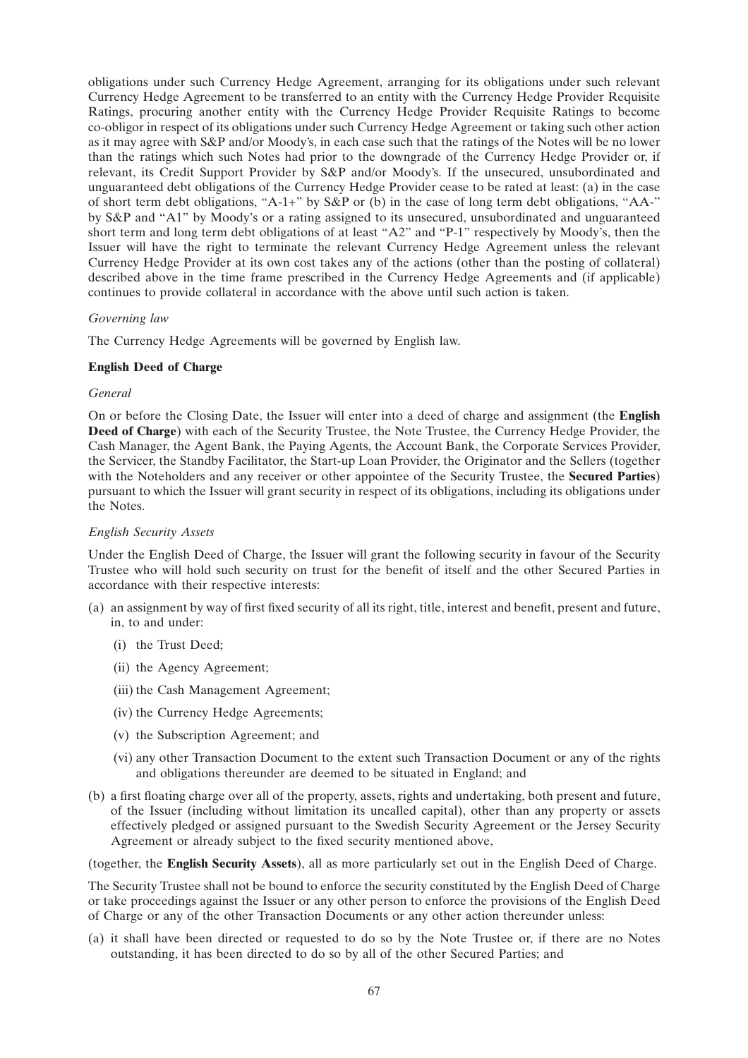obligations under such Currency Hedge Agreement, arranging for its obligations under such relevant Currency Hedge Agreement to be transferred to an entity with the Currency Hedge Provider Requisite Ratings, procuring another entity with the Currency Hedge Provider Requisite Ratings to become co-obligor in respect of its obligations under such Currency Hedge Agreement or taking such other action as it may agree with S&P and/or Moody's, in each case such that the ratings of the Notes will be no lower than the ratings which such Notes had prior to the downgrade of the Currency Hedge Provider or, if relevant, its Credit Support Provider by S&P and/or Moody's. If the unsecured, unsubordinated and unguaranteed debt obligations of the Currency Hedge Provider cease to be rated at least: (a) in the case of short term debt obligations, "A-1+" by S&P or (b) in the case of long term debt obligations, "AA-" by S&P and "A1" by Moody's or a rating assigned to its unsecured, unsubordinated and unguaranteed short term and long term debt obligations of at least "A2" and "P-1" respectively by Moody's, then the Issuer will have the right to terminate the relevant Currency Hedge Agreement unless the relevant Currency Hedge Provider at its own cost takes any of the actions (other than the posting of collateral) described above in the time frame prescribed in the Currency Hedge Agreements and (if applicable) continues to provide collateral in accordance with the above until such action is taken.

*Governing law*

The Currency Hedge Agreements will be governed by English law.

**English Deed of Charge**

*General*

On or before the Closing Date, the Issuer will enter into a deed of charge and assignment (the **English Deed of Charge**) with each of the Security Trustee, the Note Trustee, the Currency Hedge Provider, the Cash Manager, the Agent Bank, the Paying Agents, the Account Bank, the Corporate Services Provider, the Servicer, the Standby Facilitator, the Start-up Loan Provider, the Originator and the Sellers (together with the Noteholders and any receiver or other appointee of the Security Trustee, the **Secured Parties**) pursuant to which the Issuer will grant security in respect of its obligations, including its obligations under the Notes.

*English Security Assets*

Under the English Deed of Charge, the Issuer will grant the following security in favour of the Security Trustee who will hold such security on trust for the benefit of itself and the other Secured Parties in accordance with their respective interests:

(a) an assignment by way of first fixed security of all its right, title, interest and benefit, present and future, in, to and under:

  (i) the Trust Deed;

  (ii) the Agency Agreement;

  (iii) the Cash Management Agreement;

  (iv) the Currency Hedge Agreements;

  (v) the Subscription Agreement; and

  (vi) any other Transaction Document to the extent such Transaction Document or any of the rights and obligations thereunder are deemed to be situated in England; and

(b) a first floating charge over all of the property, assets, rights and undertaking, both present and future, of the Issuer (including without limitation its uncalled capital), other than any property or assets effectively pledged or assigned pursuant to the Swedish Security Agreement or the Jersey Security Agreement or already subject to the fixed security mentioned above,

(together, the **English Security Assets**), all as more particularly set out in the English Deed of Charge.

The Security Trustee shall not be bound to enforce the security constituted by the English Deed of Charge or take proceedings against the Issuer or any other person to enforce the provisions of the English Deed of Charge or any of the other Transaction Documents or any other action thereunder unless:

(a) it shall have been directed or requested to do so by the Note Trustee or, if there are no Notes outstanding, it has been directed to do so by all of the other Secured Parties; and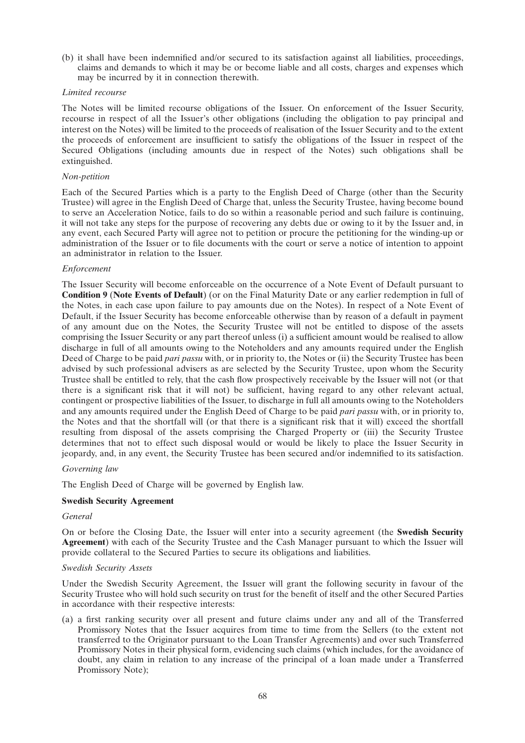(b) it shall have been indemnified and/or secured to its satisfaction against all liabilities, proceedings, claims and demands to which it may be or become liable and all costs, charges and expenses which may be incurred by it in connection therewith.

*Limited recourse*

The Notes will be limited recourse obligations of the Issuer. On enforcement of the Issuer Security, recourse in respect of all the Issuer's other obligations (including the obligation to pay principal and interest on the Notes) will be limited to the proceeds of realisation of the Issuer Security and to the extent the proceeds of enforcement are insufficient to satisfy the obligations of the Issuer in respect of the Secured Obligations (including amounts due in respect of the Notes) such obligations shall be extinguished.

*Non-petition*

Each of the Secured Parties which is a party to the English Deed of Charge (other than the Security Trustee) will agree in the English Deed of Charge that, unless the Security Trustee, having become bound to serve an Acceleration Notice, fails to do so within a reasonable period and such failure is continuing, it will not take any steps for the purpose of recovering any debts due or owing to it by the Issuer and, in any event, each Secured Party will agree not to petition or procure the petitioning for the winding-up or administration of the Issuer or to file documents with the court or serve a notice of intention to appoint an administrator in relation to the Issuer.

*Enforcement*

The Issuer Security will become enforceable on the occurrence of a Note Event of Default pursuant to **Condition 9** (**Note Events of Default**) (or on the Final Maturity Date or any earlier redemption in full of the Notes, in each case upon failure to pay amounts due on the Notes). In respect of a Note Event of Default, if the Issuer Security has become enforceable otherwise than by reason of a default in payment of any amount due on the Notes, the Security Trustee will not be entitled to dispose of the assets comprising the Issuer Security or any part thereof unless (i) a sufficient amount would be realised to allow discharge in full of all amounts owing to the Noteholders and any amounts required under the English Deed of Charge to be paid *pari passu* with, or in priority to, the Notes or (ii) the Security Trustee has been advised by such professional advisers as are selected by the Security Trustee, upon whom the Security Trustee shall be entitled to rely, that the cash flow prospectively receivable by the Issuer will not (or that there is a significant risk that it will not) be sufficient, having regard to any other relevant actual, contingent or prospective liabilities of the Issuer, to discharge in full all amounts owing to the Noteholders and any amounts required under the English Deed of Charge to be paid *pari passu* with, or in priority to, the Notes and that the shortfall will (or that there is a significant risk that it will) exceed the shortfall resulting from disposal of the assets comprising the Charged Property or (iii) the Security Trustee determines that not to effect such disposal would or would be likely to place the Issuer Security in jeopardy, and, in any event, the Security Trustee has been secured and/or indemnified to its satisfaction.

*Governing law*

The English Deed of Charge will be governed by English law.

**Swedish Security Agreement**

*General*

On or before the Closing Date, the Issuer will enter into a security agreement (the **Swedish Security Agreement**) with each of the Security Trustee and the Cash Manager pursuant to which the Issuer will provide collateral to the Secured Parties to secure its obligations and liabilities.

*Swedish Security Assets*

Under the Swedish Security Agreement, the Issuer will grant the following security in favour of the Security Trustee who will hold such security on trust for the benefit of itself and the other Secured Parties in accordance with their respective interests:

(a) a first ranking security over all present and future claims under any and all of the Transferred Promissory Notes that the Issuer acquires from time to time from the Sellers (to the extent not transferred to the Originator pursuant to the Loan Transfer Agreements) and over such Transferred Promissory Notes in their physical form, evidencing such claims (which includes, for the avoidance of doubt, any claim in relation to any increase of the principal of a loan made under a Transferred Promissory Note);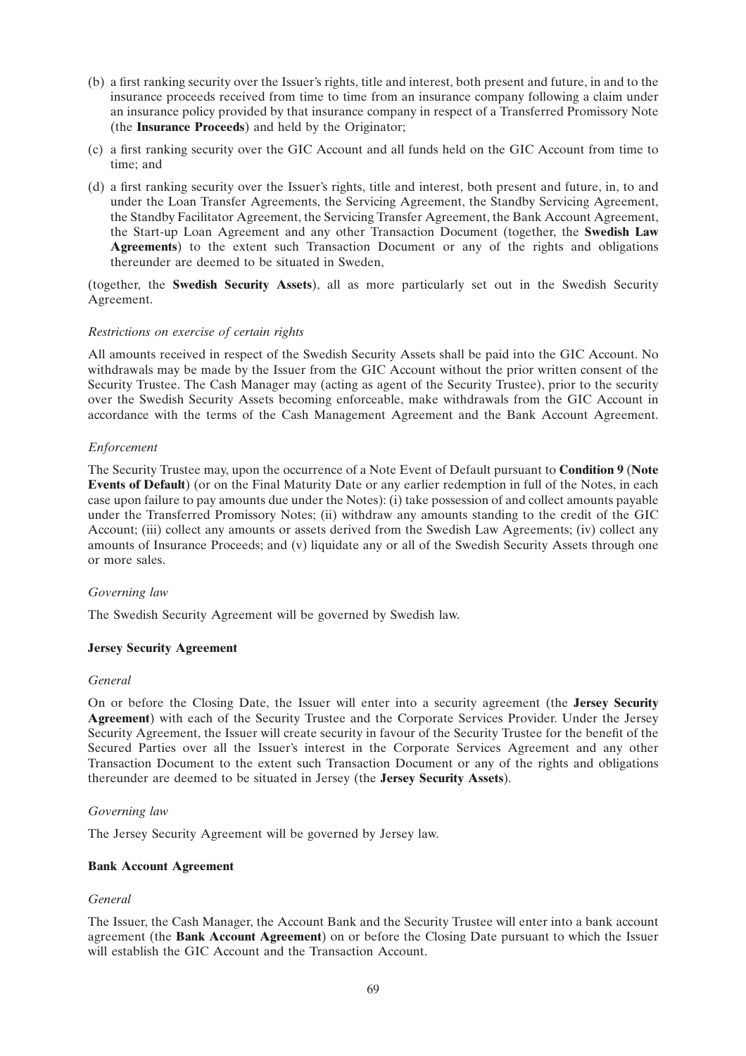(b) a first ranking security over the Issuer's rights, title and interest, both present and future, in and to the insurance proceeds received from time to time from an insurance company following a claim under an insurance policy provided by that insurance company in respect of a Transferred Promissory Note (the **Insurance Proceeds**) and held by the Originator;

(c) a first ranking security over the GIC Account and all funds held on the GIC Account from time to time; and

(d) a first ranking security over the Issuer's rights, title and interest, both present and future, in, to and under the Loan Transfer Agreements, the Servicing Agreement, the Standby Servicing Agreement, the Standby Facilitator Agreement, the Servicing Transfer Agreement, the Bank Account Agreement, the Start-up Loan Agreement and any other Transaction Document (together, the **Swedish Law Agreements**) to the extent such Transaction Document or any of the rights and obligations thereunder are deemed to be situated in Sweden,

(together, the **Swedish Security Assets**), all as more particularly set out in the Swedish Security Agreement.

*Restrictions on exercise of certain rights*

All amounts received in respect of the Swedish Security Assets shall be paid into the GIC Account. No withdrawals may be made by the Issuer from the GIC Account without the prior written consent of the Security Trustee. The Cash Manager may (acting as agent of the Security Trustee), prior to the security over the Swedish Security Assets becoming enforceable, make withdrawals from the GIC Account in accordance with the terms of the Cash Management Agreement and the Bank Account Agreement.

*Enforcement*

The Security Trustee may, upon the occurrence of a Note Event of Default pursuant to **Condition 9** (**Note Events of Default**) (or on the Final Maturity Date or any earlier redemption in full of the Notes, in each case upon failure to pay amounts due under the Notes): (i) take possession of and collect amounts payable under the Transferred Promissory Notes; (ii) withdraw any amounts standing to the credit of the GIC Account; (iii) collect any amounts or assets derived from the Swedish Law Agreements; (iv) collect any amounts of Insurance Proceeds; and (v) liquidate any or all of the Swedish Security Assets through one or more sales.

*Governing law*

The Swedish Security Agreement will be governed by Swedish law.

**Jersey Security Agreement**

*General*

On or before the Closing Date, the Issuer will enter into a security agreement (the **Jersey Security Agreement**) with each of the Security Trustee and the Corporate Services Provider. Under the Jersey Security Agreement, the Issuer will create security in favour of the Security Trustee for the benefit of the Secured Parties over all the Issuer's interest in the Corporate Services Agreement and any other Transaction Document to the extent such Transaction Document or any of the rights and obligations thereunder are deemed to be situated in Jersey (the **Jersey Security Assets**).

*Governing law*

The Jersey Security Agreement will be governed by Jersey law.

**Bank Account Agreement**

*General*

The Issuer, the Cash Manager, the Account Bank and the Security Trustee will enter into a bank account agreement (the **Bank Account Agreement**) on or before the Closing Date pursuant to which the Issuer will establish the GIC Account and the Transaction Account.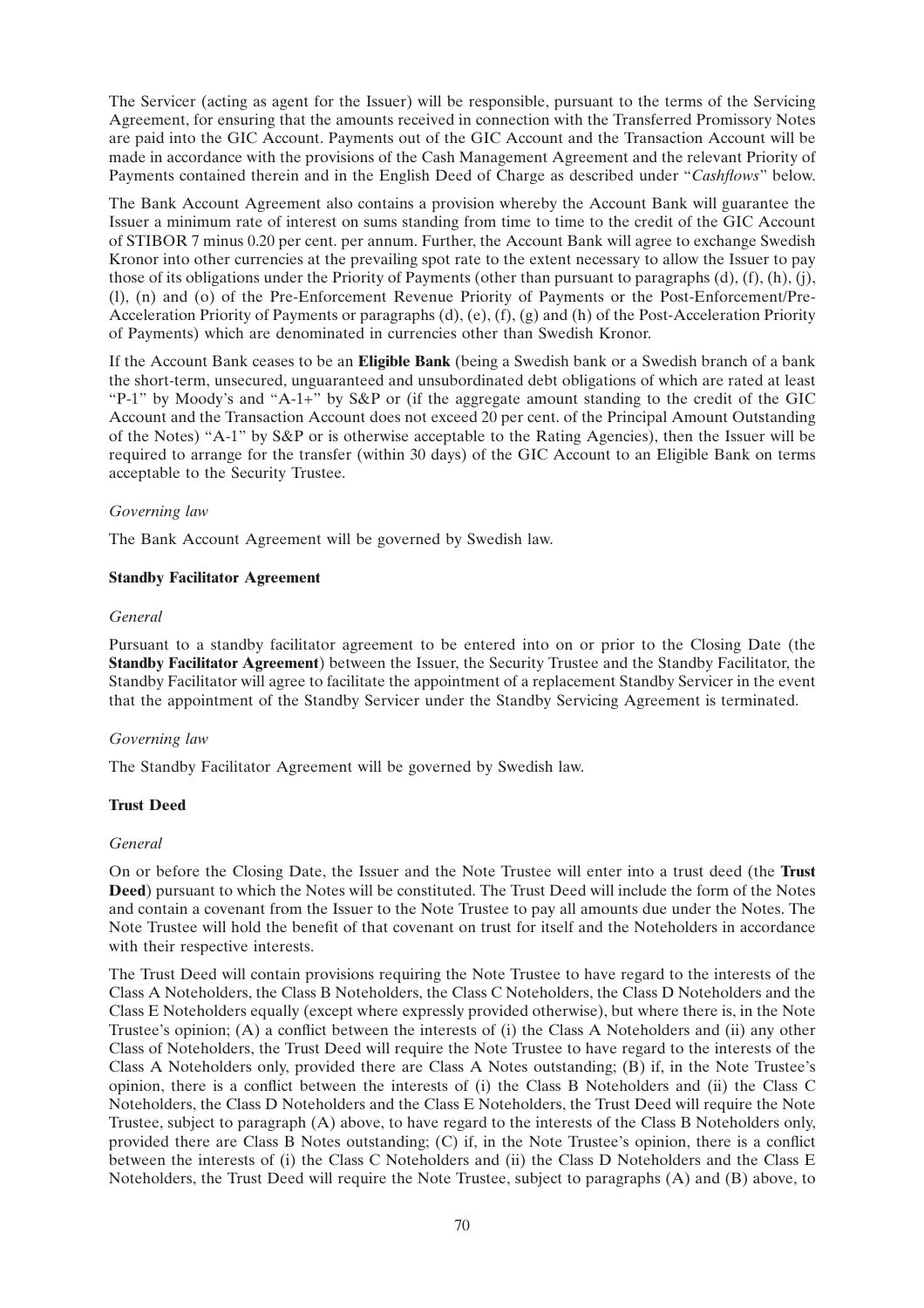The Servicer (acting as agent for the Issuer) will be responsible, pursuant to the terms of the Servicing Agreement, for ensuring that the amounts received in connection with the Transferred Promissory Notes are paid into the GIC Account. Payments out of the GIC Account and the Transaction Account will be made in accordance with the provisions of the Cash Management Agreement and the relevant Priority of Payments contained therein and in the English Deed of Charge as described under "*Cashflows*" below.

The Bank Account Agreement also contains a provision whereby the Account Bank will guarantee the Issuer a minimum rate of interest on sums standing from time to time to the credit of the GIC Account of STIBOR 7 minus 0.20 per cent. per annum. Further, the Account Bank will agree to exchange Swedish Kronor into other currencies at the prevailing spot rate to the extent necessary to allow the Issuer to pay those of its obligations under the Priority of Payments (other than pursuant to paragraphs (d), (f), (h), (j), (l), (n) and (o) of the Pre-Enforcement Revenue Priority of Payments or the Post-Enforcement/Pre-Acceleration Priority of Payments or paragraphs (d), (e), (f), (g) and (h) of the Post-Acceleration Priority of Payments) which are denominated in currencies other than Swedish Kronor.

If the Account Bank ceases to be an **Eligible Bank** (being a Swedish bank or a Swedish branch of a bank the short-term, unsecured, unguaranteed and unsubordinated debt obligations of which are rated at least "P-1" by Moody's and "A-1+" by S&P or (if the aggregate amount standing to the credit of the GIC Account and the Transaction Account does not exceed 20 per cent. of the Principal Amount Outstanding of the Notes) "A-1" by S&P or is otherwise acceptable to the Rating Agencies), then the Issuer will be required to arrange for the transfer (within 30 days) of the GIC Account to an Eligible Bank on terms acceptable to the Security Trustee.

*Governing law*

The Bank Account Agreement will be governed by Swedish law.

**Standby Facilitator Agreement**

*General*

Pursuant to a standby facilitator agreement to be entered into on or prior to the Closing Date (the **Standby Facilitator Agreement**) between the Issuer, the Security Trustee and the Standby Facilitator, the Standby Facilitator will agree to facilitate the appointment of a replacement Standby Servicer in the event that the appointment of the Standby Servicer under the Standby Servicing Agreement is terminated.

*Governing law*

The Standby Facilitator Agreement will be governed by Swedish law.

**Trust Deed**

*General*

On or before the Closing Date, the Issuer and the Note Trustee will enter into a trust deed (the **Trust Deed**) pursuant to which the Notes will be constituted. The Trust Deed will include the form of the Notes and contain a covenant from the Issuer to the Note Trustee to pay all amounts due under the Notes. The Note Trustee will hold the benefit of that covenant on trust for itself and the Noteholders in accordance with their respective interests.

The Trust Deed will contain provisions requiring the Note Trustee to have regard to the interests of the Class A Noteholders, the Class B Noteholders, the Class C Noteholders, the Class D Noteholders and the Class E Noteholders equally (except where expressly provided otherwise), but where there is, in the Note Trustee's opinion; (A) a conflict between the interests of (i) the Class A Noteholders and (ii) any other Class of Noteholders, the Trust Deed will require the Note Trustee to have regard to the interests of the Class A Noteholders only, provided there are Class A Notes outstanding; (B) if, in the Note Trustee's opinion, there is a conflict between the interests of (i) the Class B Noteholders and (ii) the Class C Noteholders, the Class D Noteholders and the Class E Noteholders, the Trust Deed will require the Note Trustee, subject to paragraph (A) above, to have regard to the interests of the Class B Noteholders only, provided there are Class B Notes outstanding; (C) if, in the Note Trustee's opinion, there is a conflict between the interests of (i) the Class C Noteholders and (ii) the Class D Noteholders and the Class E Noteholders, the Trust Deed will require the Note Trustee, subject to paragraphs (A) and (B) above, to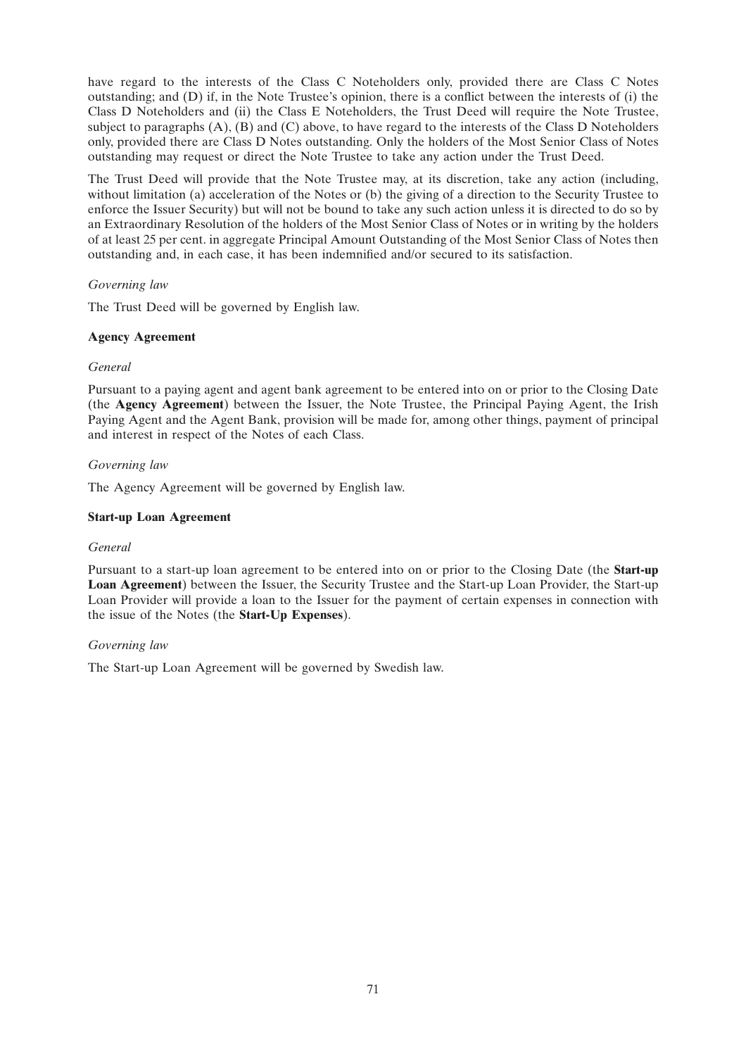have regard to the interests of the Class C Noteholders only, provided there are Class C Notes outstanding; and (D) if, in the Note Trustee's opinion, there is a conflict between the interests of (i) the Class D Noteholders and (ii) the Class E Noteholders, the Trust Deed will require the Note Trustee, subject to paragraphs (A), (B) and (C) above, to have regard to the interests of the Class D Noteholders only, provided there are Class D Notes outstanding. Only the holders of the Most Senior Class of Notes outstanding may request or direct the Note Trustee to take any action under the Trust Deed.

The Trust Deed will provide that the Note Trustee may, at its discretion, take any action (including, without limitation (a) acceleration of the Notes or (b) the giving of a direction to the Security Trustee to enforce the Issuer Security) but will not be bound to take any such action unless it is directed to do so by an Extraordinary Resolution of the holders of the Most Senior Class of Notes or in writing by the holders of at least 25 per cent. in aggregate Principal Amount Outstanding of the Most Senior Class of Notes then outstanding and, in each case, it has been indemnified and/or secured to its satisfaction.

*Governing law*

The Trust Deed will be governed by English law.

**Agency Agreement**

*General*

Pursuant to a paying agent and agent bank agreement to be entered into on or prior to the Closing Date (the **Agency Agreement**) between the Issuer, the Note Trustee, the Principal Paying Agent, the Irish Paying Agent and the Agent Bank, provision will be made for, among other things, payment of principal and interest in respect of the Notes of each Class.

*Governing law*

The Agency Agreement will be governed by English law.

**Start-up Loan Agreement**

*General*

Pursuant to a start-up loan agreement to be entered into on or prior to the Closing Date (the **Start-up Loan Agreement**) between the Issuer, the Security Trustee and the Start-up Loan Provider, the Start-up Loan Provider will provide a loan to the Issuer for the payment of certain expenses in connection with the issue of the Notes (the **Start-Up Expenses**).

*Governing law*

The Start-up Loan Agreement will be governed by Swedish law.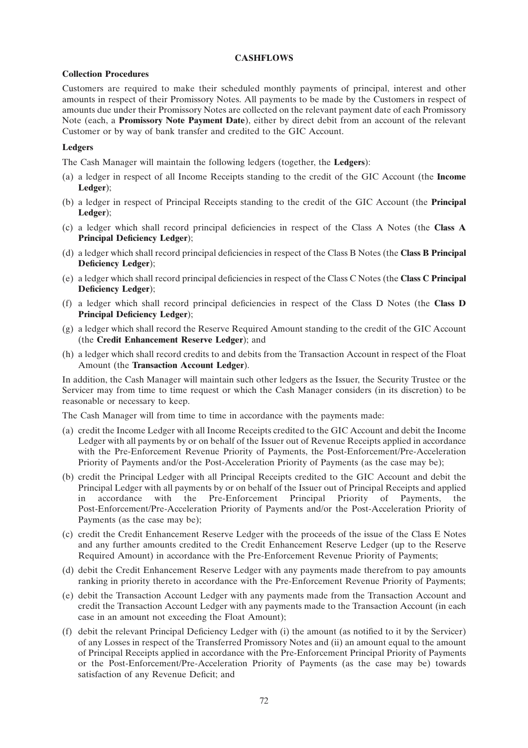## CASHFLOWS

### Collection Procedures

Customers are required to make their scheduled monthly payments of principal, interest and other amounts in respect of their Promissory Notes. All payments to be made by the Customers in respect of amounts due under their Promissory Notes are collected on the relevant payment date of each Promissory Note (each, a **Promissory Note Payment Date**), either by direct debit from an account of the relevant Customer or by way of bank transfer and credited to the GIC Account.

### Ledgers

The Cash Manager will maintain the following ledgers (together, the **Ledgers**):

(a) a ledger in respect of all Income Receipts standing to the credit of the GIC Account (the **Income Ledger**);

(b) a ledger in respect of Principal Receipts standing to the credit of the GIC Account (the **Principal Ledger**);

(c) a ledger which shall record principal deficiencies in respect of the Class A Notes (the **Class A Principal Deficiency Ledger**);

(d) a ledger which shall record principal deficiencies in respect of the Class B Notes (the **Class B Principal Deficiency Ledger**);

(e) a ledger which shall record principal deficiencies in respect of the Class C Notes (the **Class C Principal Deficiency Ledger**);

(f) a ledger which shall record principal deficiencies in respect of the Class D Notes (the **Class D Principal Deficiency Ledger**);

(g) a ledger which shall record the Reserve Required Amount standing to the credit of the GIC Account (the **Credit Enhancement Reserve Ledger**); and

(h) a ledger which shall record credits to and debits from the Transaction Account in respect of the Float Amount (the **Transaction Account Ledger**).

In addition, the Cash Manager will maintain such other ledgers as the Issuer, the Security Trustee or the Servicer may from time to time request or which the Cash Manager considers (in its discretion) to be reasonable or necessary to keep.

The Cash Manager will from time to time in accordance with the payments made:

(a) credit the Income Ledger with all Income Receipts credited to the GIC Account and debit the Income Ledger with all payments by or on behalf of the Issuer out of Revenue Receipts applied in accordance with the Pre-Enforcement Revenue Priority of Payments, the Post-Enforcement/Pre-Acceleration Priority of Payments and/or the Post-Acceleration Priority of Payments (as the case may be);

(b) credit the Principal Ledger with all Principal Receipts credited to the GIC Account and debit the Principal Ledger with all payments by or on behalf of the Issuer out of Principal Receipts and applied in accordance with the Pre-Enforcement Principal Priority of Payments, the Post-Enforcement/Pre-Acceleration Priority of Payments and/or the Post-Acceleration Priority of Payments (as the case may be);

(c) credit the Credit Enhancement Reserve Ledger with the proceeds of the issue of the Class E Notes and any further amounts credited to the Credit Enhancement Reserve Ledger (up to the Reserve Required Amount) in accordance with the Pre-Enforcement Revenue Priority of Payments;

(d) debit the Credit Enhancement Reserve Ledger with any payments made therefrom to pay amounts ranking in priority thereto in accordance with the Pre-Enforcement Revenue Priority of Payments;

(e) debit the Transaction Account Ledger with any payments made from the Transaction Account and credit the Transaction Account Ledger with any payments made to the Transaction Account (in each case in an amount not exceeding the Float Amount);

(f) debit the relevant Principal Deficiency Ledger with (i) the amount (as notified to it by the Servicer) of any Losses in respect of the Transferred Promissory Notes and (ii) an amount equal to the amount of Principal Receipts applied in accordance with the Pre-Enforcement Principal Priority of Payments or the Post-Enforcement/Pre-Acceleration Priority of Payments (as the case may be) towards satisfaction of any Revenue Deficit; and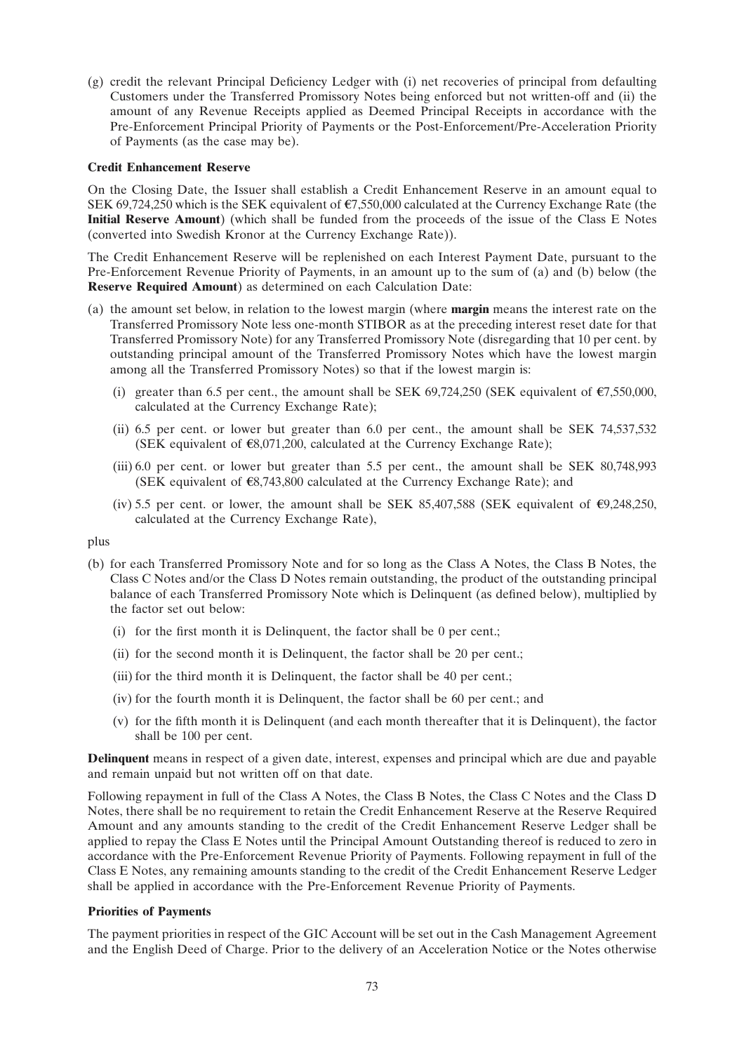(g) credit the relevant Principal Deficiency Ledger with (i) net recoveries of principal from defaulting Customers under the Transferred Promissory Notes being enforced but not written-off and (ii) the amount of any Revenue Receipts applied as Deemed Principal Receipts in accordance with the Pre-Enforcement Principal Priority of Payments or the Post-Enforcement/Pre-Acceleration Priority of Payments (as the case may be).

**Credit Enhancement Reserve**

On the Closing Date, the Issuer shall establish a Credit Enhancement Reserve in an amount equal to SEK 69,724,250 which is the SEK equivalent of €7,550,000 calculated at the Currency Exchange Rate (the **Initial Reserve Amount**) (which shall be funded from the proceeds of the issue of the Class E Notes (converted into Swedish Kronor at the Currency Exchange Rate)).

The Credit Enhancement Reserve will be replenished on each Interest Payment Date, pursuant to the Pre-Enforcement Revenue Priority of Payments, in an amount up to the sum of (a) and (b) below (the **Reserve Required Amount**) as determined on each Calculation Date:

(a) the amount set below, in relation to the lowest margin (where **margin** means the interest rate on the Transferred Promissory Note less one-month STIBOR as at the preceding interest reset date for that Transferred Promissory Note) for any Transferred Promissory Note (disregarding that 10 per cent. by outstanding principal amount of the Transferred Promissory Notes which have the lowest margin among all the Transferred Promissory Notes) so that if the lowest margin is:

 (i) greater than 6.5 per cent., the amount shall be SEK 69,724,250 (SEK equivalent of €7,550,000, calculated at the Currency Exchange Rate);

 (ii) 6.5 per cent. or lower but greater than 6.0 per cent., the amount shall be SEK 74,537,532 (SEK equivalent of €8,071,200, calculated at the Currency Exchange Rate);

 (iii) 6.0 per cent. or lower but greater than 5.5 per cent., the amount shall be SEK 80,748,993 (SEK equivalent of €8,743,800 calculated at the Currency Exchange Rate); and

 (iv) 5.5 per cent. or lower, the amount shall be SEK 85,407,588 (SEK equivalent of €9,248,250, calculated at the Currency Exchange Rate),

plus

(b) for each Transferred Promissory Note and for so long as the Class A Notes, the Class B Notes, the Class C Notes and/or the Class D Notes remain outstanding, the product of the outstanding principal balance of each Transferred Promissory Note which is Delinquent (as defined below), multiplied by the factor set out below:

 (i) for the first month it is Delinquent, the factor shall be 0 per cent.;

 (ii) for the second month it is Delinquent, the factor shall be 20 per cent.;

 (iii) for the third month it is Delinquent, the factor shall be 40 per cent.;

 (iv) for the fourth month it is Delinquent, the factor shall be 60 per cent.; and

 (v) for the fifth month it is Delinquent (and each month thereafter that it is Delinquent), the factor shall be 100 per cent.

**Delinquent** means in respect of a given date, interest, expenses and principal which are due and payable and remain unpaid but not written off on that date.

Following repayment in full of the Class A Notes, the Class B Notes, the Class C Notes and the Class D Notes, there shall be no requirement to retain the Credit Enhancement Reserve at the Reserve Required Amount and any amounts standing to the credit of the Credit Enhancement Reserve Ledger shall be applied to repay the Class E Notes until the Principal Amount Outstanding thereof is reduced to zero in accordance with the Pre-Enforcement Revenue Priority of Payments. Following repayment in full of the Class E Notes, any remaining amounts standing to the credit of the Credit Enhancement Reserve Ledger shall be applied in accordance with the Pre-Enforcement Revenue Priority of Payments.

**Priorities of Payments**

The payment priorities in respect of the GIC Account will be set out in the Cash Management Agreement and the English Deed of Charge. Prior to the delivery of an Acceleration Notice or the Notes otherwise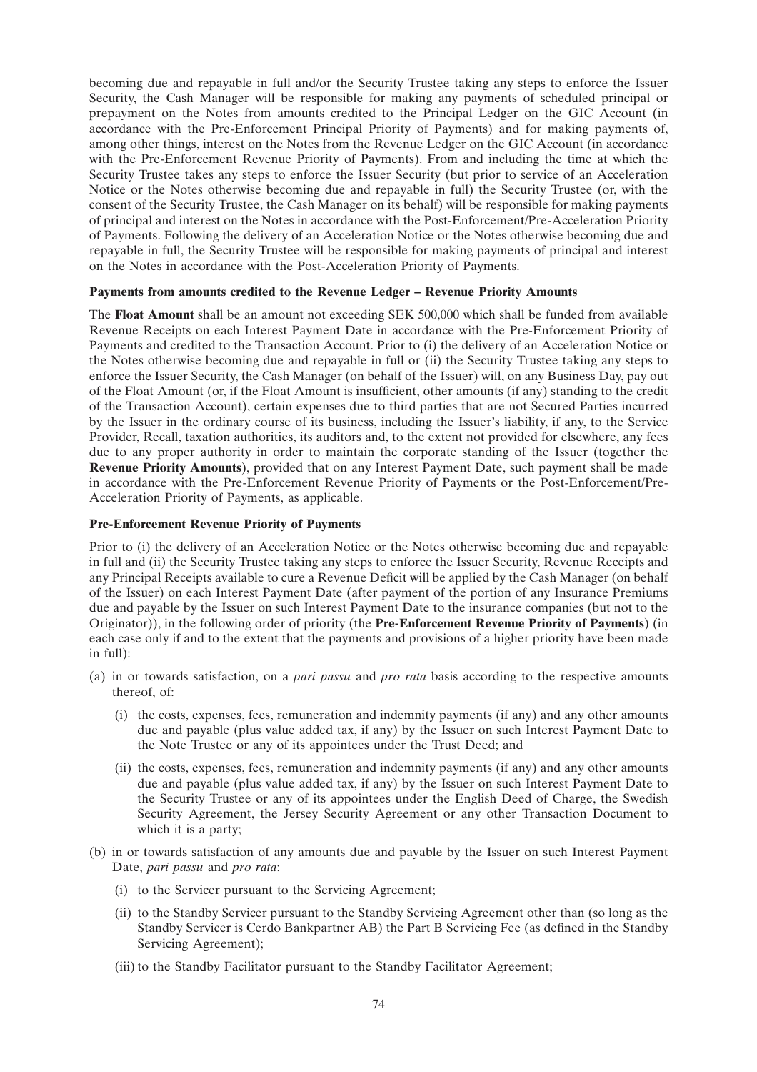becoming due and repayable in full and/or the Security Trustee taking any steps to enforce the Issuer Security, the Cash Manager will be responsible for making any payments of scheduled principal or prepayment on the Notes from amounts credited to the Principal Ledger on the GIC Account (in accordance with the Pre-Enforcement Principal Priority of Payments) and for making payments of, among other things, interest on the Notes from the Revenue Ledger on the GIC Account (in accordance with the Pre-Enforcement Revenue Priority of Payments). From and including the time at which the Security Trustee takes any steps to enforce the Issuer Security (but prior to service of an Acceleration Notice or the Notes otherwise becoming due and repayable in full) the Security Trustee (or, with the consent of the Security Trustee, the Cash Manager on its behalf) will be responsible for making payments of principal and interest on the Notes in accordance with the Post-Enforcement/Pre-Acceleration Priority of Payments. Following the delivery of an Acceleration Notice or the Notes otherwise becoming due and repayable in full, the Security Trustee will be responsible for making payments of principal and interest on the Notes in accordance with the Post-Acceleration Priority of Payments.

**Payments from amounts credited to the Revenue Ledger – Revenue Priority Amounts**

The **Float Amount** shall be an amount not exceeding SEK 500,000 which shall be funded from available Revenue Receipts on each Interest Payment Date in accordance with the Pre-Enforcement Priority of Payments and credited to the Transaction Account. Prior to (i) the delivery of an Acceleration Notice or the Notes otherwise becoming due and repayable in full or (ii) the Security Trustee taking any steps to enforce the Issuer Security, the Cash Manager (on behalf of the Issuer) will, on any Business Day, pay out of the Float Amount (or, if the Float Amount is insufficient, other amounts (if any) standing to the credit of the Transaction Account), certain expenses due to third parties that are not Secured Parties incurred by the Issuer in the ordinary course of its business, including the Issuer's liability, if any, to the Service Provider, Recall, taxation authorities, its auditors and, to the extent not provided for elsewhere, any fees due to any proper authority in order to maintain the corporate standing of the Issuer (together the **Revenue Priority Amounts**), provided that on any Interest Payment Date, such payment shall be made in accordance with the Pre-Enforcement Revenue Priority of Payments or the Post-Enforcement/Pre-Acceleration Priority of Payments, as applicable.

**Pre-Enforcement Revenue Priority of Payments**

Prior to (i) the delivery of an Acceleration Notice or the Notes otherwise becoming due and repayable in full and (ii) the Security Trustee taking any steps to enforce the Issuer Security, Revenue Receipts and any Principal Receipts available to cure a Revenue Deficit will be applied by the Cash Manager (on behalf of the Issuer) on each Interest Payment Date (after payment of the portion of any Insurance Premiums due and payable by the Issuer on such Interest Payment Date to the insurance companies (but not to the Originator)), in the following order of priority (the **Pre-Enforcement Revenue Priority of Payments**) (in each case only if and to the extent that the payments and provisions of a higher priority have been made in full):

(a) in or towards satisfaction, on a *pari passu* and *pro rata* basis according to the respective amounts thereof, of:

   (i) the costs, expenses, fees, remuneration and indemnity payments (if any) and any other amounts due and payable (plus value added tax, if any) by the Issuer on such Interest Payment Date to the Note Trustee or any of its appointees under the Trust Deed; and

   (ii) the costs, expenses, fees, remuneration and indemnity payments (if any) and any other amounts due and payable (plus value added tax, if any) by the Issuer on such Interest Payment Date to the Security Trustee or any of its appointees under the English Deed of Charge, the Swedish Security Agreement, the Jersey Security Agreement or any other Transaction Document to which it is a party;

(b) in or towards satisfaction of any amounts due and payable by the Issuer on such Interest Payment Date, *pari passu* and *pro rata*:

   (i) to the Servicer pursuant to the Servicing Agreement;

   (ii) to the Standby Servicer pursuant to the Standby Servicing Agreement other than (so long as the Standby Servicer is Cerdo Bankpartner AB) the Part B Servicing Fee (as defined in the Standby Servicing Agreement);

   (iii) to the Standby Facilitator pursuant to the Standby Facilitator Agreement;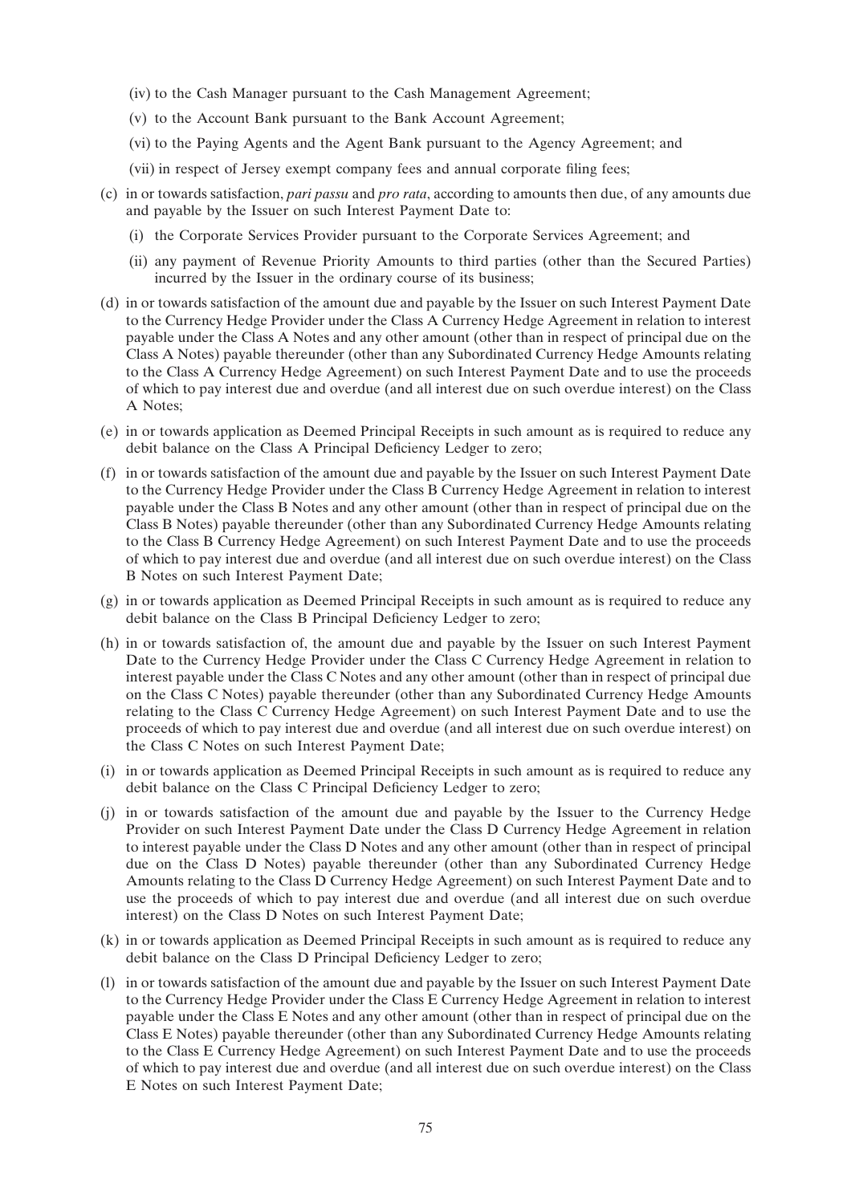(iv) to the Cash Manager pursuant to the Cash Management Agreement;

(v) to the Account Bank pursuant to the Bank Account Agreement;

(vi) to the Paying Agents and the Agent Bank pursuant to the Agency Agreement; and

(vii) in respect of Jersey exempt company fees and annual corporate filing fees;

(c) in or towards satisfaction, *pari passu* and *pro rata*, according to amounts then due, of any amounts due and payable by the Issuer on such Interest Payment Date to:

(i) the Corporate Services Provider pursuant to the Corporate Services Agreement; and

(ii) any payment of Revenue Priority Amounts to third parties (other than the Secured Parties) incurred by the Issuer in the ordinary course of its business;

(d) in or towards satisfaction of the amount due and payable by the Issuer on such Interest Payment Date to the Currency Hedge Provider under the Class A Currency Hedge Agreement in relation to interest payable under the Class A Notes and any other amount (other than in respect of principal due on the Class A Notes) payable thereunder (other than any Subordinated Currency Hedge Amounts relating to the Class A Currency Hedge Agreement) on such Interest Payment Date and to use the proceeds of which to pay interest due and overdue (and all interest due on such overdue interest) on the Class A Notes;

(e) in or towards application as Deemed Principal Receipts in such amount as is required to reduce any debit balance on the Class A Principal Deficiency Ledger to zero;

(f) in or towards satisfaction of the amount due and payable by the Issuer on such Interest Payment Date to the Currency Hedge Provider under the Class B Currency Hedge Agreement in relation to interest payable under the Class B Notes and any other amount (other than in respect of principal due on the Class B Notes) payable thereunder (other than any Subordinated Currency Hedge Amounts relating to the Class B Currency Hedge Agreement) on such Interest Payment Date and to use the proceeds of which to pay interest due and overdue (and all interest due on such overdue interest) on the Class B Notes on such Interest Payment Date;

(g) in or towards application as Deemed Principal Receipts in such amount as is required to reduce any debit balance on the Class B Principal Deficiency Ledger to zero;

(h) in or towards satisfaction of, the amount due and payable by the Issuer on such Interest Payment Date to the Currency Hedge Provider under the Class C Currency Hedge Agreement in relation to interest payable under the Class C Notes and any other amount (other than in respect of principal due on the Class C Notes) payable thereunder (other than any Subordinated Currency Hedge Amounts relating to the Class C Currency Hedge Agreement) on such Interest Payment Date and to use the proceeds of which to pay interest due and overdue (and all interest due on such overdue interest) on the Class C Notes on such Interest Payment Date;

(i) in or towards application as Deemed Principal Receipts in such amount as is required to reduce any debit balance on the Class C Principal Deficiency Ledger to zero;

(j) in or towards satisfaction of the amount due and payable by the Issuer to the Currency Hedge Provider on such Interest Payment Date under the Class D Currency Hedge Agreement in relation to interest payable under the Class D Notes and any other amount (other than in respect of principal due on the Class D Notes) payable thereunder (other than any Subordinated Currency Hedge Amounts relating to the Class D Currency Hedge Agreement) on such Interest Payment Date and to use the proceeds of which to pay interest due and overdue (and all interest due on such overdue interest) on the Class D Notes on such Interest Payment Date;

(k) in or towards application as Deemed Principal Receipts in such amount as is required to reduce any debit balance on the Class D Principal Deficiency Ledger to zero;

(l) in or towards satisfaction of the amount due and payable by the Issuer on such Interest Payment Date to the Currency Hedge Provider under the Class E Currency Hedge Agreement in relation to interest payable under the Class E Notes and any other amount (other than in respect of principal due on the Class E Notes) payable thereunder (other than any Subordinated Currency Hedge Amounts relating to the Class E Currency Hedge Agreement) on such Interest Payment Date and to use the proceeds of which to pay interest due and overdue (and all interest due on such overdue interest) on the Class E Notes on such Interest Payment Date;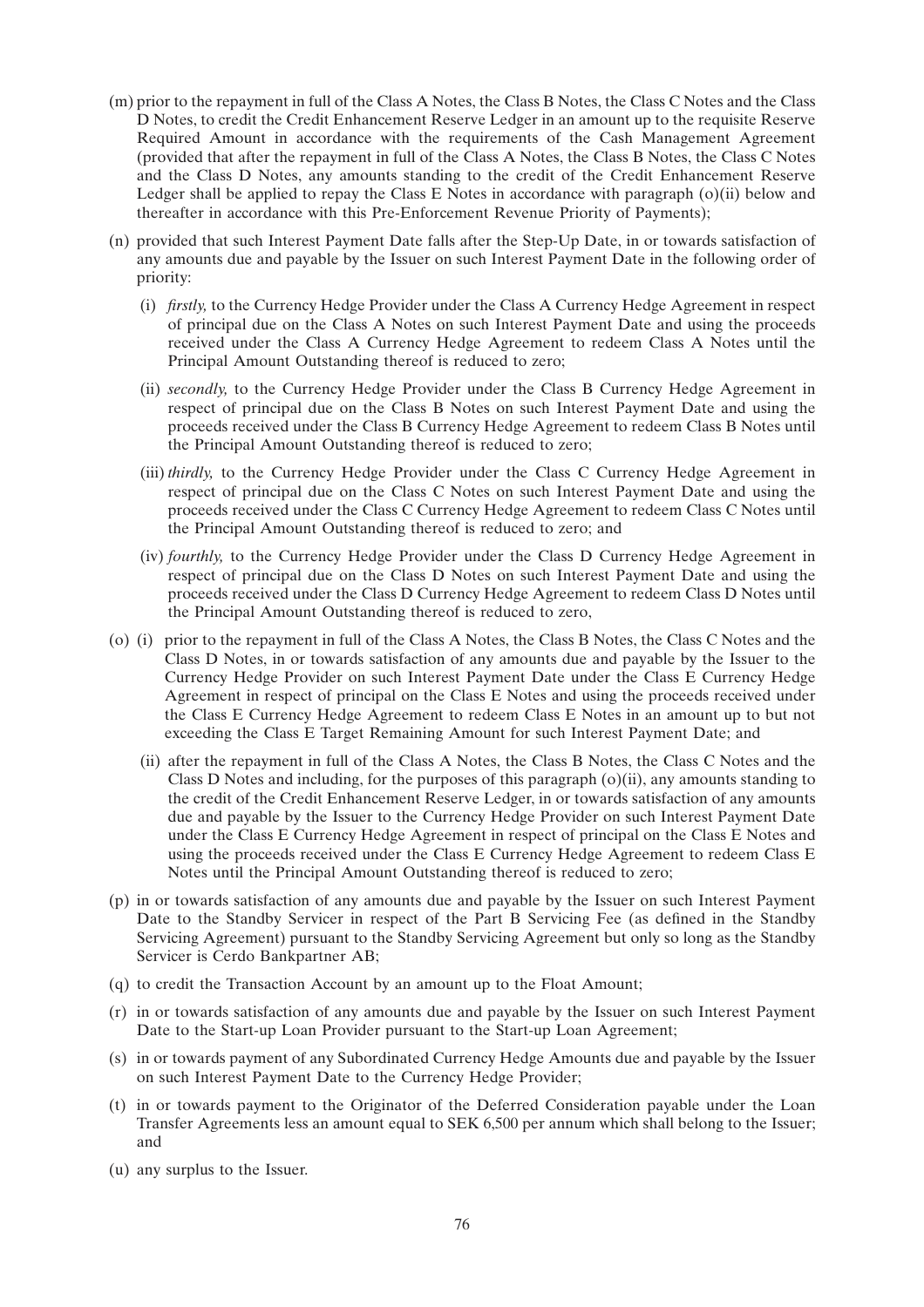(m) prior to the repayment in full of the Class A Notes, the Class B Notes, the Class C Notes and the Class D Notes, to credit the Credit Enhancement Reserve Ledger in an amount up to the requisite Reserve Required Amount in accordance with the requirements of the Cash Management Agreement (provided that after the repayment in full of the Class A Notes, the Class B Notes, the Class C Notes and the Class D Notes, any amounts standing to the credit of the Credit Enhancement Reserve Ledger shall be applied to repay the Class E Notes in accordance with paragraph (o)(ii) below and thereafter in accordance with this Pre-Enforcement Revenue Priority of Payments);

(n) provided that such Interest Payment Date falls after the Step-Up Date, in or towards satisfaction of any amounts due and payable by the Issuer on such Interest Payment Date in the following order of priority:

 (i) *firstly,* to the Currency Hedge Provider under the Class A Currency Hedge Agreement in respect of principal due on the Class A Notes on such Interest Payment Date and using the proceeds received under the Class A Currency Hedge Agreement to redeem Class A Notes until the Principal Amount Outstanding thereof is reduced to zero;

 (ii) *secondly,* to the Currency Hedge Provider under the Class B Currency Hedge Agreement in respect of principal due on the Class B Notes on such Interest Payment Date and using the proceeds received under the Class B Currency Hedge Agreement to redeem Class B Notes until the Principal Amount Outstanding thereof is reduced to zero;

 (iii) *thirdly,* to the Currency Hedge Provider under the Class C Currency Hedge Agreement in respect of principal due on the Class C Notes on such Interest Payment Date and using the proceeds received under the Class C Currency Hedge Agreement to redeem Class C Notes until the Principal Amount Outstanding thereof is reduced to zero; and

 (iv) *fourthly,* to the Currency Hedge Provider under the Class D Currency Hedge Agreement in respect of principal due on the Class D Notes on such Interest Payment Date and using the proceeds received under the Class D Currency Hedge Agreement to redeem Class D Notes until the Principal Amount Outstanding thereof is reduced to zero,

(o) (i) prior to the repayment in full of the Class A Notes, the Class B Notes, the Class C Notes and the Class D Notes, in or towards satisfaction of any amounts due and payable by the Issuer to the Currency Hedge Provider on such Interest Payment Date under the Class E Currency Hedge Agreement in respect of principal on the Class E Notes and using the proceeds received under the Class E Currency Hedge Agreement to redeem Class E Notes in an amount up to but not exceeding the Class E Target Remaining Amount for such Interest Payment Date; and

 (ii) after the repayment in full of the Class A Notes, the Class B Notes, the Class C Notes and the Class D Notes and including, for the purposes of this paragraph (o)(ii), any amounts standing to the credit of the Credit Enhancement Reserve Ledger, in or towards satisfaction of any amounts due and payable by the Issuer to the Currency Hedge Provider on such Interest Payment Date under the Class E Currency Hedge Agreement in respect of principal on the Class E Notes and using the proceeds received under the Class E Currency Hedge Agreement to redeem Class E Notes until the Principal Amount Outstanding thereof is reduced to zero;

(p) in or towards satisfaction of any amounts due and payable by the Issuer on such Interest Payment Date to the Standby Servicer in respect of the Part B Servicing Fee (as defined in the Standby Servicing Agreement) pursuant to the Standby Servicing Agreement but only so long as the Standby Servicer is Cerdo Bankpartner AB;

(q) to credit the Transaction Account by an amount up to the Float Amount;

(r) in or towards satisfaction of any amounts due and payable by the Issuer on such Interest Payment Date to the Start-up Loan Provider pursuant to the Start-up Loan Agreement;

(s) in or towards payment of any Subordinated Currency Hedge Amounts due and payable by the Issuer on such Interest Payment Date to the Currency Hedge Provider;

(t) in or towards payment to the Originator of the Deferred Consideration payable under the Loan Transfer Agreements less an amount equal to SEK 6,500 per annum which shall belong to the Issuer; and

(u) any surplus to the Issuer.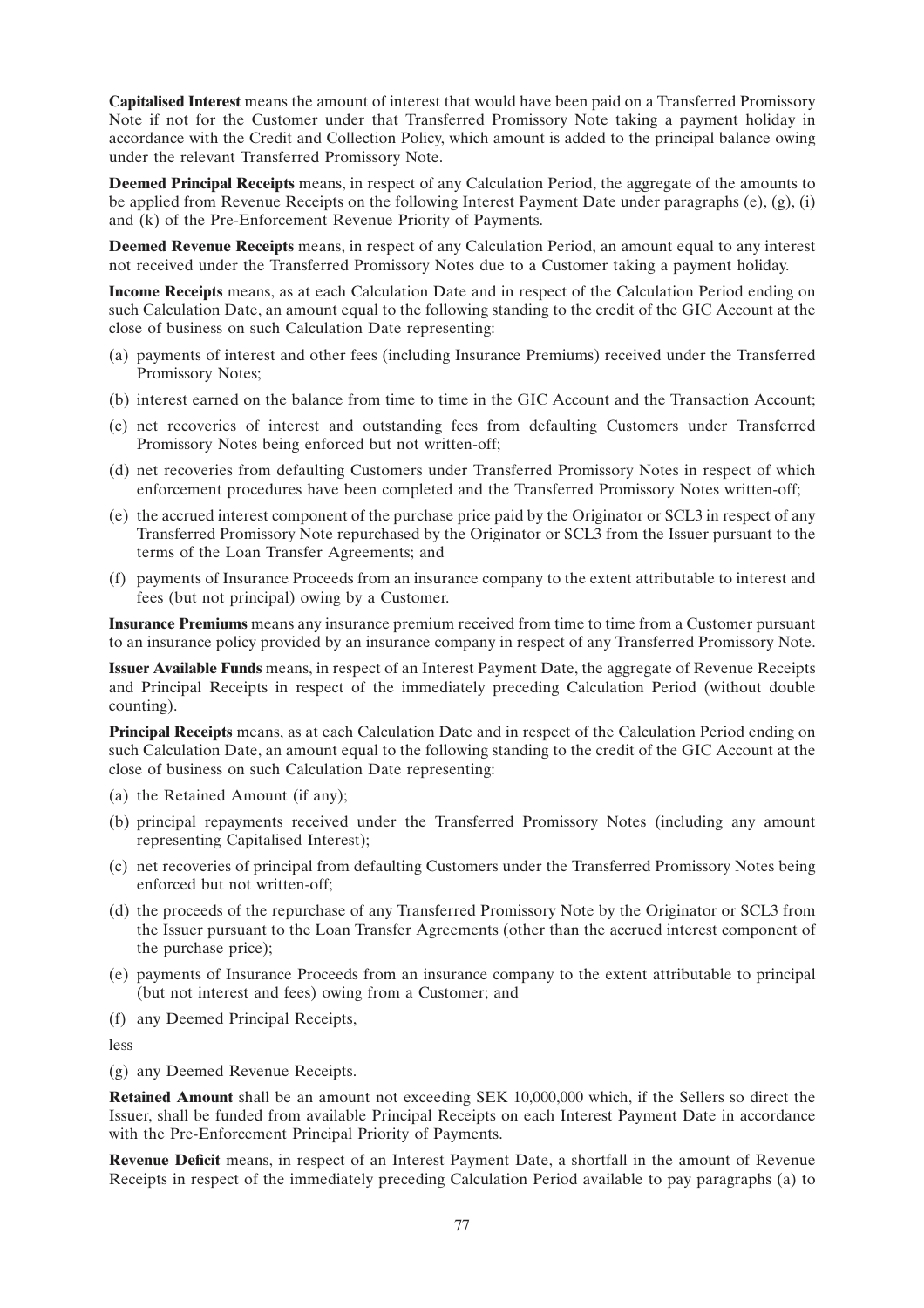**Capitalised Interest** means the amount of interest that would have been paid on a Transferred Promissory Note if not for the Customer under that Transferred Promissory Note taking a payment holiday in accordance with the Credit and Collection Policy, which amount is added to the principal balance owing under the relevant Transferred Promissory Note.

**Deemed Principal Receipts** means, in respect of any Calculation Period, the aggregate of the amounts to be applied from Revenue Receipts on the following Interest Payment Date under paragraphs (e), (g), (i) and (k) of the Pre-Enforcement Revenue Priority of Payments.

**Deemed Revenue Receipts** means, in respect of any Calculation Period, an amount equal to any interest not received under the Transferred Promissory Notes due to a Customer taking a payment holiday.

**Income Receipts** means, as at each Calculation Date and in respect of the Calculation Period ending on such Calculation Date, an amount equal to the following standing to the credit of the GIC Account at the close of business on such Calculation Date representing:

(a) payments of interest and other fees (including Insurance Premiums) received under the Transferred Promissory Notes;

(b) interest earned on the balance from time to time in the GIC Account and the Transaction Account;

(c) net recoveries of interest and outstanding fees from defaulting Customers under Transferred Promissory Notes being enforced but not written-off;

(d) net recoveries from defaulting Customers under Transferred Promissory Notes in respect of which enforcement procedures have been completed and the Transferred Promissory Notes written-off;

(e) the accrued interest component of the purchase price paid by the Originator or SCL3 in respect of any Transferred Promissory Note repurchased by the Originator or SCL3 from the Issuer pursuant to the terms of the Loan Transfer Agreements; and

(f) payments of Insurance Proceeds from an insurance company to the extent attributable to interest and fees (but not principal) owing by a Customer.

**Insurance Premiums** means any insurance premium received from time to time from a Customer pursuant to an insurance policy provided by an insurance company in respect of any Transferred Promissory Note.

**Issuer Available Funds** means, in respect of an Interest Payment Date, the aggregate of Revenue Receipts and Principal Receipts in respect of the immediately preceding Calculation Period (without double counting).

**Principal Receipts** means, as at each Calculation Date and in respect of the Calculation Period ending on such Calculation Date, an amount equal to the following standing to the credit of the GIC Account at the close of business on such Calculation Date representing:

(a) the Retained Amount (if any);

(b) principal repayments received under the Transferred Promissory Notes (including any amount representing Capitalised Interest);

(c) net recoveries of principal from defaulting Customers under the Transferred Promissory Notes being enforced but not written-off;

(d) the proceeds of the repurchase of any Transferred Promissory Note by the Originator or SCL3 from the Issuer pursuant to the Loan Transfer Agreements (other than the accrued interest component of the purchase price);

(e) payments of Insurance Proceeds from an insurance company to the extent attributable to principal (but not interest and fees) owing from a Customer; and

(f) any Deemed Principal Receipts,

less

(g) any Deemed Revenue Receipts.

**Retained Amount** shall be an amount not exceeding SEK 10,000,000 which, if the Sellers so direct the Issuer, shall be funded from available Principal Receipts on each Interest Payment Date in accordance with the Pre-Enforcement Principal Priority of Payments.

**Revenue Deficit** means, in respect of an Interest Payment Date, a shortfall in the amount of Revenue Receipts in respect of the immediately preceding Calculation Period available to pay paragraphs (a) to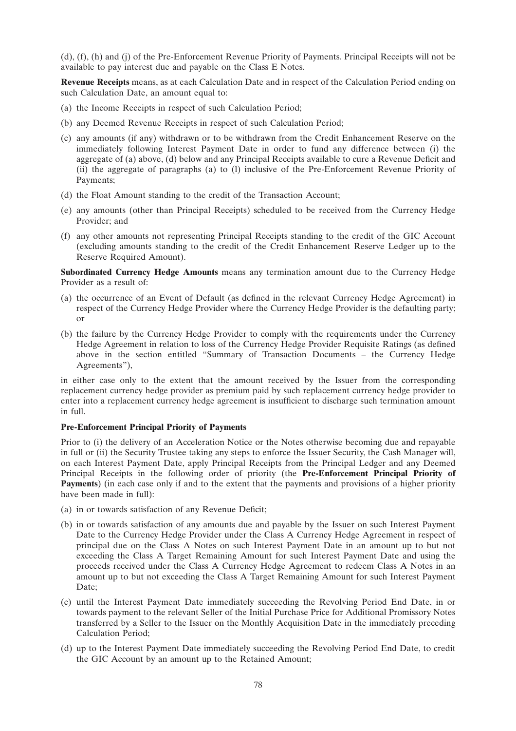(d), (f), (h) and (j) of the Pre-Enforcement Revenue Priority of Payments. Principal Receipts will not be available to pay interest due and payable on the Class E Notes.

**Revenue Receipts** means, as at each Calculation Date and in respect of the Calculation Period ending on such Calculation Date, an amount equal to:

(a) the Income Receipts in respect of such Calculation Period;

(b) any Deemed Revenue Receipts in respect of such Calculation Period;

(c) any amounts (if any) withdrawn or to be withdrawn from the Credit Enhancement Reserve on the immediately following Interest Payment Date in order to fund any difference between (i) the aggregate of (a) above, (d) below and any Principal Receipts available to cure a Revenue Deficit and (ii) the aggregate of paragraphs (a) to (l) inclusive of the Pre-Enforcement Revenue Priority of Payments;

(d) the Float Amount standing to the credit of the Transaction Account;

(e) any amounts (other than Principal Receipts) scheduled to be received from the Currency Hedge Provider; and

(f) any other amounts not representing Principal Receipts standing to the credit of the GIC Account (excluding amounts standing to the credit of the Credit Enhancement Reserve Ledger up to the Reserve Required Amount).

**Subordinated Currency Hedge Amounts** means any termination amount due to the Currency Hedge Provider as a result of:

(a) the occurrence of an Event of Default (as defined in the relevant Currency Hedge Agreement) in respect of the Currency Hedge Provider where the Currency Hedge Provider is the defaulting party; or

(b) the failure by the Currency Hedge Provider to comply with the requirements under the Currency Hedge Agreement in relation to loss of the Currency Hedge Provider Requisite Ratings (as defined above in the section entitled "Summary of Transaction Documents – the Currency Hedge Agreements"),

in either case only to the extent that the amount received by the Issuer from the corresponding replacement currency hedge provider as premium paid by such replacement currency hedge provider to enter into a replacement currency hedge agreement is insufficient to discharge such termination amount in full.

**Pre-Enforcement Principal Priority of Payments**

Prior to (i) the delivery of an Acceleration Notice or the Notes otherwise becoming due and repayable in full or (ii) the Security Trustee taking any steps to enforce the Issuer Security, the Cash Manager will, on each Interest Payment Date, apply Principal Receipts from the Principal Ledger and any Deemed Principal Receipts in the following order of priority (the **Pre-Enforcement Principal Priority of Payments**) (in each case only if and to the extent that the payments and provisions of a higher priority have been made in full):

(a) in or towards satisfaction of any Revenue Deficit;

(b) in or towards satisfaction of any amounts due and payable by the Issuer on such Interest Payment Date to the Currency Hedge Provider under the Class A Currency Hedge Agreement in respect of principal due on the Class A Notes on such Interest Payment Date in an amount up to but not exceeding the Class A Target Remaining Amount for such Interest Payment Date and using the proceeds received under the Class A Currency Hedge Agreement to redeem Class A Notes in an amount up to but not exceeding the Class A Target Remaining Amount for such Interest Payment Date;

(c) until the Interest Payment Date immediately succeeding the Revolving Period End Date, in or towards payment to the relevant Seller of the Initial Purchase Price for Additional Promissory Notes transferred by a Seller to the Issuer on the Monthly Acquisition Date in the immediately preceding Calculation Period;

(d) up to the Interest Payment Date immediately succeeding the Revolving Period End Date, to credit the GIC Account by an amount up to the Retained Amount;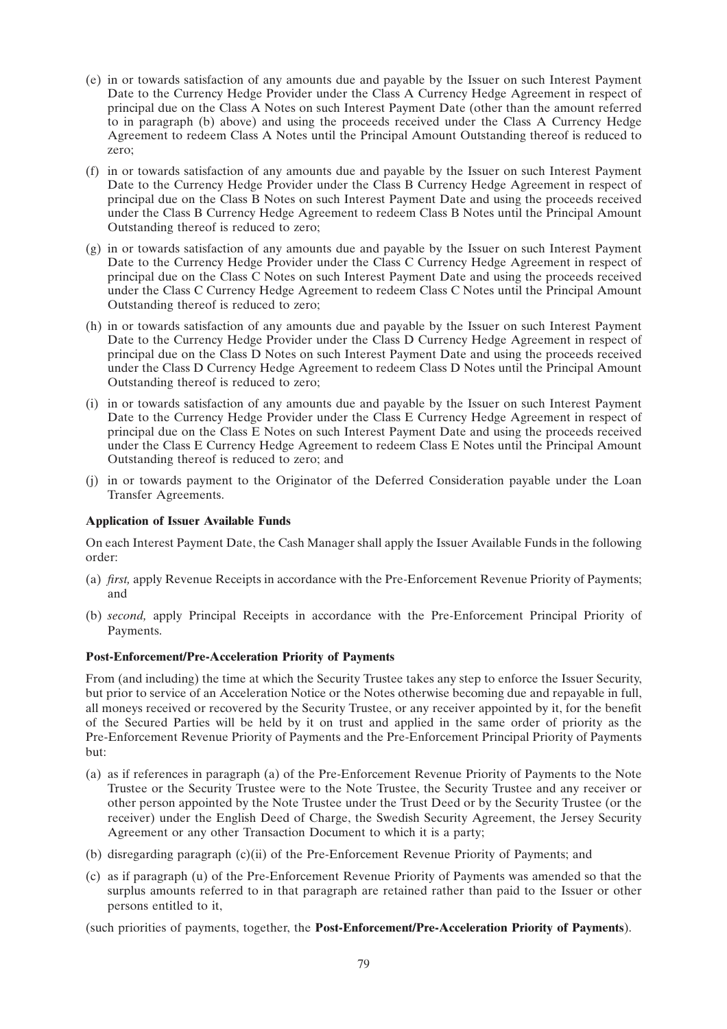(e) in or towards satisfaction of any amounts due and payable by the Issuer on such Interest Payment Date to the Currency Hedge Provider under the Class A Currency Hedge Agreement in respect of principal due on the Class A Notes on such Interest Payment Date (other than the amount referred to in paragraph (b) above) and using the proceeds received under the Class A Currency Hedge Agreement to redeem Class A Notes until the Principal Amount Outstanding thereof is reduced to zero;

(f) in or towards satisfaction of any amounts due and payable by the Issuer on such Interest Payment Date to the Currency Hedge Provider under the Class B Currency Hedge Agreement in respect of principal due on the Class B Notes on such Interest Payment Date and using the proceeds received under the Class B Currency Hedge Agreement to redeem Class B Notes until the Principal Amount Outstanding thereof is reduced to zero;

(g) in or towards satisfaction of any amounts due and payable by the Issuer on such Interest Payment Date to the Currency Hedge Provider under the Class C Currency Hedge Agreement in respect of principal due on the Class C Notes on such Interest Payment Date and using the proceeds received under the Class C Currency Hedge Agreement to redeem Class C Notes until the Principal Amount Outstanding thereof is reduced to zero;

(h) in or towards satisfaction of any amounts due and payable by the Issuer on such Interest Payment Date to the Currency Hedge Provider under the Class D Currency Hedge Agreement in respect of principal due on the Class D Notes on such Interest Payment Date and using the proceeds received under the Class D Currency Hedge Agreement to redeem Class D Notes until the Principal Amount Outstanding thereof is reduced to zero;

(i) in or towards satisfaction of any amounts due and payable by the Issuer on such Interest Payment Date to the Currency Hedge Provider under the Class E Currency Hedge Agreement in respect of principal due on the Class E Notes on such Interest Payment Date and using the proceeds received under the Class E Currency Hedge Agreement to redeem Class E Notes until the Principal Amount Outstanding thereof is reduced to zero; and

(j) in or towards payment to the Originator of the Deferred Consideration payable under the Loan Transfer Agreements.

**Application of Issuer Available Funds**

On each Interest Payment Date, the Cash Manager shall apply the Issuer Available Funds in the following order:

(a) *first,* apply Revenue Receipts in accordance with the Pre-Enforcement Revenue Priority of Payments; and

(b) *second,* apply Principal Receipts in accordance with the Pre-Enforcement Principal Priority of Payments.

**Post-Enforcement/Pre-Acceleration Priority of Payments**

From (and including) the time at which the Security Trustee takes any step to enforce the Issuer Security, but prior to service of an Acceleration Notice or the Notes otherwise becoming due and repayable in full, all moneys received or recovered by the Security Trustee, or any receiver appointed by it, for the benefit of the Secured Parties will be held by it on trust and applied in the same order of priority as the Pre-Enforcement Revenue Priority of Payments and the Pre-Enforcement Principal Priority of Payments but:

(a) as if references in paragraph (a) of the Pre-Enforcement Revenue Priority of Payments to the Note Trustee or the Security Trustee were to the Note Trustee, the Security Trustee and any receiver or other person appointed by the Note Trustee under the Trust Deed or by the Security Trustee (or the receiver) under the English Deed of Charge, the Swedish Security Agreement, the Jersey Security Agreement or any other Transaction Document to which it is a party;

(b) disregarding paragraph (c)(ii) of the Pre-Enforcement Revenue Priority of Payments; and

(c) as if paragraph (u) of the Pre-Enforcement Revenue Priority of Payments was amended so that the surplus amounts referred to in that paragraph are retained rather than paid to the Issuer or other persons entitled to it,

(such priorities of payments, together, the **Post-Enforcement/Pre-Acceleration Priority of Payments**).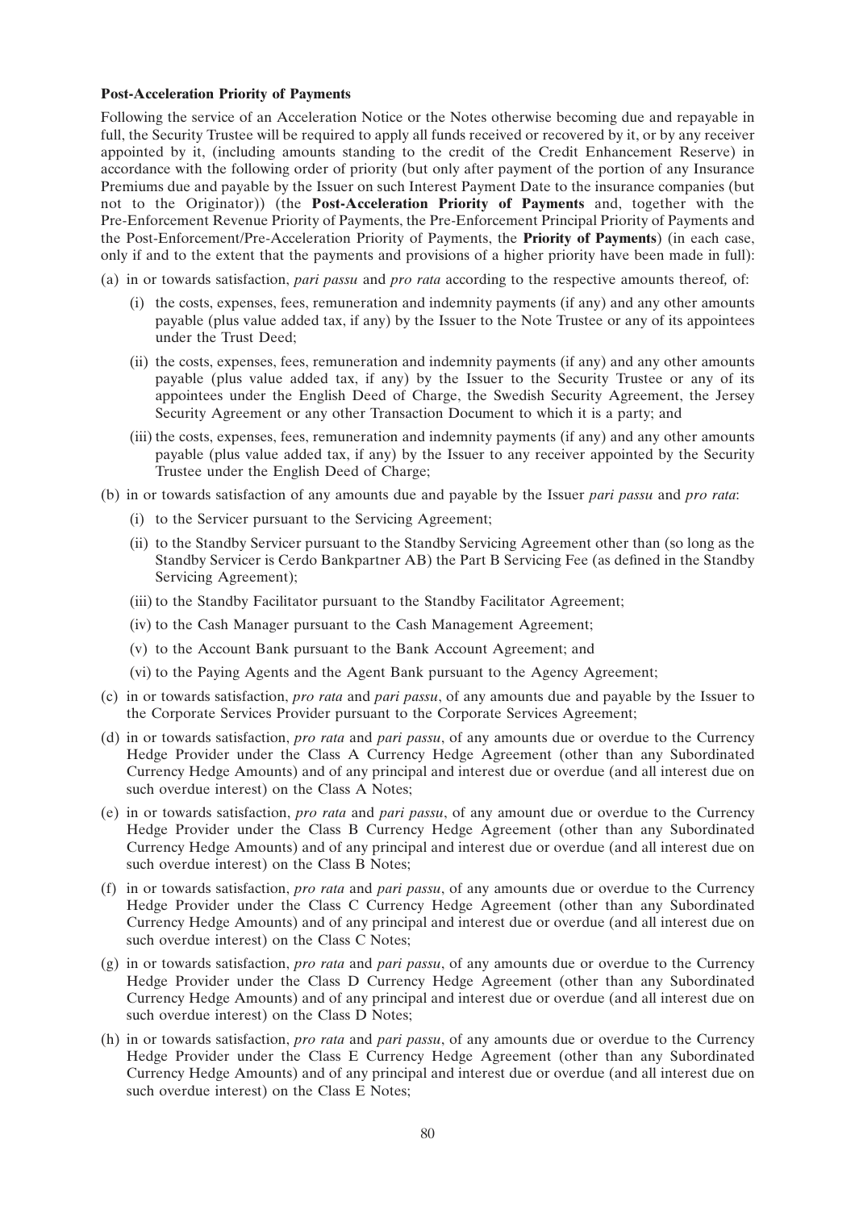**Post-Acceleration Priority of Payments**

Following the service of an Acceleration Notice or the Notes otherwise becoming due and repayable in full, the Security Trustee will be required to apply all funds received or recovered by it, or by any receiver appointed by it, (including amounts standing to the credit of the Credit Enhancement Reserve) in accordance with the following order of priority (but only after payment of the portion of any Insurance Premiums due and payable by the Issuer on such Interest Payment Date to the insurance companies (but not to the Originator)) (the **Post-Acceleration Priority of Payments** and, together with the Pre-Enforcement Revenue Priority of Payments, the Pre-Enforcement Principal Priority of Payments and the Post-Enforcement/Pre-Acceleration Priority of Payments, the **Priority of Payments**) (in each case, only if and to the extent that the payments and provisions of a higher priority have been made in full):

(a) in or towards satisfaction, *pari passu* and *pro rata* according to the respective amounts thereof*,* of:

   (i) the costs, expenses, fees, remuneration and indemnity payments (if any) and any other amounts payable (plus value added tax, if any) by the Issuer to the Note Trustee or any of its appointees under the Trust Deed;

   (ii) the costs, expenses, fees, remuneration and indemnity payments (if any) and any other amounts payable (plus value added tax, if any) by the Issuer to the Security Trustee or any of its appointees under the English Deed of Charge, the Swedish Security Agreement, the Jersey Security Agreement or any other Transaction Document to which it is a party; and

   (iii) the costs, expenses, fees, remuneration and indemnity payments (if any) and any other amounts payable (plus value added tax, if any) by the Issuer to any receiver appointed by the Security Trustee under the English Deed of Charge;

(b) in or towards satisfaction of any amounts due and payable by the Issuer *pari passu* and *pro rata*:

   (i) to the Servicer pursuant to the Servicing Agreement;

   (ii) to the Standby Servicer pursuant to the Standby Servicing Agreement other than (so long as the Standby Servicer is Cerdo Bankpartner AB) the Part B Servicing Fee (as defined in the Standby Servicing Agreement);

   (iii) to the Standby Facilitator pursuant to the Standby Facilitator Agreement;

   (iv) to the Cash Manager pursuant to the Cash Management Agreement;

   (v) to the Account Bank pursuant to the Bank Account Agreement; and

   (vi) to the Paying Agents and the Agent Bank pursuant to the Agency Agreement;

(c) in or towards satisfaction, *pro rata* and *pari passu*, of any amounts due and payable by the Issuer to the Corporate Services Provider pursuant to the Corporate Services Agreement;

(d) in or towards satisfaction, *pro rata* and *pari passu*, of any amounts due or overdue to the Currency Hedge Provider under the Class A Currency Hedge Agreement (other than any Subordinated Currency Hedge Amounts) and of any principal and interest due or overdue (and all interest due on such overdue interest) on the Class A Notes;

(e) in or towards satisfaction, *pro rata* and *pari passu*, of any amount due or overdue to the Currency Hedge Provider under the Class B Currency Hedge Agreement (other than any Subordinated Currency Hedge Amounts) and of any principal and interest due or overdue (and all interest due on such overdue interest) on the Class B Notes;

(f) in or towards satisfaction, *pro rata* and *pari passu*, of any amounts due or overdue to the Currency Hedge Provider under the Class C Currency Hedge Agreement (other than any Subordinated Currency Hedge Amounts) and of any principal and interest due or overdue (and all interest due on such overdue interest) on the Class C Notes;

(g) in or towards satisfaction, *pro rata* and *pari passu*, of any amounts due or overdue to the Currency Hedge Provider under the Class D Currency Hedge Agreement (other than any Subordinated Currency Hedge Amounts) and of any principal and interest due or overdue (and all interest due on such overdue interest) on the Class D Notes;

(h) in or towards satisfaction, *pro rata* and *pari passu*, of any amounts due or overdue to the Currency Hedge Provider under the Class E Currency Hedge Agreement (other than any Subordinated Currency Hedge Amounts) and of any principal and interest due or overdue (and all interest due on such overdue interest) on the Class E Notes;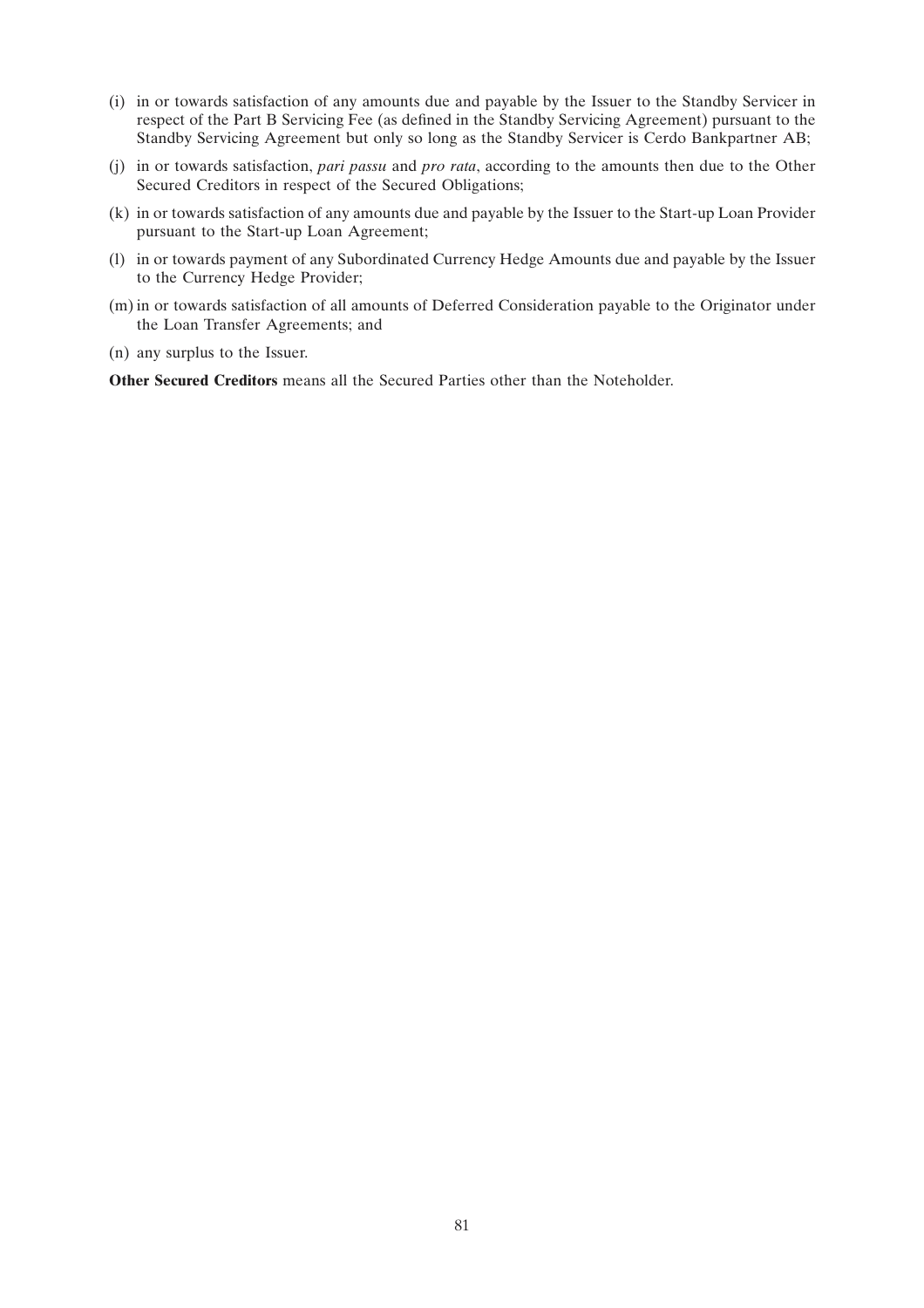(i) in or towards satisfaction of any amounts due and payable by the Issuer to the Standby Servicer in respect of the Part B Servicing Fee (as defined in the Standby Servicing Agreement) pursuant to the Standby Servicing Agreement but only so long as the Standby Servicer is Cerdo Bankpartner AB;

(j) in or towards satisfaction, *pari passu* and *pro rata*, according to the amounts then due to the Other Secured Creditors in respect of the Secured Obligations;

(k) in or towards satisfaction of any amounts due and payable by the Issuer to the Start-up Loan Provider pursuant to the Start-up Loan Agreement;

(l) in or towards payment of any Subordinated Currency Hedge Amounts due and payable by the Issuer to the Currency Hedge Provider;

(m) in or towards satisfaction of all amounts of Deferred Consideration payable to the Originator under the Loan Transfer Agreements; and

(n) any surplus to the Issuer.

**Other Secured Creditors** means all the Secured Parties other than the Noteholder.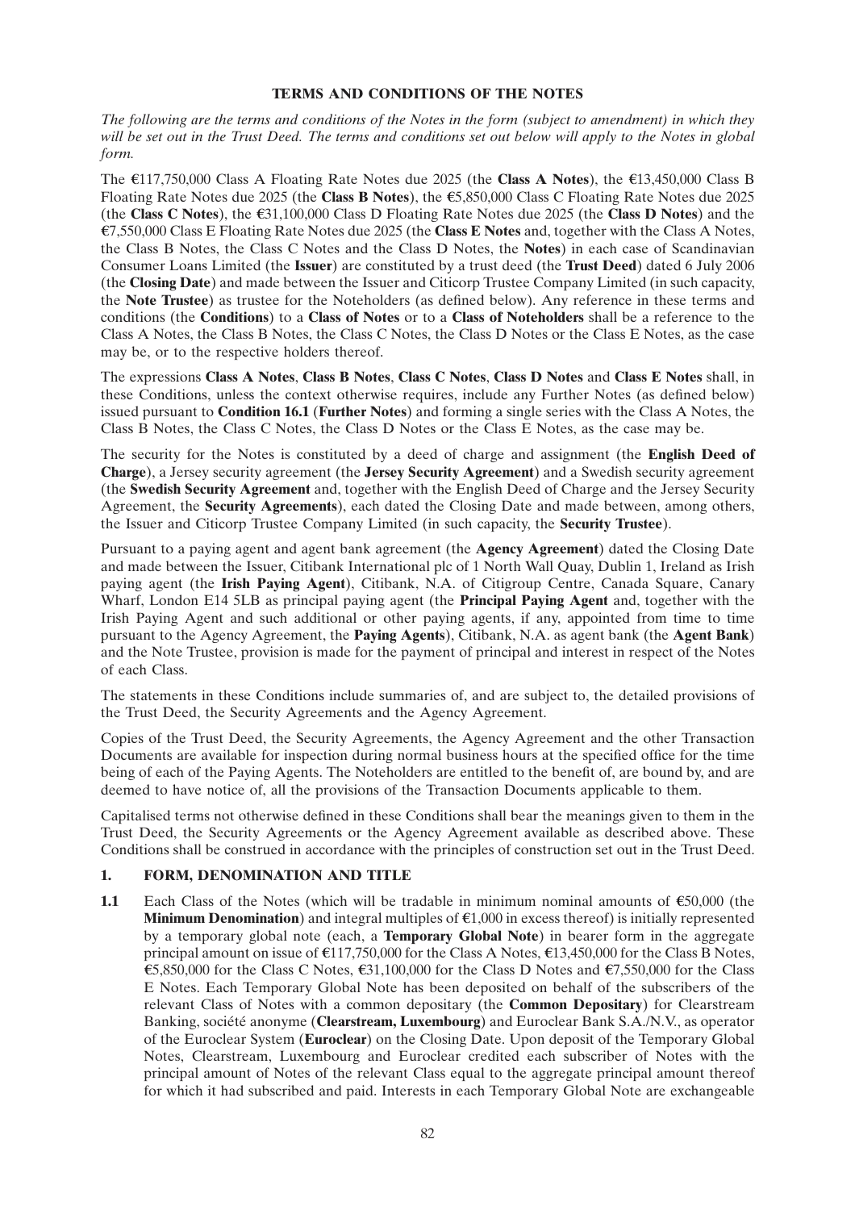## TERMS AND CONDITIONS OF THE NOTES

*The following are the terms and conditions of the Notes in the form (subject to amendment) in which they will be set out in the Trust Deed. The terms and conditions set out below will apply to the Notes in global form.*

The €117,750,000 Class A Floating Rate Notes due 2025 (the **Class A Notes**), the €13,450,000 Class B Floating Rate Notes due 2025 (the **Class B Notes**), the €5,850,000 Class C Floating Rate Notes due 2025 (the **Class C Notes**), the €31,100,000 Class D Floating Rate Notes due 2025 (the **Class D Notes**) and the €7,550,000 Class E Floating Rate Notes due 2025 (the **Class E Notes** and, together with the Class A Notes, the Class B Notes, the Class C Notes and the Class D Notes, the **Notes**) in each case of Scandinavian Consumer Loans Limited (the **Issuer**) are constituted by a trust deed (the **Trust Deed**) dated 6 July 2006 (the **Closing Date**) and made between the Issuer and Citicorp Trustee Company Limited (in such capacity, the **Note Trustee**) as trustee for the Noteholders (as defined below). Any reference in these terms and conditions (the **Conditions**) to a **Class of Notes** or to a **Class of Noteholders** shall be a reference to the Class A Notes, the Class B Notes, the Class C Notes, the Class D Notes or the Class E Notes, as the case may be, or to the respective holders thereof.

The expressions **Class A Notes**, **Class B Notes**, **Class C Notes**, **Class D Notes** and **Class E Notes** shall, in these Conditions, unless the context otherwise requires, include any Further Notes (as defined below) issued pursuant to **Condition 16.1** (**Further Notes**) and forming a single series with the Class A Notes, the Class B Notes, the Class C Notes, the Class D Notes or the Class E Notes, as the case may be.

The security for the Notes is constituted by a deed of charge and assignment (the **English Deed of Charge**), a Jersey security agreement (the **Jersey Security Agreement**) and a Swedish security agreement (the **Swedish Security Agreement** and, together with the English Deed of Charge and the Jersey Security Agreement, the **Security Agreements**), each dated the Closing Date and made between, among others, the Issuer and Citicorp Trustee Company Limited (in such capacity, the **Security Trustee**).

Pursuant to a paying agent and agent bank agreement (the **Agency Agreement**) dated the Closing Date and made between the Issuer, Citibank International plc of 1 North Wall Quay, Dublin 1, Ireland as Irish paying agent (the **Irish Paying Agent**), Citibank, N.A. of Citigroup Centre, Canada Square, Canary Wharf, London E14 5LB as principal paying agent (the **Principal Paying Agent** and, together with the Irish Paying Agent and such additional or other paying agents, if any, appointed from time to time pursuant to the Agency Agreement, the **Paying Agents**), Citibank, N.A. as agent bank (the **Agent Bank**) and the Note Trustee, provision is made for the payment of principal and interest in respect of the Notes of each Class.

The statements in these Conditions include summaries of, and are subject to, the detailed provisions of the Trust Deed, the Security Agreements and the Agency Agreement.

Copies of the Trust Deed, the Security Agreements, the Agency Agreement and the other Transaction Documents are available for inspection during normal business hours at the specified office for the time being of each of the Paying Agents. The Noteholders are entitled to the benefit of, are bound by, and are deemed to have notice of, all the provisions of the Transaction Documents applicable to them.

Capitalised terms not otherwise defined in these Conditions shall bear the meanings given to them in the Trust Deed, the Security Agreements or the Agency Agreement available as described above. These Conditions shall be construed in accordance with the principles of construction set out in the Trust Deed.

### 1. FORM, DENOMINATION AND TITLE

**1.1** Each Class of the Notes (which will be tradable in minimum nominal amounts of €50,000 (the **Minimum Denomination**) and integral multiples of €1,000 in excess thereof) is initially represented by a temporary global note (each, a **Temporary Global Note**) in bearer form in the aggregate principal amount on issue of €117,750,000 for the Class A Notes, €13,450,000 for the Class B Notes, €5,850,000 for the Class C Notes, €31,100,000 for the Class D Notes and €7,550,000 for the Class E Notes. Each Temporary Global Note has been deposited on behalf of the subscribers of the relevant Class of Notes with a common depositary (the **Common Depositary**) for Clearstream Banking, société anonyme (**Clearstream, Luxembourg**) and Euroclear Bank S.A./N.V., as operator of the Euroclear System (**Euroclear**) on the Closing Date. Upon deposit of the Temporary Global Notes, Clearstream, Luxembourg and Euroclear credited each subscriber of Notes with the principal amount of Notes of the relevant Class equal to the aggregate principal amount thereof for which it had subscribed and paid. Interests in each Temporary Global Note are exchangeable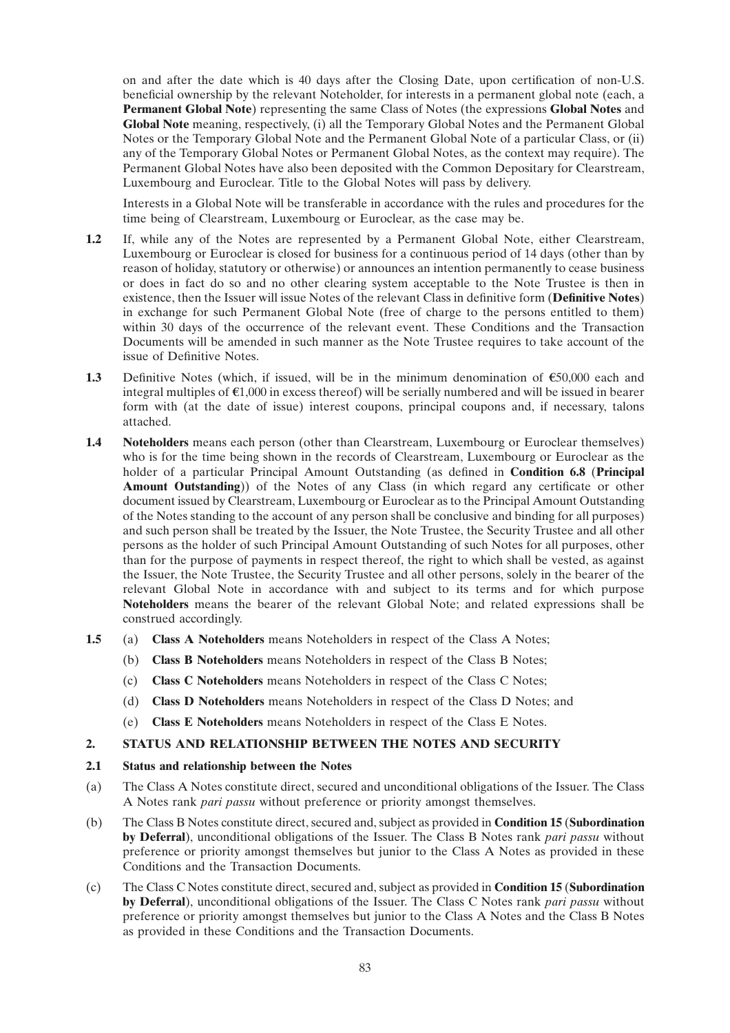on and after the date which is 40 days after the Closing Date, upon certification of non-U.S. beneficial ownership by the relevant Noteholder, for interests in a permanent global note (each, a **Permanent Global Note**) representing the same Class of Notes (the expressions **Global Notes** and **Global Note** meaning, respectively, (i) all the Temporary Global Notes and the Permanent Global Notes or the Temporary Global Note and the Permanent Global Note of a particular Class, or (ii) any of the Temporary Global Notes or Permanent Global Notes, as the context may require). The Permanent Global Notes have also been deposited with the Common Depositary for Clearstream, Luxembourg and Euroclear. Title to the Global Notes will pass by delivery.

Interests in a Global Note will be transferable in accordance with the rules and procedures for the time being of Clearstream, Luxembourg or Euroclear, as the case may be.

**1.2** If, while any of the Notes are represented by a Permanent Global Note, either Clearstream, Luxembourg or Euroclear is closed for business for a continuous period of 14 days (other than by reason of holiday, statutory or otherwise) or announces an intention permanently to cease business or does in fact do so and no other clearing system acceptable to the Note Trustee is then in existence, then the Issuer will issue Notes of the relevant Class in definitive form (**Definitive Notes**) in exchange for such Permanent Global Note (free of charge to the persons entitled to them) within 30 days of the occurrence of the relevant event. These Conditions and the Transaction Documents will be amended in such manner as the Note Trustee requires to take account of the issue of Definitive Notes.

**1.3** Definitive Notes (which, if issued, will be in the minimum denomination of €50,000 each and integral multiples of €1,000 in excess thereof) will be serially numbered and will be issued in bearer form with (at the date of issue) interest coupons, principal coupons and, if necessary, talons attached.

**1.4** **Noteholders** means each person (other than Clearstream, Luxembourg or Euroclear themselves) who is for the time being shown in the records of Clearstream, Luxembourg or Euroclear as the holder of a particular Principal Amount Outstanding (as defined in **Condition 6.8** (**Principal Amount Outstanding**)) of the Notes of any Class (in which regard any certificate or other document issued by Clearstream, Luxembourg or Euroclear as to the Principal Amount Outstanding of the Notes standing to the account of any person shall be conclusive and binding for all purposes) and such person shall be treated by the Issuer, the Note Trustee, the Security Trustee and all other persons as the holder of such Principal Amount Outstanding of such Notes for all purposes, other than for the purpose of payments in respect thereof, the right to which shall be vested, as against the Issuer, the Note Trustee, the Security Trustee and all other persons, solely in the bearer of the relevant Global Note in accordance with and subject to its terms and for which purpose **Noteholders** means the bearer of the relevant Global Note; and related expressions shall be construed accordingly.

**1.5** (a) **Class A Noteholders** means Noteholders in respect of the Class A Notes;

(b) **Class B Noteholders** means Noteholders in respect of the Class B Notes;

(c) **Class C Noteholders** means Noteholders in respect of the Class C Notes;

(d) **Class D Noteholders** means Noteholders in respect of the Class D Notes; and

(e) **Class E Noteholders** means Noteholders in respect of the Class E Notes.

## 2. STATUS AND RELATIONSHIP BETWEEN THE NOTES AND SECURITY

### 2.1 Status and relationship between the Notes

(a) The Class A Notes constitute direct, secured and unconditional obligations of the Issuer. The Class A Notes rank *pari passu* without preference or priority amongst themselves.

(b) The Class B Notes constitute direct, secured and, subject as provided in **Condition 15** (**Subordination by Deferral**), unconditional obligations of the Issuer. The Class B Notes rank *pari passu* without preference or priority amongst themselves but junior to the Class A Notes as provided in these Conditions and the Transaction Documents.

(c) The Class C Notes constitute direct, secured and, subject as provided in **Condition 15** (**Subordination by Deferral**), unconditional obligations of the Issuer. The Class C Notes rank *pari passu* without preference or priority amongst themselves but junior to the Class A Notes and the Class B Notes as provided in these Conditions and the Transaction Documents.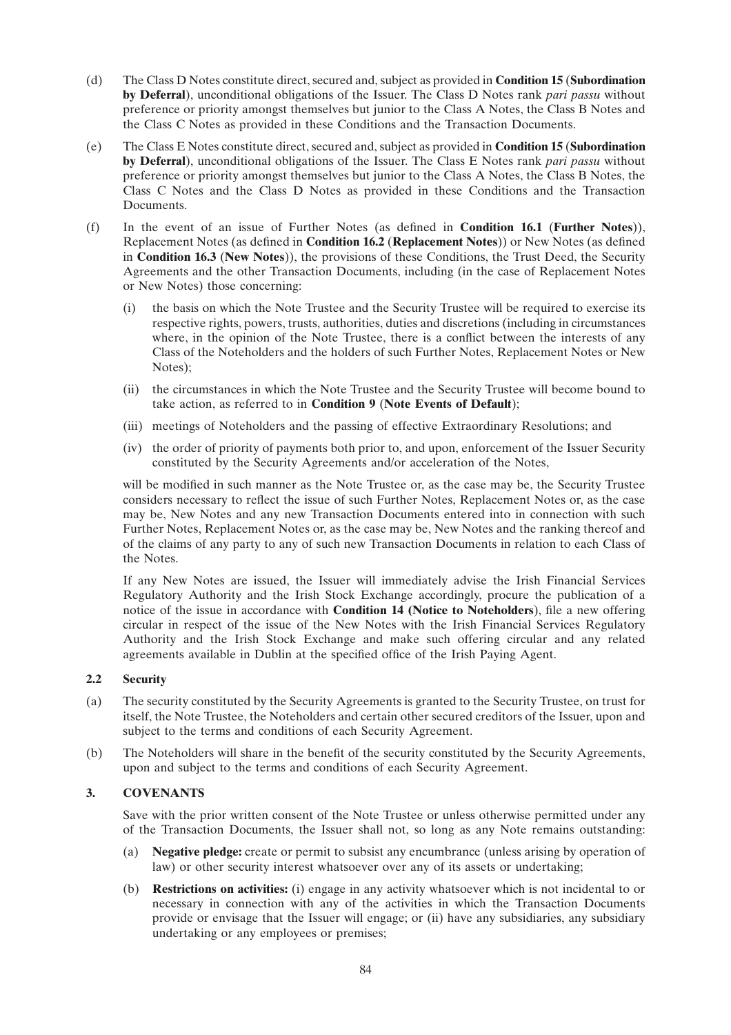(d) The Class D Notes constitute direct, secured and, subject as provided in **Condition 15** (**Subordination by Deferral**), unconditional obligations of the Issuer. The Class D Notes rank *pari passu* without preference or priority amongst themselves but junior to the Class A Notes, the Class B Notes and the Class C Notes as provided in these Conditions and the Transaction Documents.

(e) The Class E Notes constitute direct, secured and, subject as provided in **Condition 15** (**Subordination by Deferral**), unconditional obligations of the Issuer. The Class E Notes rank *pari passu* without preference or priority amongst themselves but junior to the Class A Notes, the Class B Notes, the Class C Notes and the Class D Notes as provided in these Conditions and the Transaction Documents.

(f) In the event of an issue of Further Notes (as defined in **Condition 16.1** (**Further Notes**)), Replacement Notes (as defined in **Condition 16.2** (**Replacement Notes**)) or New Notes (as defined in **Condition 16.3** (**New Notes**)), the provisions of these Conditions, the Trust Deed, the Security Agreements and the other Transaction Documents, including (in the case of Replacement Notes or New Notes) those concerning:

   (i) the basis on which the Note Trustee and the Security Trustee will be required to exercise its respective rights, powers, trusts, authorities, duties and discretions (including in circumstances where, in the opinion of the Note Trustee, there is a conflict between the interests of any Class of the Noteholders and the holders of such Further Notes, Replacement Notes or New Notes);

   (ii) the circumstances in which the Note Trustee and the Security Trustee will become bound to take action, as referred to in **Condition 9** (**Note Events of Default**);

   (iii) meetings of Noteholders and the passing of effective Extraordinary Resolutions; and

   (iv) the order of priority of payments both prior to, and upon, enforcement of the Issuer Security constituted by the Security Agreements and/or acceleration of the Notes,

   will be modified in such manner as the Note Trustee or, as the case may be, the Security Trustee considers necessary to reflect the issue of such Further Notes, Replacement Notes or, as the case may be, New Notes and any new Transaction Documents entered into in connection with such Further Notes, Replacement Notes or, as the case may be, New Notes and the ranking thereof and of the claims of any party to any of such new Transaction Documents in relation to each Class of the Notes.

   If any New Notes are issued, the Issuer will immediately advise the Irish Financial Services Regulatory Authority and the Irish Stock Exchange accordingly, procure the publication of a notice of the issue in accordance with **Condition 14 (Notice to Noteholders**), file a new offering circular in respect of the issue of the New Notes with the Irish Financial Services Regulatory Authority and the Irish Stock Exchange and make such offering circular and any related agreements available in Dublin at the specified office of the Irish Paying Agent.

### 2.2 Security

(a) The security constituted by the Security Agreements is granted to the Security Trustee, on trust for itself, the Note Trustee, the Noteholders and certain other secured creditors of the Issuer, upon and subject to the terms and conditions of each Security Agreement.

(b) The Noteholders will share in the benefit of the security constituted by the Security Agreements, upon and subject to the terms and conditions of each Security Agreement.

## 3. COVENANTS

Save with the prior written consent of the Note Trustee or unless otherwise permitted under any of the Transaction Documents, the Issuer shall not, so long as any Note remains outstanding:

(a) **Negative pledge:** create or permit to subsist any encumbrance (unless arising by operation of law) or other security interest whatsoever over any of its assets or undertaking;

(b) **Restrictions on activities:** (i) engage in any activity whatsoever which is not incidental to or necessary in connection with any of the activities in which the Transaction Documents provide or envisage that the Issuer will engage; or (ii) have any subsidiaries, any subsidiary undertaking or any employees or premises;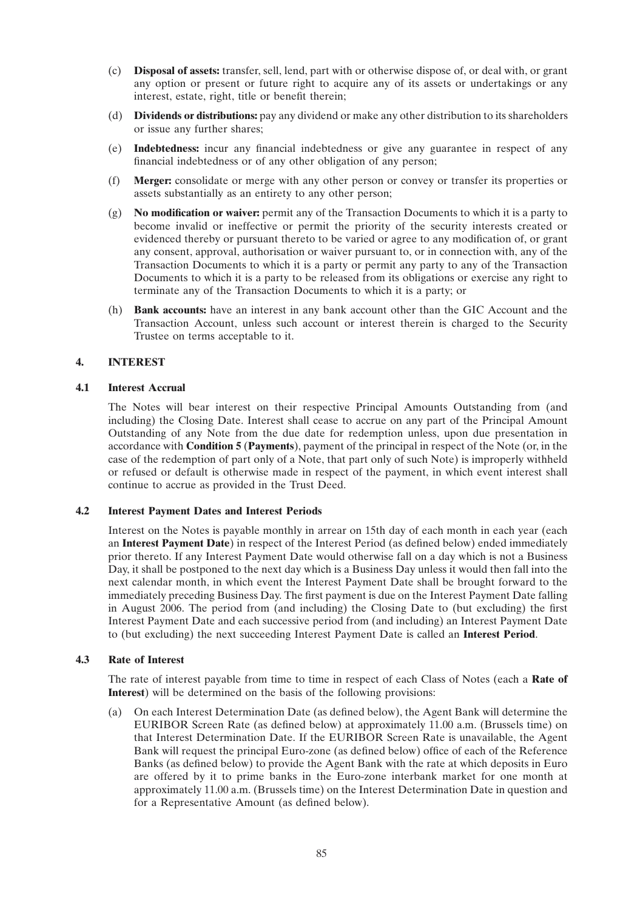(c) **Disposal of assets:** transfer, sell, lend, part with or otherwise dispose of, or deal with, or grant any option or present or future right to acquire any of its assets or undertakings or any interest, estate, right, title or benefit therein;

(d) **Dividends or distributions:** pay any dividend or make any other distribution to its shareholders or issue any further shares;

(e) **Indebtedness:** incur any financial indebtedness or give any guarantee in respect of any financial indebtedness or of any other obligation of any person;

(f) **Merger:** consolidate or merge with any other person or convey or transfer its properties or assets substantially as an entirety to any other person;

(g) **No modification or waiver:** permit any of the Transaction Documents to which it is a party to become invalid or ineffective or permit the priority of the security interests created or evidenced thereby or pursuant thereto to be varied or agree to any modification of, or grant any consent, approval, authorisation or waiver pursuant to, or in connection with, any of the Transaction Documents to which it is a party or permit any party to any of the Transaction Documents to which it is a party to be released from its obligations or exercise any right to terminate any of the Transaction Documents to which it is a party; or

(h) **Bank accounts:** have an interest in any bank account other than the GIC Account and the Transaction Account, unless such account or interest therein is charged to the Security Trustee on terms acceptable to it.

## 4. INTEREST

### 4.1 Interest Accrual

The Notes will bear interest on their respective Principal Amounts Outstanding from (and including) the Closing Date. Interest shall cease to accrue on any part of the Principal Amount Outstanding of any Note from the due date for redemption unless, upon due presentation in accordance with **Condition 5 (Payments)**, payment of the principal in respect of the Note (or, in the case of the redemption of part only of a Note, that part only of such Note) is improperly withheld or refused or default is otherwise made in respect of the payment, in which event interest shall continue to accrue as provided in the Trust Deed.

### 4.2 Interest Payment Dates and Interest Periods

Interest on the Notes is payable monthly in arrear on 15th day of each month in each year (each an **Interest Payment Date**) in respect of the Interest Period (as defined below) ended immediately prior thereto. If any Interest Payment Date would otherwise fall on a day which is not a Business Day, it shall be postponed to the next day which is a Business Day unless it would then fall into the next calendar month, in which event the Interest Payment Date shall be brought forward to the immediately preceding Business Day. The first payment is due on the Interest Payment Date falling in August 2006. The period from (and including) the Closing Date to (but excluding) the first Interest Payment Date and each successive period from (and including) an Interest Payment Date to (but excluding) the next succeeding Interest Payment Date is called an **Interest Period**.

### 4.3 Rate of Interest

The rate of interest payable from time to time in respect of each Class of Notes (each a **Rate of Interest**) will be determined on the basis of the following provisions:

(a) On each Interest Determination Date (as defined below), the Agent Bank will determine the EURIBOR Screen Rate (as defined below) at approximately 11.00 a.m. (Brussels time) on that Interest Determination Date. If the EURIBOR Screen Rate is unavailable, the Agent Bank will request the principal Euro-zone (as defined below) office of each of the Reference Banks (as defined below) to provide the Agent Bank with the rate at which deposits in Euro are offered by it to prime banks in the Euro-zone interbank market for one month at approximately 11.00 a.m. (Brussels time) on the Interest Determination Date in question and for a Representative Amount (as defined below).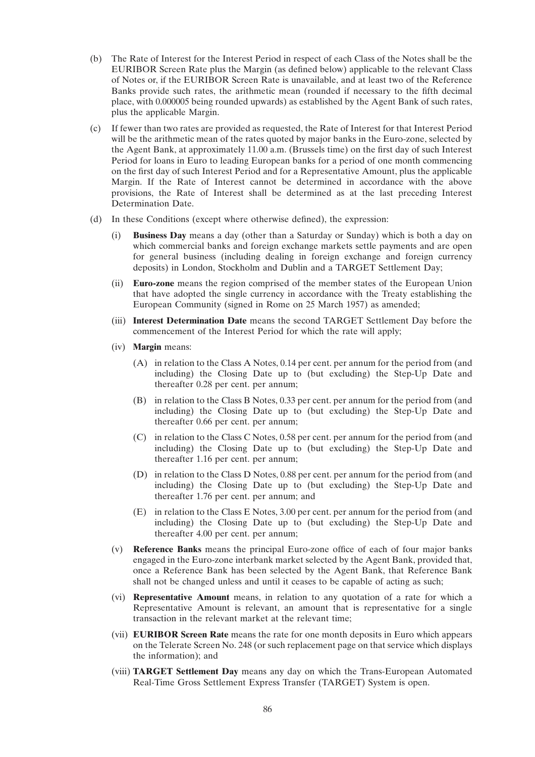(b) The Rate of Interest for the Interest Period in respect of each Class of the Notes shall be the EURIBOR Screen Rate plus the Margin (as defined below) applicable to the relevant Class of Notes or, if the EURIBOR Screen Rate is unavailable, and at least two of the Reference Banks provide such rates, the arithmetic mean (rounded if necessary to the fifth decimal place, with 0.000005 being rounded upwards) as established by the Agent Bank of such rates, plus the applicable Margin.

(c) If fewer than two rates are provided as requested, the Rate of Interest for that Interest Period will be the arithmetic mean of the rates quoted by major banks in the Euro-zone, selected by the Agent Bank, at approximately 11.00 a.m. (Brussels time) on the first day of such Interest Period for loans in Euro to leading European banks for a period of one month commencing on the first day of such Interest Period and for a Representative Amount, plus the applicable Margin. If the Rate of Interest cannot be determined in accordance with the above provisions, the Rate of Interest shall be determined as at the last preceding Interest Determination Date.

(d) In these Conditions (except where otherwise defined), the expression:

   (i) **Business Day** means a day (other than a Saturday or Sunday) which is both a day on which commercial banks and foreign exchange markets settle payments and are open for general business (including dealing in foreign exchange and foreign currency deposits) in London, Stockholm and Dublin and a TARGET Settlement Day;

   (ii) **Euro-zone** means the region comprised of the member states of the European Union that have adopted the single currency in accordance with the Treaty establishing the European Community (signed in Rome on 25 March 1957) as amended;

   (iii) **Interest Determination Date** means the second TARGET Settlement Day before the commencement of the Interest Period for which the rate will apply;

   (iv) **Margin** means:

      (A) in relation to the Class A Notes, 0.14 per cent. per annum for the period from (and including) the Closing Date up to (but excluding) the Step-Up Date and thereafter 0.28 per cent. per annum;

      (B) in relation to the Class B Notes, 0.33 per cent. per annum for the period from (and including) the Closing Date up to (but excluding) the Step-Up Date and thereafter 0.66 per cent. per annum;

      (C) in relation to the Class C Notes, 0.58 per cent. per annum for the period from (and including) the Closing Date up to (but excluding) the Step-Up Date and thereafter 1.16 per cent. per annum;

      (D) in relation to the Class D Notes, 0.88 per cent. per annum for the period from (and including) the Closing Date up to (but excluding) the Step-Up Date and thereafter 1.76 per cent. per annum; and

      (E) in relation to the Class E Notes, 3.00 per cent. per annum for the period from (and including) the Closing Date up to (but excluding) the Step-Up Date and thereafter 4.00 per cent. per annum;

   (v) **Reference Banks** means the principal Euro-zone office of each of four major banks engaged in the Euro-zone interbank market selected by the Agent Bank, provided that, once a Reference Bank has been selected by the Agent Bank, that Reference Bank shall not be changed unless and until it ceases to be capable of acting as such;

   (vi) **Representative Amount** means, in relation to any quotation of a rate for which a Representative Amount is relevant, an amount that is representative for a single transaction in the relevant market at the relevant time;

   (vii) **EURIBOR Screen Rate** means the rate for one month deposits in Euro which appears on the Telerate Screen No. 248 (or such replacement page on that service which displays the information); and

   (viii) **TARGET Settlement Day** means any day on which the Trans-European Automated Real-Time Gross Settlement Express Transfer (TARGET) System is open.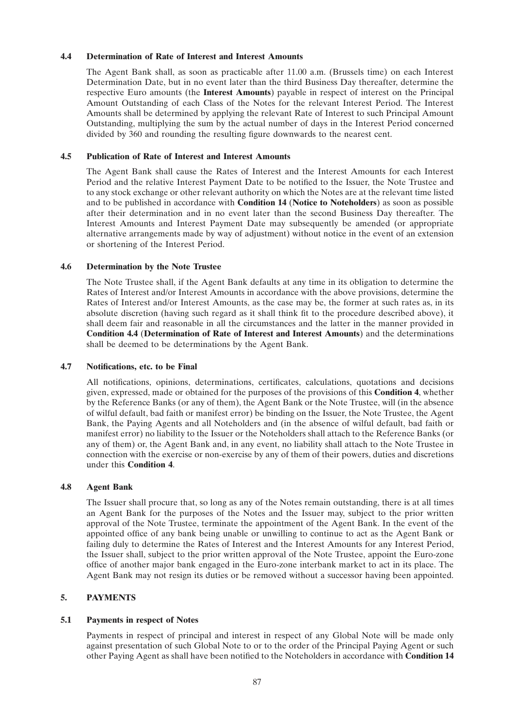#### 4.4 Determination of Rate of Interest and Interest Amounts

The Agent Bank shall, as soon as practicable after 11.00 a.m. (Brussels time) on each Interest Determination Date, but in no event later than the third Business Day thereafter, determine the respective Euro amounts (the **Interest Amounts**) payable in respect of interest on the Principal Amount Outstanding of each Class of the Notes for the relevant Interest Period. The Interest Amounts shall be determined by applying the relevant Rate of Interest to such Principal Amount Outstanding, multiplying the sum by the actual number of days in the Interest Period concerned divided by 360 and rounding the resulting figure downwards to the nearest cent.

#### 4.5 Publication of Rate of Interest and Interest Amounts

The Agent Bank shall cause the Rates of Interest and the Interest Amounts for each Interest Period and the relative Interest Payment Date to be notified to the Issuer, the Note Trustee and to any stock exchange or other relevant authority on which the Notes are at the relevant time listed and to be published in accordance with **Condition 14** (**Notice to Noteholders**) as soon as possible after their determination and in no event later than the second Business Day thereafter. The Interest Amounts and Interest Payment Date may subsequently be amended (or appropriate alternative arrangements made by way of adjustment) without notice in the event of an extension or shortening of the Interest Period.

#### 4.6 Determination by the Note Trustee

The Note Trustee shall, if the Agent Bank defaults at any time in its obligation to determine the Rates of Interest and/or Interest Amounts in accordance with the above provisions, determine the Rates of Interest and/or Interest Amounts, as the case may be, the former at such rates as, in its absolute discretion (having such regard as it shall think fit to the procedure described above), it shall deem fair and reasonable in all the circumstances and the latter in the manner provided in **Condition 4.4** (**Determination of Rate of Interest and Interest Amounts**) and the determinations shall be deemed to be determinations by the Agent Bank.

#### 4.7 Notifications, etc. to be Final

All notifications, opinions, determinations, certificates, calculations, quotations and decisions given, expressed, made or obtained for the purposes of the provisions of this **Condition 4**, whether by the Reference Banks (or any of them), the Agent Bank or the Note Trustee, will (in the absence of wilful default, bad faith or manifest error) be binding on the Issuer, the Note Trustee, the Agent Bank, the Paying Agents and all Noteholders and (in the absence of wilful default, bad faith or manifest error) no liability to the Issuer or the Noteholders shall attach to the Reference Banks (or any of them) or, the Agent Bank and, in any event, no liability shall attach to the Note Trustee in connection with the exercise or non-exercise by any of them of their powers, duties and discretions under this **Condition 4**.

#### 4.8 Agent Bank

The Issuer shall procure that, so long as any of the Notes remain outstanding, there is at all times an Agent Bank for the purposes of the Notes and the Issuer may, subject to the prior written approval of the Note Trustee, terminate the appointment of the Agent Bank. In the event of the appointed office of any bank being unable or unwilling to continue to act as the Agent Bank or failing duly to determine the Rates of Interest and the Interest Amounts for any Interest Period, the Issuer shall, subject to the prior written approval of the Note Trustee, appoint the Euro-zone office of another major bank engaged in the Euro-zone interbank market to act in its place. The Agent Bank may not resign its duties or be removed without a successor having been appointed.

### 5. PAYMENTS

#### 5.1 Payments in respect of Notes

Payments in respect of principal and interest in respect of any Global Note will be made only against presentation of such Global Note to or to the order of the Principal Paying Agent or such other Paying Agent as shall have been notified to the Noteholders in accordance with **Condition 14**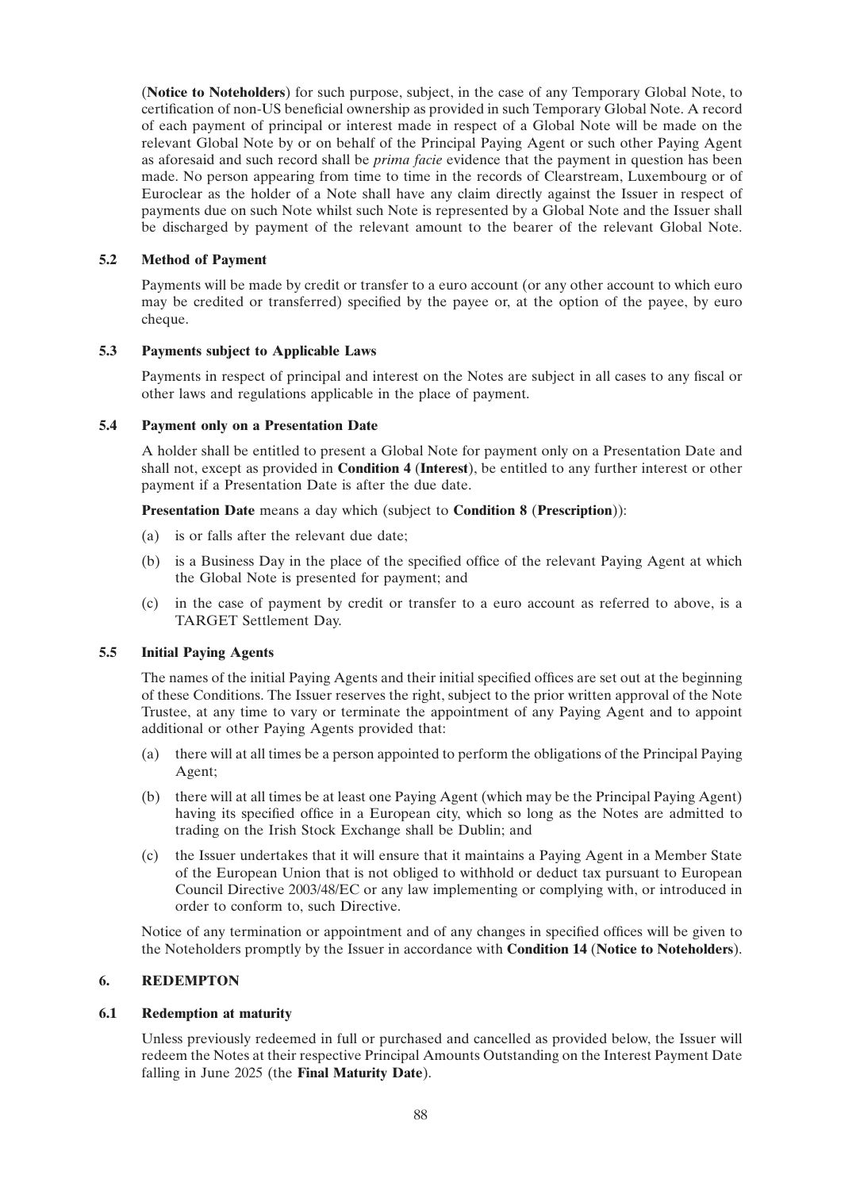(**Notice to Noteholders**) for such purpose, subject, in the case of any Temporary Global Note, to certification of non-US beneficial ownership as provided in such Temporary Global Note. A record of each payment of principal or interest made in respect of a Global Note will be made on the relevant Global Note by or on behalf of the Principal Paying Agent or such other Paying Agent as aforesaid and such record shall be *prima facie* evidence that the payment in question has been made. No person appearing from time to time in the records of Clearstream, Luxembourg or of Euroclear as the holder of a Note shall have any claim directly against the Issuer in respect of payments due on such Note whilst such Note is represented by a Global Note and the Issuer shall be discharged by payment of the relevant amount to the bearer of the relevant Global Note.

### 5.2 Method of Payment

Payments will be made by credit or transfer to a euro account (or any other account to which euro may be credited or transferred) specified by the payee or, at the option of the payee, by euro cheque.

### 5.3 Payments subject to Applicable Laws

Payments in respect of principal and interest on the Notes are subject in all cases to any fiscal or other laws and regulations applicable in the place of payment.

### 5.4 Payment only on a Presentation Date

A holder shall be entitled to present a Global Note for payment only on a Presentation Date and shall not, except as provided in **Condition 4** (**Interest**), be entitled to any further interest or other payment if a Presentation Date is after the due date.

**Presentation Date** means a day which (subject to **Condition 8** (**Prescription**)):

(a) is or falls after the relevant due date;

(b) is a Business Day in the place of the specified office of the relevant Paying Agent at which the Global Note is presented for payment; and

(c) in the case of payment by credit or transfer to a euro account as referred to above, is a TARGET Settlement Day.

### 5.5 Initial Paying Agents

The names of the initial Paying Agents and their initial specified offices are set out at the beginning of these Conditions. The Issuer reserves the right, subject to the prior written approval of the Note Trustee, at any time to vary or terminate the appointment of any Paying Agent and to appoint additional or other Paying Agents provided that:

(a) there will at all times be a person appointed to perform the obligations of the Principal Paying Agent;

(b) there will at all times be at least one Paying Agent (which may be the Principal Paying Agent) having its specified office in a European city, which so long as the Notes are admitted to trading on the Irish Stock Exchange shall be Dublin; and

(c) the Issuer undertakes that it will ensure that it maintains a Paying Agent in a Member State of the European Union that is not obliged to withhold or deduct tax pursuant to European Council Directive 2003/48/EC or any law implementing or complying with, or introduced in order to conform to, such Directive.

Notice of any termination or appointment and of any changes in specified offices will be given to the Noteholders promptly by the Issuer in accordance with **Condition 14** (**Notice to Noteholders**).

## 6. REDEMPTON

### 6.1 Redemption at maturity

Unless previously redeemed in full or purchased and cancelled as provided below, the Issuer will redeem the Notes at their respective Principal Amounts Outstanding on the Interest Payment Date falling in June 2025 (the **Final Maturity Date**).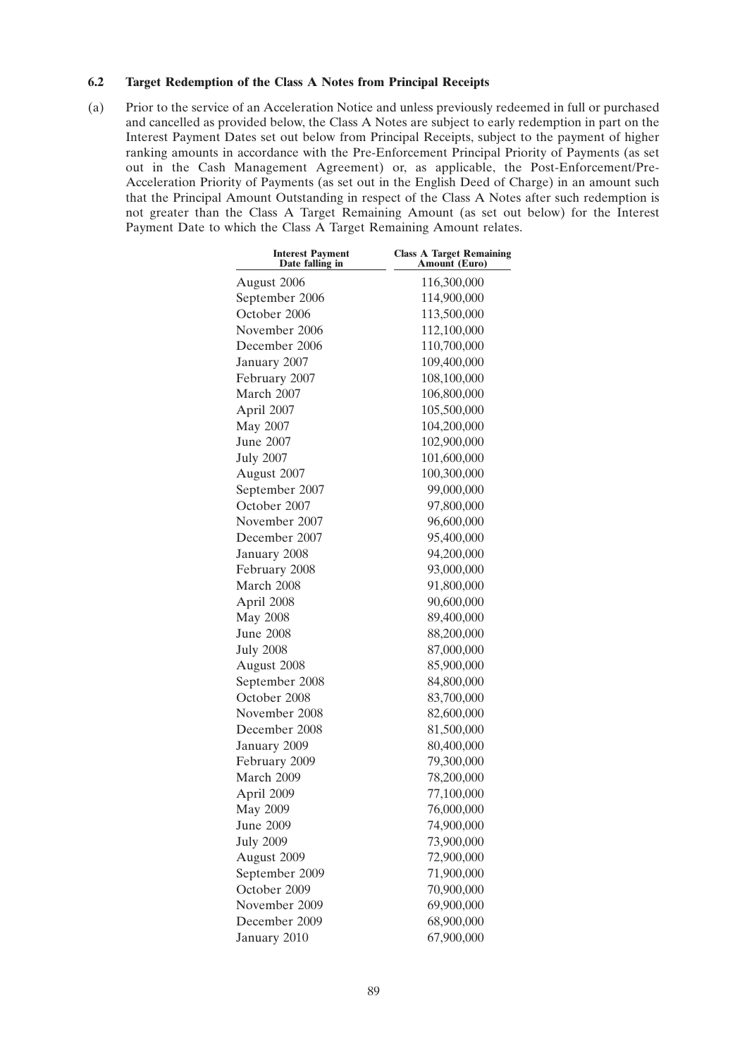### 6.2 Target Redemption of the Class A Notes from Principal Receipts

(a) Prior to the service of an Acceleration Notice and unless previously redeemed in full or purchased and cancelled as provided below, the Class A Notes are subject to early redemption in part on the Interest Payment Dates set out below from Principal Receipts, subject to the payment of higher ranking amounts in accordance with the Pre-Enforcement Principal Priority of Payments (as set out in the Cash Management Agreement) or, as applicable, the Post-Enforcement/Pre-Acceleration Priority of Payments (as set out in the English Deed of Charge) in an amount such that the Principal Amount Outstanding in respect of the Class A Notes after such redemption is not greater than the Class A Target Remaining Amount (as set out below) for the Interest Payment Date to which the Class A Target Remaining Amount relates.

| Interest Payment Date falling in | Class A Target Remaining Amount (Euro) |
|---|---|
| August 2006 | 116,300,000 |
| September 2006 | 114,900,000 |
| October 2006 | 113,500,000 |
| November 2006 | 112,100,000 |
| December 2006 | 110,700,000 |
| January 2007 | 109,400,000 |
| February 2007 | 108,100,000 |
| March 2007 | 106,800,000 |
| April 2007 | 105,500,000 |
| May 2007 | 104,200,000 |
| June 2007 | 102,900,000 |
| July 2007 | 101,600,000 |
| August 2007 | 100,300,000 |
| September 2007 | 99,000,000 |
| October 2007 | 97,800,000 |
| November 2007 | 96,600,000 |
| December 2007 | 95,400,000 |
| January 2008 | 94,200,000 |
| February 2008 | 93,000,000 |
| March 2008 | 91,800,000 |
| April 2008 | 90,600,000 |
| May 2008 | 89,400,000 |
| June 2008 | 88,200,000 |
| July 2008 | 87,000,000 |
| August 2008 | 85,900,000 |
| September 2008 | 84,800,000 |
| October 2008 | 83,700,000 |
| November 2008 | 82,600,000 |
| December 2008 | 81,500,000 |
| January 2009 | 80,400,000 |
| February 2009 | 79,300,000 |
| March 2009 | 78,200,000 |
| April 2009 | 77,100,000 |
| May 2009 | 76,000,000 |
| June 2009 | 74,900,000 |
| July 2009 | 73,900,000 |
| August 2009 | 72,900,000 |
| September 2009 | 71,900,000 |
| October 2009 | 70,900,000 |
| November 2009 | 69,900,000 |
| December 2009 | 68,900,000 |
| January 2010 | 67,900,000 |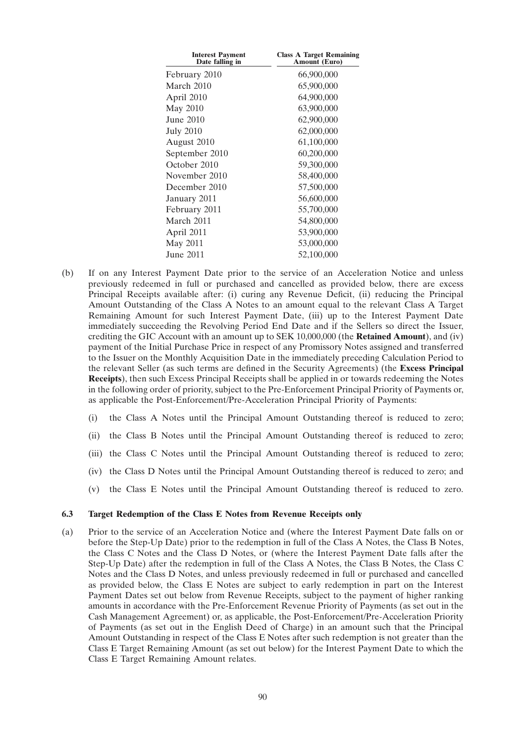| Interest Payment Date falling in | Class A Target Remaining Amount (Euro) |
|---|---|
| February 2010 | 66,900,000 |
| March 2010 | 65,900,000 |
| April 2010 | 64,900,000 |
| May 2010 | 63,900,000 |
| June 2010 | 62,900,000 |
| July 2010 | 62,000,000 |
| August 2010 | 61,100,000 |
| September 2010 | 60,200,000 |
| October 2010 | 59,300,000 |
| November 2010 | 58,400,000 |
| December 2010 | 57,500,000 |
| January 2011 | 56,600,000 |
| February 2011 | 55,700,000 |
| March 2011 | 54,800,000 |
| April 2011 | 53,900,000 |
| May 2011 | 53,000,000 |
| June 2011 | 52,100,000 |

(b) If on any Interest Payment Date prior to the service of an Acceleration Notice and unless previously redeemed in full or purchased and cancelled as provided below, there are excess Principal Receipts available after: (i) curing any Revenue Deficit, (ii) reducing the Principal Amount Outstanding of the Class A Notes to an amount equal to the relevant Class A Target Remaining Amount for such Interest Payment Date, (iii) up to the Interest Payment Date immediately succeeding the Revolving Period End Date and if the Sellers so direct the Issuer, crediting the GIC Account with an amount up to SEK 10,000,000 (the **Retained Amount**), and (iv) payment of the Initial Purchase Price in respect of any Promissory Notes assigned and transferred to the Issuer on the Monthly Acquisition Date in the immediately preceding Calculation Period to the relevant Seller (as such terms are defined in the Security Agreements) (the **Excess Principal Receipts**), then such Excess Principal Receipts shall be applied in or towards redeeming the Notes in the following order of priority, subject to the Pre-Enforcement Principal Priority of Payments or, as applicable the Post-Enforcement/Pre-Acceleration Principal Priority of Payments:

(i) the Class A Notes until the Principal Amount Outstanding thereof is reduced to zero;

(ii) the Class B Notes until the Principal Amount Outstanding thereof is reduced to zero;

(iii) the Class C Notes until the Principal Amount Outstanding thereof is reduced to zero;

(iv) the Class D Notes until the Principal Amount Outstanding thereof is reduced to zero; and

(v) the Class E Notes until the Principal Amount Outstanding thereof is reduced to zero.

### 6.3 Target Redemption of the Class E Notes from Revenue Receipts only

(a) Prior to the service of an Acceleration Notice and (where the Interest Payment Date falls on or before the Step-Up Date) prior to the redemption in full of the Class A Notes, the Class B Notes, the Class C Notes and the Class D Notes, or (where the Interest Payment Date falls after the Step-Up Date) after the redemption in full of the Class A Notes, the Class B Notes, the Class C Notes and the Class D Notes, and unless previously redeemed in full or purchased and cancelled as provided below, the Class E Notes are subject to early redemption in part on the Interest Payment Dates set out below from Revenue Receipts, subject to the payment of higher ranking amounts in accordance with the Pre-Enforcement Revenue Priority of Payments (as set out in the Cash Management Agreement) or, as applicable, the Post-Enforcement/Pre-Acceleration Priority of Payments (as set out in the English Deed of Charge) in an amount such that the Principal Amount Outstanding in respect of the Class E Notes after such redemption is not greater than the Class E Target Remaining Amount (as set out below) for the Interest Payment Date to which the Class E Target Remaining Amount relates.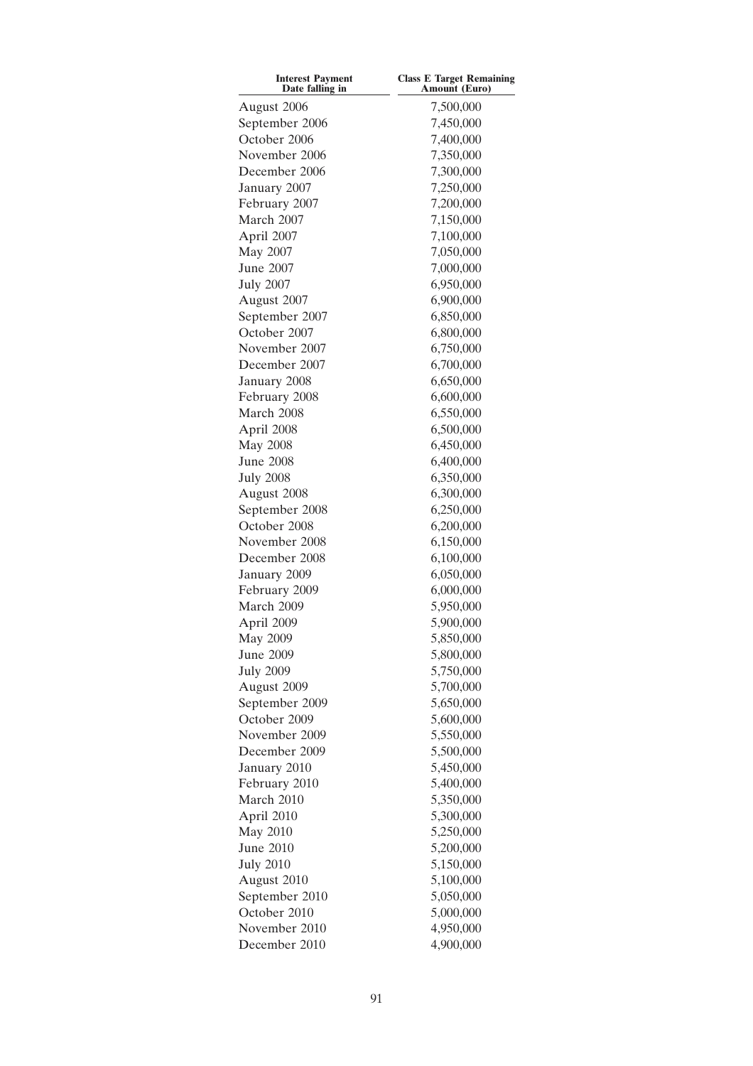| Interest Payment Date falling in | Class E Target Remaining Amount (Euro) |
|---|---|
| August 2006 | 7,500,000 |
| September 2006 | 7,450,000 |
| October 2006 | 7,400,000 |
| November 2006 | 7,350,000 |
| December 2006 | 7,300,000 |
| January 2007 | 7,250,000 |
| February 2007 | 7,200,000 |
| March 2007 | 7,150,000 |
| April 2007 | 7,100,000 |
| May 2007 | 7,050,000 |
| June 2007 | 7,000,000 |
| July 2007 | 6,950,000 |
| August 2007 | 6,900,000 |
| September 2007 | 6,850,000 |
| October 2007 | 6,800,000 |
| November 2007 | 6,750,000 |
| December 2007 | 6,700,000 |
| January 2008 | 6,650,000 |
| February 2008 | 6,600,000 |
| March 2008 | 6,550,000 |
| April 2008 | 6,500,000 |
| May 2008 | 6,450,000 |
| June 2008 | 6,400,000 |
| July 2008 | 6,350,000 |
| August 2008 | 6,300,000 |
| September 2008 | 6,250,000 |
| October 2008 | 6,200,000 |
| November 2008 | 6,150,000 |
| December 2008 | 6,100,000 |
| January 2009 | 6,050,000 |
| February 2009 | 6,000,000 |
| March 2009 | 5,950,000 |
| April 2009 | 5,900,000 |
| May 2009 | 5,850,000 |
| June 2009 | 5,800,000 |
| July 2009 | 5,750,000 |
| August 2009 | 5,700,000 |
| September 2009 | 5,650,000 |
| October 2009 | 5,600,000 |
| November 2009 | 5,550,000 |
| December 2009 | 5,500,000 |
| January 2010 | 5,450,000 |
| February 2010 | 5,400,000 |
| March 2010 | 5,350,000 |
| April 2010 | 5,300,000 |
| May 2010 | 5,250,000 |
| June 2010 | 5,200,000 |
| July 2010 | 5,150,000 |
| August 2010 | 5,100,000 |
| September 2010 | 5,050,000 |
| October 2010 | 5,000,000 |
| November 2010 | 4,950,000 |
| December 2010 | 4,900,000 |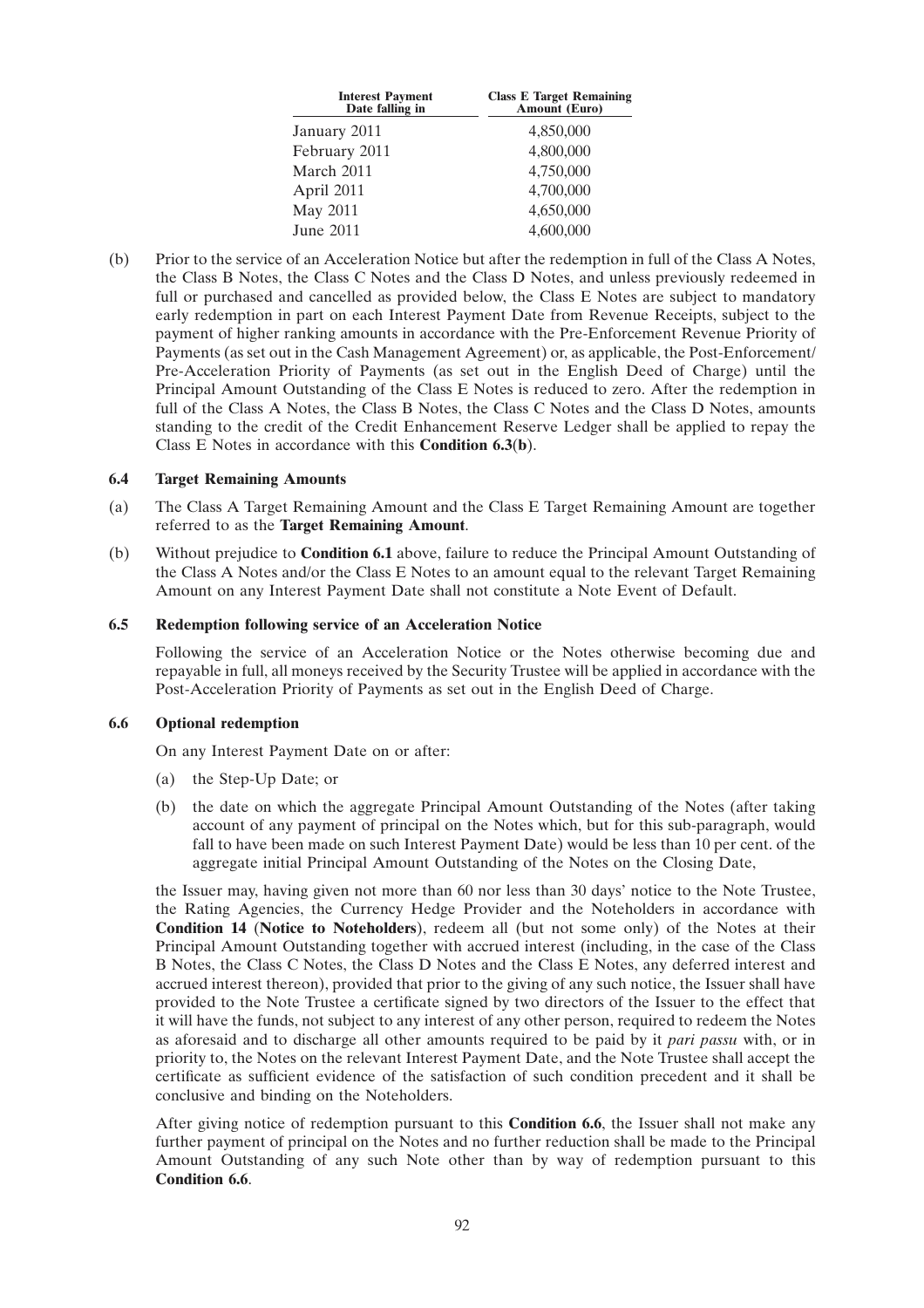| Interest Payment Date falling in | Class E Target Remaining Amount (Euro) |
| --- | --- |
| January 2011 | 4,850,000 |
| February 2011 | 4,800,000 |
| March 2011 | 4,750,000 |
| April 2011 | 4,700,000 |
| May 2011 | 4,650,000 |
| June 2011 | 4,600,000 |

(b) Prior to the service of an Acceleration Notice but after the redemption in full of the Class A Notes, the Class B Notes, the Class C Notes and the Class D Notes, and unless previously redeemed in full or purchased and cancelled as provided below, the Class E Notes are subject to mandatory early redemption in part on each Interest Payment Date from Revenue Receipts, subject to the payment of higher ranking amounts in accordance with the Pre-Enforcement Revenue Priority of Payments (as set out in the Cash Management Agreement) or, as applicable, the Post-Enforcement/ Pre-Acceleration Priority of Payments (as set out in the English Deed of Charge) until the Principal Amount Outstanding of the Class E Notes is reduced to zero. After the redemption in full of the Class A Notes, the Class B Notes, the Class C Notes and the Class D Notes, amounts standing to the credit of the Credit Enhancement Reserve Ledger shall be applied to repay the Class E Notes in accordance with this **Condition 6.3(b)**.

### 6.4 Target Remaining Amounts

(a) The Class A Target Remaining Amount and the Class E Target Remaining Amount are together referred to as the **Target Remaining Amount**.

(b) Without prejudice to **Condition 6.1** above, failure to reduce the Principal Amount Outstanding of the Class A Notes and/or the Class E Notes to an amount equal to the relevant Target Remaining Amount on any Interest Payment Date shall not constitute a Note Event of Default.

### 6.5 Redemption following service of an Acceleration Notice

Following the service of an Acceleration Notice or the Notes otherwise becoming due and repayable in full, all moneys received by the Security Trustee will be applied in accordance with the Post-Acceleration Priority of Payments as set out in the English Deed of Charge.

### 6.6 Optional redemption

On any Interest Payment Date on or after:

(a) the Step-Up Date; or

(b) the date on which the aggregate Principal Amount Outstanding of the Notes (after taking account of any payment of principal on the Notes which, but for this sub-paragraph, would fall to have been made on such Interest Payment Date) would be less than 10 per cent. of the aggregate initial Principal Amount Outstanding of the Notes on the Closing Date,

the Issuer may, having given not more than 60 nor less than 30 days' notice to the Note Trustee, the Rating Agencies, the Currency Hedge Provider and the Noteholders in accordance with **Condition 14** (**Notice to Noteholders**), redeem all (but not some only) of the Notes at their Principal Amount Outstanding together with accrued interest (including, in the case of the Class B Notes, the Class C Notes, the Class D Notes and the Class E Notes, any deferred interest and accrued interest thereon), provided that prior to the giving of any such notice, the Issuer shall have provided to the Note Trustee a certificate signed by two directors of the Issuer to the effect that it will have the funds, not subject to any interest of any other person, required to redeem the Notes as aforesaid and to discharge all other amounts required to be paid by it *pari passu* with, or in priority to, the Notes on the relevant Interest Payment Date, and the Note Trustee shall accept the certificate as sufficient evidence of the satisfaction of such condition precedent and it shall be conclusive and binding on the Noteholders.

After giving notice of redemption pursuant to this **Condition 6.6**, the Issuer shall not make any further payment of principal on the Notes and no further reduction shall be made to the Principal Amount Outstanding of any such Note other than by way of redemption pursuant to this **Condition 6.6**.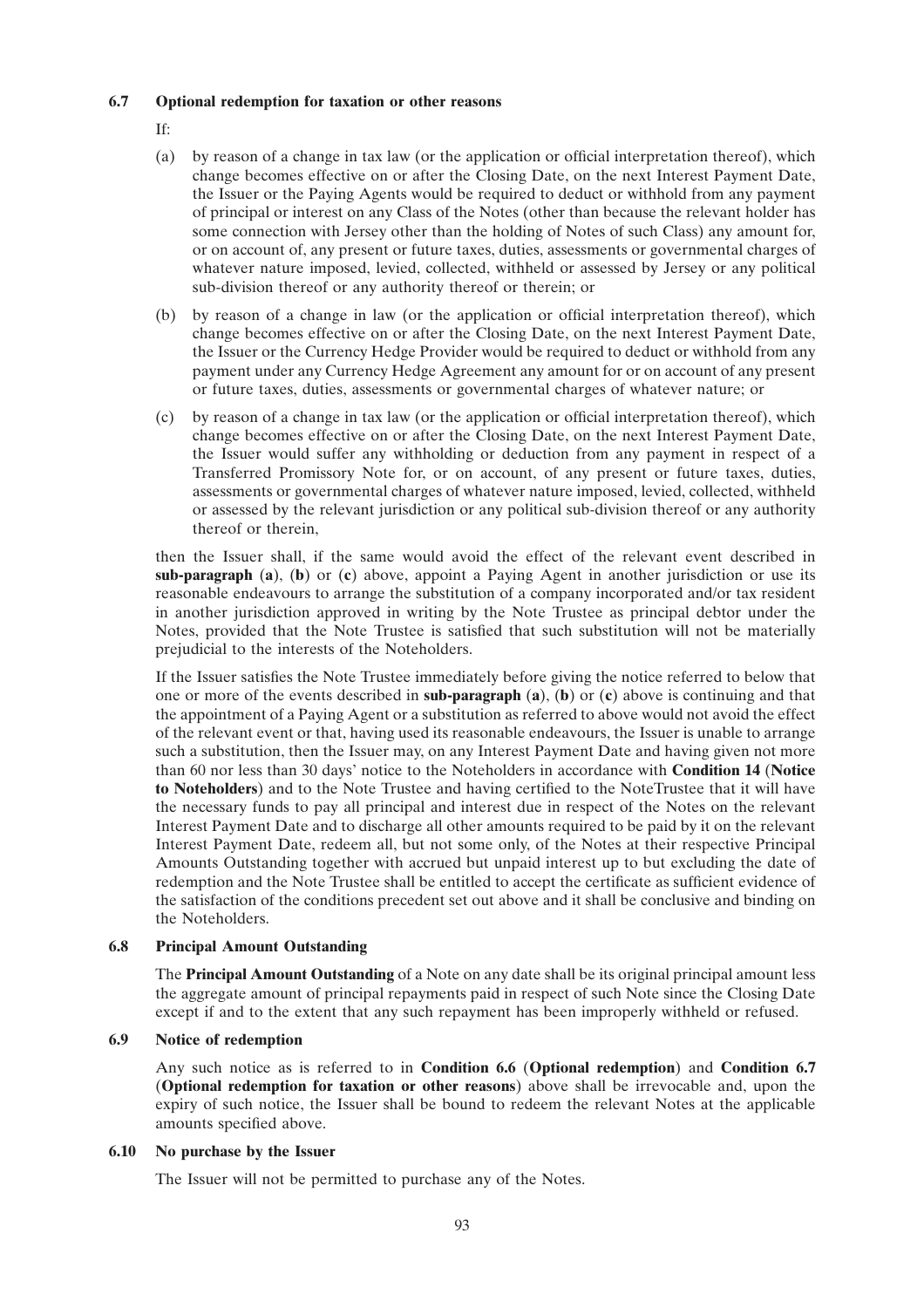### 6.7 Optional redemption for taxation or other reasons

If:

(a) by reason of a change in tax law (or the application or official interpretation thereof), which change becomes effective on or after the Closing Date, on the next Interest Payment Date, the Issuer or the Paying Agents would be required to deduct or withhold from any payment of principal or interest on any Class of the Notes (other than because the relevant holder has some connection with Jersey other than the holding of Notes of such Class) any amount for, or on account of, any present or future taxes, duties, assessments or governmental charges of whatever nature imposed, levied, collected, withheld or assessed by Jersey or any political sub-division thereof or any authority thereof or therein; or

(b) by reason of a change in law (or the application or official interpretation thereof), which change becomes effective on or after the Closing Date, on the next Interest Payment Date, the Issuer or the Currency Hedge Provider would be required to deduct or withhold from any payment under any Currency Hedge Agreement any amount for or on account of any present or future taxes, duties, assessments or governmental charges of whatever nature; or

(c) by reason of a change in tax law (or the application or official interpretation thereof), which change becomes effective on or after the Closing Date, on the next Interest Payment Date, the Issuer would suffer any withholding or deduction from any payment in respect of a Transferred Promissory Note for, or on account, of any present or future taxes, duties, assessments or governmental charges of whatever nature imposed, levied, collected, withheld or assessed by the relevant jurisdiction or any political sub-division thereof or any authority thereof or therein,

then the Issuer shall, if the same would avoid the effect of the relevant event described in **sub-paragraph (a)**, **(b)** or **(c)** above, appoint a Paying Agent in another jurisdiction or use its reasonable endeavours to arrange the substitution of a company incorporated and/or tax resident in another jurisdiction approved in writing by the Note Trustee as principal debtor under the Notes, provided that the Note Trustee is satisfied that such substitution will not be materially prejudicial to the interests of the Noteholders.

If the Issuer satisfies the Note Trustee immediately before giving the notice referred to below that one or more of the events described in **sub-paragraph (a)**, **(b)** or **(c)** above is continuing and that the appointment of a Paying Agent or a substitution as referred to above would not avoid the effect of the relevant event or that, having used its reasonable endeavours, the Issuer is unable to arrange such a substitution, then the Issuer may, on any Interest Payment Date and having given not more than 60 nor less than 30 days' notice to the Noteholders in accordance with **Condition 14 (Notice to Noteholders)** and to the Note Trustee and having certified to the NoteTrustee that it will have the necessary funds to pay all principal and interest due in respect of the Notes on the relevant Interest Payment Date and to discharge all other amounts required to be paid by it on the relevant Interest Payment Date, redeem all, but not some only, of the Notes at their respective Principal Amounts Outstanding together with accrued but unpaid interest up to but excluding the date of redemption and the Note Trustee shall be entitled to accept the certificate as sufficient evidence of the satisfaction of the conditions precedent set out above and it shall be conclusive and binding on the Noteholders.

### 6.8 Principal Amount Outstanding

The **Principal Amount Outstanding** of a Note on any date shall be its original principal amount less the aggregate amount of principal repayments paid in respect of such Note since the Closing Date except if and to the extent that any such repayment has been improperly withheld or refused.

### 6.9 Notice of redemption

Any such notice as is referred to in **Condition 6.6 (Optional redemption)** and **Condition 6.7 (Optional redemption for taxation or other reasons)** above shall be irrevocable and, upon the expiry of such notice, the Issuer shall be bound to redeem the relevant Notes at the applicable amounts specified above.

### 6.10 No purchase by the Issuer

The Issuer will not be permitted to purchase any of the Notes.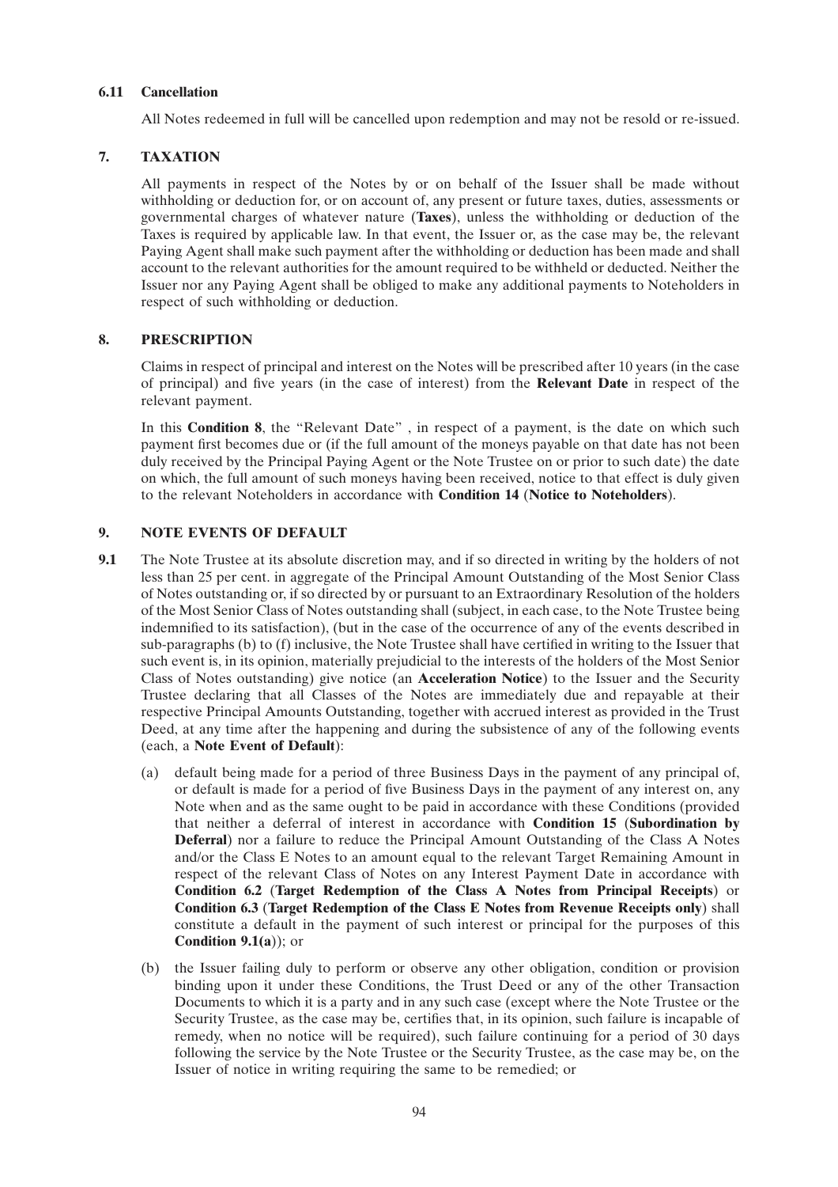### 6.11 Cancellation

All Notes redeemed in full will be cancelled upon redemption and may not be resold or re-issued.

## 7. TAXATION

All payments in respect of the Notes by or on behalf of the Issuer shall be made without withholding or deduction for, or on account of, any present or future taxes, duties, assessments or governmental charges of whatever nature (**Taxes**), unless the withholding or deduction of the Taxes is required by applicable law. In that event, the Issuer or, as the case may be, the relevant Paying Agent shall make such payment after the withholding or deduction has been made and shall account to the relevant authorities for the amount required to be withheld or deducted. Neither the Issuer nor any Paying Agent shall be obliged to make any additional payments to Noteholders in respect of such withholding or deduction.

## 8. PRESCRIPTION

Claims in respect of principal and interest on the Notes will be prescribed after 10 years (in the case of principal) and five years (in the case of interest) from the **Relevant Date** in respect of the relevant payment.

In this **Condition 8**, the "Relevant Date" , in respect of a payment, is the date on which such payment first becomes due or (if the full amount of the moneys payable on that date has not been duly received by the Principal Paying Agent or the Note Trustee on or prior to such date) the date on which, the full amount of such moneys having been received, notice to that effect is duly given to the relevant Noteholders in accordance with **Condition 14** (**Notice to Noteholders**).

## 9. NOTE EVENTS OF DEFAULT

**9.1** The Note Trustee at its absolute discretion may, and if so directed in writing by the holders of not less than 25 per cent. in aggregate of the Principal Amount Outstanding of the Most Senior Class of Notes outstanding or, if so directed by or pursuant to an Extraordinary Resolution of the holders of the Most Senior Class of Notes outstanding shall (subject, in each case, to the Note Trustee being indemnified to its satisfaction), (but in the case of the occurrence of any of the events described in sub-paragraphs (b) to (f) inclusive, the Note Trustee shall have certified in writing to the Issuer that such event is, in its opinion, materially prejudicial to the interests of the holders of the Most Senior Class of Notes outstanding) give notice (an **Acceleration Notice**) to the Issuer and the Security Trustee declaring that all Classes of the Notes are immediately due and repayable at their respective Principal Amounts Outstanding, together with accrued interest as provided in the Trust Deed, at any time after the happening and during the subsistence of any of the following events (each, a **Note Event of Default**):

(a) default being made for a period of three Business Days in the payment of any principal of, or default is made for a period of five Business Days in the payment of any interest on, any Note when and as the same ought to be paid in accordance with these Conditions (provided that neither a deferral of interest in accordance with **Condition 15** (**Subordination by Deferral**) nor a failure to reduce the Principal Amount Outstanding of the Class A Notes and/or the Class E Notes to an amount equal to the relevant Target Remaining Amount in respect of the relevant Class of Notes on any Interest Payment Date in accordance with **Condition 6.2** (**Target Redemption of the Class A Notes from Principal Receipts**) or **Condition 6.3** (**Target Redemption of the Class E Notes from Revenue Receipts only**) shall constitute a default in the payment of such interest or principal for the purposes of this **Condition 9.1(a)**); or

(b) the Issuer failing duly to perform or observe any other obligation, condition or provision binding upon it under these Conditions, the Trust Deed or any of the other Transaction Documents to which it is a party and in any such case (except where the Note Trustee or the Security Trustee, as the case may be, certifies that, in its opinion, such failure is incapable of remedy, when no notice will be required), such failure continuing for a period of 30 days following the service by the Note Trustee or the Security Trustee, as the case may be, on the Issuer of notice in writing requiring the same to be remedied; or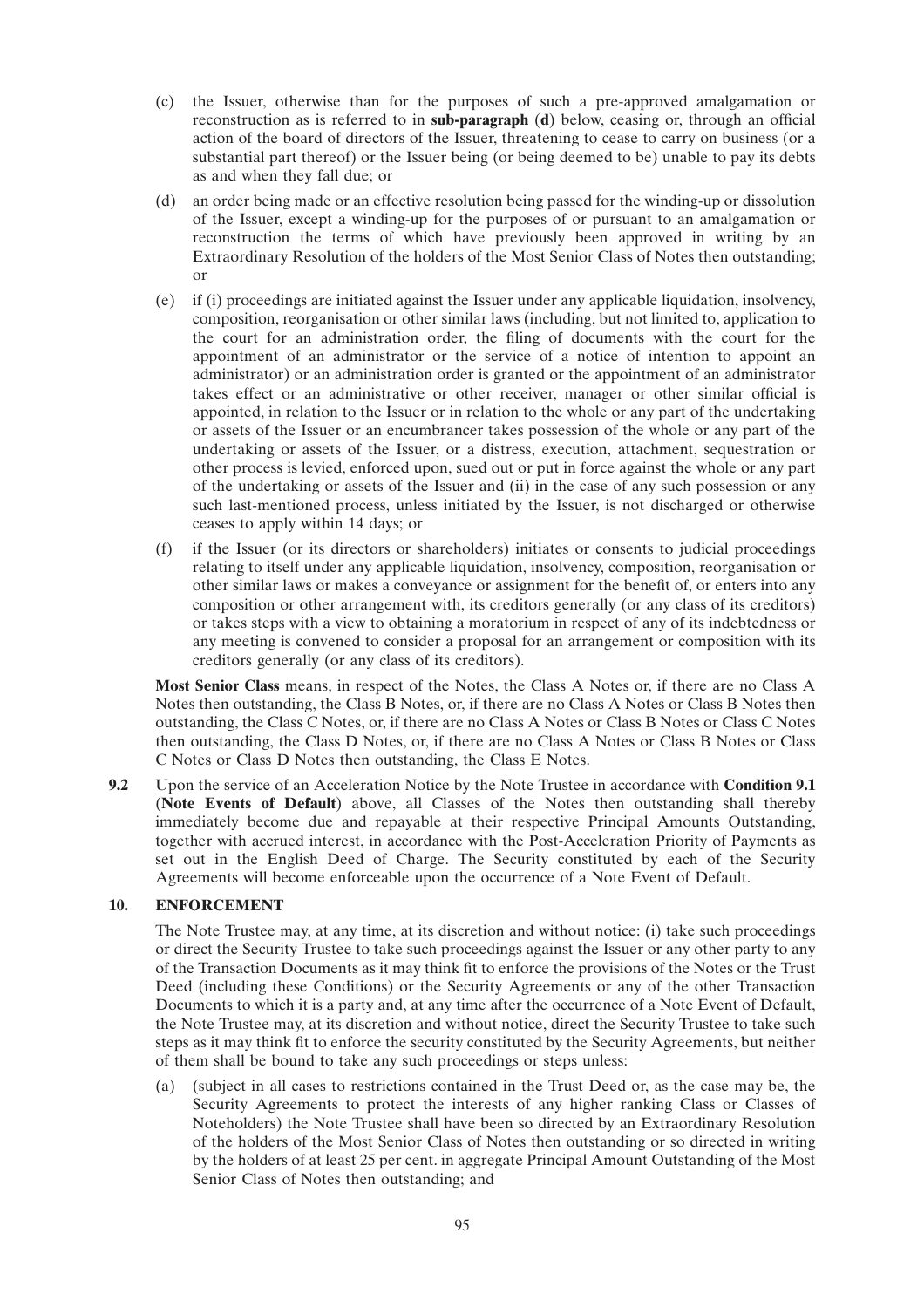(c) the Issuer, otherwise than for the purposes of such a pre-approved amalgamation or reconstruction as is referred to in **sub-paragraph (d)** below, ceasing or, through an official action of the board of directors of the Issuer, threatening to cease to carry on business (or a substantial part thereof) or the Issuer being (or being deemed to be) unable to pay its debts as and when they fall due; or

(d) an order being made or an effective resolution being passed for the winding-up or dissolution of the Issuer, except a winding-up for the purposes of or pursuant to an amalgamation or reconstruction the terms of which have previously been approved in writing by an Extraordinary Resolution of the holders of the Most Senior Class of Notes then outstanding; or

(e) if (i) proceedings are initiated against the Issuer under any applicable liquidation, insolvency, composition, reorganisation or other similar laws (including, but not limited to, application to the court for an administration order, the filing of documents with the court for the appointment of an administrator or the service of a notice of intention to appoint an administrator) or an administration order is granted or the appointment of an administrator takes effect or an administrative or other receiver, manager or other similar official is appointed, in relation to the Issuer or in relation to the whole or any part of the undertaking or assets of the Issuer or an encumbrancer takes possession of the whole or any part of the undertaking or assets of the Issuer, or a distress, execution, attachment, sequestration or other process is levied, enforced upon, sued out or put in force against the whole or any part of the undertaking or assets of the Issuer and (ii) in the case of any such possession or any such last-mentioned process, unless initiated by the Issuer, is not discharged or otherwise ceases to apply within 14 days; or

(f) if the Issuer (or its directors or shareholders) initiates or consents to judicial proceedings relating to itself under any applicable liquidation, insolvency, composition, reorganisation or other similar laws or makes a conveyance or assignment for the benefit of, or enters into any composition or other arrangement with, its creditors generally (or any class of its creditors) or takes steps with a view to obtaining a moratorium in respect of any of its indebtedness or any meeting is convened to consider a proposal for an arrangement or composition with its creditors generally (or any class of its creditors).

**Most Senior Class** means, in respect of the Notes, the Class A Notes or, if there are no Class A Notes then outstanding, the Class B Notes, or, if there are no Class A Notes or Class B Notes then outstanding, the Class C Notes, or, if there are no Class A Notes or Class B Notes or Class C Notes then outstanding, the Class D Notes, or, if there are no Class A Notes or Class B Notes or Class C Notes or Class D Notes then outstanding, the Class E Notes.

**9.2** Upon the service of an Acceleration Notice by the Note Trustee in accordance with **Condition 9.1 (Note Events of Default)** above, all Classes of the Notes then outstanding shall thereby immediately become due and repayable at their respective Principal Amounts Outstanding, together with accrued interest, in accordance with the Post-Acceleration Priority of Payments as set out in the English Deed of Charge. The Security constituted by each of the Security Agreements will become enforceable upon the occurrence of a Note Event of Default.

## 10. ENFORCEMENT

The Note Trustee may, at any time, at its discretion and without notice: (i) take such proceedings or direct the Security Trustee to take such proceedings against the Issuer or any other party to any of the Transaction Documents as it may think fit to enforce the provisions of the Notes or the Trust Deed (including these Conditions) or the Security Agreements or any of the other Transaction Documents to which it is a party and, at any time after the occurrence of a Note Event of Default, the Note Trustee may, at its discretion and without notice, direct the Security Trustee to take such steps as it may think fit to enforce the security constituted by the Security Agreements, but neither of them shall be bound to take any such proceedings or steps unless:

(a) (subject in all cases to restrictions contained in the Trust Deed or, as the case may be, the Security Agreements to protect the interests of any higher ranking Class or Classes of Noteholders) the Note Trustee shall have been so directed by an Extraordinary Resolution of the holders of the Most Senior Class of Notes then outstanding or so directed in writing by the holders of at least 25 per cent. in aggregate Principal Amount Outstanding of the Most Senior Class of Notes then outstanding; and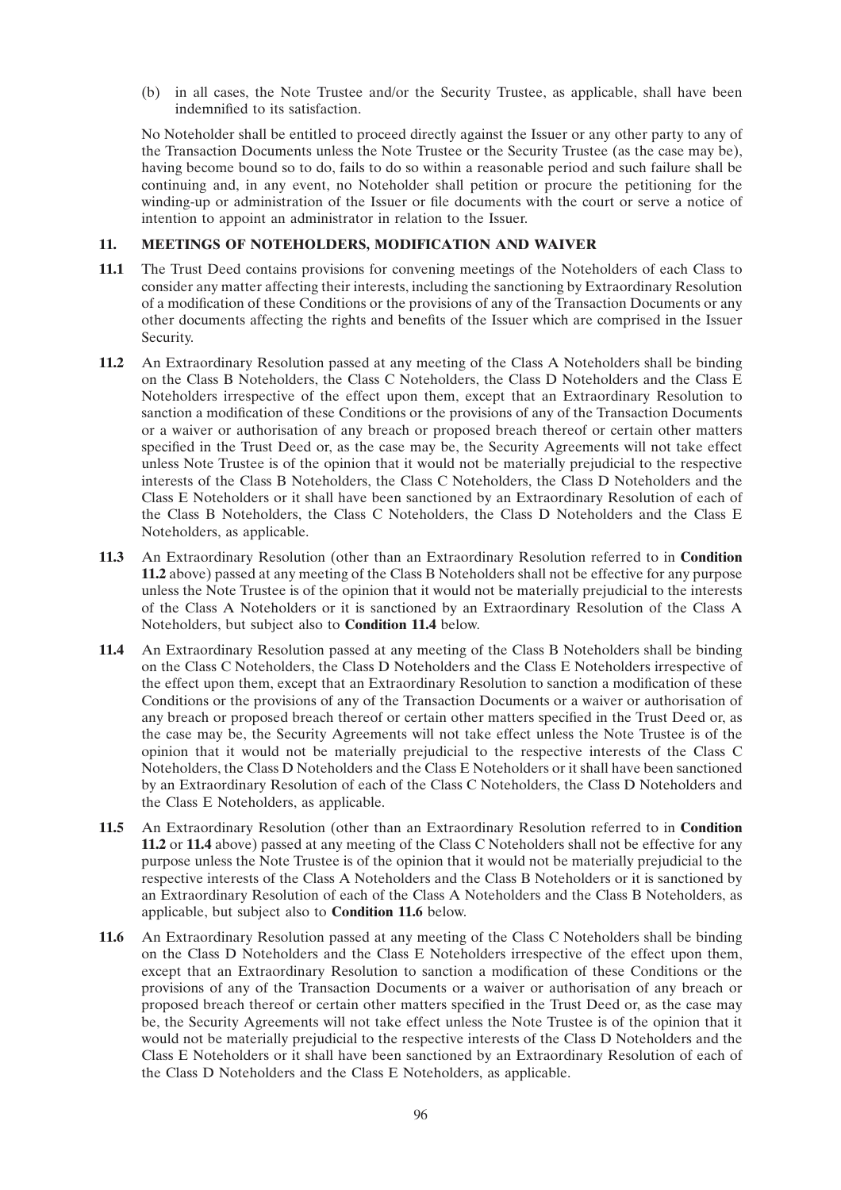(b) in all cases, the Note Trustee and/or the Security Trustee, as applicable, shall have been indemnified to its satisfaction.

No Noteholder shall be entitled to proceed directly against the Issuer or any other party to any of the Transaction Documents unless the Note Trustee or the Security Trustee (as the case may be), having become bound so to do, fails to do so within a reasonable period and such failure shall be continuing and, in any event, no Noteholder shall petition or procure the petitioning for the winding-up or administration of the Issuer or file documents with the court or serve a notice of intention to appoint an administrator in relation to the Issuer.

## 11. MEETINGS OF NOTEHOLDERS, MODIFICATION AND WAIVER

**11.1** The Trust Deed contains provisions for convening meetings of the Noteholders of each Class to consider any matter affecting their interests, including the sanctioning by Extraordinary Resolution of a modification of these Conditions or the provisions of any of the Transaction Documents or any other documents affecting the rights and benefits of the Issuer which are comprised in the Issuer Security.

**11.2** An Extraordinary Resolution passed at any meeting of the Class A Noteholders shall be binding on the Class B Noteholders, the Class C Noteholders, the Class D Noteholders and the Class E Noteholders irrespective of the effect upon them, except that an Extraordinary Resolution to sanction a modification of these Conditions or the provisions of any of the Transaction Documents or a waiver or authorisation of any breach or proposed breach thereof or certain other matters specified in the Trust Deed or, as the case may be, the Security Agreements will not take effect unless Note Trustee is of the opinion that it would not be materially prejudicial to the respective interests of the Class B Noteholders, the Class C Noteholders, the Class D Noteholders and the Class E Noteholders or it shall have been sanctioned by an Extraordinary Resolution of each of the Class B Noteholders, the Class C Noteholders, the Class D Noteholders and the Class E Noteholders, as applicable.

**11.3** An Extraordinary Resolution (other than an Extraordinary Resolution referred to in **Condition 11.2** above) passed at any meeting of the Class B Noteholders shall not be effective for any purpose unless the Note Trustee is of the opinion that it would not be materially prejudicial to the interests of the Class A Noteholders or it is sanctioned by an Extraordinary Resolution of the Class A Noteholders, but subject also to **Condition 11.4** below.

**11.4** An Extraordinary Resolution passed at any meeting of the Class B Noteholders shall be binding on the Class C Noteholders, the Class D Noteholders and the Class E Noteholders irrespective of the effect upon them, except that an Extraordinary Resolution to sanction a modification of these Conditions or the provisions of any of the Transaction Documents or a waiver or authorisation of any breach or proposed breach thereof or certain other matters specified in the Trust Deed or, as the case may be, the Security Agreements will not take effect unless the Note Trustee is of the opinion that it would not be materially prejudicial to the respective interests of the Class C Noteholders, the Class D Noteholders and the Class E Noteholders or it shall have been sanctioned by an Extraordinary Resolution of each of the Class C Noteholders, the Class D Noteholders and the Class E Noteholders, as applicable.

**11.5** An Extraordinary Resolution (other than an Extraordinary Resolution referred to in **Condition 11.2** or **11.4** above) passed at any meeting of the Class C Noteholders shall not be effective for any purpose unless the Note Trustee is of the opinion that it would not be materially prejudicial to the respective interests of the Class A Noteholders and the Class B Noteholders or it is sanctioned by an Extraordinary Resolution of each of the Class A Noteholders and the Class B Noteholders, as applicable, but subject also to **Condition 11.6** below.

**11.6** An Extraordinary Resolution passed at any meeting of the Class C Noteholders shall be binding on the Class D Noteholders and the Class E Noteholders irrespective of the effect upon them, except that an Extraordinary Resolution to sanction a modification of these Conditions or the provisions of any of the Transaction Documents or a waiver or authorisation of any breach or proposed breach thereof or certain other matters specified in the Trust Deed or, as the case may be, the Security Agreements will not take effect unless the Note Trustee is of the opinion that it would not be materially prejudicial to the respective interests of the Class D Noteholders and the Class E Noteholders or it shall have been sanctioned by an Extraordinary Resolution of each of the Class D Noteholders and the Class E Noteholders, as applicable.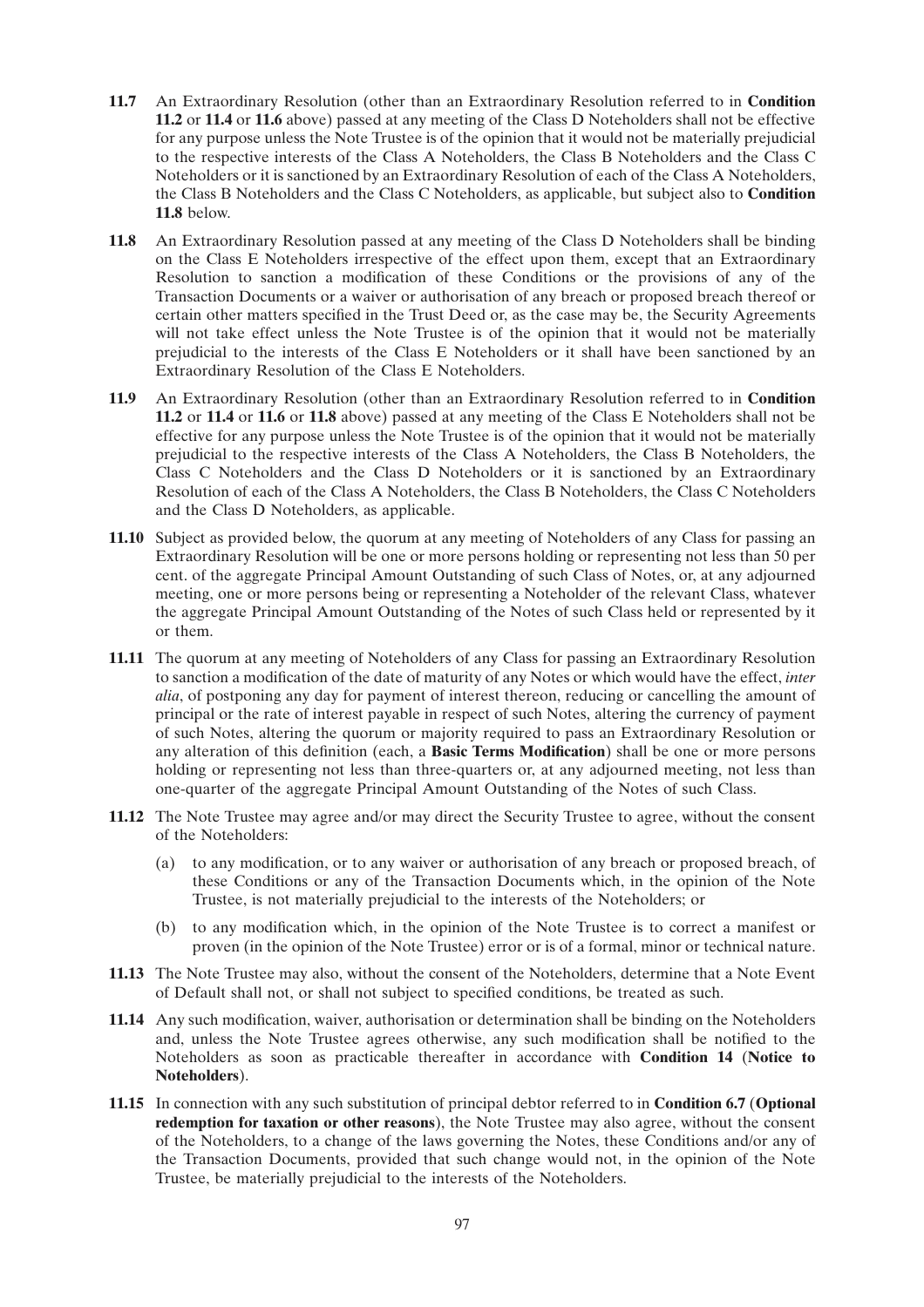**11.7** An Extraordinary Resolution (other than an Extraordinary Resolution referred to in **Condition 11.2** or **11.4** or **11.6** above) passed at any meeting of the Class D Noteholders shall not be effective for any purpose unless the Note Trustee is of the opinion that it would not be materially prejudicial to the respective interests of the Class A Noteholders, the Class B Noteholders and the Class C Noteholders or it is sanctioned by an Extraordinary Resolution of each of the Class A Noteholders, the Class B Noteholders and the Class C Noteholders, as applicable, but subject also to **Condition 11.8** below.

**11.8** An Extraordinary Resolution passed at any meeting of the Class D Noteholders shall be binding on the Class E Noteholders irrespective of the effect upon them, except that an Extraordinary Resolution to sanction a modification of these Conditions or the provisions of any of the Transaction Documents or a waiver or authorisation of any breach or proposed breach thereof or certain other matters specified in the Trust Deed or, as the case may be, the Security Agreements will not take effect unless the Note Trustee is of the opinion that it would not be materially prejudicial to the interests of the Class E Noteholders or it shall have been sanctioned by an Extraordinary Resolution of the Class E Noteholders.

**11.9** An Extraordinary Resolution (other than an Extraordinary Resolution referred to in **Condition 11.2** or **11.4** or **11.6** or **11.8** above) passed at any meeting of the Class E Noteholders shall not be effective for any purpose unless the Note Trustee is of the opinion that it would not be materially prejudicial to the respective interests of the Class A Noteholders, the Class B Noteholders, the Class C Noteholders and the Class D Noteholders or it is sanctioned by an Extraordinary Resolution of each of the Class A Noteholders, the Class B Noteholders, the Class C Noteholders and the Class D Noteholders, as applicable.

**11.10** Subject as provided below, the quorum at any meeting of Noteholders of any Class for passing an Extraordinary Resolution will be one or more persons holding or representing not less than 50 per cent. of the aggregate Principal Amount Outstanding of such Class of Notes, or, at any adjourned meeting, one or more persons being or representing a Noteholder of the relevant Class, whatever the aggregate Principal Amount Outstanding of the Notes of such Class held or represented by it or them.

**11.11** The quorum at any meeting of Noteholders of any Class for passing an Extraordinary Resolution to sanction a modification of the date of maturity of any Notes or which would have the effect, *inter alia*, of postponing any day for payment of interest thereon, reducing or cancelling the amount of principal or the rate of interest payable in respect of such Notes, altering the currency of payment of such Notes, altering the quorum or majority required to pass an Extraordinary Resolution or any alteration of this definition (each, a **Basic Terms Modification**) shall be one or more persons holding or representing not less than three-quarters or, at any adjourned meeting, not less than one-quarter of the aggregate Principal Amount Outstanding of the Notes of such Class.

**11.12** The Note Trustee may agree and/or may direct the Security Trustee to agree, without the consent of the Noteholders:

(a) to any modification, or to any waiver or authorisation of any breach or proposed breach, of these Conditions or any of the Transaction Documents which, in the opinion of the Note Trustee, is not materially prejudicial to the interests of the Noteholders; or

(b) to any modification which, in the opinion of the Note Trustee is to correct a manifest or proven (in the opinion of the Note Trustee) error or is of a formal, minor or technical nature.

**11.13** The Note Trustee may also, without the consent of the Noteholders, determine that a Note Event of Default shall not, or shall not subject to specified conditions, be treated as such.

**11.14** Any such modification, waiver, authorisation or determination shall be binding on the Noteholders and, unless the Note Trustee agrees otherwise, any such modification shall be notified to the Noteholders as soon as practicable thereafter in accordance with **Condition 14** (**Notice to Noteholders**).

**11.15** In connection with any such substitution of principal debtor referred to in **Condition 6.7** (**Optional redemption for taxation or other reasons**), the Note Trustee may also agree, without the consent of the Noteholders, to a change of the laws governing the Notes, these Conditions and/or any of the Transaction Documents, provided that such change would not, in the opinion of the Note Trustee, be materially prejudicial to the interests of the Noteholders.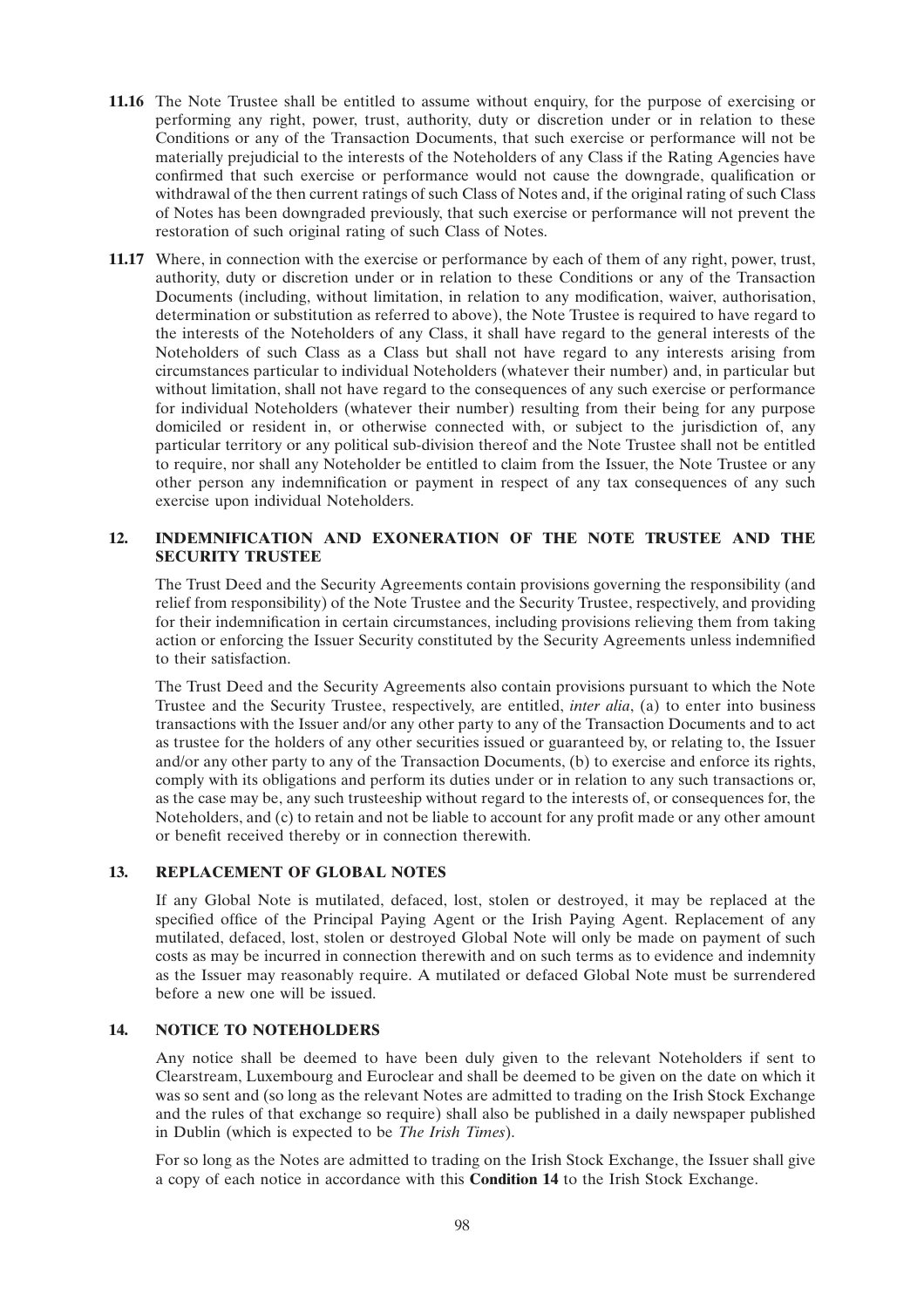**11.16** The Note Trustee shall be entitled to assume without enquiry, for the purpose of exercising or performing any right, power, trust, authority, duty or discretion under or in relation to these Conditions or any of the Transaction Documents, that such exercise or performance will not be materially prejudicial to the interests of the Noteholders of any Class if the Rating Agencies have confirmed that such exercise or performance would not cause the downgrade, qualification or withdrawal of the then current ratings of such Class of Notes and, if the original rating of such Class of Notes has been downgraded previously, that such exercise or performance will not prevent the restoration of such original rating of such Class of Notes.

**11.17** Where, in connection with the exercise or performance by each of them of any right, power, trust, authority, duty or discretion under or in relation to these Conditions or any of the Transaction Documents (including, without limitation, in relation to any modification, waiver, authorisation, determination or substitution as referred to above), the Note Trustee is required to have regard to the interests of the Noteholders of any Class, it shall have regard to the general interests of the Noteholders of such Class as a Class but shall not have regard to any interests arising from circumstances particular to individual Noteholders (whatever their number) and, in particular but without limitation, shall not have regard to the consequences of any such exercise or performance for individual Noteholders (whatever their number) resulting from their being for any purpose domiciled or resident in, or otherwise connected with, or subject to the jurisdiction of, any particular territory or any political sub-division thereof and the Note Trustee shall not be entitled to require, nor shall any Noteholder be entitled to claim from the Issuer, the Note Trustee or any other person any indemnification or payment in respect of any tax consequences of any such exercise upon individual Noteholders.

## 12. INDEMNIFICATION AND EXONERATION OF THE NOTE TRUSTEE AND THE SECURITY TRUSTEE

The Trust Deed and the Security Agreements contain provisions governing the responsibility (and relief from responsibility) of the Note Trustee and the Security Trustee, respectively, and providing for their indemnification in certain circumstances, including provisions relieving them from taking action or enforcing the Issuer Security constituted by the Security Agreements unless indemnified to their satisfaction.

The Trust Deed and the Security Agreements also contain provisions pursuant to which the Note Trustee and the Security Trustee, respectively, are entitled, *inter alia*, (a) to enter into business transactions with the Issuer and/or any other party to any of the Transaction Documents and to act as trustee for the holders of any other securities issued or guaranteed by, or relating to, the Issuer and/or any other party to any of the Transaction Documents, (b) to exercise and enforce its rights, comply with its obligations and perform its duties under or in relation to any such transactions or, as the case may be, any such trusteeship without regard to the interests of, or consequences for, the Noteholders, and (c) to retain and not be liable to account for any profit made or any other amount or benefit received thereby or in connection therewith.

## 13. REPLACEMENT OF GLOBAL NOTES

If any Global Note is mutilated, defaced, lost, stolen or destroyed, it may be replaced at the specified office of the Principal Paying Agent or the Irish Paying Agent. Replacement of any mutilated, defaced, lost, stolen or destroyed Global Note will only be made on payment of such costs as may be incurred in connection therewith and on such terms as to evidence and indemnity as the Issuer may reasonably require. A mutilated or defaced Global Note must be surrendered before a new one will be issued.

## 14. NOTICE TO NOTEHOLDERS

Any notice shall be deemed to have been duly given to the relevant Noteholders if sent to Clearstream, Luxembourg and Euroclear and shall be deemed to be given on the date on which it was so sent and (so long as the relevant Notes are admitted to trading on the Irish Stock Exchange and the rules of that exchange so require) shall also be published in a daily newspaper published in Dublin (which is expected to be *The Irish Times*).

For so long as the Notes are admitted to trading on the Irish Stock Exchange, the Issuer shall give a copy of each notice in accordance with this **Condition 14** to the Irish Stock Exchange.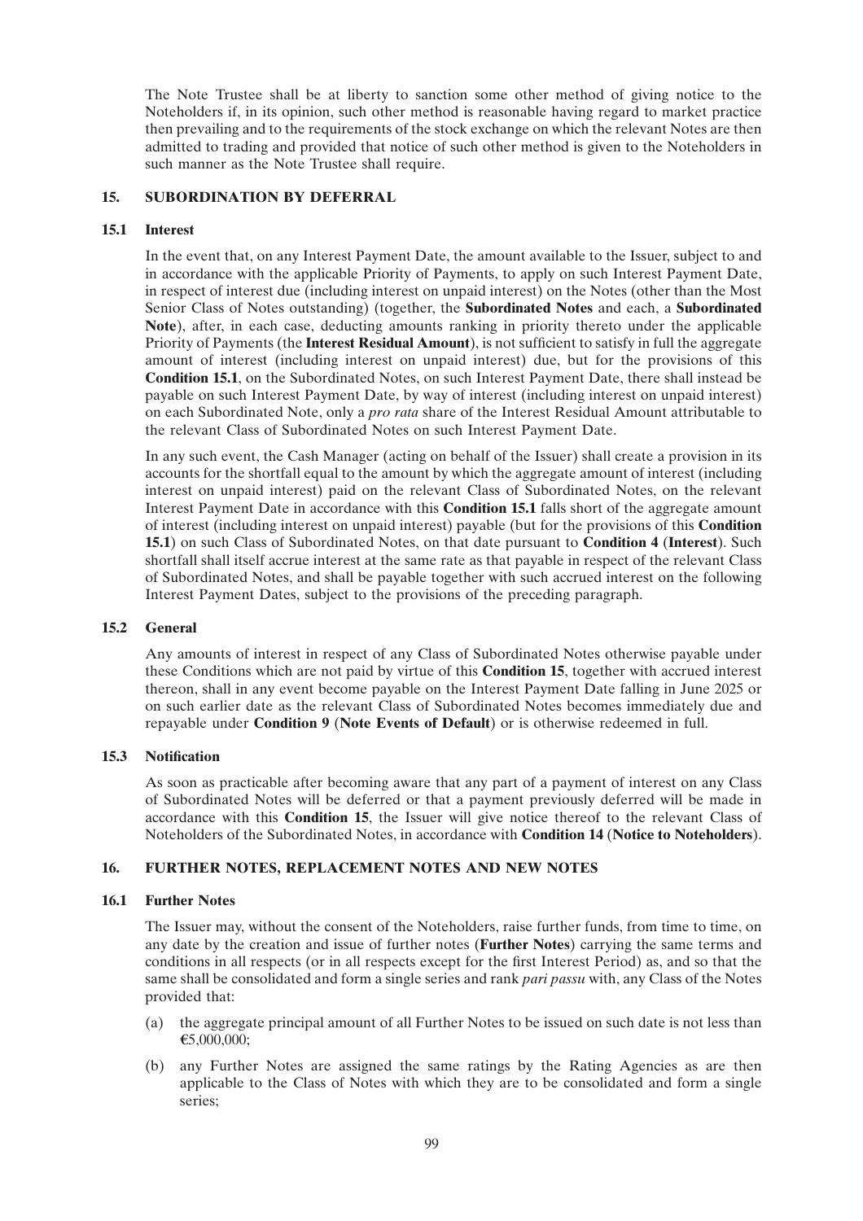The Note Trustee shall be at liberty to sanction some other method of giving notice to the Noteholders if, in its opinion, such other method is reasonable having regard to market practice then prevailing and to the requirements of the stock exchange on which the relevant Notes are then admitted to trading and provided that notice of such other method is given to the Noteholders in such manner as the Note Trustee shall require.

## 15. SUBORDINATION BY DEFERRAL

### 15.1 Interest

In the event that, on any Interest Payment Date, the amount available to the Issuer, subject to and in accordance with the applicable Priority of Payments, to apply on such Interest Payment Date, in respect of interest due (including interest on unpaid interest) on the Notes (other than the Most Senior Class of Notes outstanding) (together, the **Subordinated Notes** and each, a **Subordinated Note**), after, in each case, deducting amounts ranking in priority thereto under the applicable Priority of Payments (the **Interest Residual Amount**), is not sufficient to satisfy in full the aggregate amount of interest (including interest on unpaid interest) due, but for the provisions of this **Condition 15.1**, on the Subordinated Notes, on such Interest Payment Date, there shall instead be payable on such Interest Payment Date, by way of interest (including interest on unpaid interest) on each Subordinated Note, only a *pro rata* share of the Interest Residual Amount attributable to the relevant Class of Subordinated Notes on such Interest Payment Date.

In any such event, the Cash Manager (acting on behalf of the Issuer) shall create a provision in its accounts for the shortfall equal to the amount by which the aggregate amount of interest (including interest on unpaid interest) paid on the relevant Class of Subordinated Notes, on the relevant Interest Payment Date in accordance with this **Condition 15.1** falls short of the aggregate amount of interest (including interest on unpaid interest) payable (but for the provisions of this **Condition 15.1**) on such Class of Subordinated Notes, on that date pursuant to **Condition 4** (**Interest**). Such shortfall shall itself accrue interest at the same rate as that payable in respect of the relevant Class of Subordinated Notes, and shall be payable together with such accrued interest on the following Interest Payment Dates, subject to the provisions of the preceding paragraph.

### 15.2 General

Any amounts of interest in respect of any Class of Subordinated Notes otherwise payable under these Conditions which are not paid by virtue of this **Condition 15**, together with accrued interest thereon, shall in any event become payable on the Interest Payment Date falling in June 2025 or on such earlier date as the relevant Class of Subordinated Notes becomes immediately due and repayable under **Condition 9** (**Note Events of Default**) or is otherwise redeemed in full.

### 15.3 Notification

As soon as practicable after becoming aware that any part of a payment of interest on any Class of Subordinated Notes will be deferred or that a payment previously deferred will be made in accordance with this **Condition 15**, the Issuer will give notice thereof to the relevant Class of Noteholders of the Subordinated Notes, in accordance with **Condition 14** (**Notice to Noteholders**).

## 16. FURTHER NOTES, REPLACEMENT NOTES AND NEW NOTES

### 16.1 Further Notes

The Issuer may, without the consent of the Noteholders, raise further funds, from time to time, on any date by the creation and issue of further notes (**Further Notes**) carrying the same terms and conditions in all respects (or in all respects except for the first Interest Period) as, and so that the same shall be consolidated and form a single series and rank *pari passu* with, any Class of the Notes provided that:

(a) the aggregate principal amount of all Further Notes to be issued on such date is not less than €5,000,000;

(b) any Further Notes are assigned the same ratings by the Rating Agencies as are then applicable to the Class of Notes with which they are to be consolidated and form a single series;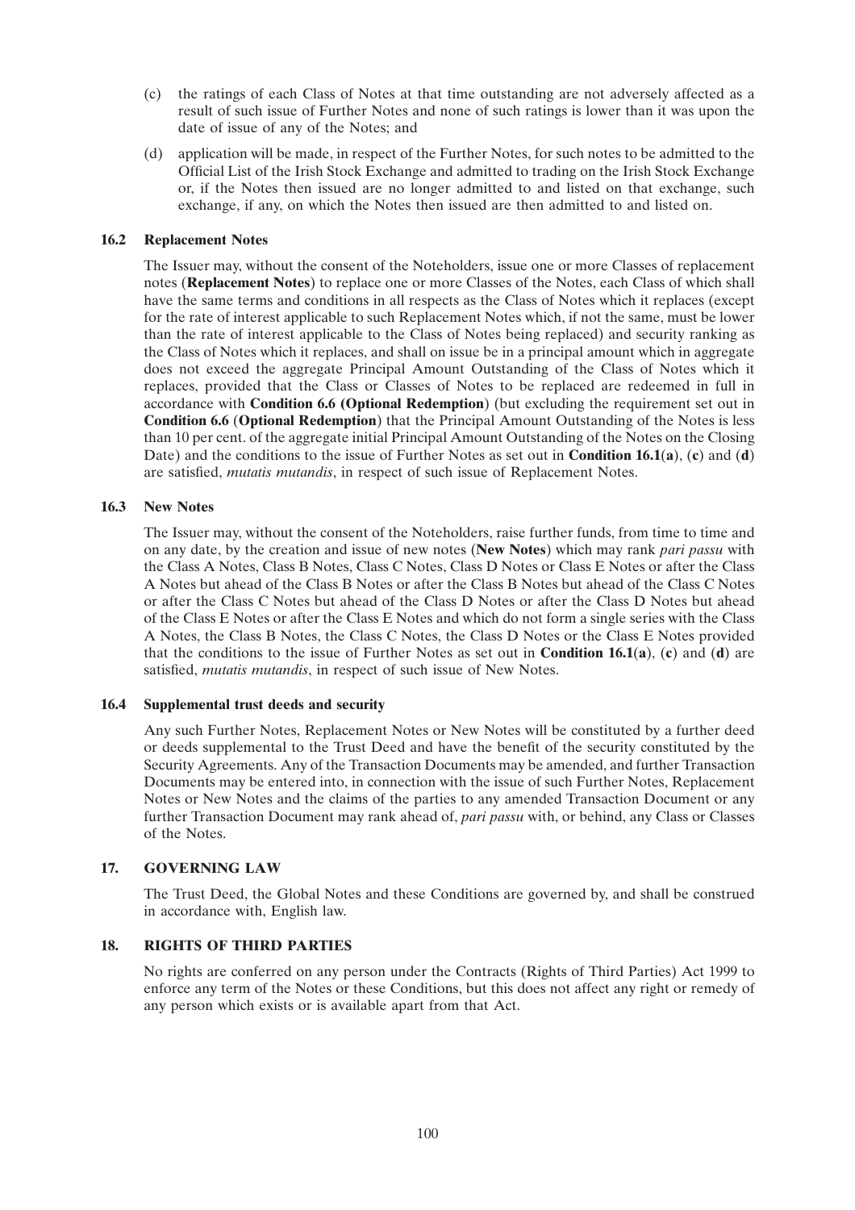(c) the ratings of each Class of Notes at that time outstanding are not adversely affected as a result of such issue of Further Notes and none of such ratings is lower than it was upon the date of issue of any of the Notes; and

(d) application will be made, in respect of the Further Notes, for such notes to be admitted to the Official List of the Irish Stock Exchange and admitted to trading on the Irish Stock Exchange or, if the Notes then issued are no longer admitted to and listed on that exchange, such exchange, if any, on which the Notes then issued are then admitted to and listed on.

### 16.2 Replacement Notes

The Issuer may, without the consent of the Noteholders, issue one or more Classes of replacement notes (**Replacement Notes**) to replace one or more Classes of the Notes, each Class of which shall have the same terms and conditions in all respects as the Class of Notes which it replaces (except for the rate of interest applicable to such Replacement Notes which, if not the same, must be lower than the rate of interest applicable to the Class of Notes being replaced) and security ranking as the Class of Notes which it replaces, and shall on issue be in a principal amount which in aggregate does not exceed the aggregate Principal Amount Outstanding of the Class of Notes which it replaces, provided that the Class or Classes of Notes to be replaced are redeemed in full in accordance with **Condition 6.6 (Optional Redemption)** (but excluding the requirement set out in **Condition 6.6** (**Optional Redemption**) that the Principal Amount Outstanding of the Notes is less than 10 per cent. of the aggregate initial Principal Amount Outstanding of the Notes on the Closing Date) and the conditions to the issue of Further Notes as set out in **Condition 16.1**(**a**), (**c**) and (**d**) are satisfied, *mutatis mutandis*, in respect of such issue of Replacement Notes.

### 16.3 New Notes

The Issuer may, without the consent of the Noteholders, raise further funds, from time to time and on any date, by the creation and issue of new notes (**New Notes**) which may rank *pari passu* with the Class A Notes, Class B Notes, Class C Notes, Class D Notes or Class E Notes or after the Class A Notes but ahead of the Class B Notes or after the Class B Notes but ahead of the Class C Notes or after the Class C Notes but ahead of the Class D Notes or after the Class D Notes but ahead of the Class E Notes or after the Class E Notes and which do not form a single series with the Class A Notes, the Class B Notes, the Class C Notes, the Class D Notes or the Class E Notes provided that the conditions to the issue of Further Notes as set out in **Condition 16.1**(**a**), (**c**) and (**d**) are satisfied, *mutatis mutandis*, in respect of such issue of New Notes.

### 16.4 Supplemental trust deeds and security

Any such Further Notes, Replacement Notes or New Notes will be constituted by a further deed or deeds supplemental to the Trust Deed and have the benefit of the security constituted by the Security Agreements. Any of the Transaction Documents may be amended, and further Transaction Documents may be entered into, in connection with the issue of such Further Notes, Replacement Notes or New Notes and the claims of the parties to any amended Transaction Document or any further Transaction Document may rank ahead of, *pari passu* with, or behind, any Class or Classes of the Notes.

## 17. GOVERNING LAW

The Trust Deed, the Global Notes and these Conditions are governed by, and shall be construed in accordance with, English law.

## 18. RIGHTS OF THIRD PARTIES

No rights are conferred on any person under the Contracts (Rights of Third Parties) Act 1999 to enforce any term of the Notes or these Conditions, but this does not affect any right or remedy of any person which exists or is available apart from that Act.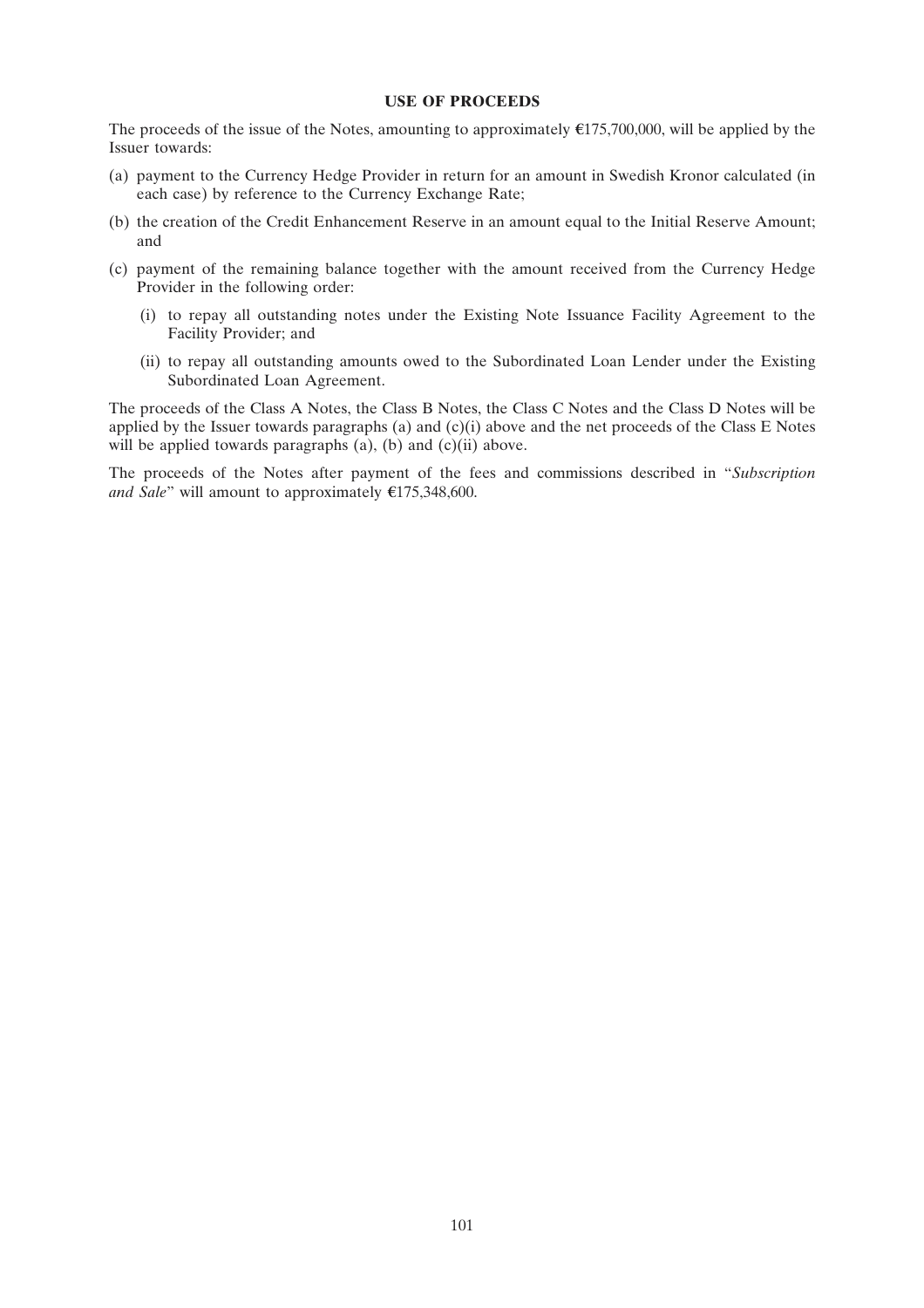## USE OF PROCEEDS

The proceeds of the issue of the Notes, amounting to approximately €175,700,000, will be applied by the Issuer towards:

(a) payment to the Currency Hedge Provider in return for an amount in Swedish Kronor calculated (in each case) by reference to the Currency Exchange Rate;

(b) the creation of the Credit Enhancement Reserve in an amount equal to the Initial Reserve Amount; and

(c) payment of the remaining balance together with the amount received from the Currency Hedge Provider in the following order:

  (i) to repay all outstanding notes under the Existing Note Issuance Facility Agreement to the Facility Provider; and

  (ii) to repay all outstanding amounts owed to the Subordinated Loan Lender under the Existing Subordinated Loan Agreement.

The proceeds of the Class A Notes, the Class B Notes, the Class C Notes and the Class D Notes will be applied by the Issuer towards paragraphs (a) and (c)(i) above and the net proceeds of the Class E Notes will be applied towards paragraphs (a), (b) and (c)(ii) above.

The proceeds of the Notes after payment of the fees and commissions described in "*Subscription and Sale*" will amount to approximately €175,348,600.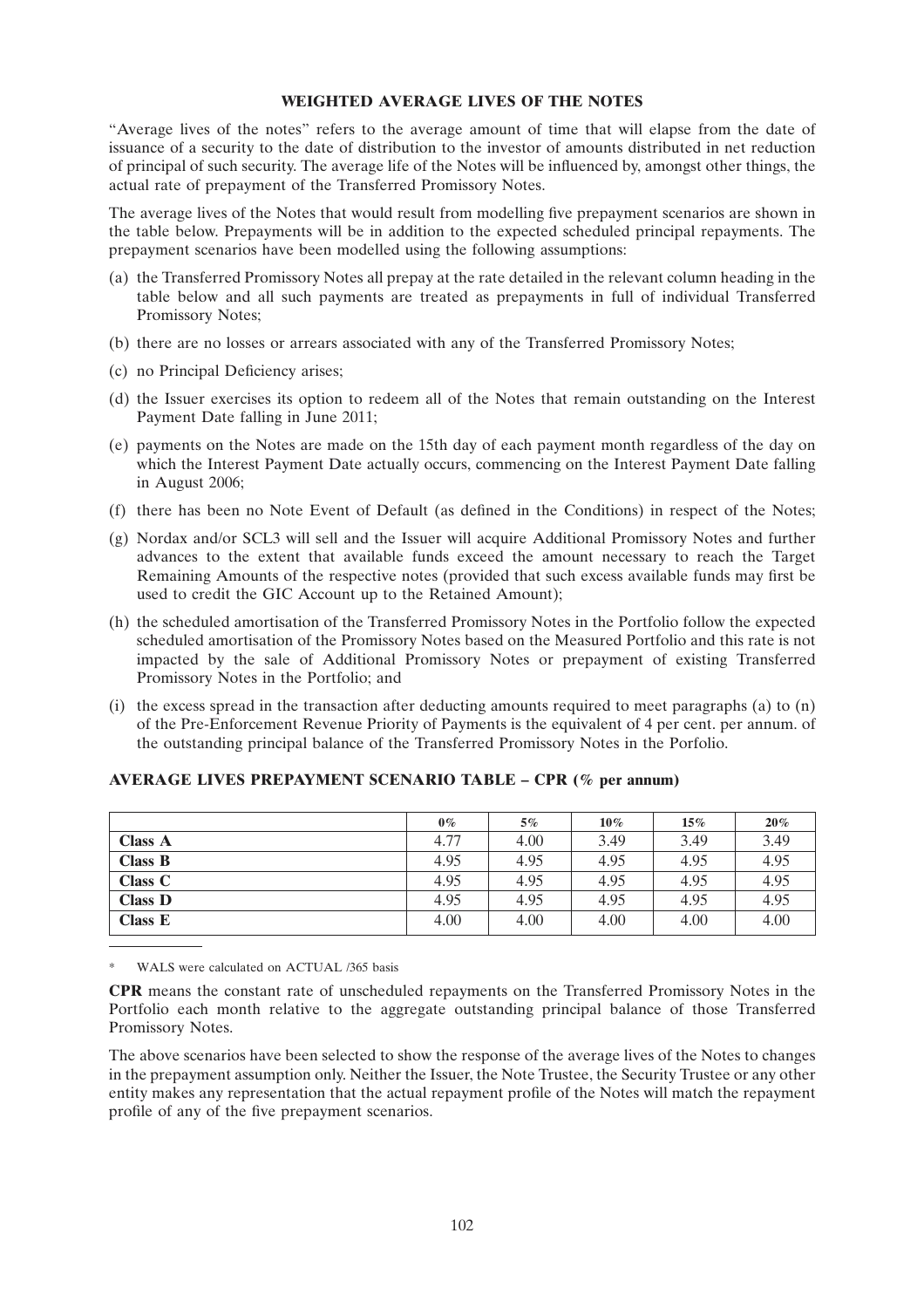## WEIGHTED AVERAGE LIVES OF THE NOTES

"Average lives of the notes" refers to the average amount of time that will elapse from the date of issuance of a security to the date of distribution to the investor of amounts distributed in net reduction of principal of such security. The average life of the Notes will be influenced by, amongst other things, the actual rate of prepayment of the Transferred Promissory Notes.

The average lives of the Notes that would result from modelling five prepayment scenarios are shown in the table below. Prepayments will be in addition to the expected scheduled principal repayments. The prepayment scenarios have been modelled using the following assumptions:

(a) the Transferred Promissory Notes all prepay at the rate detailed in the relevant column heading in the table below and all such payments are treated as prepayments in full of individual Transferred Promissory Notes;

(b) there are no losses or arrears associated with any of the Transferred Promissory Notes;

(c) no Principal Deficiency arises;

(d) the Issuer exercises its option to redeem all of the Notes that remain outstanding on the Interest Payment Date falling in June 2011;

(e) payments on the Notes are made on the 15th day of each payment month regardless of the day on which the Interest Payment Date actually occurs, commencing on the Interest Payment Date falling in August 2006;

(f) there has been no Note Event of Default (as defined in the Conditions) in respect of the Notes;

(g) Nordax and/or SCL3 will sell and the Issuer will acquire Additional Promissory Notes and further advances to the extent that available funds exceed the amount necessary to reach the Target Remaining Amounts of the respective notes (provided that such excess available funds may first be used to credit the GIC Account up to the Retained Amount);

(h) the scheduled amortisation of the Transferred Promissory Notes in the Portfolio follow the expected scheduled amortisation of the Promissory Notes based on the Measured Portfolio and this rate is not impacted by the sale of Additional Promissory Notes or prepayment of existing Transferred Promissory Notes in the Portfolio; and

(i) the excess spread in the transaction after deducting amounts required to meet paragraphs (a) to (n) of the Pre-Enforcement Revenue Priority of Payments is the equivalent of 4 per cent. per annum. of the outstanding principal balance of the Transferred Promissory Notes in the Porfolio.

### AVERAGE LIVES PREPAYMENT SCENARIO TABLE – CPR (% per annum)

| | 0% | 5% | 10% | 15% | 20% |
|---|---|---|---|---|---|
| **Class A** | 4.77 | 4.00 | 3.49 | 3.49 | 3.49 |
| **Class B** | 4.95 | 4.95 | 4.95 | 4.95 | 4.95 |
| **Class C** | 4.95 | 4.95 | 4.95 | 4.95 | 4.95 |
| **Class D** | 4.95 | 4.95 | 4.95 | 4.95 | 4.95 |
| **Class E** | 4.00 | 4.00 | 4.00 | 4.00 | 4.00 |

\* WALS were calculated on ACTUAL /365 basis

**CPR** means the constant rate of unscheduled repayments on the Transferred Promissory Notes in the Portfolio each month relative to the aggregate outstanding principal balance of those Transferred Promissory Notes.

The above scenarios have been selected to show the response of the average lives of the Notes to changes in the prepayment assumption only. Neither the Issuer, the Note Trustee, the Security Trustee or any other entity makes any representation that the actual repayment profile of the Notes will match the repayment profile of any of the five prepayment scenarios.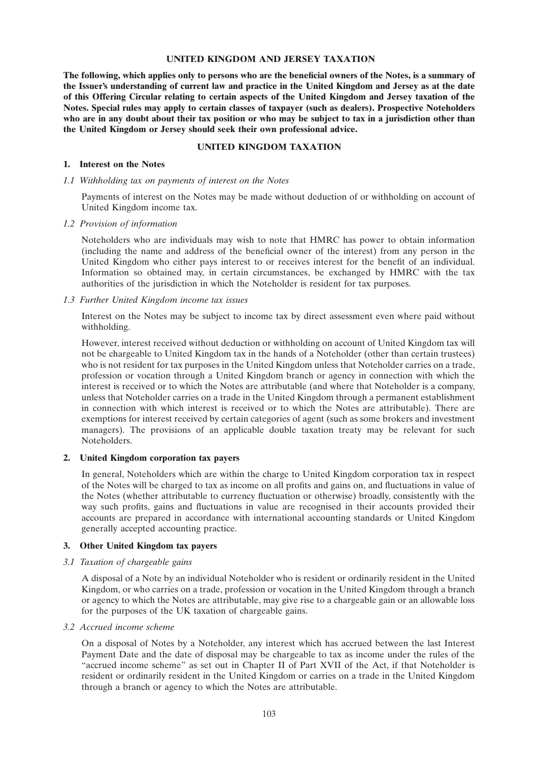# UNITED KINGDOM AND JERSEY TAXATION

**The following, which applies only to persons who are the beneficial owners of the Notes, is a summary of the Issuer's understanding of current law and practice in the United Kingdom and Jersey as at the date of this Offering Circular relating to certain aspects of the United Kingdom and Jersey taxation of the Notes. Special rules may apply to certain classes of taxpayer (such as dealers). Prospective Noteholders who are in any doubt about their tax position or who may be subject to tax in a jurisdiction other than the United Kingdom or Jersey should seek their own professional advice.**

## UNITED KINGDOM TAXATION

### 1. Interest on the Notes

*1.1 Withholding tax on payments of interest on the Notes*

Payments of interest on the Notes may be made without deduction of or withholding on account of United Kingdom income tax.

*1.2 Provision of information*

Noteholders who are individuals may wish to note that HMRC has power to obtain information (including the name and address of the beneficial owner of the interest) from any person in the United Kingdom who either pays interest to or receives interest for the benefit of an individual. Information so obtained may, in certain circumstances, be exchanged by HMRC with the tax authorities of the jurisdiction in which the Noteholder is resident for tax purposes.

*1.3 Further United Kingdom income tax issues*

Interest on the Notes may be subject to income tax by direct assessment even where paid without withholding.

However, interest received without deduction or withholding on account of United Kingdom tax will not be chargeable to United Kingdom tax in the hands of a Noteholder (other than certain trustees) who is not resident for tax purposes in the United Kingdom unless that Noteholder carries on a trade, profession or vocation through a United Kingdom branch or agency in connection with which the interest is received or to which the Notes are attributable (and where that Noteholder is a company, unless that Noteholder carries on a trade in the United Kingdom through a permanent establishment in connection with which interest is received or to which the Notes are attributable). There are exemptions for interest received by certain categories of agent (such as some brokers and investment managers). The provisions of an applicable double taxation treaty may be relevant for such Noteholders.

### 2. United Kingdom corporation tax payers

In general, Noteholders which are within the charge to United Kingdom corporation tax in respect of the Notes will be charged to tax as income on all profits and gains on, and fluctuations in value of the Notes (whether attributable to currency fluctuation or otherwise) broadly, consistently with the way such profits, gains and fluctuations in value are recognised in their accounts provided their accounts are prepared in accordance with international accounting standards or United Kingdom generally accepted accounting practice.

### 3. Other United Kingdom tax payers

*3.1 Taxation of chargeable gains*

A disposal of a Note by an individual Noteholder who is resident or ordinarily resident in the United Kingdom, or who carries on a trade, profession or vocation in the United Kingdom through a branch or agency to which the Notes are attributable, may give rise to a chargeable gain or an allowable loss for the purposes of the UK taxation of chargeable gains.

*3.2 Accrued income scheme*

On a disposal of Notes by a Noteholder, any interest which has accrued between the last Interest Payment Date and the date of disposal may be chargeable to tax as income under the rules of the "accrued income scheme" as set out in Chapter II of Part XVII of the Act, if that Noteholder is resident or ordinarily resident in the United Kingdom or carries on a trade in the United Kingdom through a branch or agency to which the Notes are attributable.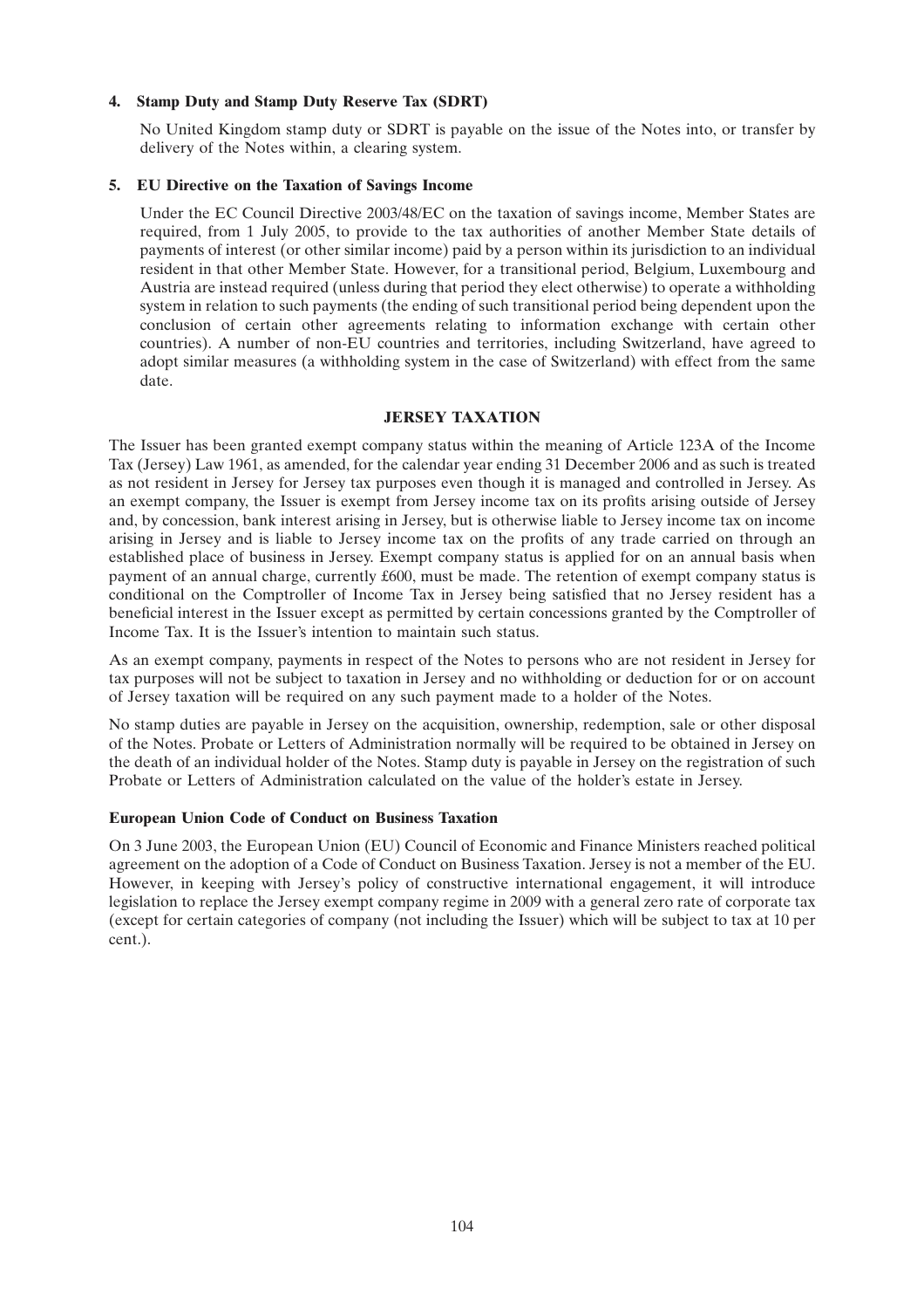**4. Stamp Duty and Stamp Duty Reserve Tax (SDRT)**

No United Kingdom stamp duty or SDRT is payable on the issue of the Notes into, or transfer by delivery of the Notes within, a clearing system.

**5. EU Directive on the Taxation of Savings Income**

Under the EC Council Directive 2003/48/EC on the taxation of savings income, Member States are required, from 1 July 2005, to provide to the tax authorities of another Member State details of payments of interest (or other similar income) paid by a person within its jurisdiction to an individual resident in that other Member State. However, for a transitional period, Belgium, Luxembourg and Austria are instead required (unless during that period they elect otherwise) to operate a withholding system in relation to such payments (the ending of such transitional period being dependent upon the conclusion of certain other agreements relating to information exchange with certain other countries). A number of non-EU countries and territories, including Switzerland, have agreed to adopt similar measures (a withholding system in the case of Switzerland) with effect from the same date.

## JERSEY TAXATION

The Issuer has been granted exempt company status within the meaning of Article 123A of the Income Tax (Jersey) Law 1961, as amended, for the calendar year ending 31 December 2006 and as such is treated as not resident in Jersey for Jersey tax purposes even though it is managed and controlled in Jersey. As an exempt company, the Issuer is exempt from Jersey income tax on its profits arising outside of Jersey and, by concession, bank interest arising in Jersey, but is otherwise liable to Jersey income tax on income arising in Jersey and is liable to Jersey income tax on the profits of any trade carried on through an established place of business in Jersey. Exempt company status is applied for on an annual basis when payment of an annual charge, currently £600, must be made. The retention of exempt company status is conditional on the Comptroller of Income Tax in Jersey being satisfied that no Jersey resident has a beneficial interest in the Issuer except as permitted by certain concessions granted by the Comptroller of Income Tax. It is the Issuer's intention to maintain such status.

As an exempt company, payments in respect of the Notes to persons who are not resident in Jersey for tax purposes will not be subject to taxation in Jersey and no withholding or deduction for or on account of Jersey taxation will be required on any such payment made to a holder of the Notes.

No stamp duties are payable in Jersey on the acquisition, ownership, redemption, sale or other disposal of the Notes. Probate or Letters of Administration normally will be required to be obtained in Jersey on the death of an individual holder of the Notes. Stamp duty is payable in Jersey on the registration of such Probate or Letters of Administration calculated on the value of the holder's estate in Jersey.

**European Union Code of Conduct on Business Taxation**

On 3 June 2003, the European Union (EU) Council of Economic and Finance Ministers reached political agreement on the adoption of a Code of Conduct on Business Taxation. Jersey is not a member of the EU. However, in keeping with Jersey's policy of constructive international engagement, it will introduce legislation to replace the Jersey exempt company regime in 2009 with a general zero rate of corporate tax (except for certain categories of company (not including the Issuer) which will be subject to tax at 10 per cent.).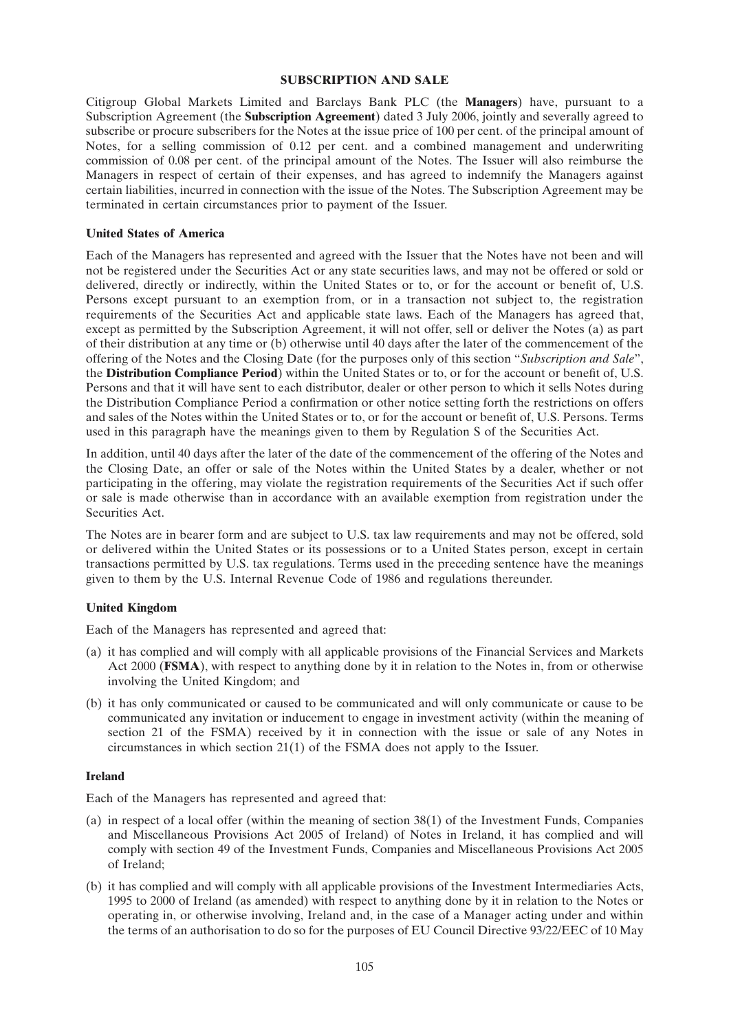## SUBSCRIPTION AND SALE

Citigroup Global Markets Limited and Barclays Bank PLC (the **Managers**) have, pursuant to a Subscription Agreement (the **Subscription Agreement**) dated 3 July 2006, jointly and severally agreed to subscribe or procure subscribers for the Notes at the issue price of 100 per cent. of the principal amount of Notes, for a selling commission of 0.12 per cent. and a combined management and underwriting commission of 0.08 per cent. of the principal amount of the Notes. The Issuer will also reimburse the Managers in respect of certain of their expenses, and has agreed to indemnify the Managers against certain liabilities, incurred in connection with the issue of the Notes. The Subscription Agreement may be terminated in certain circumstances prior to payment of the Issuer.

### United States of America

Each of the Managers has represented and agreed with the Issuer that the Notes have not been and will not be registered under the Securities Act or any state securities laws, and may not be offered or sold or delivered, directly or indirectly, within the United States or to, or for the account or benefit of, U.S. Persons except pursuant to an exemption from, or in a transaction not subject to, the registration requirements of the Securities Act and applicable state laws. Each of the Managers has agreed that, except as permitted by the Subscription Agreement, it will not offer, sell or deliver the Notes (a) as part of their distribution at any time or (b) otherwise until 40 days after the later of the commencement of the offering of the Notes and the Closing Date (for the purposes only of this section "*Subscription and Sale*", the **Distribution Compliance Period**) within the United States or to, or for the account or benefit of, U.S. Persons and that it will have sent to each distributor, dealer or other person to which it sells Notes during the Distribution Compliance Period a confirmation or other notice setting forth the restrictions on offers and sales of the Notes within the United States or to, or for the account or benefit of, U.S. Persons. Terms used in this paragraph have the meanings given to them by Regulation S of the Securities Act.

In addition, until 40 days after the later of the date of the commencement of the offering of the Notes and the Closing Date, an offer or sale of the Notes within the United States by a dealer, whether or not participating in the offering, may violate the registration requirements of the Securities Act if such offer or sale is made otherwise than in accordance with an available exemption from registration under the Securities Act.

The Notes are in bearer form and are subject to U.S. tax law requirements and may not be offered, sold or delivered within the United States or its possessions or to a United States person, except in certain transactions permitted by U.S. tax regulations. Terms used in the preceding sentence have the meanings given to them by the U.S. Internal Revenue Code of 1986 and regulations thereunder.

### United Kingdom

Each of the Managers has represented and agreed that:

(a) it has complied and will comply with all applicable provisions of the Financial Services and Markets Act 2000 (**FSMA**), with respect to anything done by it in relation to the Notes in, from or otherwise involving the United Kingdom; and

(b) it has only communicated or caused to be communicated and will only communicate or cause to be communicated any invitation or inducement to engage in investment activity (within the meaning of section 21 of the FSMA) received by it in connection with the issue or sale of any Notes in circumstances in which section 21(1) of the FSMA does not apply to the Issuer.

### Ireland

Each of the Managers has represented and agreed that:

(a) in respect of a local offer (within the meaning of section 38(1) of the Investment Funds, Companies and Miscellaneous Provisions Act 2005 of Ireland) of Notes in Ireland, it has complied and will comply with section 49 of the Investment Funds, Companies and Miscellaneous Provisions Act 2005 of Ireland;

(b) it has complied and will comply with all applicable provisions of the Investment Intermediaries Acts, 1995 to 2000 of Ireland (as amended) with respect to anything done by it in relation to the Notes or operating in, or otherwise involving, Ireland and, in the case of a Manager acting under and within the terms of an authorisation to do so for the purposes of EU Council Directive 93/22/EEC of 10 May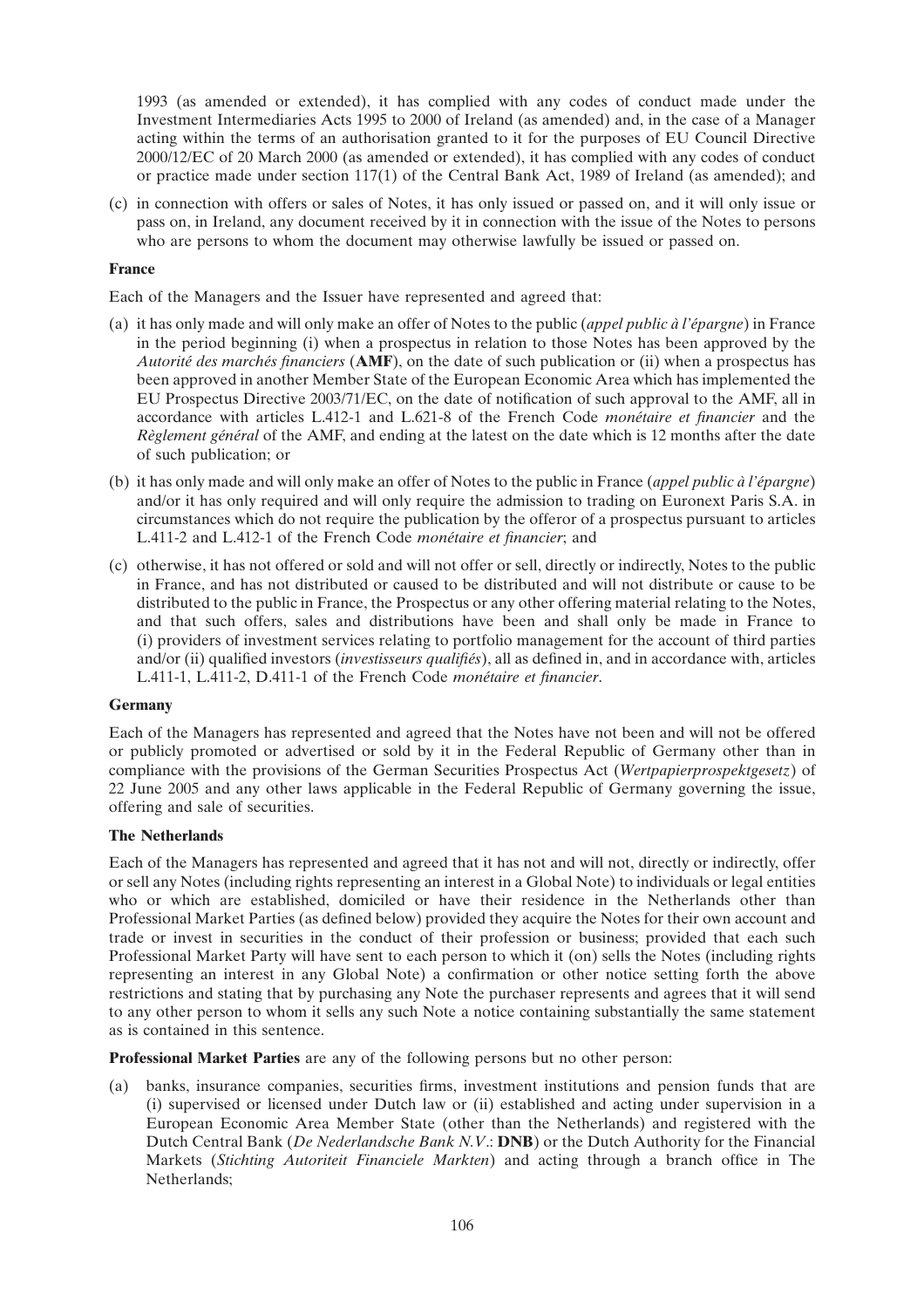1993 (as amended or extended), it has complied with any codes of conduct made under the Investment Intermediaries Acts 1995 to 2000 of Ireland (as amended) and, in the case of a Manager acting within the terms of an authorisation granted to it for the purposes of EU Council Directive 2000/12/EC of 20 March 2000 (as amended or extended), it has complied with any codes of conduct or practice made under section 117(1) of the Central Bank Act, 1989 of Ireland (as amended); and

(c) in connection with offers or sales of Notes, it has only issued or passed on, and it will only issue or pass on, in Ireland, any document received by it in connection with the issue of the Notes to persons who are persons to whom the document may otherwise lawfully be issued or passed on.

**France**

Each of the Managers and the Issuer have represented and agreed that:

(a) it has only made and will only make an offer of Notes to the public (*appel public à l'épargne*) in France in the period beginning (i) when a prospectus in relation to those Notes has been approved by the *Autorité des marchés financiers* (**AMF**), on the date of such publication or (ii) when a prospectus has been approved in another Member State of the European Economic Area which has implemented the EU Prospectus Directive 2003/71/EC, on the date of notification of such approval to the AMF, all in accordance with articles L.412-1 and L.621-8 of the French Code *monétaire et financier* and the *Règlement général* of the AMF, and ending at the latest on the date which is 12 months after the date of such publication; or

(b) it has only made and will only make an offer of Notes to the public in France (*appel public à l'épargne*) and/or it has only required and will only require the admission to trading on Euronext Paris S.A. in circumstances which do not require the publication by the offeror of a prospectus pursuant to articles L.411-2 and L.412-1 of the French Code *monétaire et financier*; and

(c) otherwise, it has not offered or sold and will not offer or sell, directly or indirectly, Notes to the public in France, and has not distributed or caused to be distributed and will not distribute or cause to be distributed to the public in France, the Prospectus or any other offering material relating to the Notes, and that such offers, sales and distributions have been and shall only be made in France to (i) providers of investment services relating to portfolio management for the account of third parties and/or (ii) qualified investors (*investisseurs qualifiés*), all as defined in, and in accordance with, articles L.411-1, L.411-2, D.411-1 of the French Code *monétaire et financier*.

**Germany**

Each of the Managers has represented and agreed that the Notes have not been and will not be offered or publicly promoted or advertised or sold by it in the Federal Republic of Germany other than in compliance with the provisions of the German Securities Prospectus Act (*Wertpapierprospektgesetz*) of 22 June 2005 and any other laws applicable in the Federal Republic of Germany governing the issue, offering and sale of securities.

**The Netherlands**

Each of the Managers has represented and agreed that it has not and will not, directly or indirectly, offer or sell any Notes (including rights representing an interest in a Global Note) to individuals or legal entities who or which are established, domiciled or have their residence in the Netherlands other than Professional Market Parties (as defined below) provided they acquire the Notes for their own account and trade or invest in securities in the conduct of their profession or business; provided that each such Professional Market Party will have sent to each person to which it (on) sells the Notes (including rights representing an interest in any Global Note) a confirmation or other notice setting forth the above restrictions and stating that by purchasing any Note the purchaser represents and agrees that it will send to any other person to whom it sells any such Note a notice containing substantially the same statement as is contained in this sentence.

**Professional Market Parties** are any of the following persons but no other person:

(a) banks, insurance companies, securities firms, investment institutions and pension funds that are (i) supervised or licensed under Dutch law or (ii) established and acting under supervision in a European Economic Area Member State (other than the Netherlands) and registered with the Dutch Central Bank (*De Nederlandsche Bank N.V*.: **DNB**) or the Dutch Authority for the Financial Markets (*Stichting Autoriteit Financiele Markten*) and acting through a branch office in The Netherlands;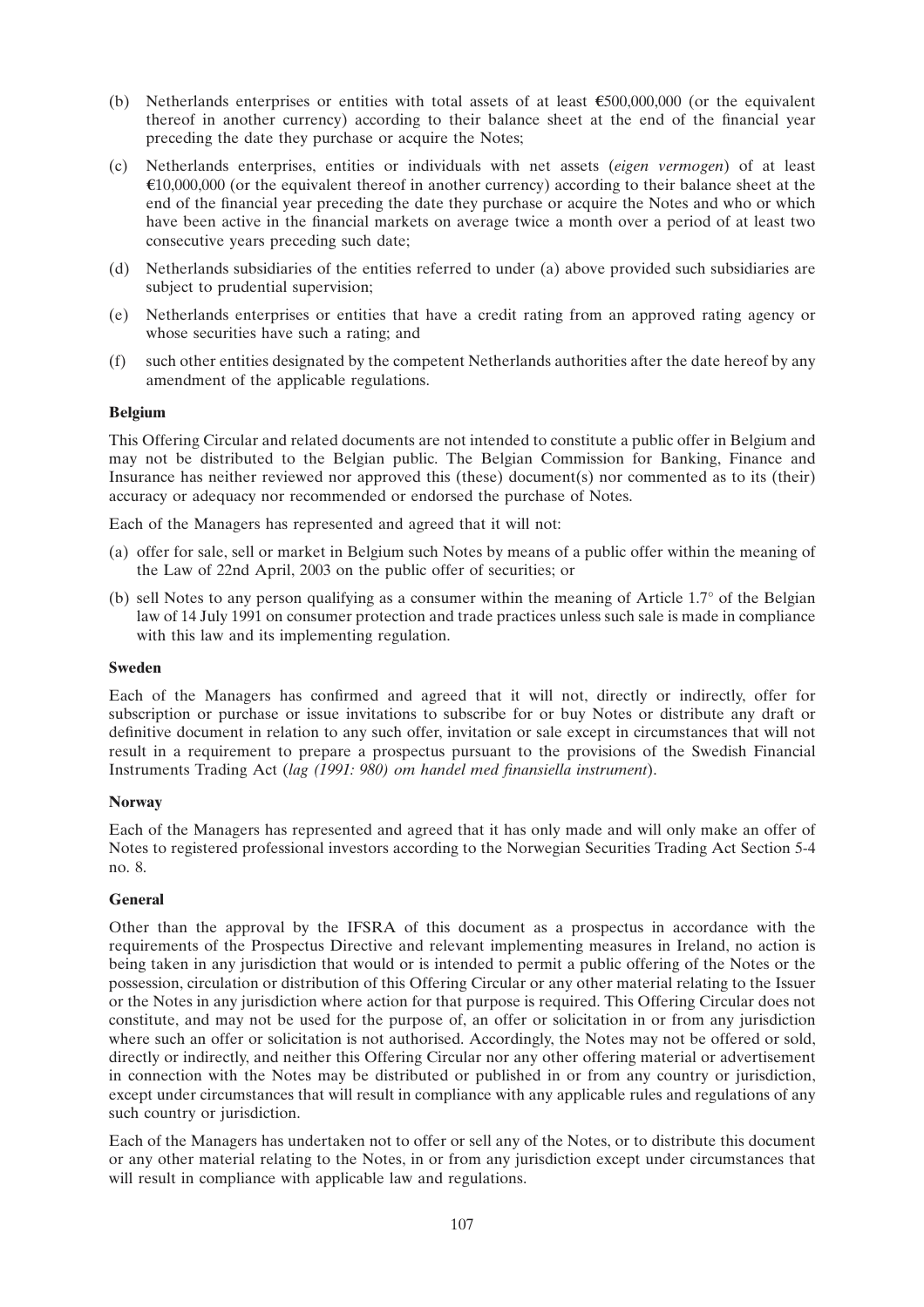(b) Netherlands enterprises or entities with total assets of at least €500,000,000 (or the equivalent thereof in another currency) according to their balance sheet at the end of the financial year preceding the date they purchase or acquire the Notes;

(c) Netherlands enterprises, entities or individuals with net assets (*eigen vermogen*) of at least €10,000,000 (or the equivalent thereof in another currency) according to their balance sheet at the end of the financial year preceding the date they purchase or acquire the Notes and who or which have been active in the financial markets on average twice a month over a period of at least two consecutive years preceding such date;

(d) Netherlands subsidiaries of the entities referred to under (a) above provided such subsidiaries are subject to prudential supervision;

(e) Netherlands enterprises or entities that have a credit rating from an approved rating agency or whose securities have such a rating; and

(f) such other entities designated by the competent Netherlands authorities after the date hereof by any amendment of the applicable regulations.

**Belgium**

This Offering Circular and related documents are not intended to constitute a public offer in Belgium and may not be distributed to the Belgian public. The Belgian Commission for Banking, Finance and Insurance has neither reviewed nor approved this (these) document(s) nor commented as to its (their) accuracy or adequacy nor recommended or endorsed the purchase of Notes.

Each of the Managers has represented and agreed that it will not:

(a) offer for sale, sell or market in Belgium such Notes by means of a public offer within the meaning of the Law of 22nd April, 2003 on the public offer of securities; or

(b) sell Notes to any person qualifying as a consumer within the meaning of Article 1.7° of the Belgian law of 14 July 1991 on consumer protection and trade practices unless such sale is made in compliance with this law and its implementing regulation.

**Sweden**

Each of the Managers has confirmed and agreed that it will not, directly or indirectly, offer for subscription or purchase or issue invitations to subscribe for or buy Notes or distribute any draft or definitive document in relation to any such offer, invitation or sale except in circumstances that will not result in a requirement to prepare a prospectus pursuant to the provisions of the Swedish Financial Instruments Trading Act (*lag (1991: 980) om handel med finansiella instrument*).

**Norway**

Each of the Managers has represented and agreed that it has only made and will only make an offer of Notes to registered professional investors according to the Norwegian Securities Trading Act Section 5-4 no. 8.

**General**

Other than the approval by the IFSRA of this document as a prospectus in accordance with the requirements of the Prospectus Directive and relevant implementing measures in Ireland, no action is being taken in any jurisdiction that would or is intended to permit a public offering of the Notes or the possession, circulation or distribution of this Offering Circular or any other material relating to the Issuer or the Notes in any jurisdiction where action for that purpose is required. This Offering Circular does not constitute, and may not be used for the purpose of, an offer or solicitation in or from any jurisdiction where such an offer or solicitation is not authorised. Accordingly, the Notes may not be offered or sold, directly or indirectly, and neither this Offering Circular nor any other offering material or advertisement in connection with the Notes may be distributed or published in or from any country or jurisdiction, except under circumstances that will result in compliance with any applicable rules and regulations of any such country or jurisdiction.

Each of the Managers has undertaken not to offer or sell any of the Notes, or to distribute this document or any other material relating to the Notes, in or from any jurisdiction except under circumstances that will result in compliance with applicable law and regulations.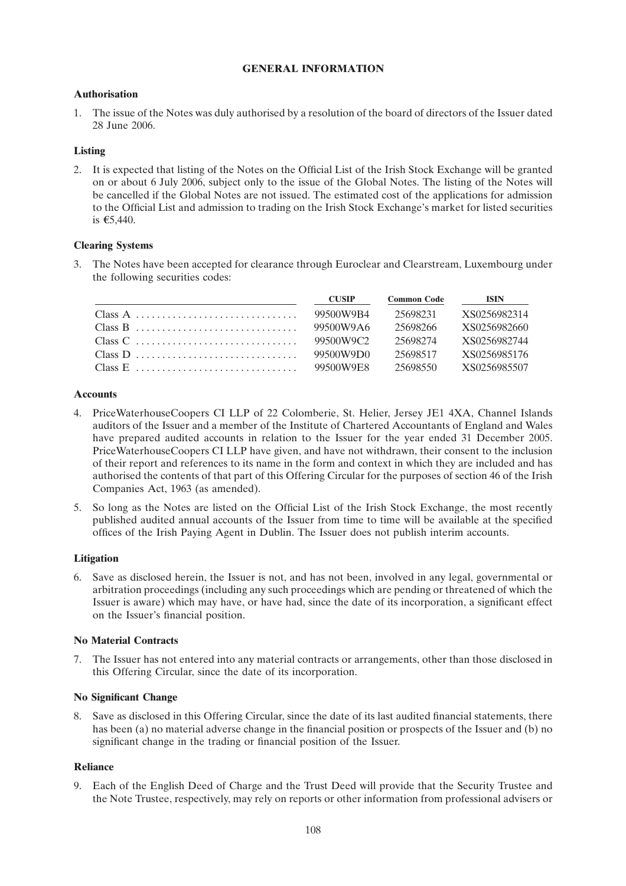# GENERAL INFORMATION

## Authorisation

1. The issue of the Notes was duly authorised by a resolution of the board of directors of the Issuer dated 28 June 2006.

## Listing

2. It is expected that listing of the Notes on the Official List of the Irish Stock Exchange will be granted on or about 6 July 2006, subject only to the issue of the Global Notes. The listing of the Notes will be cancelled if the Global Notes are not issued. The estimated cost of the applications for admission to the Official List and admission to trading on the Irish Stock Exchange's market for listed securities is €5,440.

## Clearing Systems

3. The Notes have been accepted for clearance through Euroclear and Clearstream, Luxembourg under the following securities codes:

| | CUSIP | Common Code | ISIN |
|---|---|---|---|
| Class A | 99500W9B4 | 25698231 | XS0256982314 |
| Class B | 99500W9A6 | 25698266 | XS0256982660 |
| Class C | 99500W9C2 | 25698274 | XS0256982744 |
| Class D | 99500W9D0 | 25698517 | XS0256985176 |
| Class E | 99500W9E8 | 25698550 | XS0256985507 |

## Accounts

4. PriceWaterhouseCoopers CI LLP of 22 Colomberie, St. Helier, Jersey JE1 4XA, Channel Islands auditors of the Issuer and a member of the Institute of Chartered Accountants of England and Wales have prepared audited accounts in relation to the Issuer for the year ended 31 December 2005. PriceWaterhouseCoopers CI LLP have given, and have not withdrawn, their consent to the inclusion of their report and references to its name in the form and context in which they are included and has authorised the contents of that part of this Offering Circular for the purposes of section 46 of the Irish Companies Act, 1963 (as amended).

5. So long as the Notes are listed on the Official List of the Irish Stock Exchange, the most recently published audited annual accounts of the Issuer from time to time will be available at the specified offices of the Irish Paying Agent in Dublin. The Issuer does not publish interim accounts.

## Litigation

6. Save as disclosed herein, the Issuer is not, and has not been, involved in any legal, governmental or arbitration proceedings (including any such proceedings which are pending or threatened of which the Issuer is aware) which may have, or have had, since the date of its incorporation, a significant effect on the Issuer's financial position.

## No Material Contracts

7. The Issuer has not entered into any material contracts or arrangements, other than those disclosed in this Offering Circular, since the date of its incorporation.

## No Significant Change

8. Save as disclosed in this Offering Circular, since the date of its last audited financial statements, there has been (a) no material adverse change in the financial position or prospects of the Issuer and (b) no significant change in the trading or financial position of the Issuer.

## Reliance

9. Each of the English Deed of Charge and the Trust Deed will provide that the Security Trustee and the Note Trustee, respectively, may rely on reports or other information from professional advisers or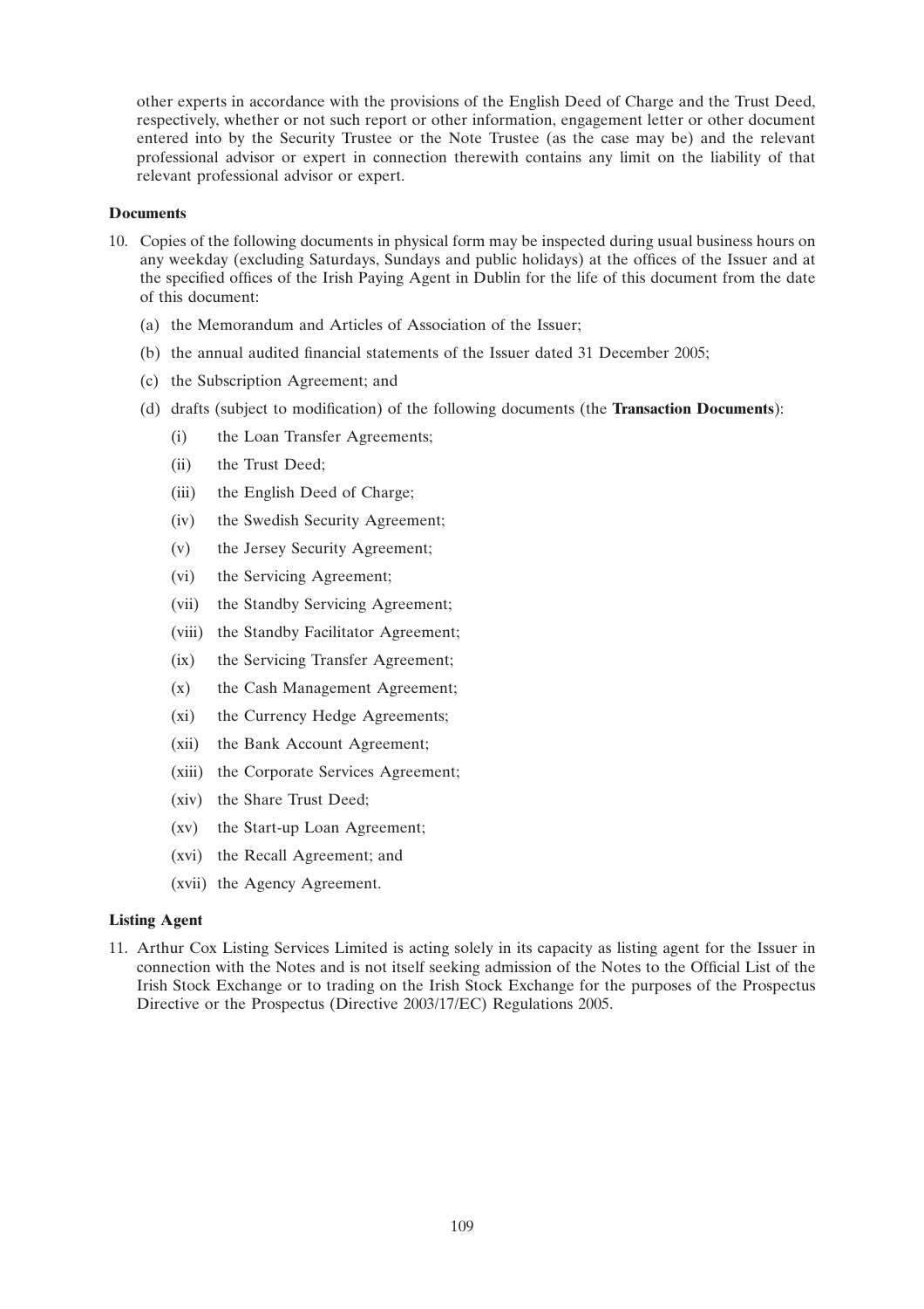other experts in accordance with the provisions of the English Deed of Charge and the Trust Deed, respectively, whether or not such report or other information, engagement letter or other document entered into by the Security Trustee or the Note Trustee (as the case may be) and the relevant professional advisor or expert in connection therewith contains any limit on the liability of that relevant professional advisor or expert.

**Documents**

10. Copies of the following documents in physical form may be inspected during usual business hours on any weekday (excluding Saturdays, Sundays and public holidays) at the offices of the Issuer and at the specified offices of the Irish Paying Agent in Dublin for the life of this document from the date of this document:
    (a) the Memorandum and Articles of Association of the Issuer;
    (b) the annual audited financial statements of the Issuer dated 31 December 2005;
    (c) the Subscription Agreement; and
    (d) drafts (subject to modification) of the following documents (the **Transaction Documents**):
        (i) the Loan Transfer Agreements;
        (ii) the Trust Deed;
        (iii) the English Deed of Charge;
        (iv) the Swedish Security Agreement;
        (v) the Jersey Security Agreement;
        (vi) the Servicing Agreement;
        (vii) the Standby Servicing Agreement;
        (viii) the Standby Facilitator Agreement;
        (ix) the Servicing Transfer Agreement;
        (x) the Cash Management Agreement;
        (xi) the Currency Hedge Agreements;
        (xii) the Bank Account Agreement;
        (xiii) the Corporate Services Agreement;
        (xiv) the Share Trust Deed;
        (xv) the Start-up Loan Agreement;
        (xvi) the Recall Agreement; and
        (xvii) the Agency Agreement.

**Listing Agent**

11. Arthur Cox Listing Services Limited is acting solely in its capacity as listing agent for the Issuer in connection with the Notes and is not itself seeking admission of the Notes to the Official List of the Irish Stock Exchange or to trading on the Irish Stock Exchange for the purposes of the Prospectus Directive or the Prospectus (Directive 2003/17/EC) Regulations 2005.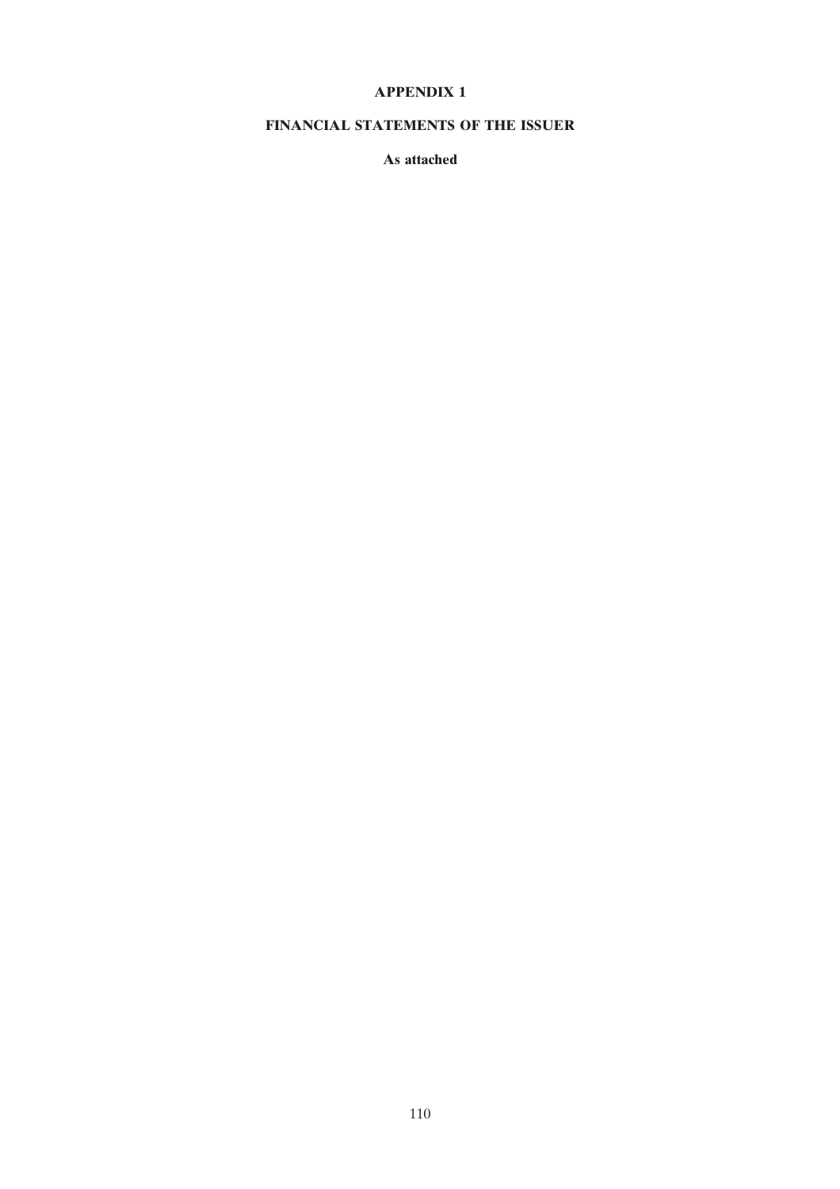# APPENDIX 1

## FINANCIAL STATEMENTS OF THE ISSUER

**As attached**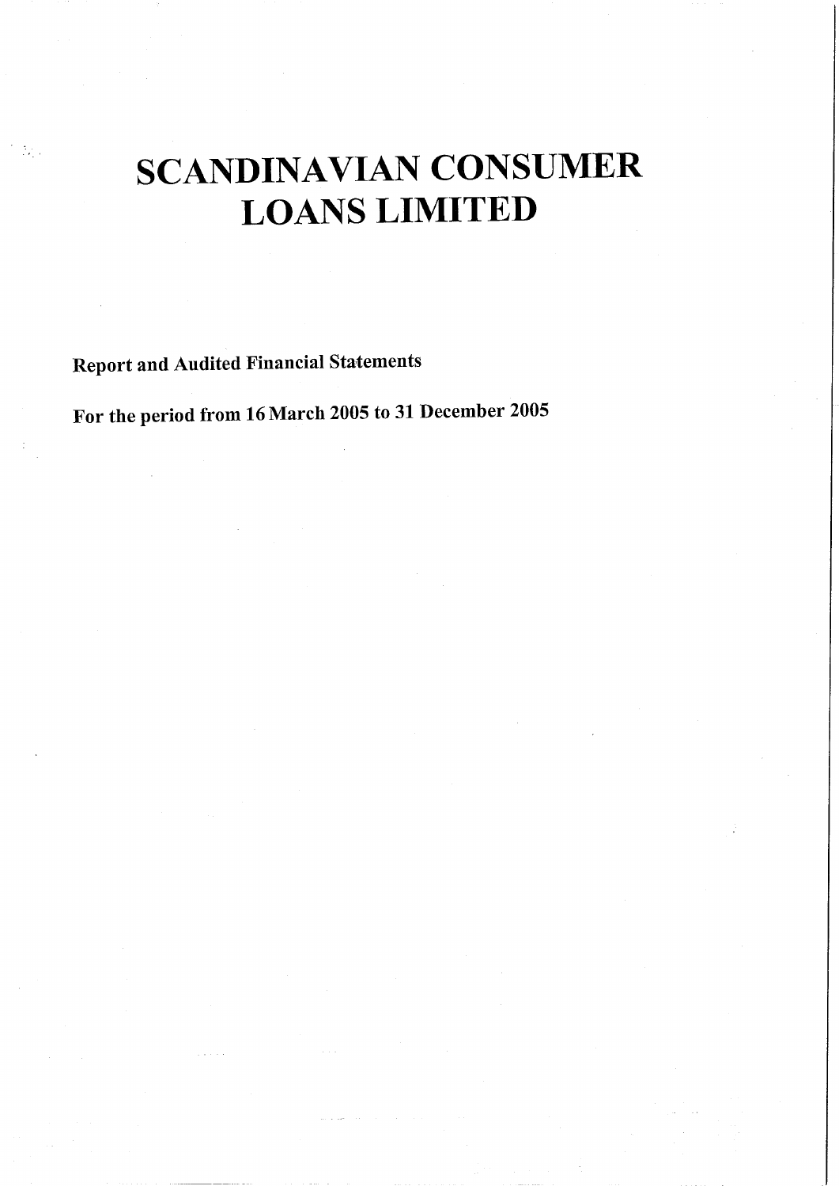# SCANDINAVIAN CONSUMER LOANS LIMITED

**Report and Audited Financial Statements**

**For the period from 16 March 2005 to 31 December 2005**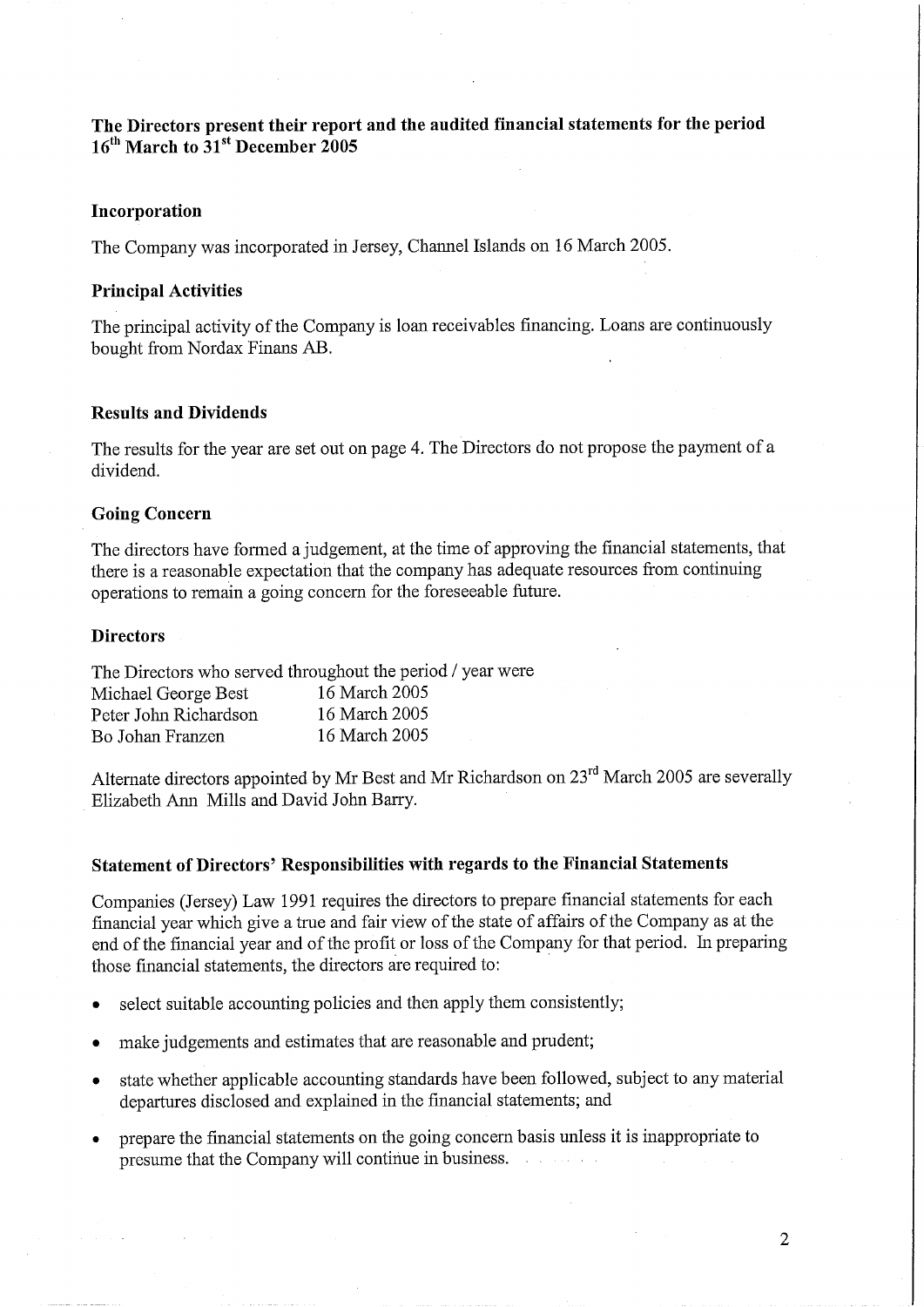**The Directors present their report and the audited financial statements for the period 16th March to 31st December 2005**

**Incorporation**

The Company was incorporated in Jersey, Channel Islands on 16 March 2005.

**Principal Activities**

The principal activity of the Company is loan receivables financing. Loans are continuously bought from Nordax Finans AB.

**Results and Dividends**

The results for the year are set out on page 4. The Directors do not propose the payment of a dividend.

**Going Concern**

The directors have formed a judgement, at the time of approving the financial statements, that there is a reasonable expectation that the company has adequate resources from continuing operations to remain a going concern for the foreseeable future.

**Directors**

The Directors who served throughout the period / year were

| | |
|---|---|
| Michael George Best | 16 March 2005 |
| Peter John Richardson | 16 March 2005 |
| Bo Johan Franzen | 16 March 2005 |

Alternate directors appointed by Mr Best and Mr Richardson on 23rd March 2005 are severally Elizabeth Ann Mills and David John Barry.

**Statement of Directors' Responsibilities with regards to the Financial Statements**

Companies (Jersey) Law 1991 requires the directors to prepare financial statements for each financial year which give a true and fair view of the state of affairs of the Company as at the end of the financial year and of the profit or loss of the Company for that period. In preparing those financial statements, the directors are required to:

- select suitable accounting policies and then apply them consistently;
- make judgements and estimates that are reasonable and prudent;
- state whether applicable accounting standards have been followed, subject to any material departures disclosed and explained in the financial statements; and
- prepare the financial statements on the going concern basis unless it is inappropriate to presume that the Company will continue in business.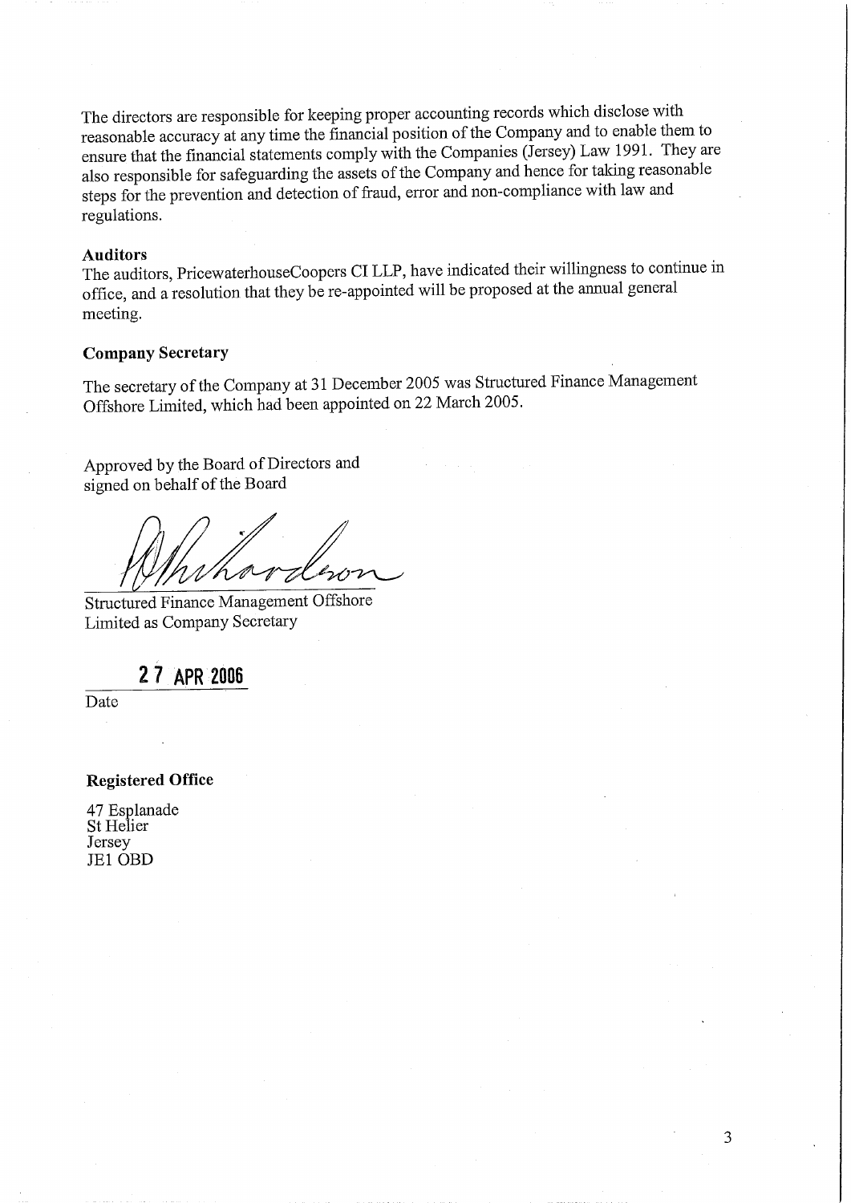The directors are responsible for keeping proper accounting records which disclose with reasonable accuracy at any time the financial position of the Company and to enable them to ensure that the financial statements comply with the Companies (Jersey) Law 1991. They are also responsible for safeguarding the assets of the Company and hence for taking reasonable steps for the prevention and detection of fraud, error and non-compliance with law and regulations.

**Auditors**

The auditors, PricewaterhouseCoopers CI LLP, have indicated their willingness to continue in office, and a resolution that they be re-appointed will be proposed at the annual general meeting.

**Company Secretary**

The secretary of the Company at 31 December 2005 was Structured Finance Management Offshore Limited, which had been appointed on 22 March 2005.

Approved by the Board of Directors and signed on behalf of the Board

Structured Finance Management Offshore Limited as Company Secretary

27 APR 2006

Date

**Registered Office**

47 Esplanade
St Helier
Jersey
JE1 0BD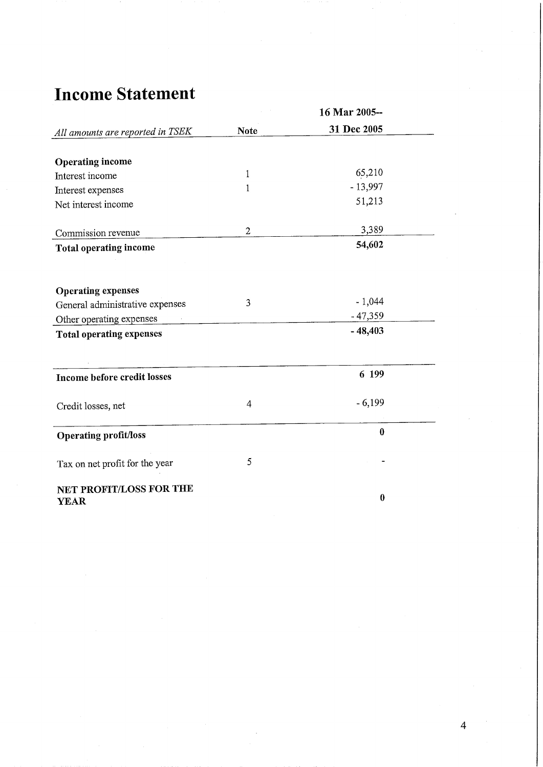# Income Statement

| *All amounts are reported in TSEK* | Note | 16 Mar 2005-- 31 Dec 2005 |
|---|---|---|
| **Operating income** | | |
| Interest income | 1 | 65,210 |
| Interest expenses | 1 | - 13,997 |
| Net interest income | | 51,213 |
| Commission revenue | 2 | 3,389 |
| **Total operating income** | | **54,602** |
| **Operating expenses** | | |
| General administrative expenses | 3 | - 1,044 |
| Other operating expenses | | - 47,359 |
| **Total operating expenses** | | **- 48,403** |
| **Income before credit losses** | | **6 199** |
| Credit losses, net | 4 | - 6,199 |
| **Operating profit/loss** | | **0** |
| Tax on net profit for the year | 5 | - |
| **NET PROFIT/LOSS FOR THE YEAR** | | **0** |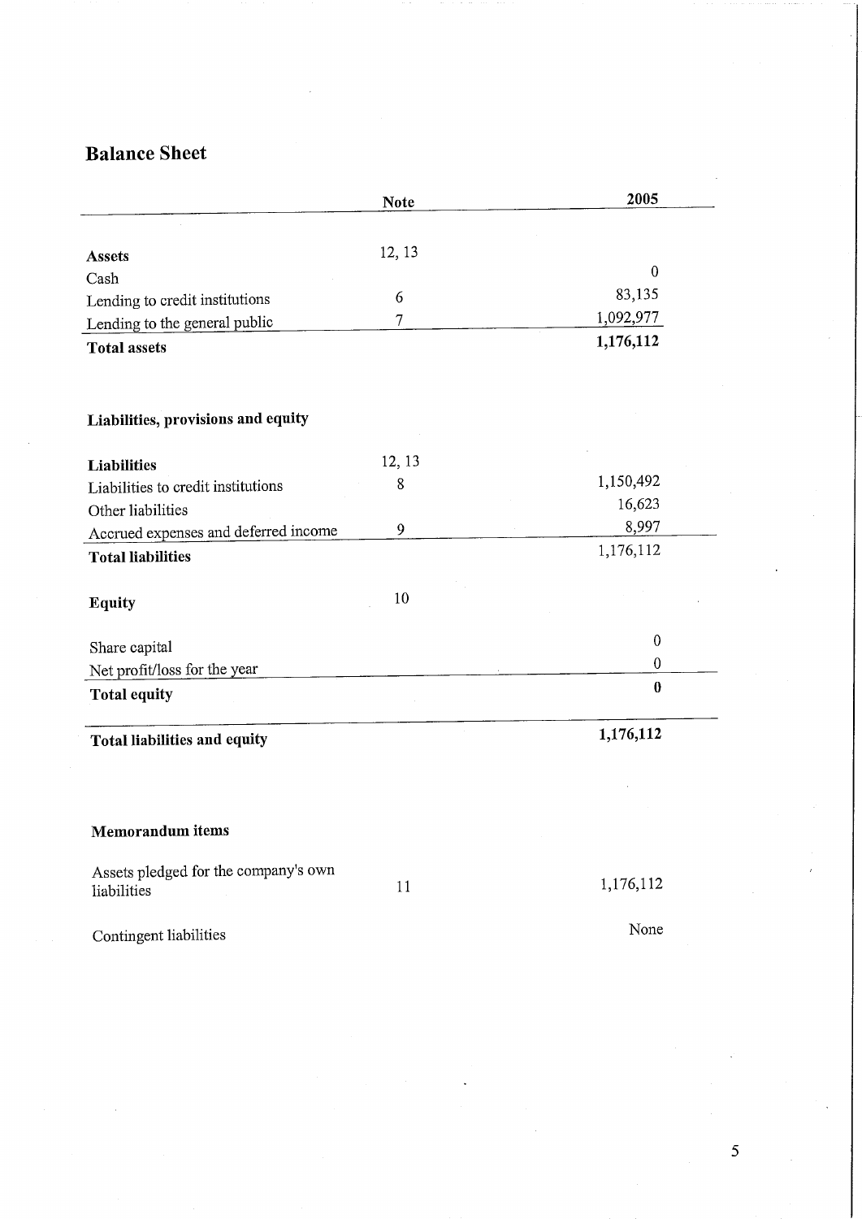# Balance Sheet

| | Note | 2005 |
|---|---|---|
| **Assets** | 12, 13 | |
| Cash | | 0 |
| Lending to credit institutions | 6 | 83,135 |
| Lending to the general public | 7 | 1,092,977 |
| **Total assets** | | **1,176,112** |
| | | |
| **Liabilities, provisions and equity** | | |
| | | |
| **Liabilities** | 12, 13 | |
| Liabilities to credit institutions | 8 | 1,150,492 |
| Other liabilities | | 16,623 |
| Accrued expenses and deferred income | 9 | 8,997 |
| **Total liabilities** | | 1,176,112 |
| | | |
| **Equity** | 10 | |
| | | |
| Share capital | | 0 |
| Net profit/loss for the year | | 0 |
| **Total equity** | | **0** |
| | | |
| **Total liabilities and equity** | | **1,176,112** |

**Memorandum items**

| | Note | 2005 |
|---|---|---|
| Assets pledged for the company's own liabilities | 11 | 1,176,112 |
| Contingent liabilities | | None |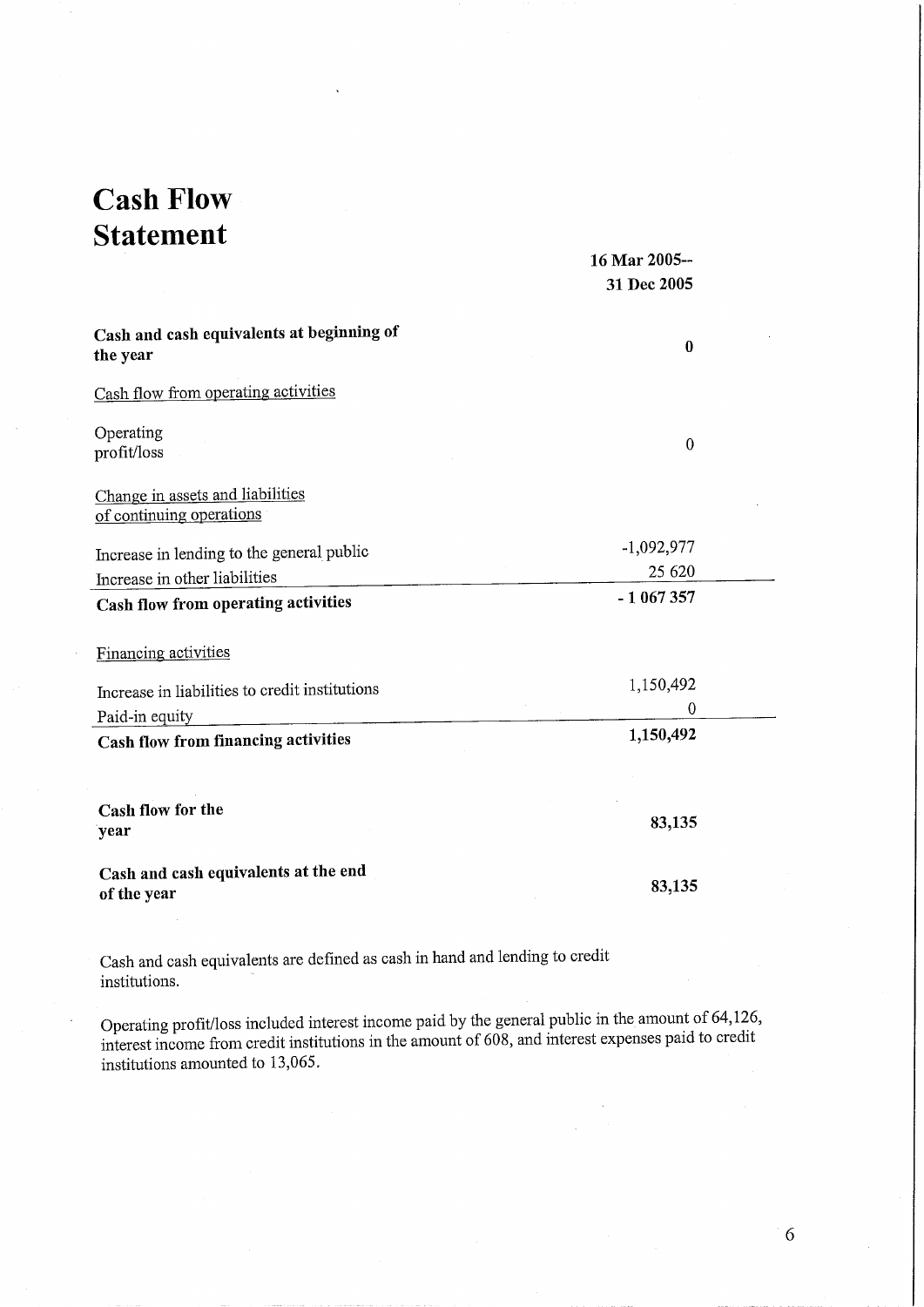# Cash Flow Statement

| | 16 Mar 2005-- 31 Dec 2005 |
|---|---|
| **Cash and cash equivalents at beginning of the year** | **0** |
| Cash flow from operating activities | |
| Operating profit/loss | 0 |
| Change in assets and liabilities of continuing operations | |
| Increase in lending to the general public | -1,092,977 |
| Increase in other liabilities | 25 620 |
| **Cash flow from operating activities** | **- 1 067 357** |
| Financing activities | |
| Increase in liabilities to credit institutions | 1,150,492 |
| Paid-in equity | 0 |
| **Cash flow from financing activities** | **1,150,492** |
| **Cash flow for the year** | **83,135** |
| **Cash and cash equivalents at the end of the year** | **83,135** |

Cash and cash equivalents are defined as cash in hand and lending to credit institutions.

Operating profit/loss included interest income paid by the general public in the amount of 64,126, interest income from credit institutions in the amount of 608, and interest expenses paid to credit institutions amounted to 13,065.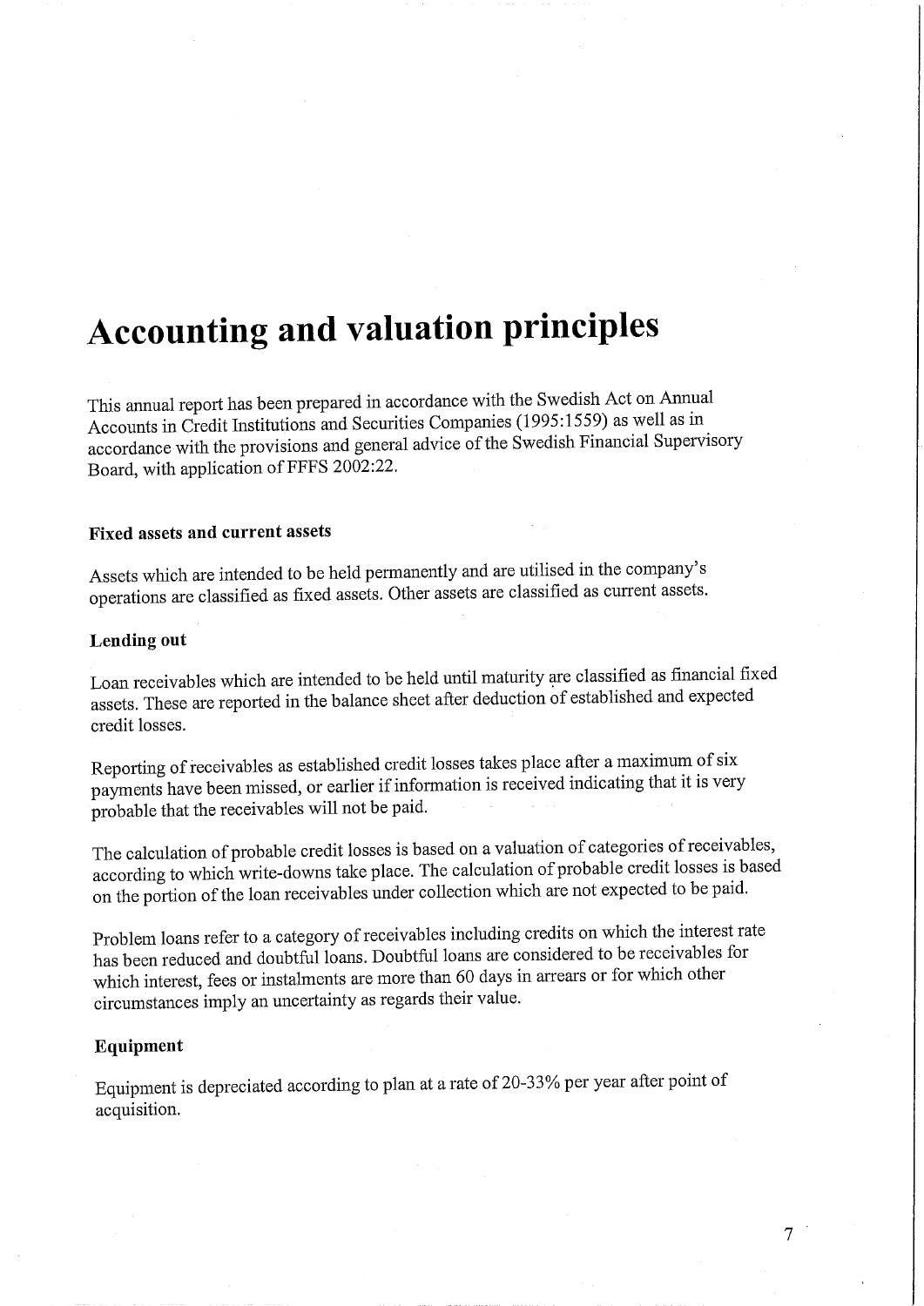# Accounting and valuation principles

This annual report has been prepared in accordance with the Swedish Act on Annual Accounts in Credit Institutions and Securities Companies (1995:1559) as well as in accordance with the provisions and general advice of the Swedish Financial Supervisory Board, with application of FFFS 2002:22.

### Fixed assets and current assets

Assets which are intended to be held permanently and are utilised in the company's operations are classified as fixed assets. Other assets are classified as current assets.

### Lending out

Loan receivables which are intended to be held until maturity are classified as financial fixed assets. These are reported in the balance sheet after deduction of established and expected credit losses.

Reporting of receivables as established credit losses takes place after a maximum of six payments have been missed, or earlier if information is received indicating that it is very probable that the receivables will not be paid.

The calculation of probable credit losses is based on a valuation of categories of receivables, according to which write-downs take place. The calculation of probable credit losses is based on the portion of the loan receivables under collection which are not expected to be paid.

Problem loans refer to a category of receivables including credits on which the interest rate has been reduced and doubtful loans. Doubtful loans are considered to be receivables for which interest, fees or instalments are more than 60 days in arrears or for which other circumstances imply an uncertainty as regards their value.

### Equipment

Equipment is depreciated according to plan at a rate of 20-33% per year after point of acquisition.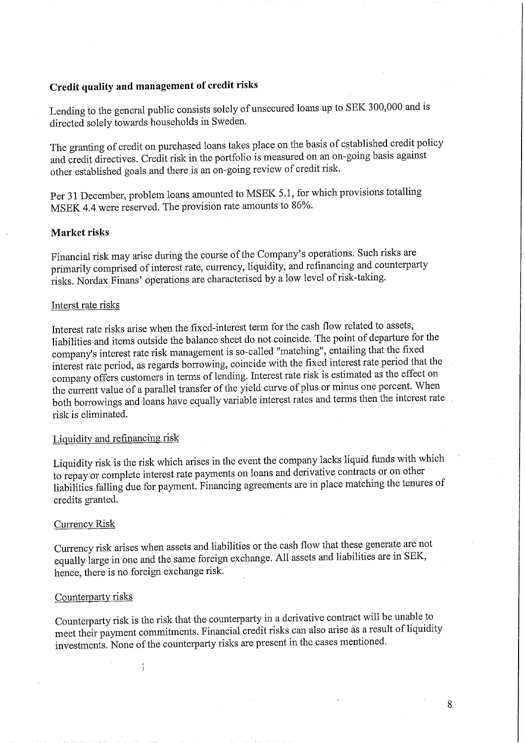## Credit quality and management of credit risks

Lending to the general public consists solely of unsecured loans up to SEK 300,000 and is directed solely towards households in Sweden.

The granting of credit on purchased loans takes place on the basis of established credit policy and credit directives. Credit risk in the portfolio is measured on an on-going basis against other established goals and there is an on-going review of credit risk.

Per 31 December, problem loans amounted to MSEK 5.1, for which provisions totalling MSEK 4.4 were reserved. The provision rate amounts to 86%.

## Market risks

Financial risk may arise during the course of the Company's operations. Such risks are primarily comprised of interest rate, currency, liquidity, and refinancing and counterparty risks. Nordax Finans' operations are characterised by a low level of risk-taking.

### Interst rate risks

Interest rate risks arise when the fixed-interest term for the cash flow related to assets, liabilities and items outside the balance sheet do not coincide. The point of departure for the company's interest rate risk management is so-called "matching", entailing that the fixed interest rate period, as regards borrowing, coincide with the fixed interest rate period that the company offers customers in terms of lending. Interest rate risk is estimated as the effect on the current value of a parallel transfer of the yield curve of plus or minus one percent. When both borrowings and loans have equally variable interest rates and terms then the interest rate risk is eliminated.

### Liquidity and refinancing risk

Liquidity risk is the risk which arises in the event the company lacks liquid funds with which to repay or complete interest rate payments on loans and derivative contracts or on other liabilities falling due for payment. Financing agreements are in place matching the tenures of credits granted.

### Currency Risk

Currency risk arises when assets and liabilities or the cash flow that these generate are not equally large in one and the same foreign exchange. All assets and liabilities are in SEK, hence, there is no foreign exchange risk.

### Counterparty risks

Counterparty risk is the risk that the counterparty in a derivative contract will be unable to meet their payment commitments. Financial credit risks can also arise as a result of liquidity investments. None of the counterparty risks are present in the cases mentioned.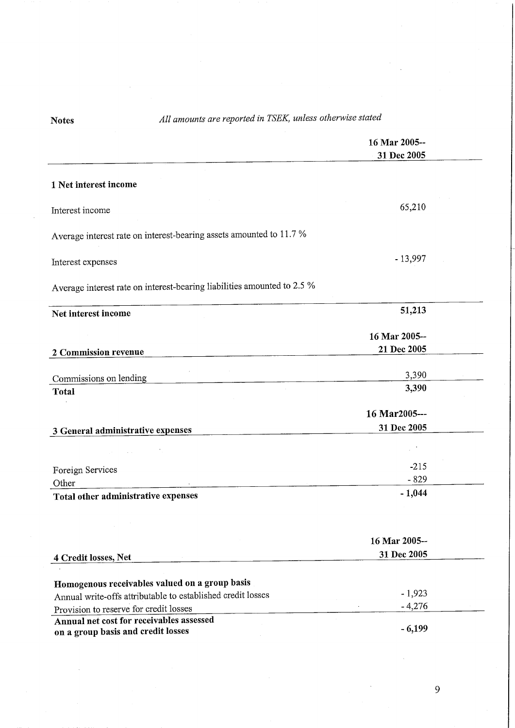**Notes** *All amounts are reported in TSEK, unless otherwise stated*

| | 16 Mar 2005-- 31 Dec 2005 |
|---|---|
| **1 Net interest income** | |
| Interest income | 65,210 |
| Average interest rate on interest-bearing assets amounted to 11.7 % | |
| Interest expenses | - 13,997 |
| Average interest rate on interest-bearing liabilities amounted to 2.5 % | |
| **Net interest income** | **51,213** |

| **2 Commission revenue** | **16 Mar 2005-- 21 Dec 2005** |
|---|---|
| Commissions on lending | 3,390 |
| **Total** | **3,390** |

| **3 General administrative expenses** | **16 Mar2005--- 31 Dec 2005** |
|---|---|
| Foreign Services | -215 |
| Other | - 829 |
| **Total other administrative expenses** | **- 1,044** |

| **4 Credit losses, Net** | **16 Mar 2005-- 31 Dec 2005** |
|---|---|
| **Homogenous receivables valued on a group basis** | |
| Annual write-offs attributable to established credit losses | - 1,923 |
| Provision to reserve for credit losses | - 4,276 |
| **Annual net cost for receivables assessed on a group basis and credit losses** | **- 6,199** |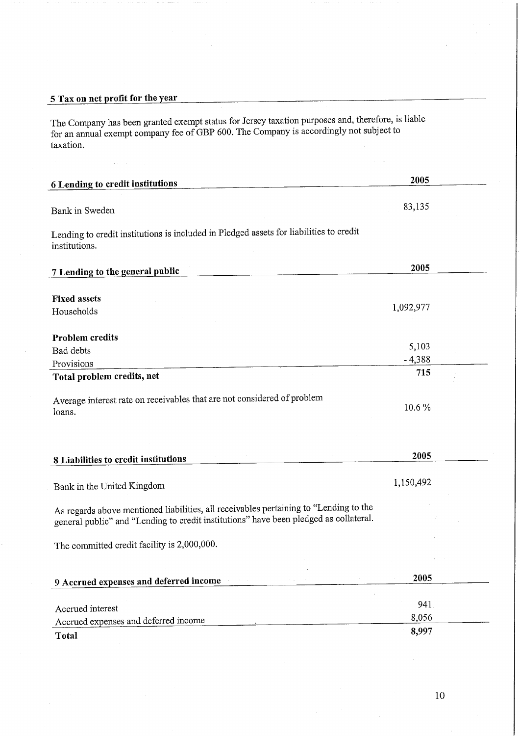## 5 Tax on net profit for the year

The Company has been granted exempt status for Jersey taxation purposes and, therefore, is liable for an annual exempt company fee of GBP 600. The Company is accordingly not subject to taxation.

| 6 Lending to credit institutions | 2005 |
| --- | --- |
| Bank in Sweden | 83,135 |

Lending to credit institutions is included in Pledged assets for liabilities to credit institutions.

| 7 Lending to the general public | 2005 |
| --- | --- |
| **Fixed assets** | |
| Households | 1,092,977 |
| **Problem credits** | |
| Bad debts | 5,103 |
| Provisions | - 4,388 |
| **Total problem credits, net** | **715** |
| Average interest rate on receivables that are not considered of problem loans. | 10.6 % |

| 8 Liabilities to credit institutions | 2005 |
| --- | --- |
| Bank in the United Kingdom | 1,150,492 |

As regards above mentioned liabilities, all receivables pertaining to "Lending to the general public" and "Lending to credit institutions" have been pledged as collateral.

The committed credit facility is 2,000,000.

| 9 Accrued expenses and deferred income | 2005 |
| --- | --- |
| Accrued interest | 941 |
| Accrued expenses and deferred income | 8,056 |
| **Total** | **8,997** |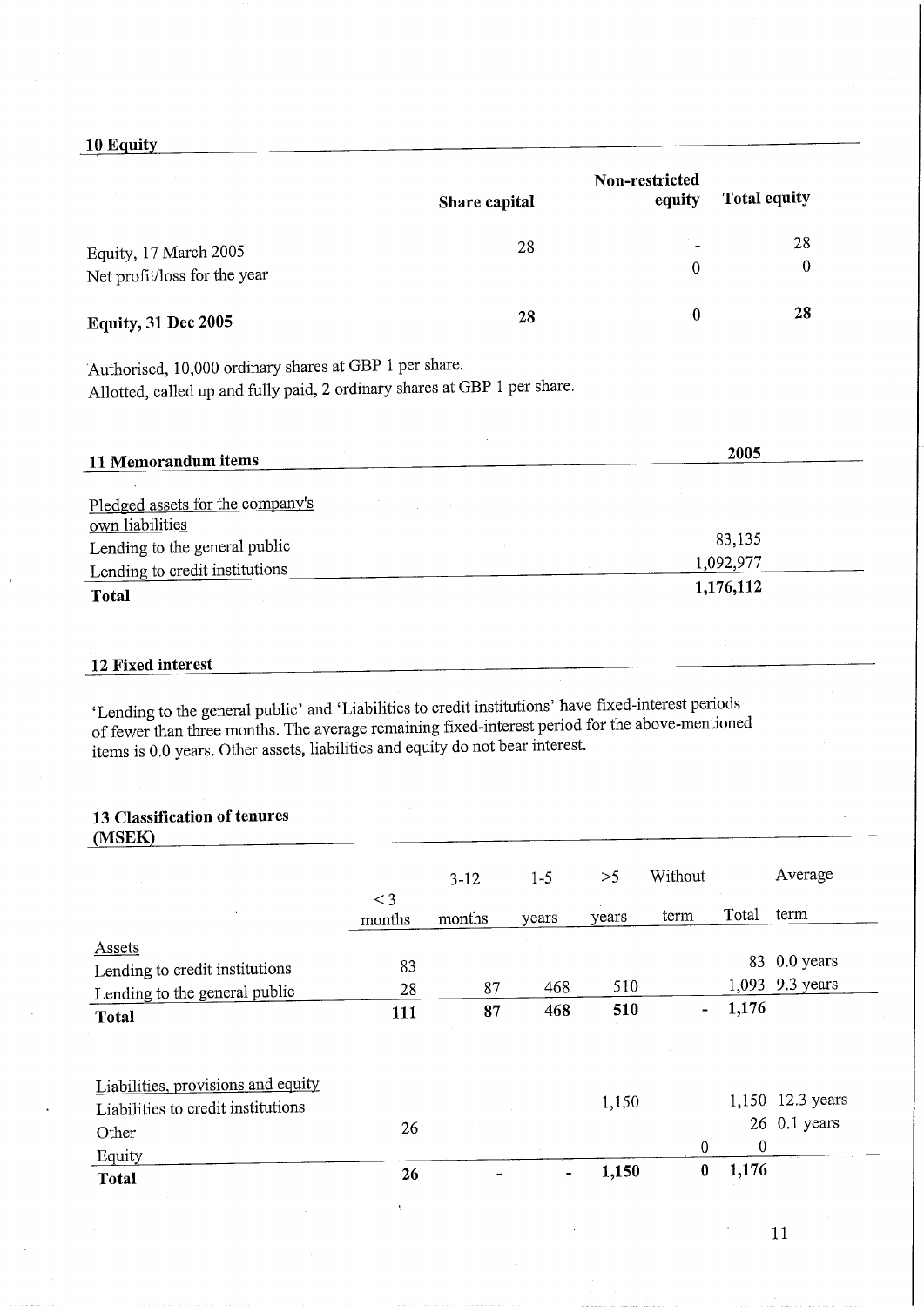## 10 Equity

| | Share capital | Non-restricted equity | Total equity |
|---|---|---|---|
| Equity, 17 March 2005 | 28 | - | 28 |
| Net profit/loss for the year | | 0 | 0 |
| **Equity, 31 Dec 2005** | **28** | **0** | **28** |

Authorised, 10,000 ordinary shares at GBP 1 per share.
Allotted, called up and fully paid, 2 ordinary shares at GBP 1 per share.

## 11 Memorandum items

| | 2005 |
|---|---|
| Pledged assets for the company's own liabilities | |
| Lending to the general public | 83,135 |
| Lending to credit institutions | 1,092,977 |
| **Total** | **1,176,112** |

## 12 Fixed interest

'Lending to the general public' and 'Liabilities to credit institutions' have fixed-interest periods of fewer than three months. The average remaining fixed-interest period for the above-mentioned items is 0.0 years. Other assets, liabilities and equity do not bear interest.

## 13 Classification of tenures (MSEK)

| | < 3 months | 3-12 months | 1-5 years | >5 years | Without term | Total | Average term |
|---|---|---|---|---|---|---|---|
| Assets | | | | | | | |
| Lending to credit institutions | 83 | | | | | 83 | 0.0 years |
| Lending to the general public | 28 | 87 | 468 | 510 | | 1,093 | 9.3 years |
| **Total** | **111** | **87** | **468** | **510** | **-** | **1,176** | |
| | | | | | | | |
| Liabilities, provisions and equity | | | | | | | |
| Liabilities to credit institutions | | | | 1,150 | | 1,150 | 12.3 years |
| Other | 26 | | | | | 26 | 0.1 years |
| Equity | | | | | 0 | 0 | |
| **Total** | **26** | **-** | **-** | **1,150** | **0** | **1,176** | |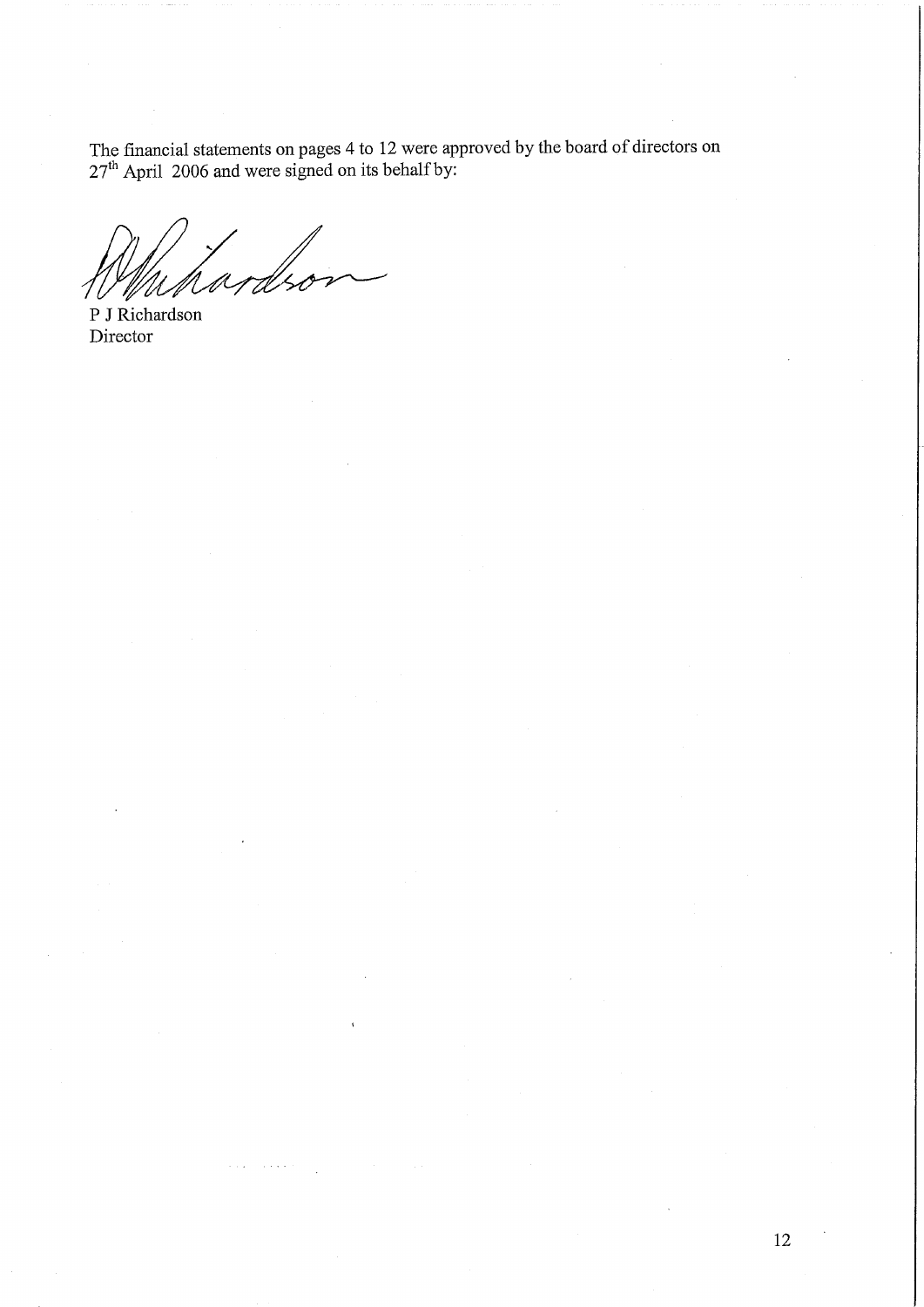The financial statements on pages 4 to 12 were approved by the board of directors on 27th April 2006 and were signed on its behalf by:

P J Richardson
Director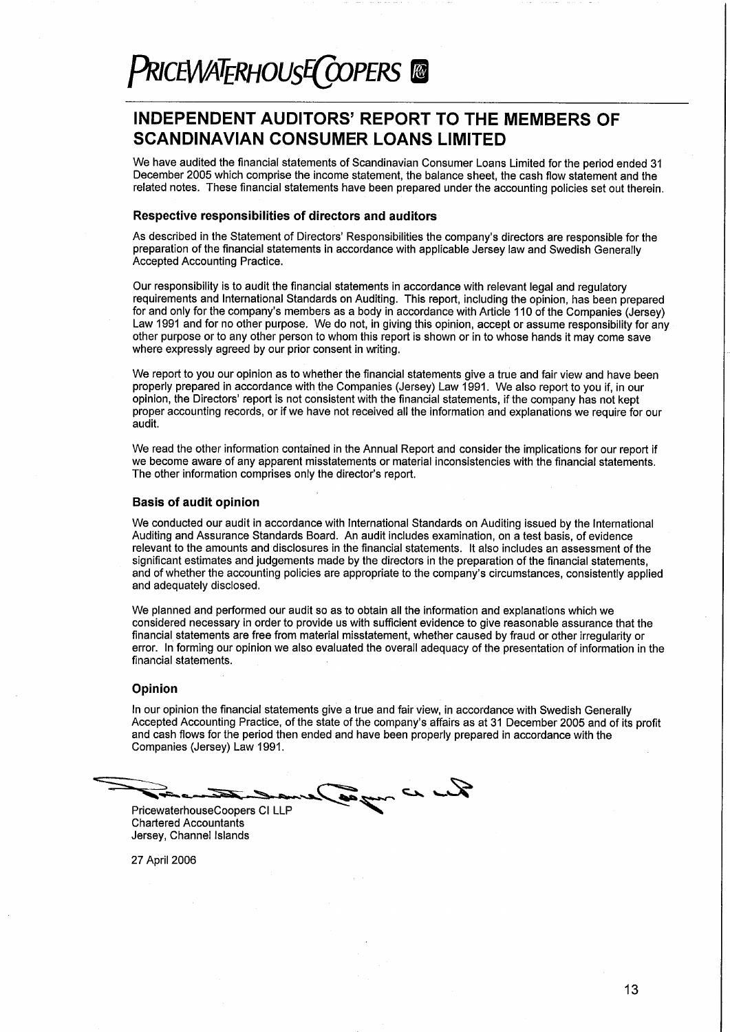PRICEWATERHOUSECOOPERS

# INDEPENDENT AUDITORS' REPORT TO THE MEMBERS OF SCANDINAVIAN CONSUMER LOANS LIMITED

We have audited the financial statements of Scandinavian Consumer Loans Limited for the period ended 31 December 2005 which comprise the income statement, the balance sheet, the cash flow statement and the related notes. These financial statements have been prepared under the accounting policies set out therein.

### Respective responsibilities of directors and auditors

As described in the Statement of Directors' Responsibilities the company's directors are responsible for the preparation of the financial statements in accordance with applicable Jersey law and Swedish Generally Accepted Accounting Practice.

Our responsibility is to audit the financial statements in accordance with relevant legal and regulatory requirements and International Standards on Auditing. This report, including the opinion, has been prepared for and only for the company's members as a body in accordance with Article 110 of the Companies (Jersey) Law 1991 and for no other purpose. We do not, in giving this opinion, accept or assume responsibility for any other purpose or to any other person to whom this report is shown or in to whose hands it may come save where expressly agreed by our prior consent in writing.

We report to you our opinion as to whether the financial statements give a true and fair view and have been properly prepared in accordance with the Companies (Jersey) Law 1991. We also report to you if, in our opinion, the Directors' report is not consistent with the financial statements, if the company has not kept proper accounting records, or if we have not received all the information and explanations we require for our audit.

We read the other information contained in the Annual Report and consider the implications for our report if we become aware of any apparent misstatements or material inconsistencies with the financial statements. The other information comprises only the director's report.

### Basis of audit opinion

We conducted our audit in accordance with International Standards on Auditing issued by the International Auditing and Assurance Standards Board. An audit includes examination, on a test basis, of evidence relevant to the amounts and disclosures in the financial statements. It also includes an assessment of the significant estimates and judgements made by the directors in the preparation of the financial statements, and of whether the accounting policies are appropriate to the company's circumstances, consistently applied and adequately disclosed.

We planned and performed our audit so as to obtain all the information and explanations which we considered necessary in order to provide us with sufficient evidence to give reasonable assurance that the financial statements are free from material misstatement, whether caused by fraud or other irregularity or error. In forming our opinion we also evaluated the overall adequacy of the presentation of information in the financial statements.

### Opinion

In our opinion the financial statements give a true and fair view, in accordance with Swedish Generally Accepted Accounting Practice, of the state of the company's affairs as at 31 December 2005 and of its profit and cash flows for the period then ended and have been properly prepared in accordance with the Companies (Jersey) Law 1991.

PricewaterhouseCoopers CI LLP
Chartered Accountants
Jersey, Channel Islands

27 April 2006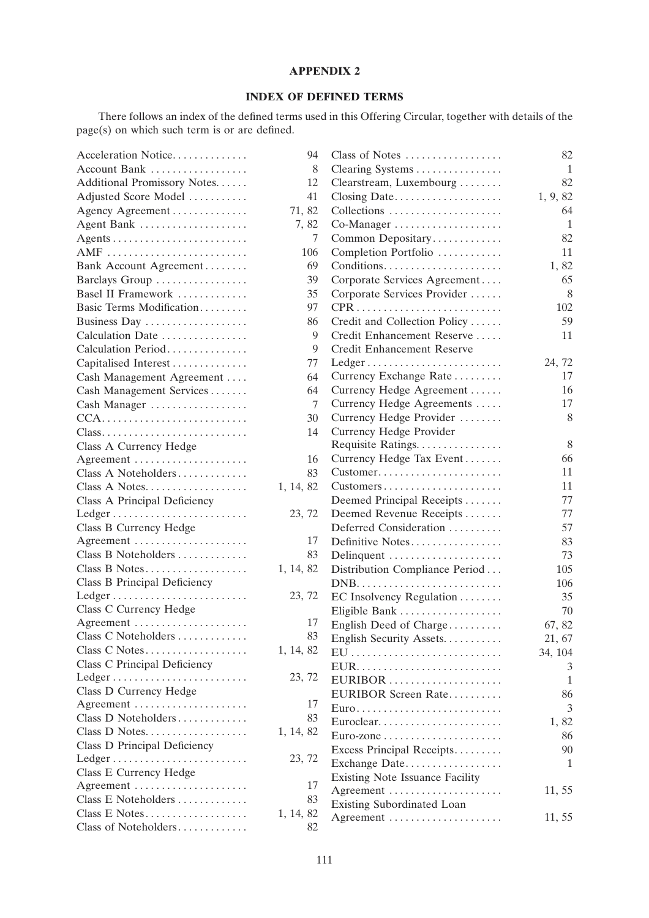**APPENDIX 2**

**INDEX OF DEFINED TERMS**

There follows an index of the defined terms used in this Offering Circular, together with details of the page(s) on which such term is or are defined.

| Term | Page(s) |
|---|---|
| Acceleration Notice | 94 |
| Account Bank | 8 |
| Additional Promissory Notes | 12 |
| Adjusted Score Model | 41 |
| Agency Agreement | 71, 82 |
| Agent Bank | 7, 82 |
| Agents | 7 |
| AMF | 106 |
| Bank Account Agreement | 69 |
| Barclays Group | 39 |
| Basel II Framework | 35 |
| Basic Terms Modification | 97 |
| Business Day | 86 |
| Calculation Date | 9 |
| Calculation Period | 9 |
| Capitalised Interest | 77 |
| Cash Management Agreement | 64 |
| Cash Management Services | 64 |
| Cash Manager | 7 |
| CCA | 30 |
| Class | 14 |
| Class A Currency Hedge Agreement | 16 |
| Class A Noteholders | 83 |
| Class A Notes | 1, 14, 82 |
| Class A Principal Deficiency Ledger | 23, 72 |
| Class B Currency Hedge Agreement | 17 |
| Class B Noteholders | 83 |
| Class B Notes | 1, 14, 82 |
| Class B Principal Deficiency Ledger | 23, 72 |
| Class C Currency Hedge Agreement | 17 |
| Class C Noteholders | 83 |
| Class C Notes | 1, 14, 82 |
| Class C Principal Deficiency Ledger | 23, 72 |
| Class D Currency Hedge Agreement | 17 |
| Class D Noteholders | 83 |
| Class D Notes | 1, 14, 82 |
| Class D Principal Deficiency Ledger | 23, 72 |
| Class E Currency Hedge Agreement | 17 |
| Class E Noteholders | 83 |
| Class E Notes | 1, 14, 82 |
| Class of Noteholders | 82 |
| Class of Notes | 82 |
| Clearing Systems | 1 |
| Clearstream, Luxembourg | 82 |
| Closing Date | 1, 9, 82 |
| Collections | 64 |
| Co-Manager | 1 |
| Common Depositary | 82 |
| Completion Portfolio | 11 |
| Conditions | 1, 82 |
| Corporate Services Agreement | 65 |
| Corporate Services Provider | 8 |
| CPR | 102 |
| Credit and Collection Policy | 59 |
| Credit Enhancement Reserve | 11 |
| Credit Enhancement Reserve Ledger | 24, 72 |
| Currency Exchange Rate | 17 |
| Currency Hedge Agreement | 16 |
| Currency Hedge Agreements | 17 |
| Currency Hedge Provider | 8 |
| Currency Hedge Provider Requisite Ratings | 8 |
| Currency Hedge Tax Event | 66 |
| Customer | 11 |
| Customers | 11 |
| Deemed Principal Receipts | 77 |
| Deemed Revenue Receipts | 77 |
| Deferred Consideration | 57 |
| Definitive Notes | 83 |
| Delinquent | 73 |
| Distribution Compliance Period | 105 |
| DNB | 106 |
| EC Insolvency Regulation | 35 |
| Eligible Bank | 70 |
| English Deed of Charge | 67, 82 |
| English Security Assets | 21, 67 |
| EU | 34, 104 |
| EUR | 3 |
| EURIBOR | 1 |
| EURIBOR Screen Rate | 86 |
| Euro | 3 |
| Euroclear | 1, 82 |
| Euro-zone | 86 |
| Excess Principal Receipts | 90 |
| Exchange Date | 1 |
| Existing Note Issuance Facility Agreement | 11, 55 |
| Existing Subordinated Loan Agreement | 11, 55 |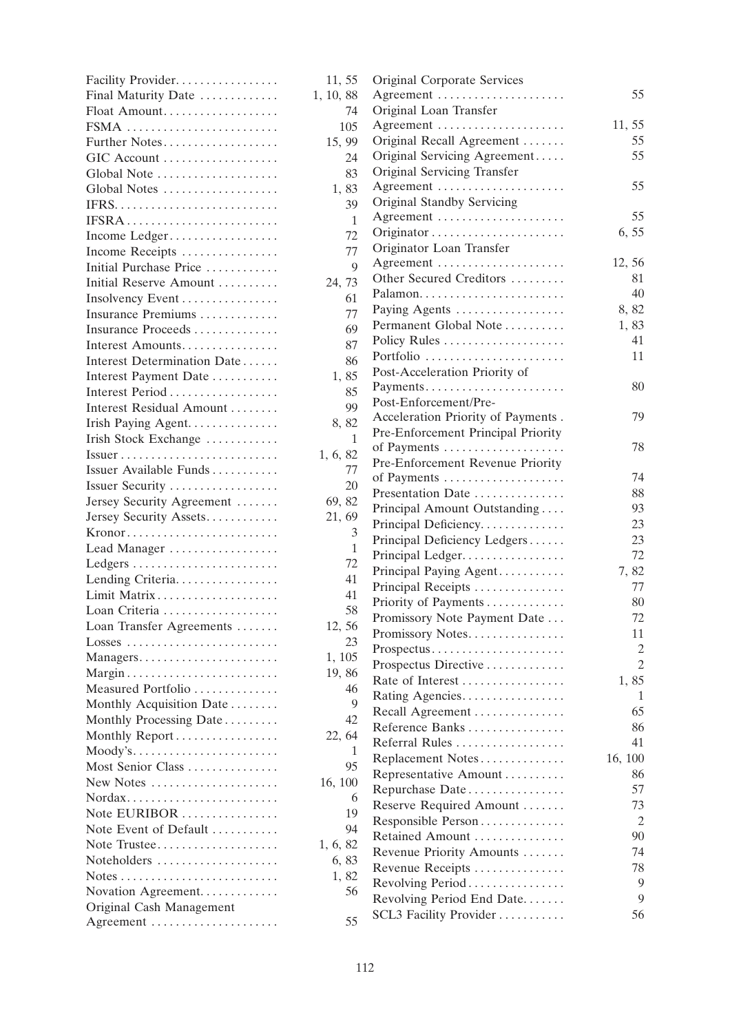| Term | Page |
|---|---|
| Facility Provider | 11, 55 |
| Final Maturity Date | 1, 10, 88 |
| Float Amount | 74 |
| FSMA | 105 |
| Further Notes | 15, 99 |
| GIC Account | 24 |
| Global Note | 83 |
| Global Notes | 1, 83 |
| IFRS | 39 |
| IFSRA | 1 |
| Income Ledger | 72 |
| Income Receipts | 77 |
| Initial Purchase Price | 9 |
| Initial Reserve Amount | 24, 73 |
| Insolvency Event | 61 |
| Insurance Premiums | 77 |
| Insurance Proceeds | 69 |
| Interest Amounts | 87 |
| Interest Determination Date | 86 |
| Interest Payment Date | 1, 85 |
| Interest Period | 85 |
| Interest Residual Amount | 99 |
| Irish Paying Agent | 8, 82 |
| Irish Stock Exchange | 1 |
| Issuer | 1, 6, 82 |
| Issuer Available Funds | 77 |
| Issuer Security | 20 |
| Jersey Security Agreement | 69, 82 |
| Jersey Security Assets | 21, 69 |
| Kronor | 3 |
| Lead Manager | 1 |
| Ledgers | 72 |
| Lending Criteria | 41 |
| Limit Matrix | 41 |
| Loan Criteria | 58 |
| Loan Transfer Agreements | 12, 56 |
| Losses | 23 |
| Managers | 1, 105 |
| Margin | 19, 86 |
| Measured Portfolio | 46 |
| Monthly Acquisition Date | 9 |
| Monthly Processing Date | 42 |
| Monthly Report | 22, 64 |
| Moody's | 1 |
| Most Senior Class | 95 |
| New Notes | 16, 100 |
| Nordax | 6 |
| Note EURIBOR | 19 |
| Note Event of Default | 94 |
| Note Trustee | 1, 6, 82 |
| Noteholders | 6, 83 |
| Notes | 1, 82 |
| Novation Agreement | 56 |
| Original Cash Management Agreement | 55 |
| Original Corporate Services Agreement | 55 |
| Original Loan Transfer Agreement | 11, 55 |
| Original Recall Agreement | 55 |
| Original Servicing Agreement | 55 |
| Original Servicing Transfer Agreement | 55 |
| Original Standby Servicing Agreement | 55 |
| Originator | 6, 55 |
| Originator Loan Transfer Agreement | 12, 56 |
| Other Secured Creditors | 81 |
| Palamon | 40 |
| Paying Agents | 8, 82 |
| Permanent Global Note | 1, 83 |
| Policy Rules | 41 |
| Portfolio | 11 |
| Post-Acceleration Priority of Payments | 80 |
| Post-Enforcement/Pre-Acceleration Priority of Payments | 79 |
| Pre-Enforcement Principal Priority of Payments | 78 |
| Pre-Enforcement Revenue Priority of Payments | 74 |
| Presentation Date | 88 |
| Principal Amount Outstanding | 93 |
| Principal Deficiency | 23 |
| Principal Deficiency Ledgers | 23 |
| Principal Ledger | 72 |
| Principal Paying Agent | 7, 82 |
| Principal Receipts | 77 |
| Priority of Payments | 80 |
| Promissory Note Payment Date | 72 |
| Promissory Notes | 11 |
| Prospectus | 2 |
| Prospectus Directive | 2 |
| Rate of Interest | 1, 85 |
| Rating Agencies | 1 |
| Recall Agreement | 65 |
| Reference Banks | 86 |
| Referral Rules | 41 |
| Replacement Notes | 16, 100 |
| Representative Amount | 86 |
| Repurchase Date | 57 |
| Reserve Required Amount | 73 |
| Responsible Person | 2 |
| Retained Amount | 90 |
| Revenue Priority Amounts | 74 |
| Revenue Receipts | 78 |
| Revolving Period | 9 |
| Revolving Period End Date | 9 |
| SCL3 Facility Provider | 56 |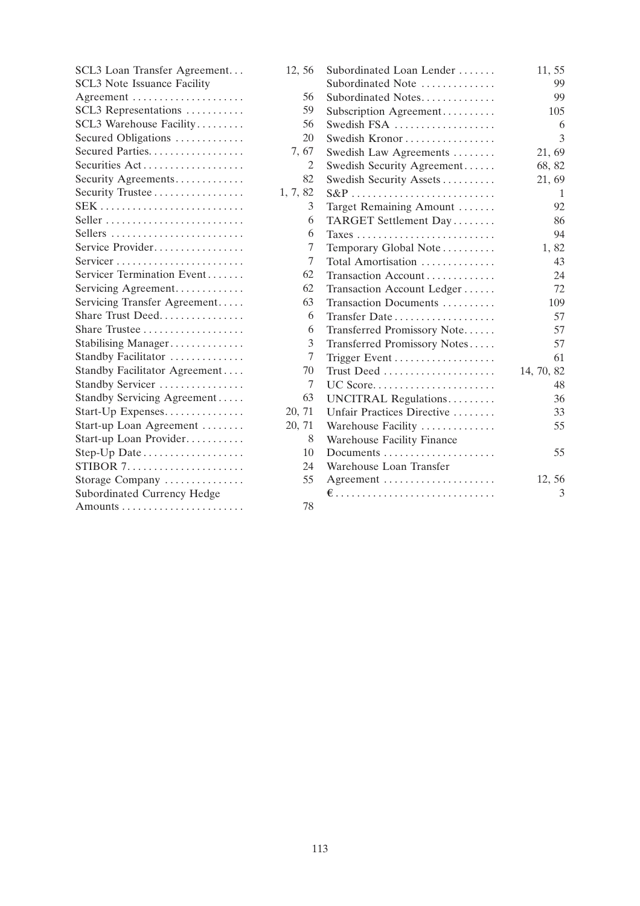| Term | Page |
|---|---|
| SCL3 Loan Transfer Agreement | 12, 56 |
| SCL3 Note Issuance Facility Agreement | 56 |
| SCL3 Representations | 59 |
| SCL3 Warehouse Facility | 56 |
| Secured Obligations | 20 |
| Secured Parties | 7, 67 |
| Securities Act | 2 |
| Security Agreements | 82 |
| Security Trustee | 1, 7, 82 |
| SEK | 3 |
| Seller | 6 |
| Sellers | 6 |
| Service Provider | 7 |
| Servicer | 7 |
| Servicer Termination Event | 62 |
| Servicing Agreement | 62 |
| Servicing Transfer Agreement | 63 |
| Share Trust Deed | 6 |
| Share Trustee | 6 |
| Stabilising Manager | 3 |
| Standby Facilitator | 7 |
| Standby Facilitator Agreement | 70 |
| Standby Servicer | 7 |
| Standby Servicing Agreement | 63 |
| Start-Up Expenses | 20, 71 |
| Start-up Loan Agreement | 20, 71 |
| Start-up Loan Provider | 8 |
| Step-Up Date | 10 |
| STIBOR 7 | 24 |
| Storage Company | 55 |
| Subordinated Currency Hedge Amounts | 78 |
| Subordinated Loan Lender | 11, 55 |
| Subordinated Note | 99 |
| Subordinated Notes | 99 |
| Subscription Agreement | 105 |
| Swedish FSA | 6 |
| Swedish Kronor | 3 |
| Swedish Law Agreements | 21, 69 |
| Swedish Security Agreement | 68, 82 |
| Swedish Security Assets | 21, 69 |
| S&P | 1 |
| Target Remaining Amount | 92 |
| TARGET Settlement Day | 86 |
| Taxes | 94 |
| Temporary Global Note | 1, 82 |
| Total Amortisation | 43 |
| Transaction Account | 24 |
| Transaction Account Ledger | 72 |
| Transaction Documents | 109 |
| Transfer Date | 57 |
| Transferred Promissory Note | 57 |
| Transferred Promissory Notes | 57 |
| Trigger Event | 61 |
| Trust Deed | 14, 70, 82 |
| UC Score | 48 |
| UNCITRAL Regulations | 36 |
| Unfair Practices Directive | 33 |
| Warehouse Facility | 55 |
| Warehouse Facility Finance Documents | 55 |
| Warehouse Loan Transfer Agreement | 12, 56 |
| € | 3 |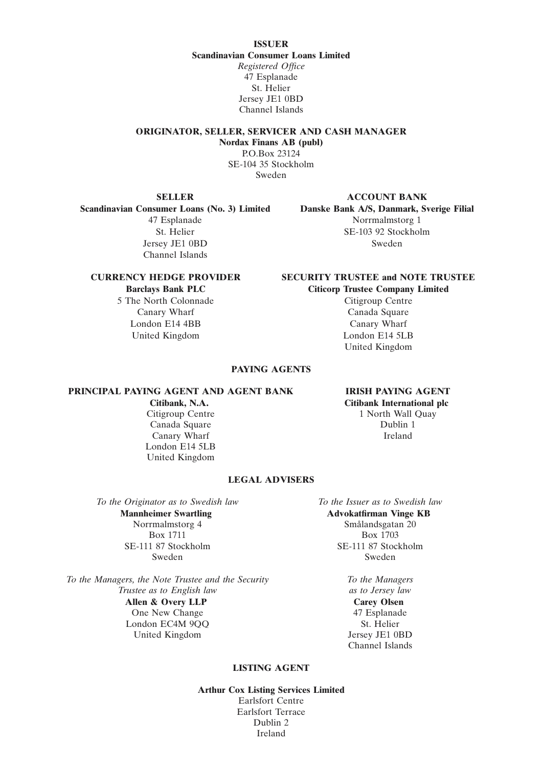**ISSUER**

**Scandinavian Consumer Loans Limited**

*Registered Office*
47 Esplanade
St. Helier
Jersey JE1 0BD
Channel Islands

**ORIGINATOR, SELLER, SERVICER AND CASH MANAGER**

**Nordax Finans AB (publ)**
P.O.Box 23124
SE-104 35 Stockholm
Sweden

**SELLER**

**Scandinavian Consumer Loans (No. 3) Limited**
47 Esplanade
St. Helier
Jersey JE1 0BD
Channel Islands

**ACCOUNT BANK**

**Danske Bank A/S, Danmark, Sverige Filial**
Norrmalmstorg 1
SE-103 92 Stockholm
Sweden

**CURRENCY HEDGE PROVIDER**

**Barclays Bank PLC**
5 The North Colonnade
Canary Wharf
London E14 4BB
United Kingdom

**SECURITY TRUSTEE and NOTE TRUSTEE**

**Citicorp Trustee Company Limited**
Citigroup Centre
Canada Square
Canary Wharf
London E14 5LB
United Kingdom

**PAYING AGENTS**

**PRINCIPAL PAYING AGENT AND AGENT BANK**

**Citibank, N.A.**
Citigroup Centre
Canada Square
Canary Wharf
London E14 5LB
United Kingdom

**IRISH PAYING AGENT**

**Citibank International plc**
1 North Wall Quay
Dublin 1
Ireland

**LEGAL ADVISERS**

*To the Originator as to Swedish law*

**Mannheimer Swartling**
Norrmalmstorg 4
Box 1711
SE-111 87 Stockholm
Sweden

*To the Issuer as to Swedish law*

**Advokatfirman Vinge KB**
Smålandsgatan 20
Box 1703
SE-111 87 Stockholm
Sweden

*To the Managers, the Note Trustee and the Security Trustee as to English law*

**Allen & Overy LLP**
One New Change
London EC4M 9QQ
United Kingdom

*To the Managers as to Jersey law*

**Carey Olsen**
47 Esplanade
St. Helier
Jersey JE1 0BD
Channel Islands

**LISTING AGENT**

**Arthur Cox Listing Services Limited**
Earlsfort Centre
Earlsfort Terrace
Dublin 2
Ireland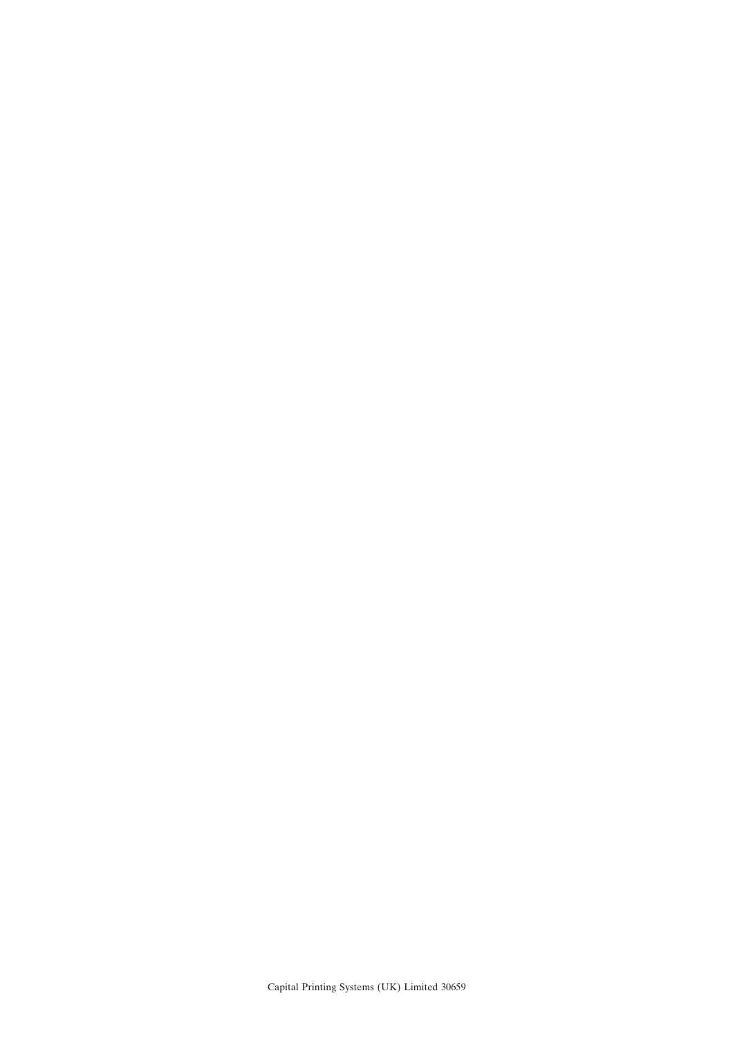Capital Printing Systems (UK) Limited 30659